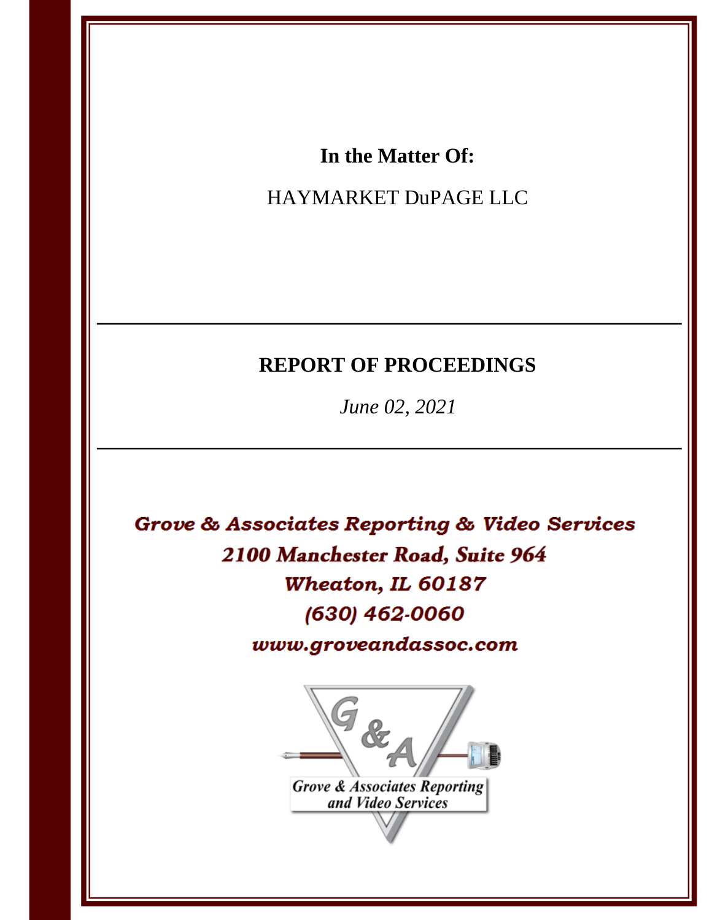**In the Matter Of:**

HAYMARKET DuPAGE LLC

---

## REPORT OF PROCEEDINGS

*June 02, 2021*

---

***Grove & Associates Reporting & Video Services***
***2100 Manchester Road, Suite 964***
***Wheaton, IL 60187***
***(630) 462-0060***
***www.groveandassoc.com***

G&A

*Grove & Associates Reporting and Video Services*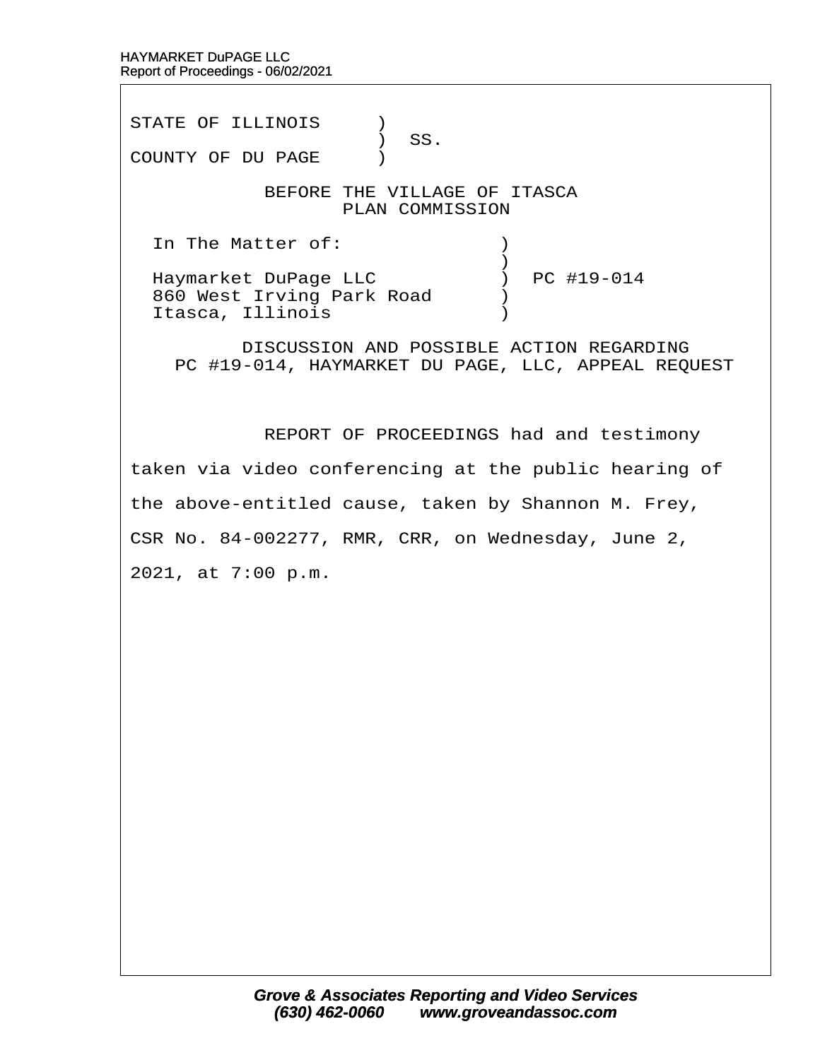STATE OF ILLINOIS )
) SS.
COUNTY OF DU PAGE )

BEFORE THE VILLAGE OF ITASCA
PLAN COMMISSION

In The Matter of: )
)
Haymarket DuPage LLC ) PC #19-014
860 West Irving Park Road )
Itasca, Illinois )

DISCUSSION AND POSSIBLE ACTION REGARDING
PC #19-014, HAYMARKET DU PAGE, LLC, APPEAL REQUEST

REPORT OF PROCEEDINGS had and testimony taken via video conferencing at the public hearing of the above-entitled cause, taken by Shannon M. Frey, CSR No. 84-002277, RMR, CRR, on Wednesday, June 2, 2021, at 7:00 p.m.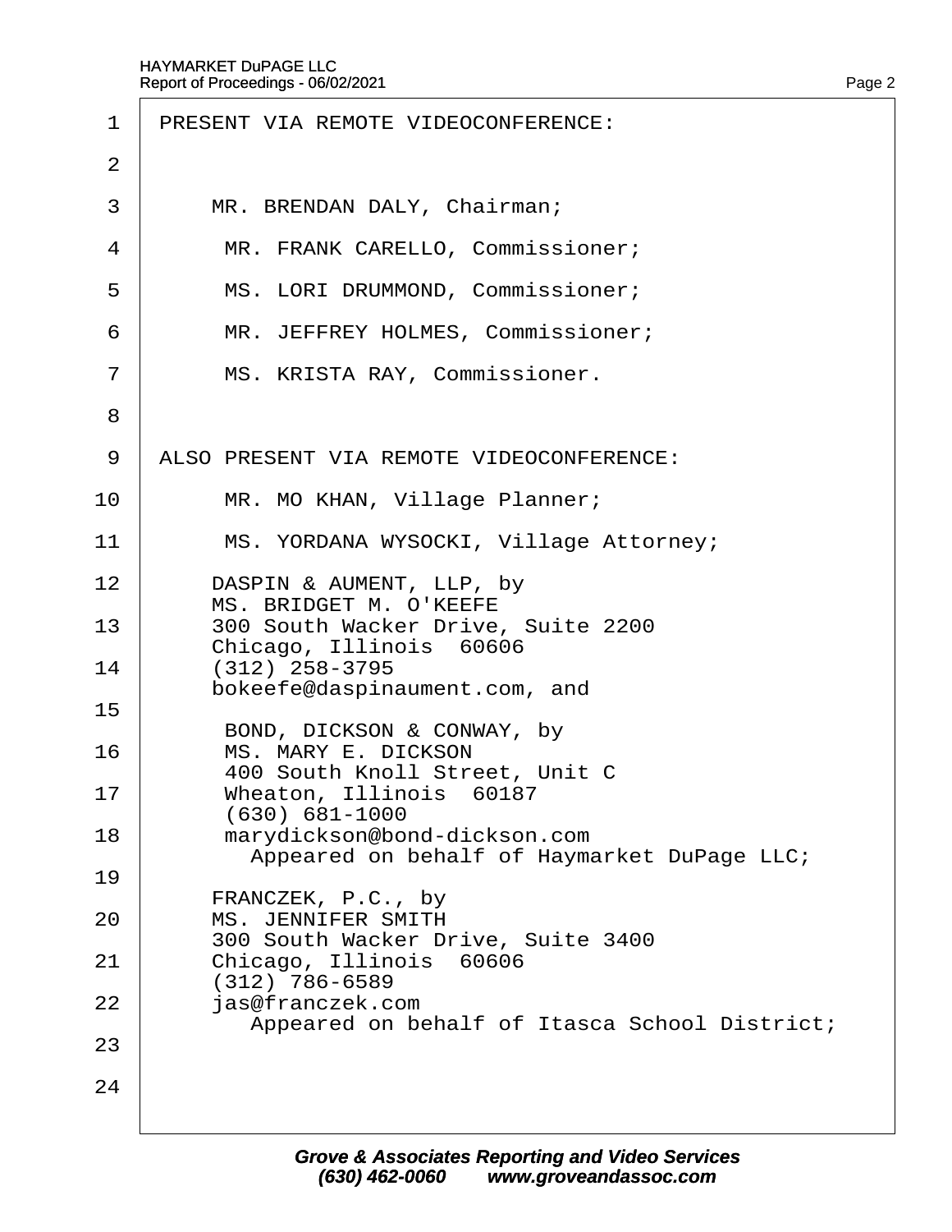PRESENT VIA REMOTE VIDEOCONFERENCE:

MR. BRENDAN DALY, Chairman;

MR. FRANK CARELLO, Commissioner;

MS. LORI DRUMMOND, Commissioner;

MR. JEFFREY HOLMES, Commissioner;

MS. KRISTA RAY, Commissioner.

ALSO PRESENT VIA REMOTE VIDEOCONFERENCE:

MR. MO KHAN, Village Planner;

MS. YORDANA WYSOCKI, Village Attorney;

DASPIN & AUMENT, LLP, by
MS. BRIDGET M. O'KEEFE
300 South Wacker Drive, Suite 2200
Chicago, Illinois 60606
(312) 258-3795
bokeefe@daspinaument.com, and

BOND, DICKSON & CONWAY, by
MS. MARY E. DICKSON
400 South Knoll Street, Unit C
Wheaton, Illinois 60187
(630) 681-1000
marydickson@bond-dickson.com
Appeared on behalf of Haymarket DuPage LLC;

FRANCZEK, P.C., by
MS. JENNIFER SMITH
300 South Wacker Drive, Suite 3400
Chicago, Illinois 60606
(312) 786-6589
jas@franczek.com
Appeared on behalf of Itasca School District;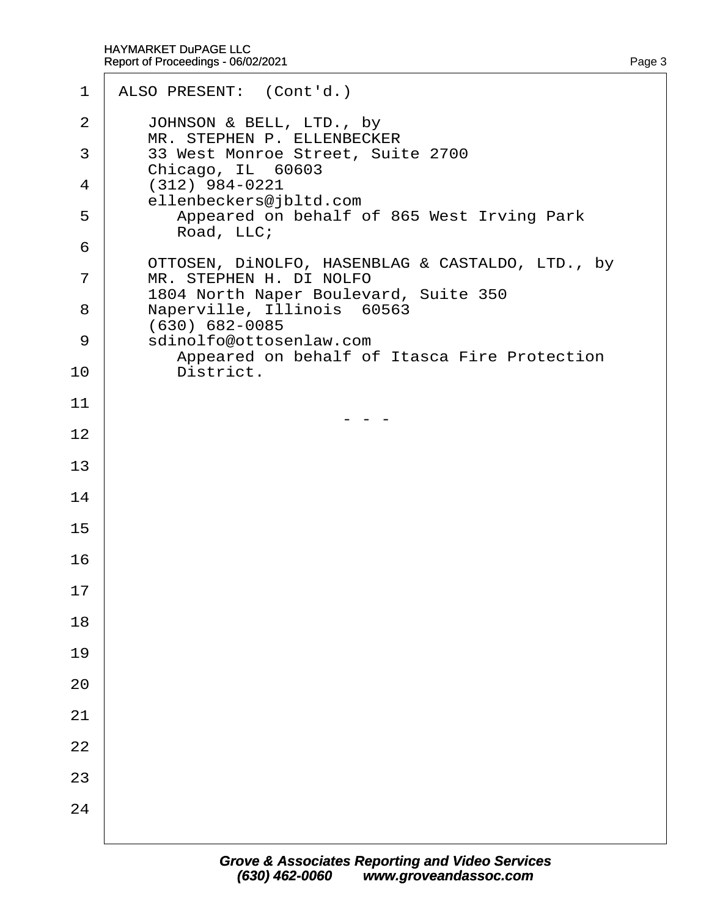ALSO PRESENT: (Cont'd.)

JOHNSON & BELL, LTD., by
MR. STEPHEN P. ELLENBECKER
33 West Monroe Street, Suite 2700
Chicago, IL 60603
(312) 984-0221
ellenbeckers@jbltd.com
Appeared on behalf of 865 West Irving Park Road, LLC;

OTTOSEN, DiNOLFO, HASENBLAG & CASTALDO, LTD., by
MR. STEPHEN H. DI NOLFO
1804 North Naper Boulevard, Suite 350
Naperville, Illinois 60563
(630) 682-0085
sdinolfo@ottosenlaw.com
Appeared on behalf of Itasca Fire Protection District.

\- - -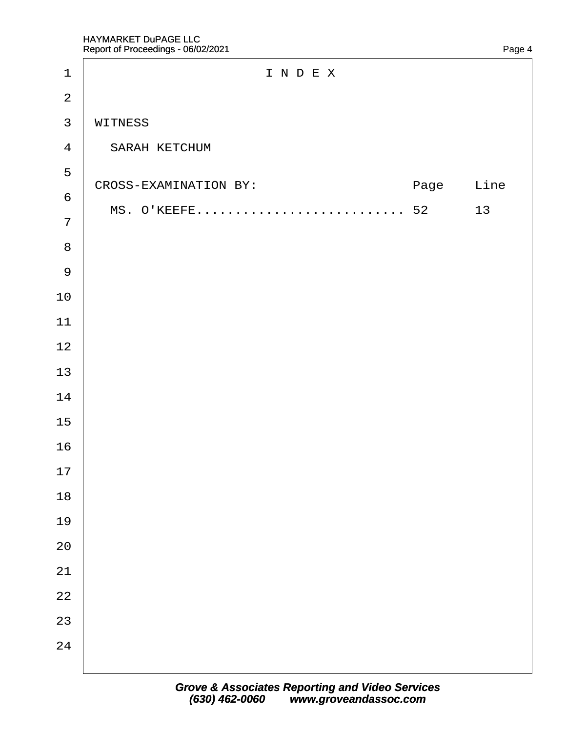# I N D E X

WITNESS

SARAH KETCHUM

| CROSS-EXAMINATION BY: | Page | Line |
|---|---|---|
| MS. O'KEEFE.......................... | 52 | 13 |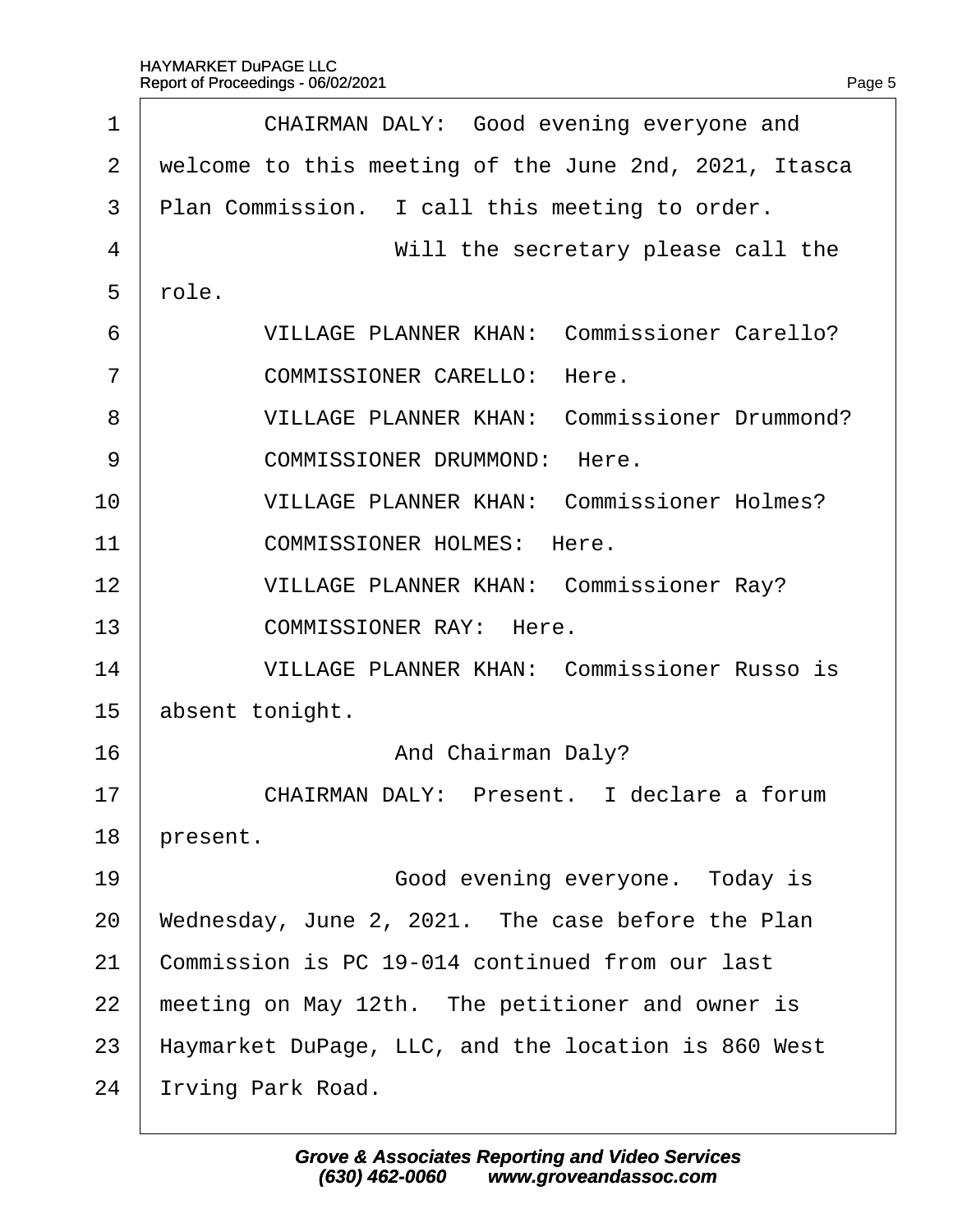1 CHAIRMAN DALY: Good evening everyone and
2 welcome to this meeting of the June 2nd, 2021, Itasca
3 Plan Commission. I call this meeting to order.
4 Will the secretary please call the
5 role.
6 VILLAGE PLANNER KHAN: Commissioner Carello?
7 COMMISSIONER CARELLO: Here.
8 VILLAGE PLANNER KHAN: Commissioner Drummond?
9 COMMISSIONER DRUMMOND: Here.
10 VILLAGE PLANNER KHAN: Commissioner Holmes?
11 COMMISSIONER HOLMES: Here.
12 VILLAGE PLANNER KHAN: Commissioner Ray?
13 COMMISSIONER RAY: Here.
14 VILLAGE PLANNER KHAN: Commissioner Russo is
15 absent tonight.
16 And Chairman Daly?
17 CHAIRMAN DALY: Present. I declare a forum
18 present.
19 Good evening everyone. Today is
20 Wednesday, June 2, 2021. The case before the Plan
21 Commission is PC 19-014 continued from our last
22 meeting on May 12th. The petitioner and owner is
23 Haymarket DuPage, LLC, and the location is 860 West
24 Irving Park Road.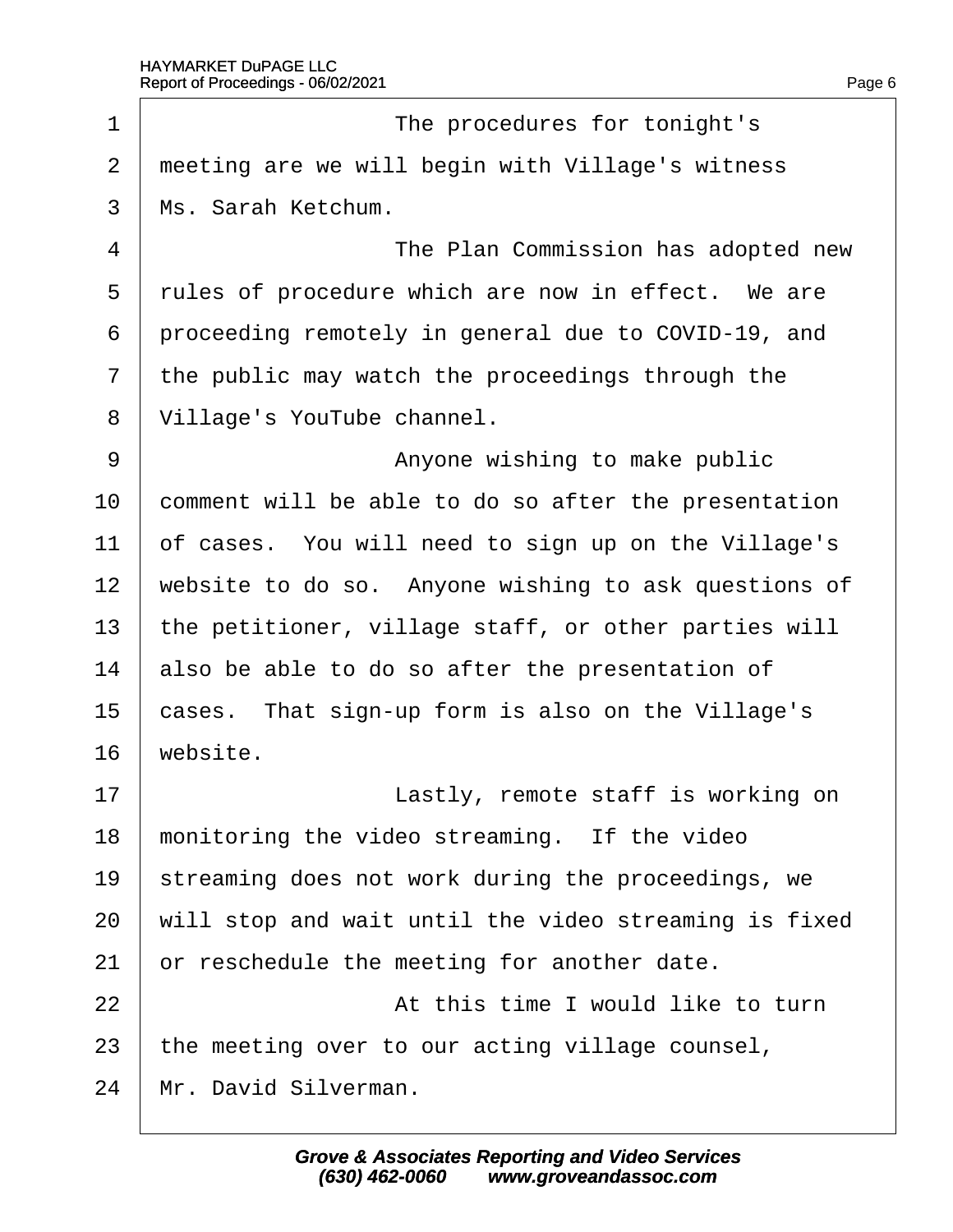The procedures for tonight's meeting are we will begin with Village's witness Ms. Sarah Ketchum.

The Plan Commission has adopted new rules of procedure which are now in effect. We are proceeding remotely in general due to COVID-19, and the public may watch the proceedings through the Village's YouTube channel.

Anyone wishing to make public comment will be able to do so after the presentation of cases. You will need to sign up on the Village's website to do so. Anyone wishing to ask questions of the petitioner, village staff, or other parties will also be able to do so after the presentation of cases. That sign-up form is also on the Village's website.

Lastly, remote staff is working on monitoring the video streaming. If the video streaming does not work during the proceedings, we will stop and wait until the video streaming is fixed or reschedule the meeting for another date.

At this time I would like to turn the meeting over to our acting village counsel, Mr. David Silverman.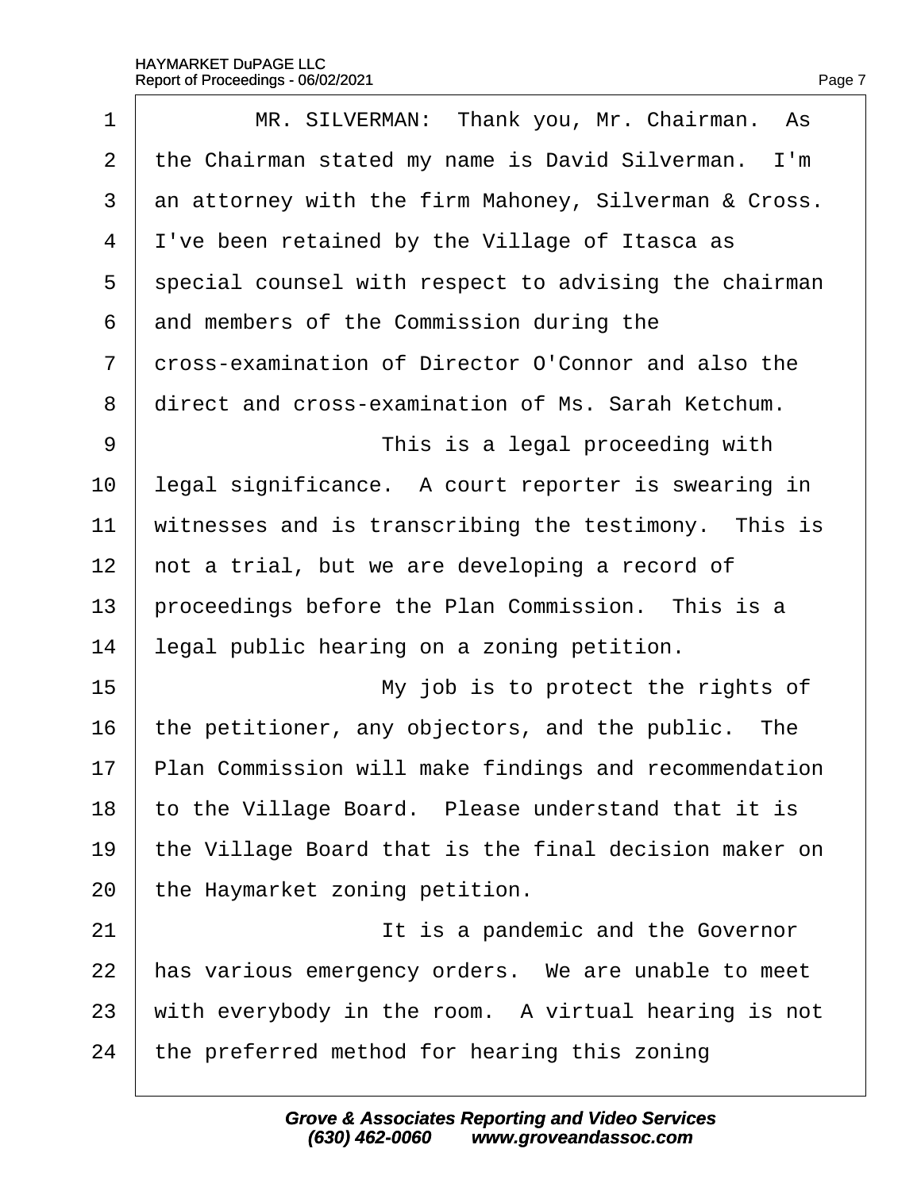MR. SILVERMAN: Thank you, Mr. Chairman. As the Chairman stated my name is David Silverman. I'm an attorney with the firm Mahoney, Silverman & Cross. I've been retained by the Village of Itasca as special counsel with respect to advising the chairman and members of the Commission during the cross-examination of Director O'Connor and also the direct and cross-examination of Ms. Sarah Ketchum.

This is a legal proceeding with legal significance. A court reporter is swearing in witnesses and is transcribing the testimony. This is not a trial, but we are developing a record of proceedings before the Plan Commission. This is a legal public hearing on a zoning petition.

My job is to protect the rights of the petitioner, any objectors, and the public. The Plan Commission will make findings and recommendation to the Village Board. Please understand that it is the Village Board that is the final decision maker on the Haymarket zoning petition.

It is a pandemic and the Governor has various emergency orders. We are unable to meet with everybody in the room. A virtual hearing is not the preferred method for hearing this zoning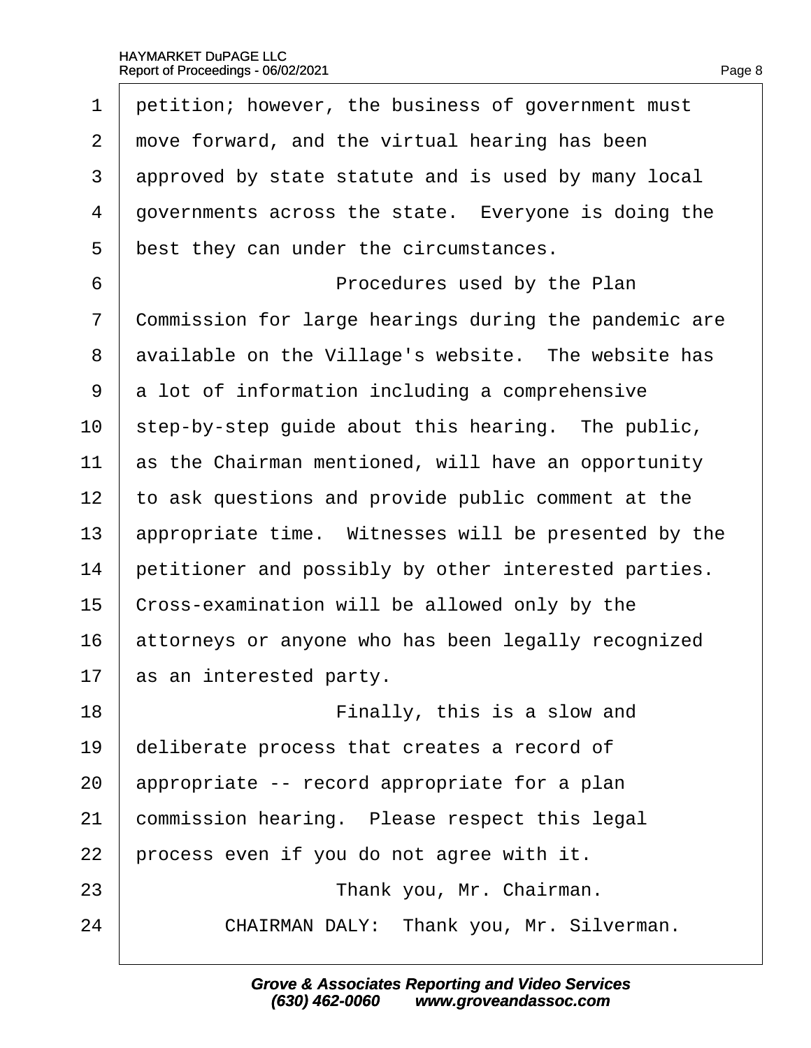1 petition; however, the business of government must
2 move forward, and the virtual hearing has been
3 approved by state statute and is used by many local
4 governments across the state. Everyone is doing the
5 best they can under the circumstances.
6 Procedures used by the Plan
7 Commission for large hearings during the pandemic are
8 available on the Village's website. The website has
9 a lot of information including a comprehensive
10 step-by-step guide about this hearing. The public,
11 as the Chairman mentioned, will have an opportunity
12 to ask questions and provide public comment at the
13 appropriate time. Witnesses will be presented by the
14 petitioner and possibly by other interested parties.
15 Cross-examination will be allowed only by the
16 attorneys or anyone who has been legally recognized
17 as an interested party.
18 Finally, this is a slow and
19 deliberate process that creates a record of
20 appropriate -- record appropriate for a plan
21 commission hearing. Please respect this legal
22 process even if you do not agree with it.
23 Thank you, Mr. Chairman.
24 CHAIRMAN DALY: Thank you, Mr. Silverman.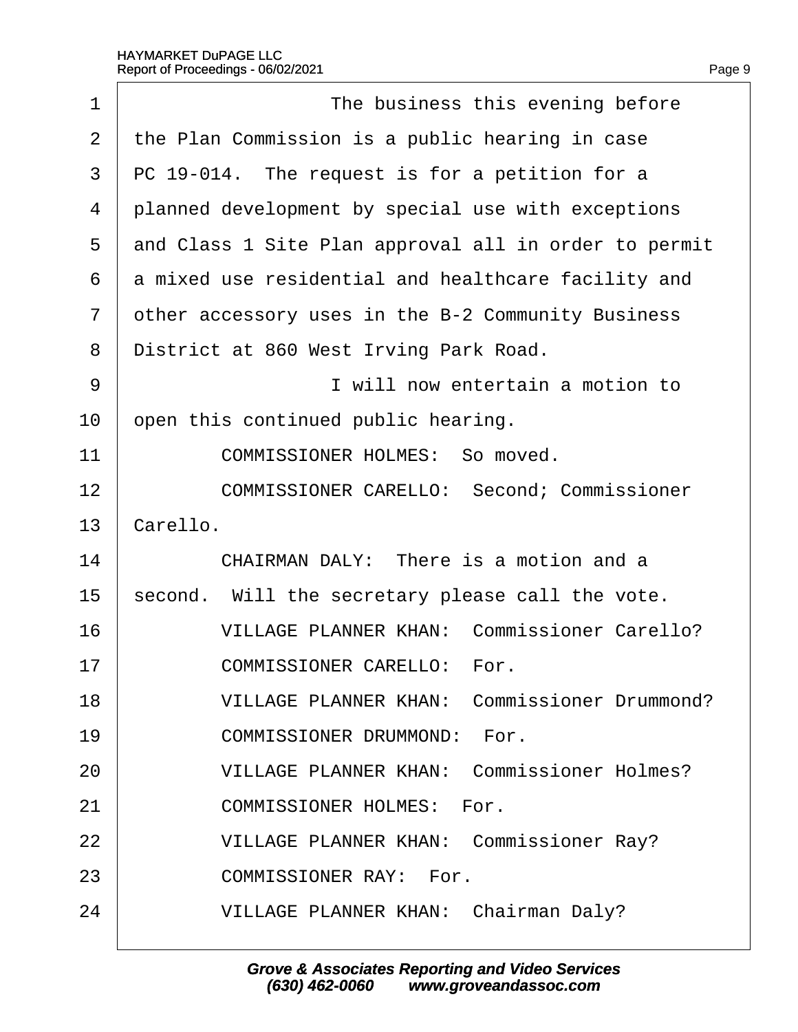The business this evening before the Plan Commission is a public hearing in case PC 19-014. The request is for a petition for a planned development by special use with exceptions and Class 1 Site Plan approval all in order to permit a mixed use residential and healthcare facility and other accessory uses in the B-2 Community Business District at 860 West Irving Park Road.

I will now entertain a motion to open this continued public hearing.

COMMISSIONER HOLMES: So moved.

COMMISSIONER CARELLO: Second; Commissioner Carello.

CHAIRMAN DALY: There is a motion and a second. Will the secretary please call the vote.

VILLAGE PLANNER KHAN: Commissioner Carello?

COMMISSIONER CARELLO: For.

VILLAGE PLANNER KHAN: Commissioner Drummond?

COMMISSIONER DRUMMOND: For.

VILLAGE PLANNER KHAN: Commissioner Holmes?

COMMISSIONER HOLMES: For.

VILLAGE PLANNER KHAN: Commissioner Ray?

COMMISSIONER RAY: For.

VILLAGE PLANNER KHAN: Chairman Daly?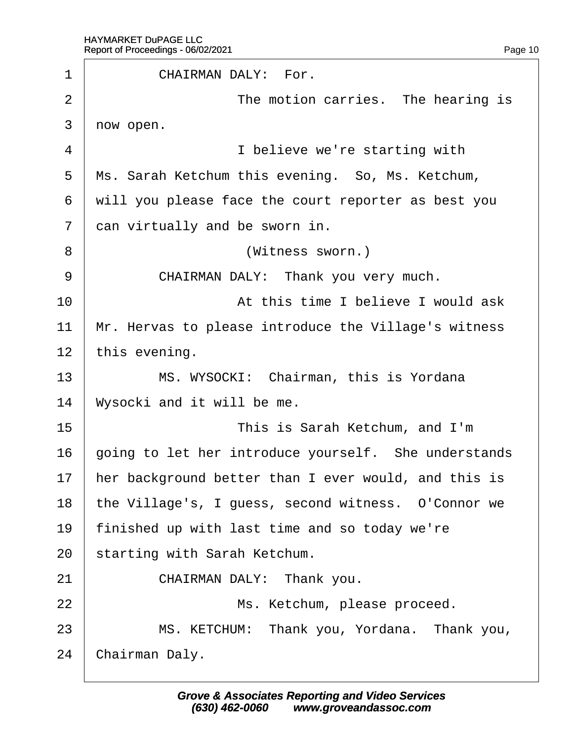1 CHAIRMAN DALY: For.

2 The motion carries. The hearing is

3 now open.

4 I believe we're starting with

5 Ms. Sarah Ketchum this evening. So, Ms. Ketchum,

6 will you please face the court reporter as best you

7 can virtually and be sworn in.

8 (Witness sworn.)

9 CHAIRMAN DALY: Thank you very much.

10 At this time I believe I would ask

11 Mr. Hervas to please introduce the Village's witness

12 this evening.

13 MS. WYSOCKI: Chairman, this is Yordana

14 Wysocki and it will be me.

15 This is Sarah Ketchum, and I'm

16 going to let her introduce yourself. She understands

17 her background better than I ever would, and this is

18 the Village's, I guess, second witness. O'Connor we

19 finished up with last time and so today we're

20 starting with Sarah Ketchum.

21 CHAIRMAN DALY: Thank you.

22 Ms. Ketchum, please proceed.

23 MS. KETCHUM: Thank you, Yordana. Thank you,

24 Chairman Daly.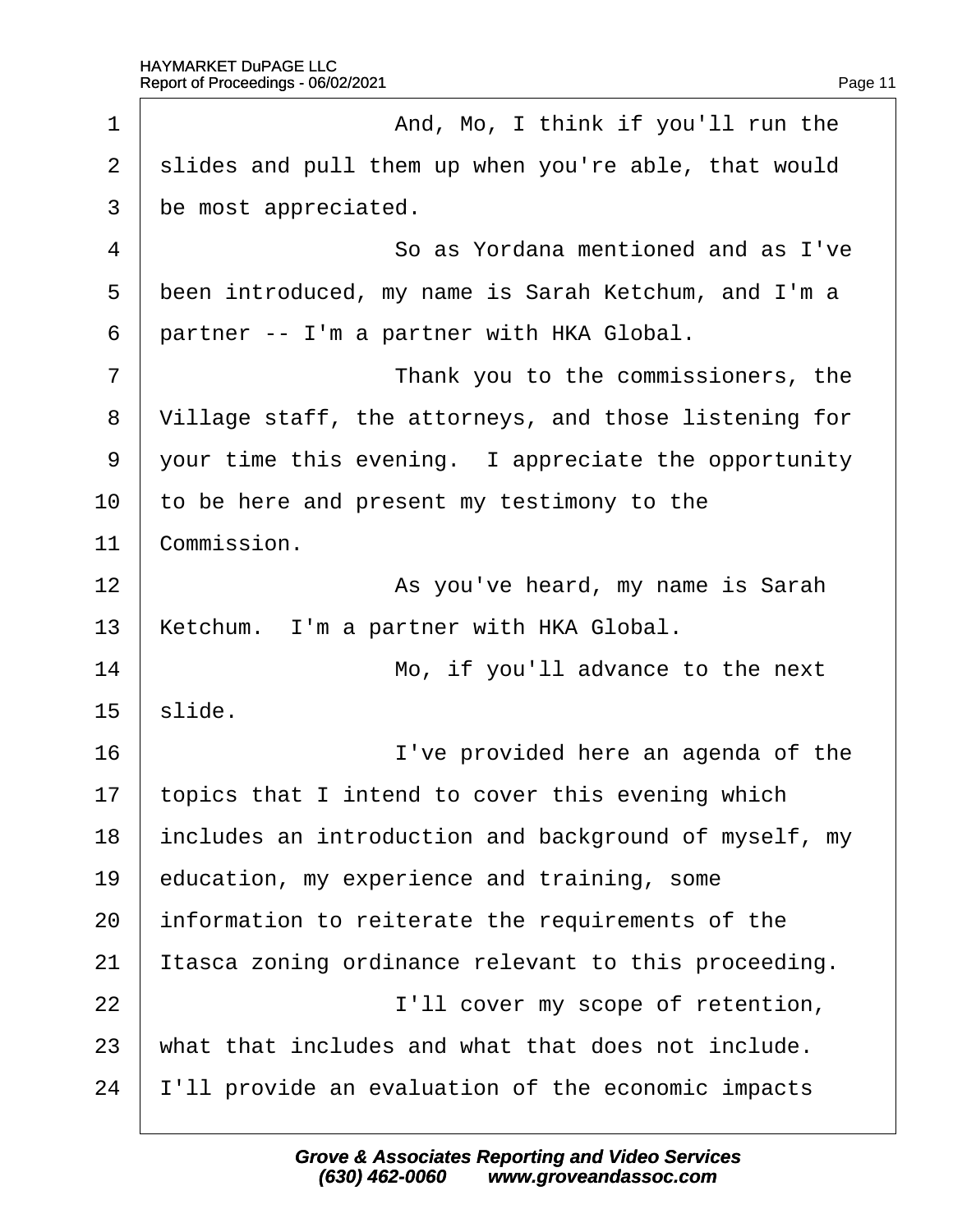1 And, Mo, I think if you'll run the
2 slides and pull them up when you're able, that would
3 be most appreciated.
4 So as Yordana mentioned and as I've
5 been introduced, my name is Sarah Ketchum, and I'm a
6 partner -- I'm a partner with HKA Global.
7 Thank you to the commissioners, the
8 Village staff, the attorneys, and those listening for
9 your time this evening. I appreciate the opportunity
10 to be here and present my testimony to the
11 Commission.
12 As you've heard, my name is Sarah
13 Ketchum. I'm a partner with HKA Global.
14 Mo, if you'll advance to the next
15 slide.
16 I've provided here an agenda of the
17 topics that I intend to cover this evening which
18 includes an introduction and background of myself, my
19 education, my experience and training, some
20 information to reiterate the requirements of the
21 Itasca zoning ordinance relevant to this proceeding.
22 I'll cover my scope of retention,
23 what that includes and what that does not include.
24 I'll provide an evaluation of the economic impacts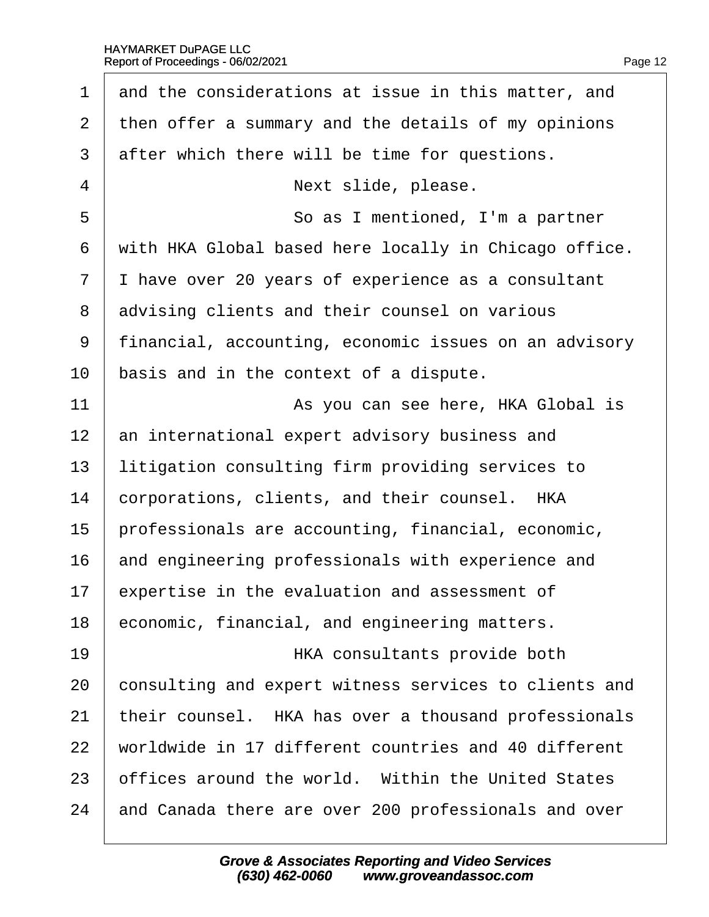1 and the considerations at issue in this matter, and
2 then offer a summary and the details of my opinions
3 after which there will be time for questions.
4 Next slide, please.
5 So as I mentioned, I'm a partner
6 with HKA Global based here locally in Chicago office.
7 I have over 20 years of experience as a consultant
8 advising clients and their counsel on various
9 financial, accounting, economic issues on an advisory
10 basis and in the context of a dispute.
11 As you can see here, HKA Global is
12 an international expert advisory business and
13 litigation consulting firm providing services to
14 corporations, clients, and their counsel. HKA
15 professionals are accounting, financial, economic,
16 and engineering professionals with experience and
17 expertise in the evaluation and assessment of
18 economic, financial, and engineering matters.
19 HKA consultants provide both
20 consulting and expert witness services to clients and
21 their counsel. HKA has over a thousand professionals
22 worldwide in 17 different countries and 40 different
23 offices around the world. Within the United States
24 and Canada there are over 200 professionals and over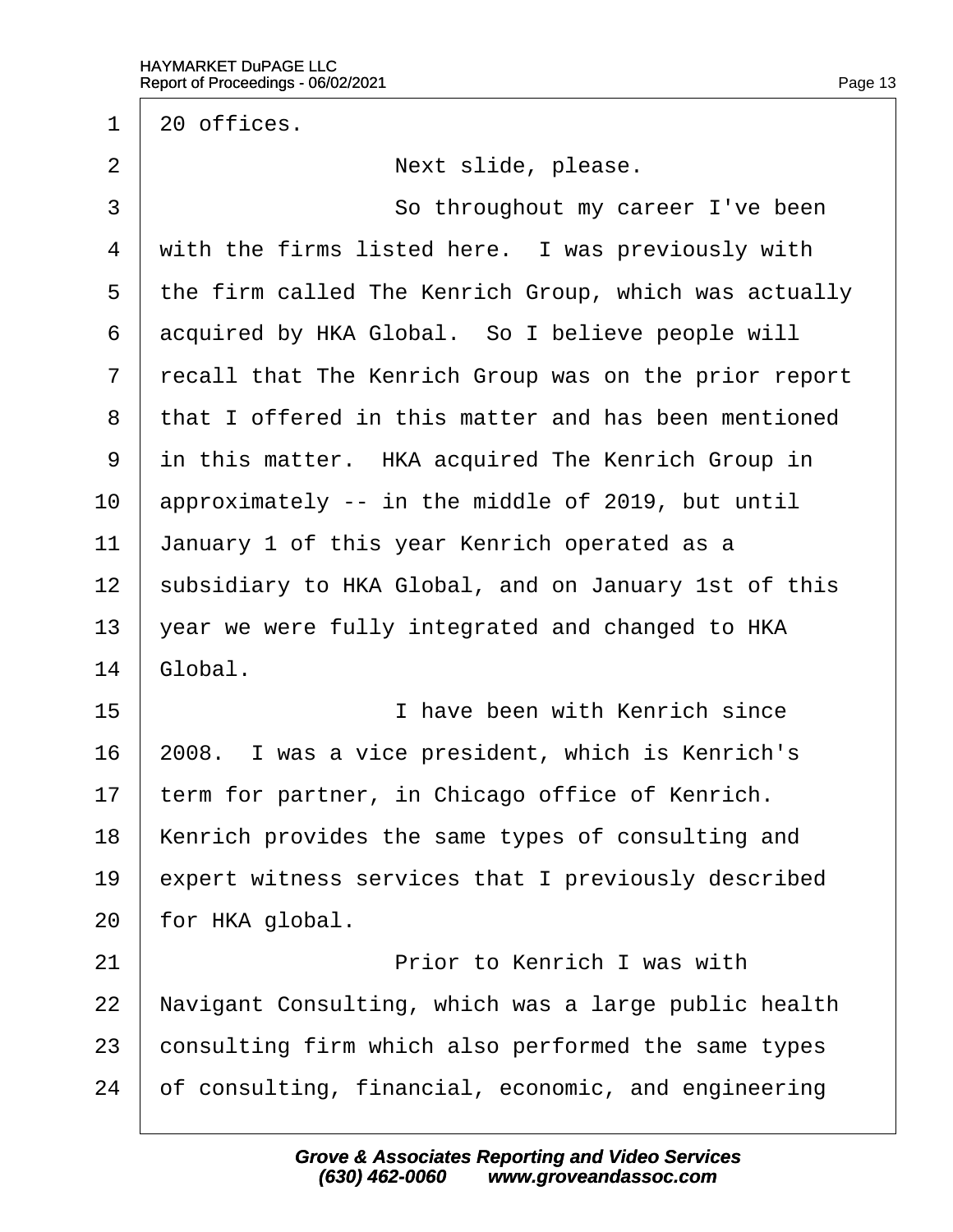20 offices.

Next slide, please.

So throughout my career I've been with the firms listed here. I was previously with the firm called The Kenrich Group, which was actually acquired by HKA Global. So I believe people will recall that The Kenrich Group was on the prior report that I offered in this matter and has been mentioned in this matter. HKA acquired The Kenrich Group in approximately -- in the middle of 2019, but until January 1 of this year Kenrich operated as a subsidiary to HKA Global, and on January 1st of this year we were fully integrated and changed to HKA Global.

I have been with Kenrich since 2008. I was a vice president, which is Kenrich's term for partner, in Chicago office of Kenrich. Kenrich provides the same types of consulting and expert witness services that I previously described for HKA global.

Prior to Kenrich I was with Navigant Consulting, which was a large public health consulting firm which also performed the same types of consulting, financial, economic, and engineering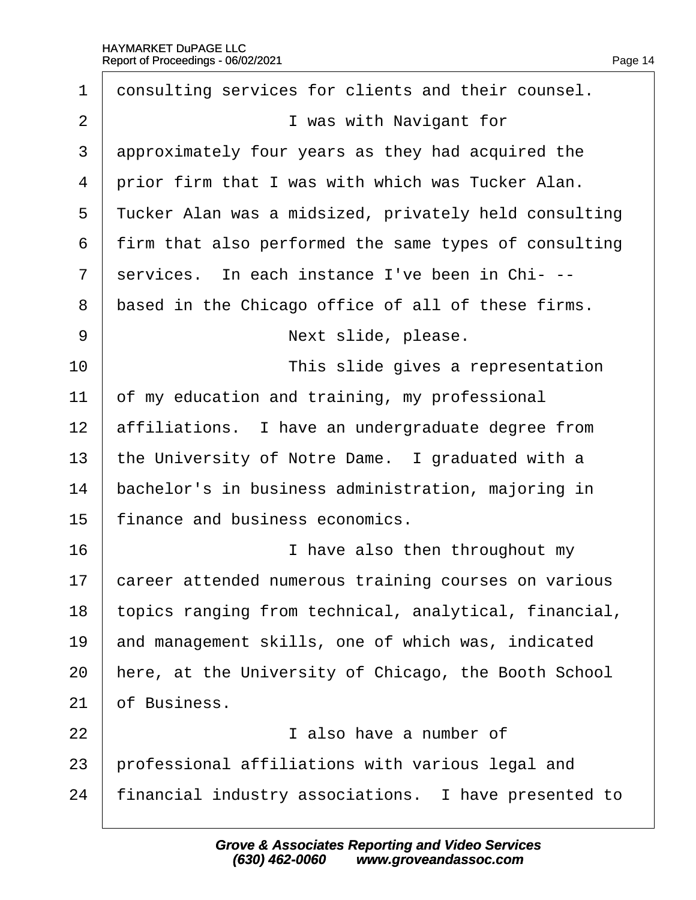consulting services for clients and their counsel.

I was with Navigant for approximately four years as they had acquired the prior firm that I was with which was Tucker Alan. Tucker Alan was a midsized, privately held consulting firm that also performed the same types of consulting services. In each instance I've been in Chi- -- based in the Chicago office of all of these firms.

Next slide, please.

This slide gives a representation of my education and training, my professional affiliations. I have an undergraduate degree from the University of Notre Dame. I graduated with a bachelor's in business administration, majoring in finance and business economics.

I have also then throughout my career attended numerous training courses on various topics ranging from technical, analytical, financial, and management skills, one of which was, indicated here, at the University of Chicago, the Booth School of Business.

I also have a number of professional affiliations with various legal and financial industry associations. I have presented to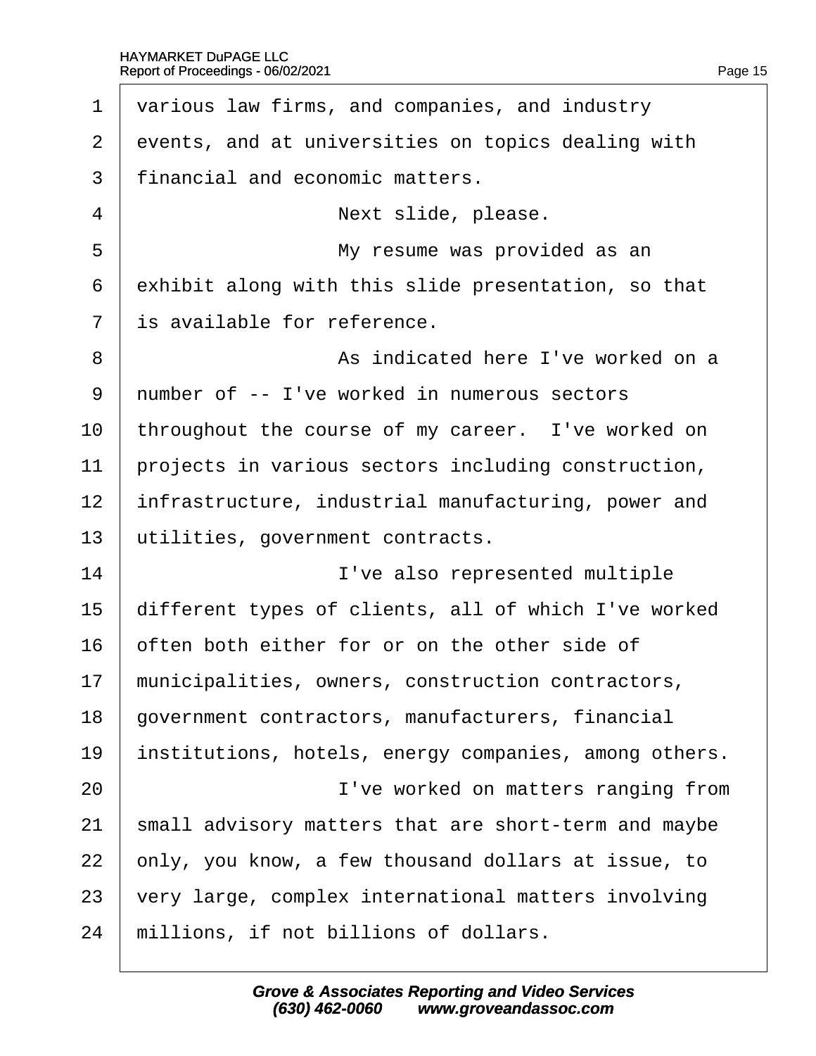various law firms, and companies, and industry events, and at universities on topics dealing with financial and economic matters.

Next slide, please.

My resume was provided as an exhibit along with this slide presentation, so that is available for reference.

As indicated here I've worked on a number of -- I've worked in numerous sectors throughout the course of my career. I've worked on projects in various sectors including construction, infrastructure, industrial manufacturing, power and utilities, government contracts.

I've also represented multiple different types of clients, all of which I've worked often both either for or on the other side of municipalities, owners, construction contractors, government contractors, manufacturers, financial institutions, hotels, energy companies, among others.

I've worked on matters ranging from small advisory matters that are short-term and maybe only, you know, a few thousand dollars at issue, to very large, complex international matters involving millions, if not billions of dollars.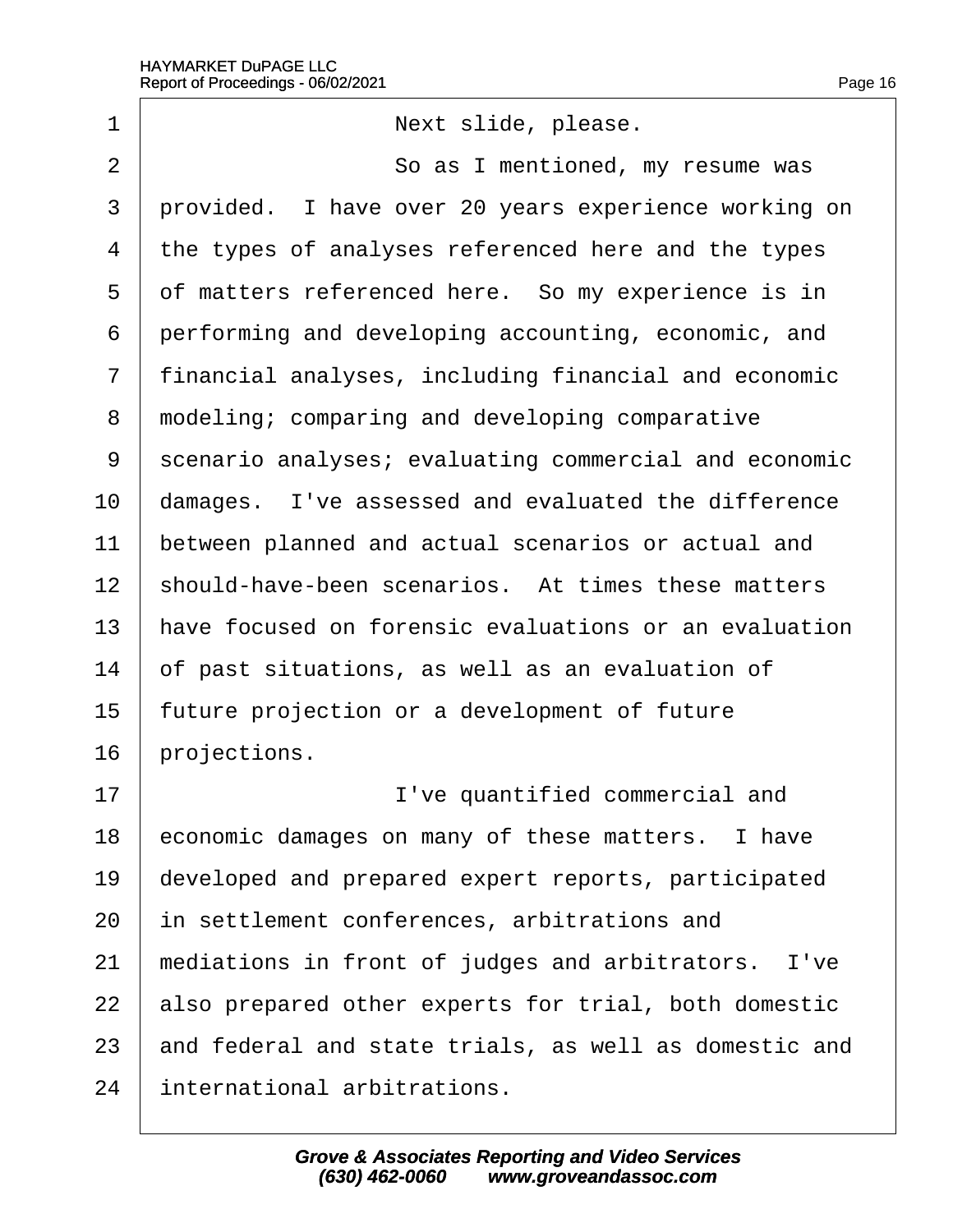Next slide, please.

So as I mentioned, my resume was provided. I have over 20 years experience working on the types of analyses referenced here and the types of matters referenced here. So my experience is in performing and developing accounting, economic, and financial analyses, including financial and economic modeling; comparing and developing comparative scenario analyses; evaluating commercial and economic damages. I've assessed and evaluated the difference between planned and actual scenarios or actual and should-have-been scenarios. At times these matters have focused on forensic evaluations or an evaluation of past situations, as well as an evaluation of future projection or a development of future projections.

I've quantified commercial and economic damages on many of these matters. I have developed and prepared expert reports, participated in settlement conferences, arbitrations and mediations in front of judges and arbitrators. I've also prepared other experts for trial, both domestic and federal and state trials, as well as domestic and international arbitrations.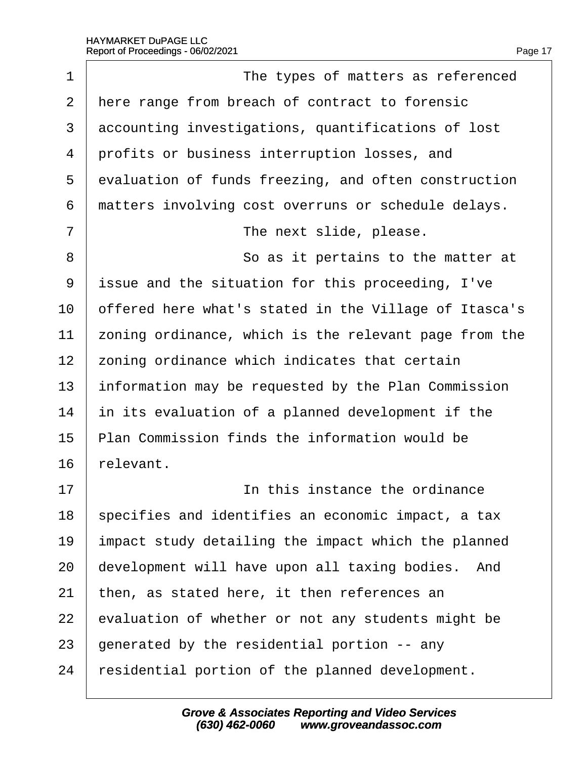1 The types of matters as referenced
2 here range from breach of contract to forensic
3 accounting investigations, quantifications of lost
4 profits or business interruption losses, and
5 evaluation of funds freezing, and often construction
6 matters involving cost overruns or schedule delays.
7 The next slide, please.
8 So as it pertains to the matter at
9 issue and the situation for this proceeding, I've
10 offered here what's stated in the Village of Itasca's
11 zoning ordinance, which is the relevant page from the
12 zoning ordinance which indicates that certain
13 information may be requested by the Plan Commission
14 in its evaluation of a planned development if the
15 Plan Commission finds the information would be
16 relevant.
17 In this instance the ordinance
18 specifies and identifies an economic impact, a tax
19 impact study detailing the impact which the planned
20 development will have upon all taxing bodies. And
21 then, as stated here, it then references an
22 evaluation of whether or not any students might be
23 generated by the residential portion -- any
24 residential portion of the planned development.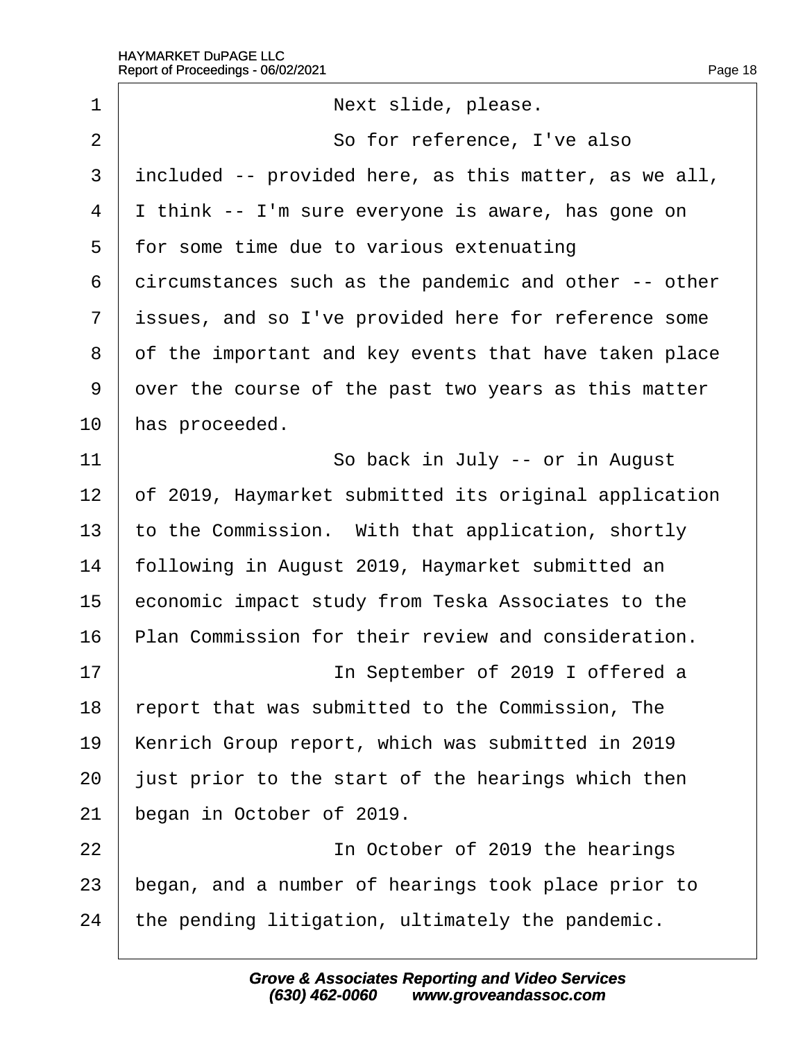1 Next slide, please.

2 So for reference, I've also

3 included -- provided here, as this matter, as we all,

4 I think -- I'm sure everyone is aware, has gone on

5 for some time due to various extenuating

6 circumstances such as the pandemic and other -- other

7 issues, and so I've provided here for reference some

8 of the important and key events that have taken place

9 over the course of the past two years as this matter

10 has proceeded.

11 So back in July -- or in August

12 of 2019, Haymarket submitted its original application

13 to the Commission. With that application, shortly

14 following in August 2019, Haymarket submitted an

15 economic impact study from Teska Associates to the

16 Plan Commission for their review and consideration.

17 In September of 2019 I offered a

18 report that was submitted to the Commission, The

19 Kenrich Group report, which was submitted in 2019

20 just prior to the start of the hearings which then

21 began in October of 2019.

22 In October of 2019 the hearings

23 began, and a number of hearings took place prior to

24 the pending litigation, ultimately the pandemic.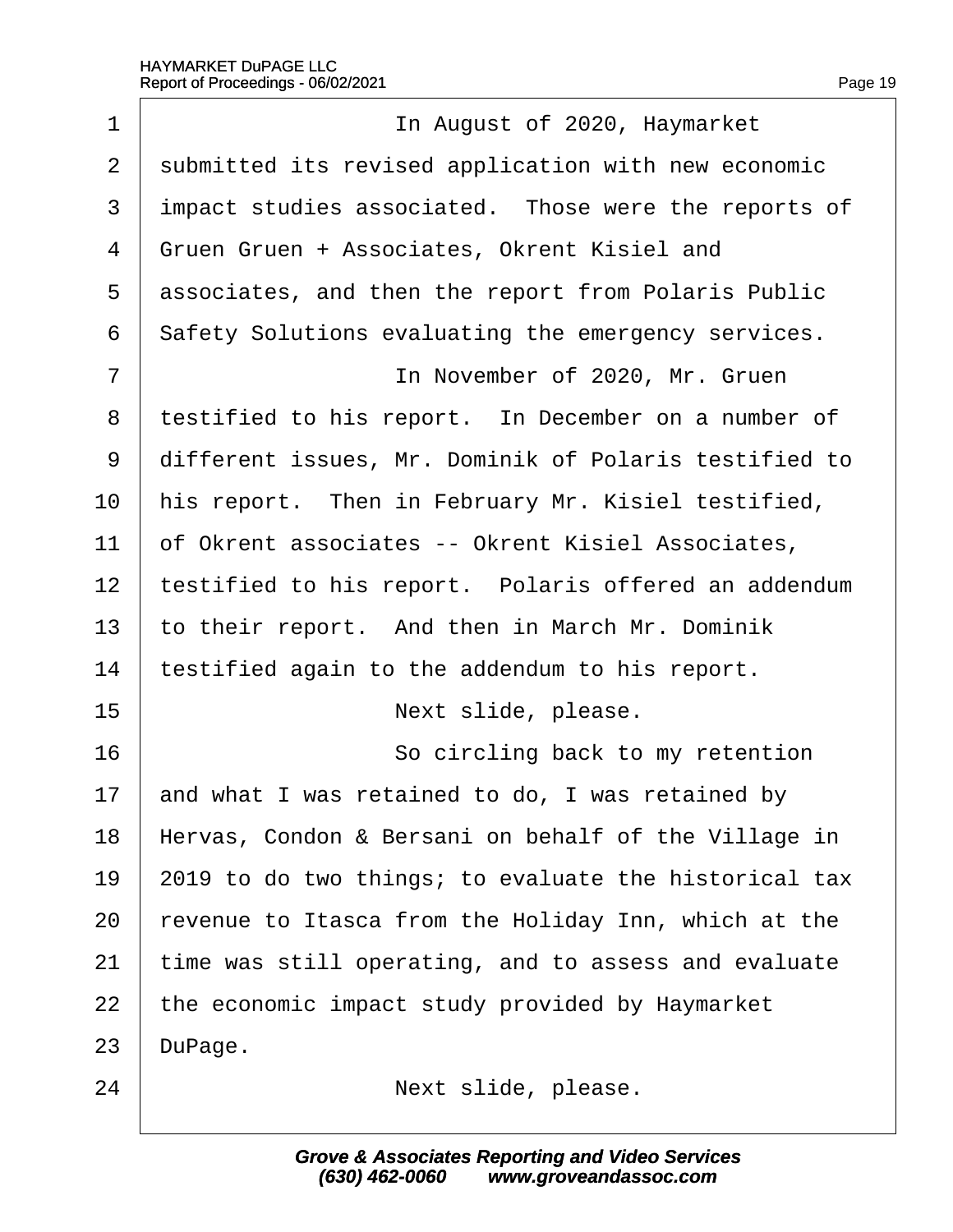In August of 2020, Haymarket submitted its revised application with new economic impact studies associated. Those were the reports of Gruen Gruen + Associates, Okrent Kisiel and associates, and then the report from Polaris Public Safety Solutions evaluating the emergency services.

In November of 2020, Mr. Gruen testified to his report. In December on a number of different issues, Mr. Dominik of Polaris testified to his report. Then in February Mr. Kisiel testified, of Okrent associates -- Okrent Kisiel Associates, testified to his report. Polaris offered an addendum to their report. And then in March Mr. Dominik testified again to the addendum to his report.

Next slide, please.

So circling back to my retention and what I was retained to do, I was retained by Hervas, Condon & Bersani on behalf of the Village in 2019 to do two things; to evaluate the historical tax revenue to Itasca from the Holiday Inn, which at the time was still operating, and to assess and evaluate the economic impact study provided by Haymarket DuPage.

Next slide, please.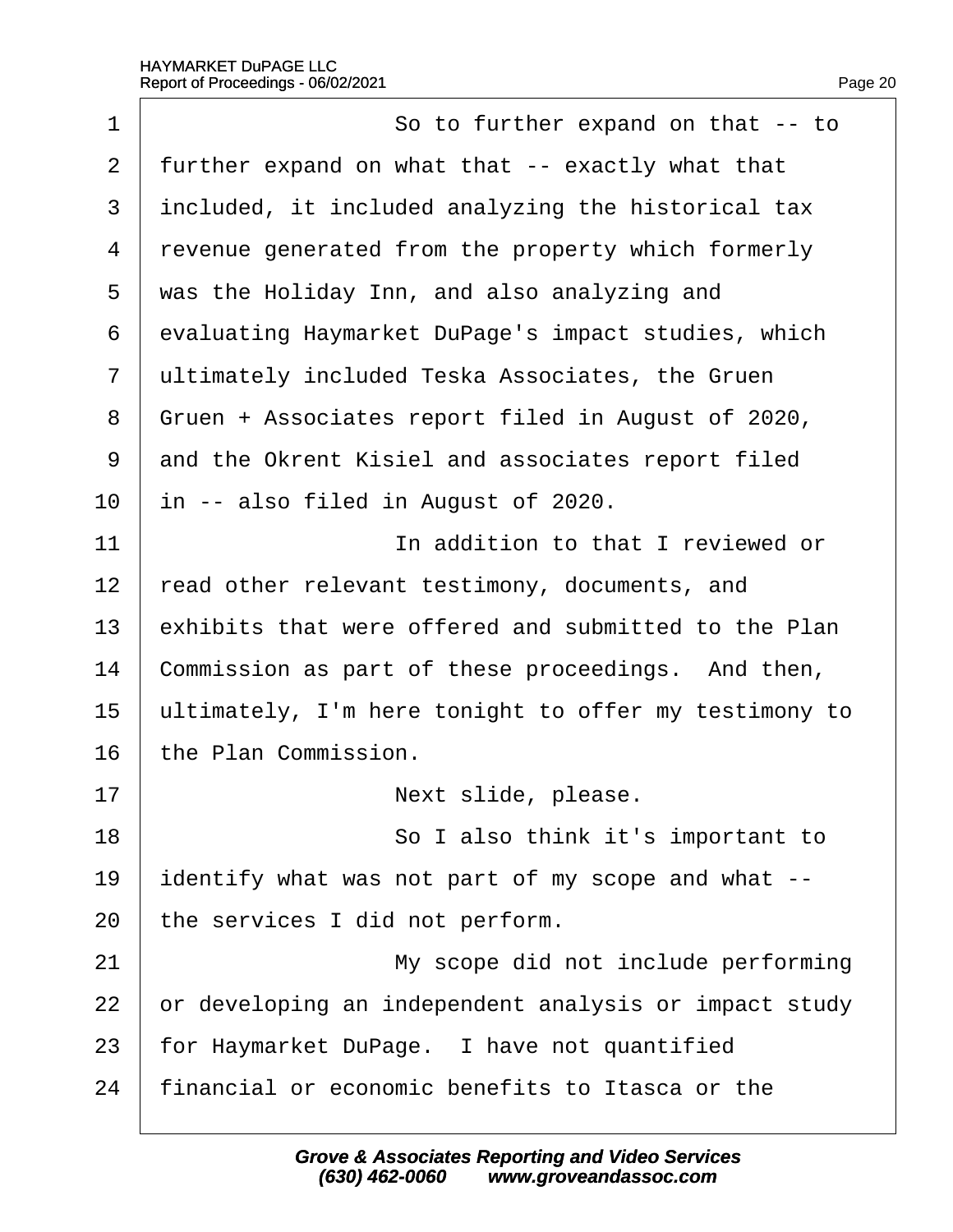So to further expand on that -- to further expand on what that -- exactly what that included, it included analyzing the historical tax revenue generated from the property which formerly was the Holiday Inn, and also analyzing and evaluating Haymarket DuPage's impact studies, which ultimately included Teska Associates, the Gruen Gruen + Associates report filed in August of 2020, and the Okrent Kisiel and associates report filed in -- also filed in August of 2020.

In addition to that I reviewed or read other relevant testimony, documents, and exhibits that were offered and submitted to the Plan Commission as part of these proceedings. And then, ultimately, I'm here tonight to offer my testimony to the Plan Commission.

Next slide, please.

So I also think it's important to identify what was not part of my scope and what -- the services I did not perform.

My scope did not include performing or developing an independent analysis or impact study for Haymarket DuPage. I have not quantified financial or economic benefits to Itasca or the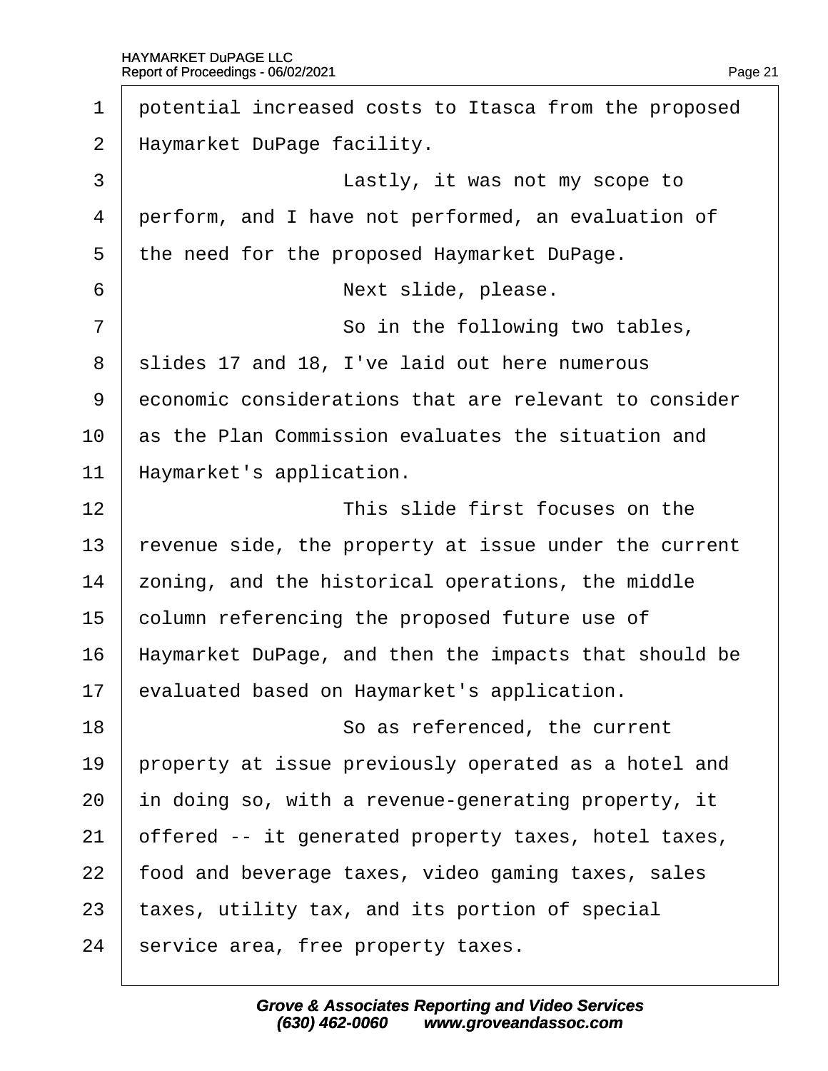potential increased costs to Itasca from the proposed Haymarket DuPage facility.

Lastly, it was not my scope to perform, and I have not performed, an evaluation of the need for the proposed Haymarket DuPage.

Next slide, please.

So in the following two tables, slides 17 and 18, I've laid out here numerous economic considerations that are relevant to consider as the Plan Commission evaluates the situation and Haymarket's application.

This slide first focuses on the revenue side, the property at issue under the current zoning, and the historical operations, the middle column referencing the proposed future use of Haymarket DuPage, and then the impacts that should be evaluated based on Haymarket's application.

So as referenced, the current property at issue previously operated as a hotel and in doing so, with a revenue-generating property, it offered -- it generated property taxes, hotel taxes, food and beverage taxes, video gaming taxes, sales taxes, utility tax, and its portion of special service area, free property taxes.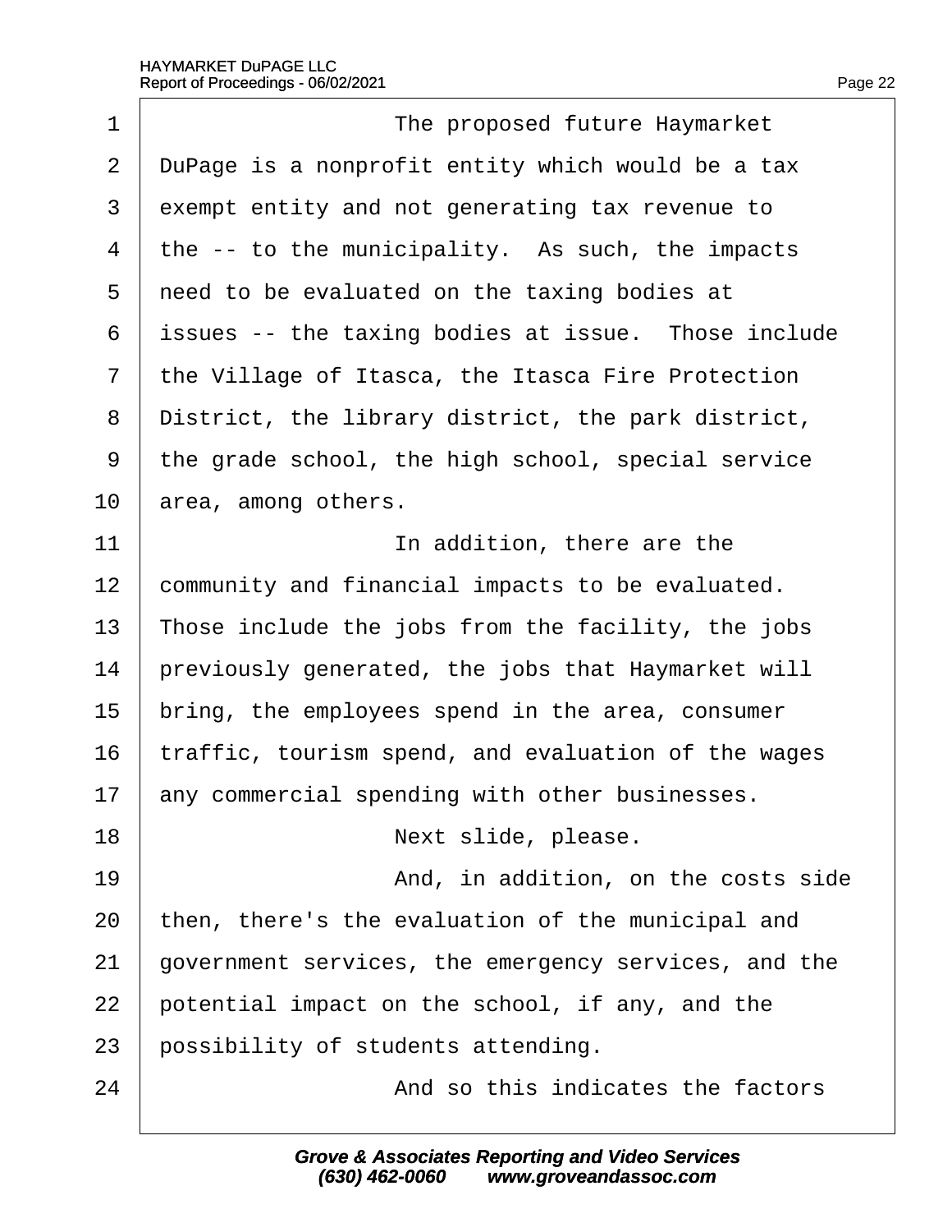1 The proposed future Haymarket
2 DuPage is a nonprofit entity which would be a tax
3 exempt entity and not generating tax revenue to
4 the -- to the municipality. As such, the impacts
5 need to be evaluated on the taxing bodies at
6 issues -- the taxing bodies at issue. Those include
7 the Village of Itasca, the Itasca Fire Protection
8 District, the library district, the park district,
9 the grade school, the high school, special service
10 area, among others.
11 In addition, there are the
12 community and financial impacts to be evaluated.
13 Those include the jobs from the facility, the jobs
14 previously generated, the jobs that Haymarket will
15 bring, the employees spend in the area, consumer
16 traffic, tourism spend, and evaluation of the wages
17 any commercial spending with other businesses.
18 Next slide, please.
19 And, in addition, on the costs side
20 then, there's the evaluation of the municipal and
21 government services, the emergency services, and the
22 potential impact on the school, if any, and the
23 possibility of students attending.
24 And so this indicates the factors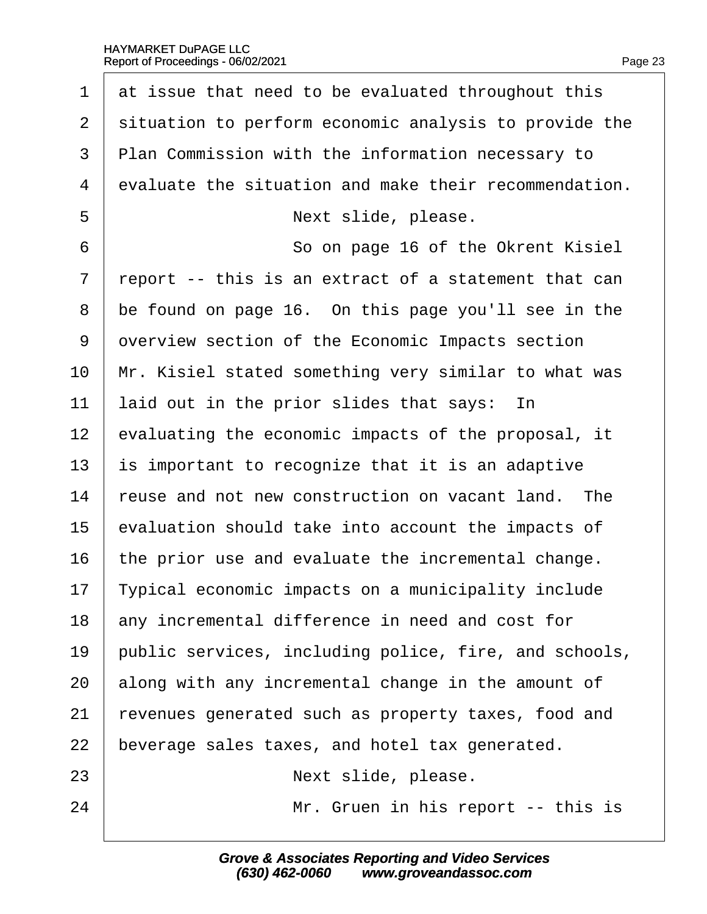1 at issue that need to be evaluated throughout this
2 situation to perform economic analysis to provide the
3 Plan Commission with the information necessary to
4 evaluate the situation and make their recommendation.
5 Next slide, please.
6 So on page 16 of the Okrent Kisiel
7 report -- this is an extract of a statement that can
8 be found on page 16. On this page you'll see in the
9 overview section of the Economic Impacts section
10 Mr. Kisiel stated something very similar to what was
11 laid out in the prior slides that says: In
12 evaluating the economic impacts of the proposal, it
13 is important to recognize that it is an adaptive
14 reuse and not new construction on vacant land. The
15 evaluation should take into account the impacts of
16 the prior use and evaluate the incremental change.
17 Typical economic impacts on a municipality include
18 any incremental difference in need and cost for
19 public services, including police, fire, and schools,
20 along with any incremental change in the amount of
21 revenues generated such as property taxes, food and
22 beverage sales taxes, and hotel tax generated.
23 Next slide, please.
24 Mr. Gruen in his report -- this is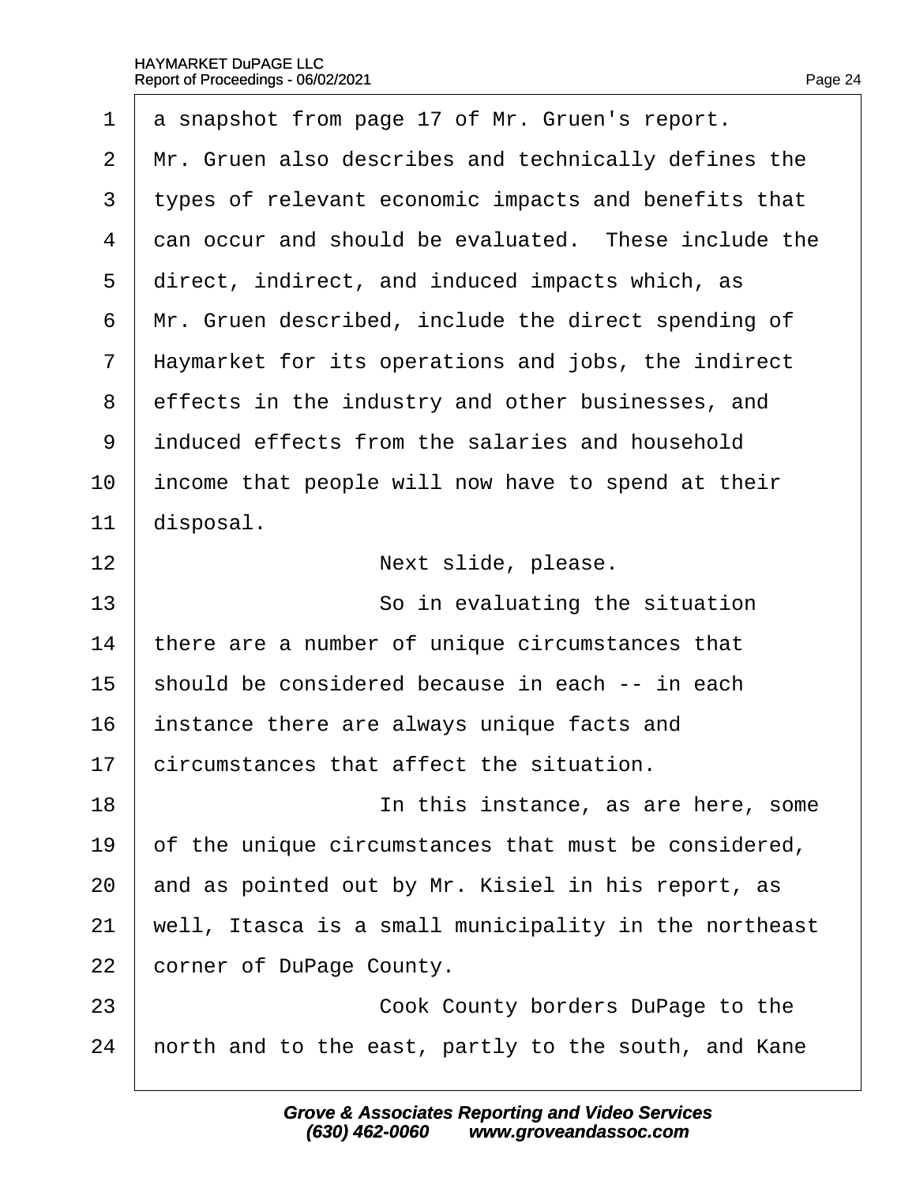a snapshot from page 17 of Mr. Gruen's report. Mr. Gruen also describes and technically defines the types of relevant economic impacts and benefits that can occur and should be evaluated. These include the direct, indirect, and induced impacts which, as Mr. Gruen described, include the direct spending of Haymarket for its operations and jobs, the indirect effects in the industry and other businesses, and induced effects from the salaries and household income that people will now have to spend at their disposal.

Next slide, please.

So in evaluating the situation there are a number of unique circumstances that should be considered because in each -- in each instance there are always unique facts and circumstances that affect the situation.

In this instance, as are here, some of the unique circumstances that must be considered, and as pointed out by Mr. Kisiel in his report, as well, Itasca is a small municipality in the northeast corner of DuPage County.

Cook County borders DuPage to the north and to the east, partly to the south, and Kane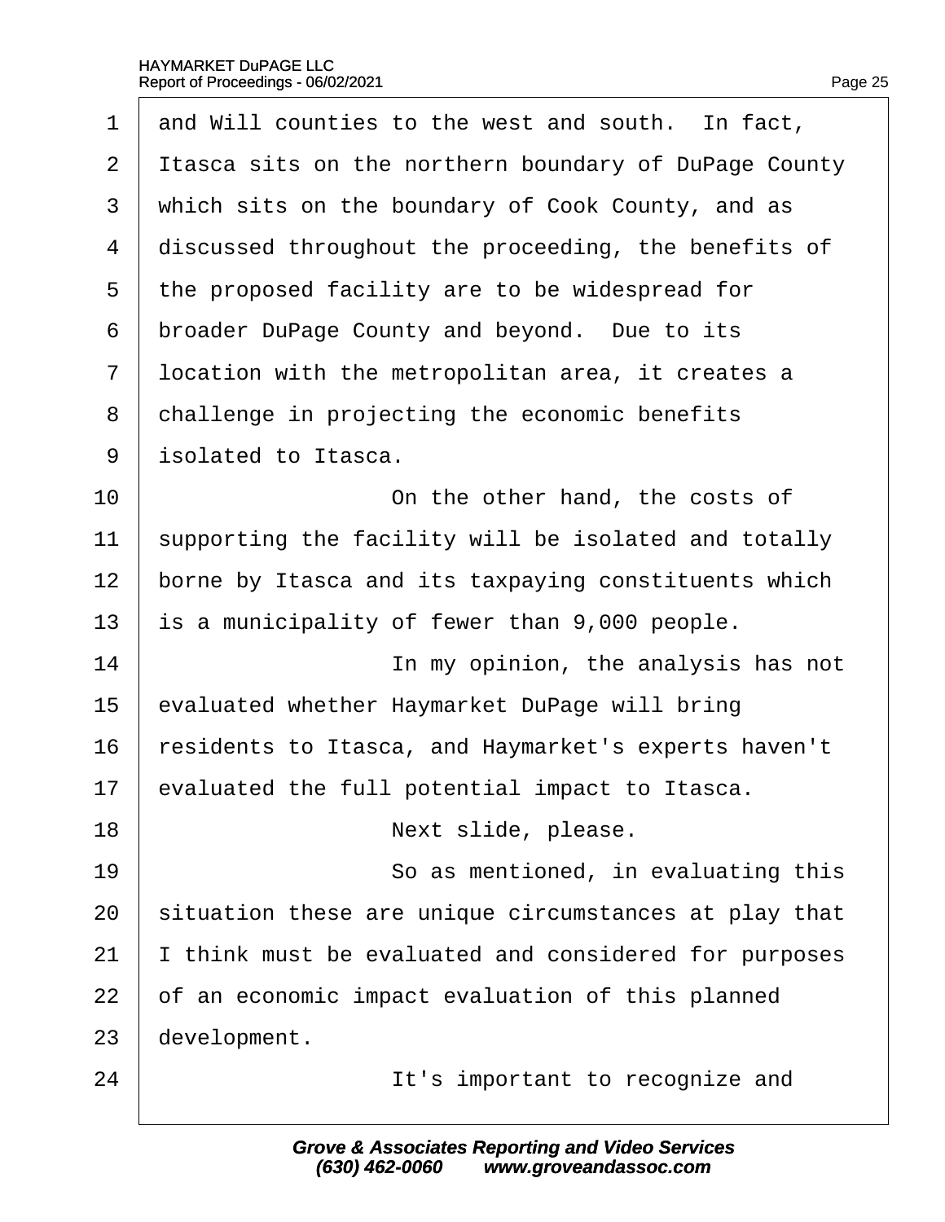1 and Will counties to the west and south. In fact,
2 Itasca sits on the northern boundary of DuPage County
3 which sits on the boundary of Cook County, and as
4 discussed throughout the proceeding, the benefits of
5 the proposed facility are to be widespread for
6 broader DuPage County and beyond. Due to its
7 location with the metropolitan area, it creates a
8 challenge in projecting the economic benefits
9 isolated to Itasca.
10 On the other hand, the costs of
11 supporting the facility will be isolated and totally
12 borne by Itasca and its taxpaying constituents which
13 is a municipality of fewer than 9,000 people.
14 In my opinion, the analysis has not
15 evaluated whether Haymarket DuPage will bring
16 residents to Itasca, and Haymarket's experts haven't
17 evaluated the full potential impact to Itasca.
18 Next slide, please.
19 So as mentioned, in evaluating this
20 situation these are unique circumstances at play that
21 I think must be evaluated and considered for purposes
22 of an economic impact evaluation of this planned
23 development.
24 It's important to recognize and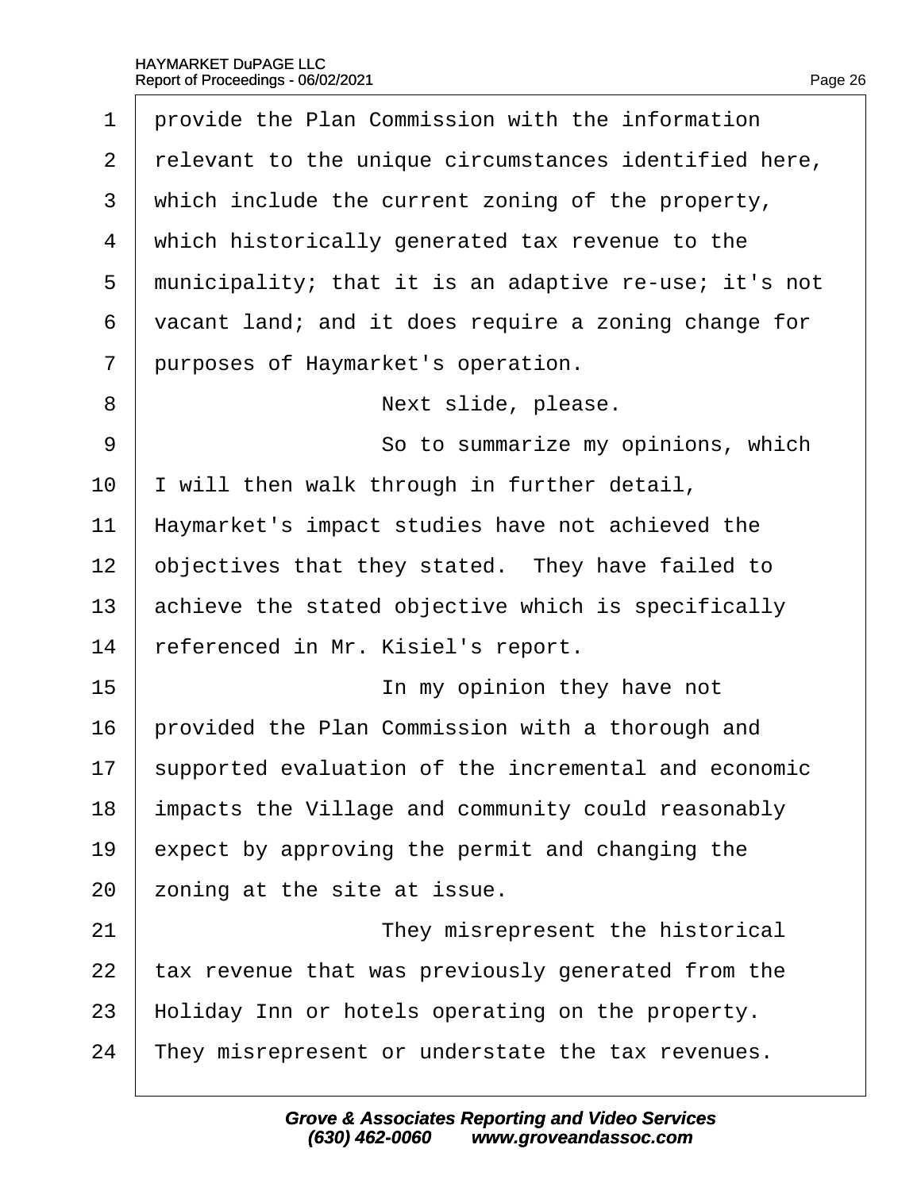provide the Plan Commission with the information relevant to the unique circumstances identified here, which include the current zoning of the property, which historically generated tax revenue to the municipality; that it is an adaptive re-use; it's not vacant land; and it does require a zoning change for purposes of Haymarket's operation.

Next slide, please.

So to summarize my opinions, which I will then walk through in further detail, Haymarket's impact studies have not achieved the objectives that they stated. They have failed to achieve the stated objective which is specifically referenced in Mr. Kisiel's report.

In my opinion they have not provided the Plan Commission with a thorough and supported evaluation of the incremental and economic impacts the Village and community could reasonably expect by approving the permit and changing the zoning at the site at issue.

They misrepresent the historical tax revenue that was previously generated from the Holiday Inn or hotels operating on the property. They misrepresent or understate the tax revenues.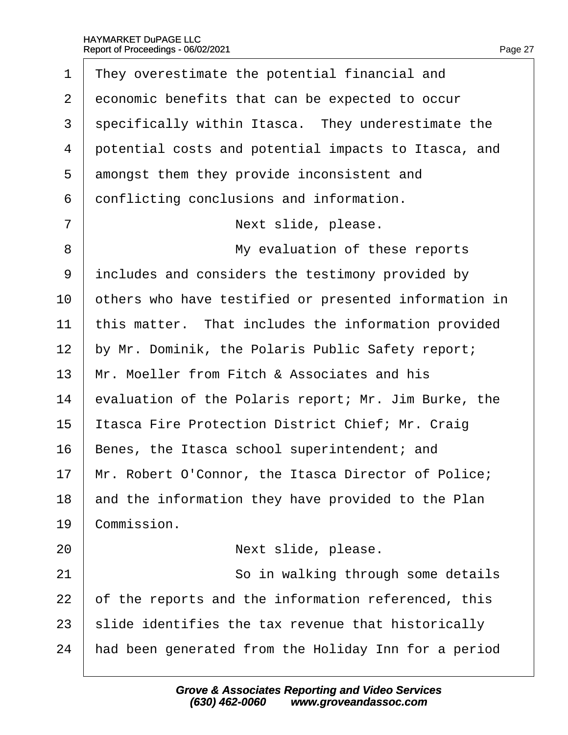1 They overestimate the potential financial and
2 economic benefits that can be expected to occur
3 specifically within Itasca. They underestimate the
4 potential costs and potential impacts to Itasca, and
5 amongst them they provide inconsistent and
6 conflicting conclusions and information.
7 Next slide, please.
8 My evaluation of these reports
9 includes and considers the testimony provided by
10 others who have testified or presented information in
11 this matter. That includes the information provided
12 by Mr. Dominik, the Polaris Public Safety report;
13 Mr. Moeller from Fitch & Associates and his
14 evaluation of the Polaris report; Mr. Jim Burke, the
15 Itasca Fire Protection District Chief; Mr. Craig
16 Benes, the Itasca school superintendent; and
17 Mr. Robert O'Connor, the Itasca Director of Police;
18 and the information they have provided to the Plan
19 Commission.
20 Next slide, please.
21 So in walking through some details
22 of the reports and the information referenced, this
23 slide identifies the tax revenue that historically
24 had been generated from the Holiday Inn for a period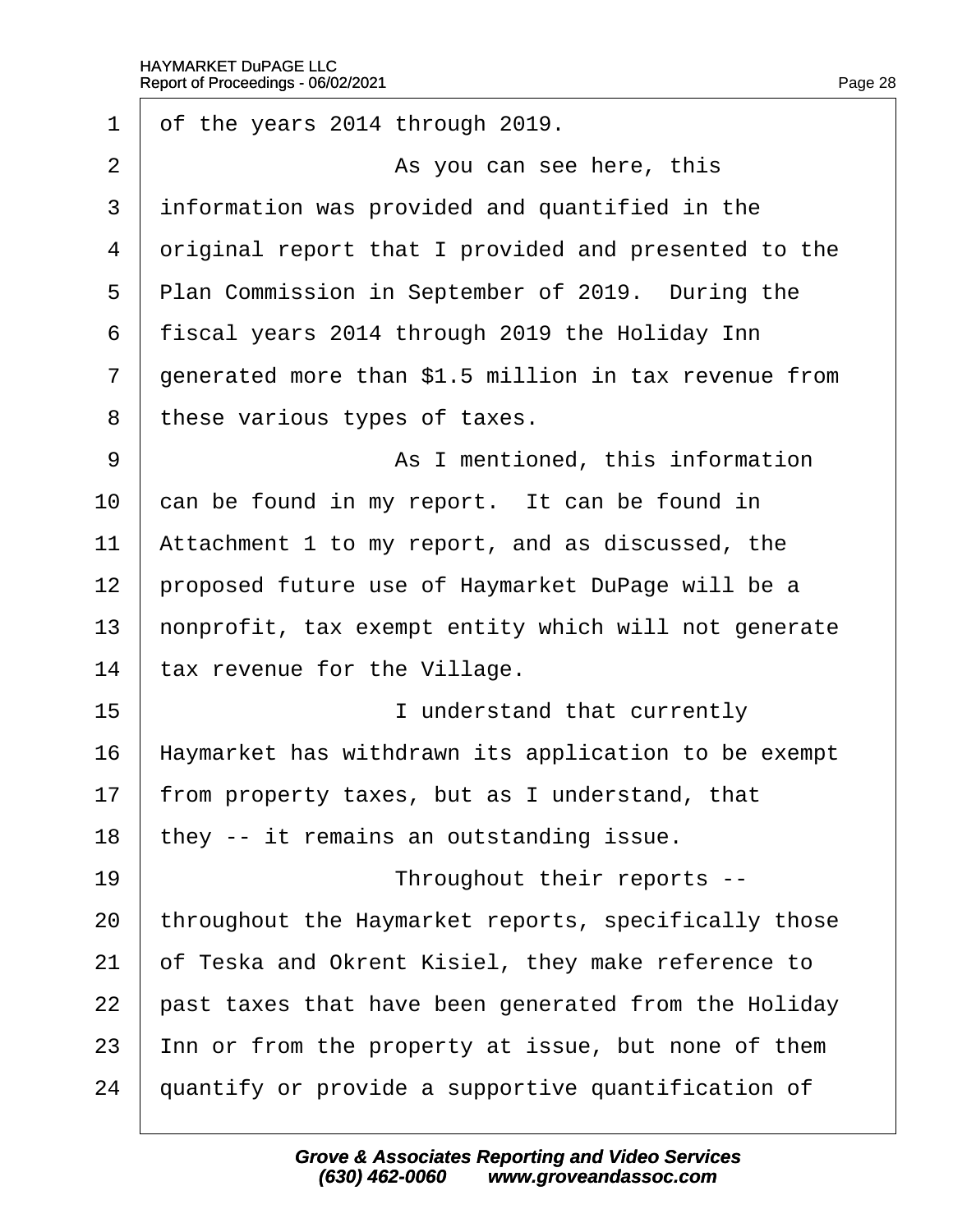1 of the years 2014 through 2019.

2 As you can see here, this

3 information was provided and quantified in the

4 original report that I provided and presented to the

5 Plan Commission in September of 2019. During the

6 fiscal years 2014 through 2019 the Holiday Inn

7 generated more than $1.5 million in tax revenue from

8 these various types of taxes.

9 As I mentioned, this information

10 can be found in my report. It can be found in

11 Attachment 1 to my report, and as discussed, the

12 proposed future use of Haymarket DuPage will be a

13 nonprofit, tax exempt entity which will not generate

14 tax revenue for the Village.

15 I understand that currently

16 Haymarket has withdrawn its application to be exempt

17 from property taxes, but as I understand, that

18 they -- it remains an outstanding issue.

19 Throughout their reports --

20 throughout the Haymarket reports, specifically those

21 of Teska and Okrent Kisiel, they make reference to

22 past taxes that have been generated from the Holiday

23 Inn or from the property at issue, but none of them

24 quantify or provide a supportive quantification of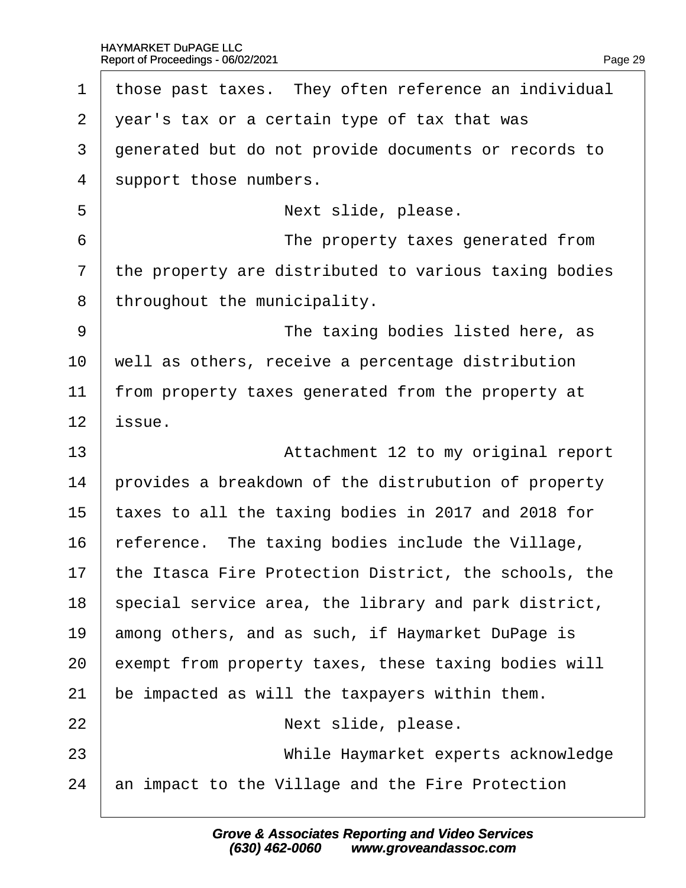1 those past taxes. They often reference an individual
2 year's tax or a certain type of tax that was
3 generated but do not provide documents or records to
4 support those numbers.

5 Next slide, please.

6 The property taxes generated from
7 the property are distributed to various taxing bodies
8 throughout the municipality.

9 The taxing bodies listed here, as
10 well as others, receive a percentage distribution
11 from property taxes generated from the property at
12 issue.

13 Attachment 12 to my original report
14 provides a breakdown of the distrubution of property
15 taxes to all the taxing bodies in 2017 and 2018 for
16 reference. The taxing bodies include the Village,
17 the Itasca Fire Protection District, the schools, the
18 special service area, the library and park district,
19 among others, and as such, if Haymarket DuPage is
20 exempt from property taxes, these taxing bodies will
21 be impacted as will the taxpayers within them.

22 Next slide, please.

23 While Haymarket experts acknowledge
24 an impact to the Village and the Fire Protection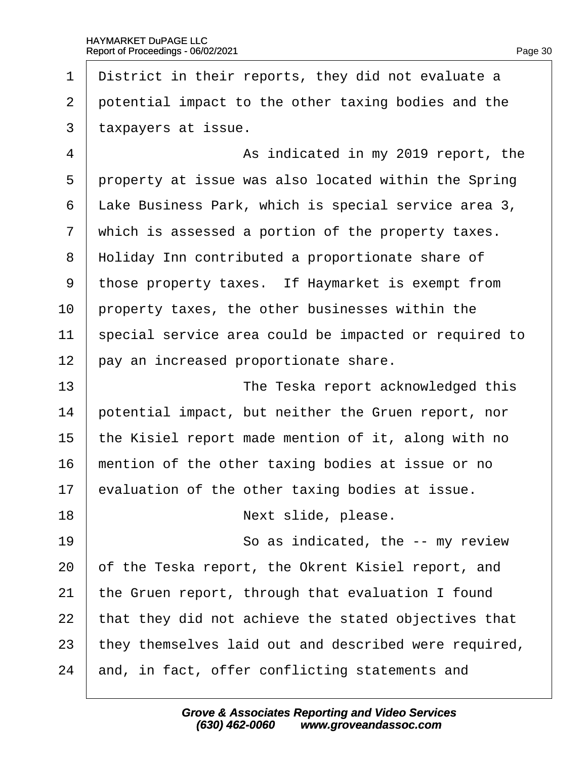1 District in their reports, they did not evaluate a
2 potential impact to the other taxing bodies and the
3 taxpayers at issue.
4 As indicated in my 2019 report, the
5 property at issue was also located within the Spring
6 Lake Business Park, which is special service area 3,
7 which is assessed a portion of the property taxes.
8 Holiday Inn contributed a proportionate share of
9 those property taxes. If Haymarket is exempt from
10 property taxes, the other businesses within the
11 special service area could be impacted or required to
12 pay an increased proportionate share.
13 The Teska report acknowledged this
14 potential impact, but neither the Gruen report, nor
15 the Kisiel report made mention of it, along with no
16 mention of the other taxing bodies at issue or no
17 evaluation of the other taxing bodies at issue.
18 Next slide, please.
19 So as indicated, the -- my review
20 of the Teska report, the Okrent Kisiel report, and
21 the Gruen report, through that evaluation I found
22 that they did not achieve the stated objectives that
23 they themselves laid out and described were required,
24 and, in fact, offer conflicting statements and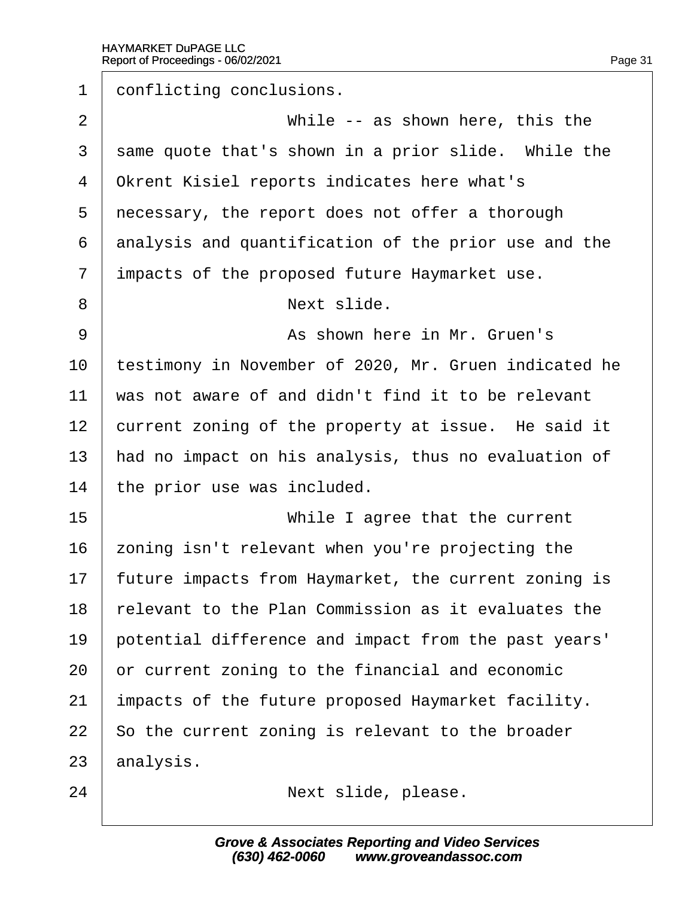conflicting conclusions.

While -- as shown here, this the same quote that's shown in a prior slide. While the Okrent Kisiel reports indicates here what's necessary, the report does not offer a thorough analysis and quantification of the prior use and the impacts of the proposed future Haymarket use.

Next slide.

As shown here in Mr. Gruen's testimony in November of 2020, Mr. Gruen indicated he was not aware of and didn't find it to be relevant current zoning of the property at issue. He said it had no impact on his analysis, thus no evaluation of the prior use was included.

While I agree that the current zoning isn't relevant when you're projecting the future impacts from Haymarket, the current zoning is relevant to the Plan Commission as it evaluates the potential difference and impact from the past years' or current zoning to the financial and economic impacts of the future proposed Haymarket facility. So the current zoning is relevant to the broader analysis.

Next slide, please.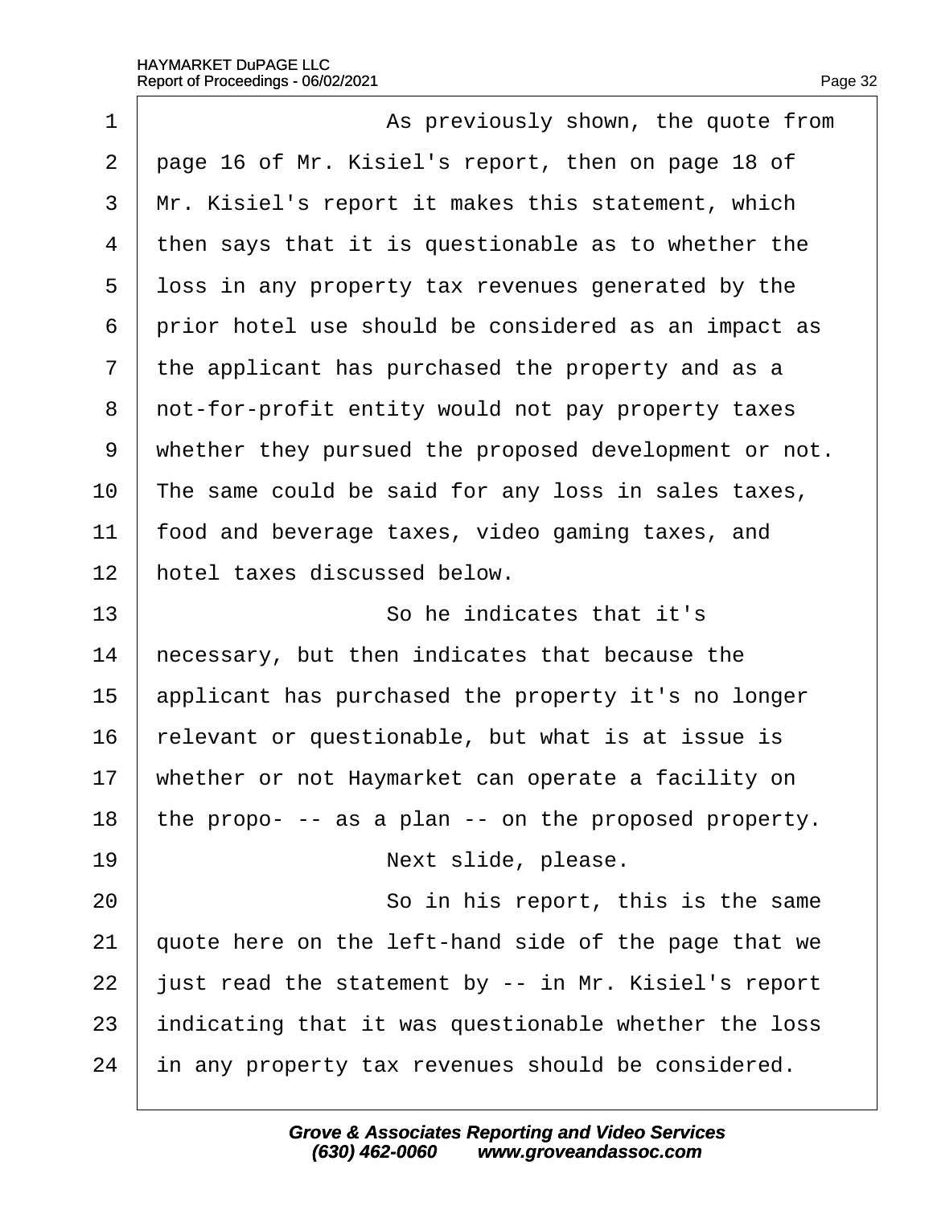As previously shown, the quote from page 16 of Mr. Kisiel's report, then on page 18 of Mr. Kisiel's report it makes this statement, which then says that it is questionable as to whether the loss in any property tax revenues generated by the prior hotel use should be considered as an impact as the applicant has purchased the property and as a not-for-profit entity would not pay property taxes whether they pursued the proposed development or not. The same could be said for any loss in sales taxes, food and beverage taxes, video gaming taxes, and hotel taxes discussed below.

So he indicates that it's necessary, but then indicates that because the applicant has purchased the property it's no longer relevant or questionable, but what is at issue is whether or not Haymarket can operate a facility on the propo- -- as a plan -- on the proposed property.

Next slide, please.

So in his report, this is the same quote here on the left-hand side of the page that we just read the statement by -- in Mr. Kisiel's report indicating that it was questionable whether the loss in any property tax revenues should be considered.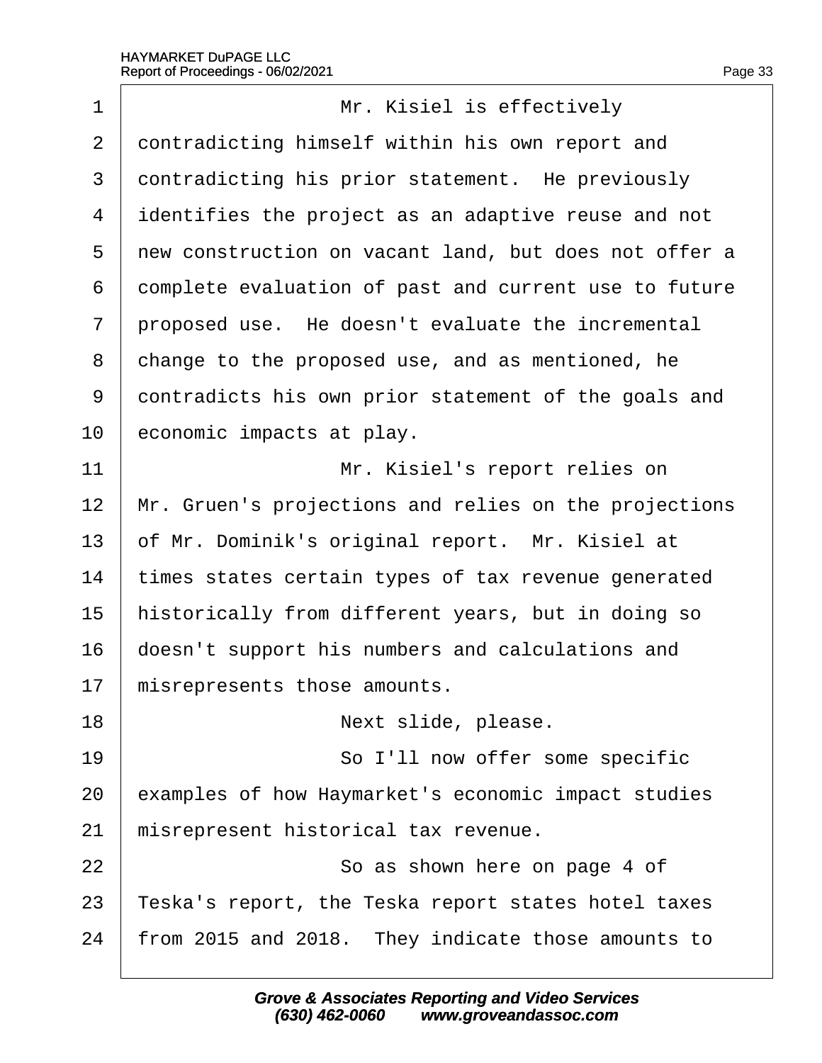1 Mr. Kisiel is effectively
2 contradicting himself within his own report and
3 contradicting his prior statement. He previously
4 identifies the project as an adaptive reuse and not
5 new construction on vacant land, but does not offer a
6 complete evaluation of past and current use to future
7 proposed use. He doesn't evaluate the incremental
8 change to the proposed use, and as mentioned, he
9 contradicts his own prior statement of the goals and
10 economic impacts at play.
11 Mr. Kisiel's report relies on
12 Mr. Gruen's projections and relies on the projections
13 of Mr. Dominik's original report. Mr. Kisiel at
14 times states certain types of tax revenue generated
15 historically from different years, but in doing so
16 doesn't support his numbers and calculations and
17 misrepresents those amounts.
18 Next slide, please.
19 So I'll now offer some specific
20 examples of how Haymarket's economic impact studies
21 misrepresent historical tax revenue.
22 So as shown here on page 4 of
23 Teska's report, the Teska report states hotel taxes
24 from 2015 and 2018. They indicate those amounts to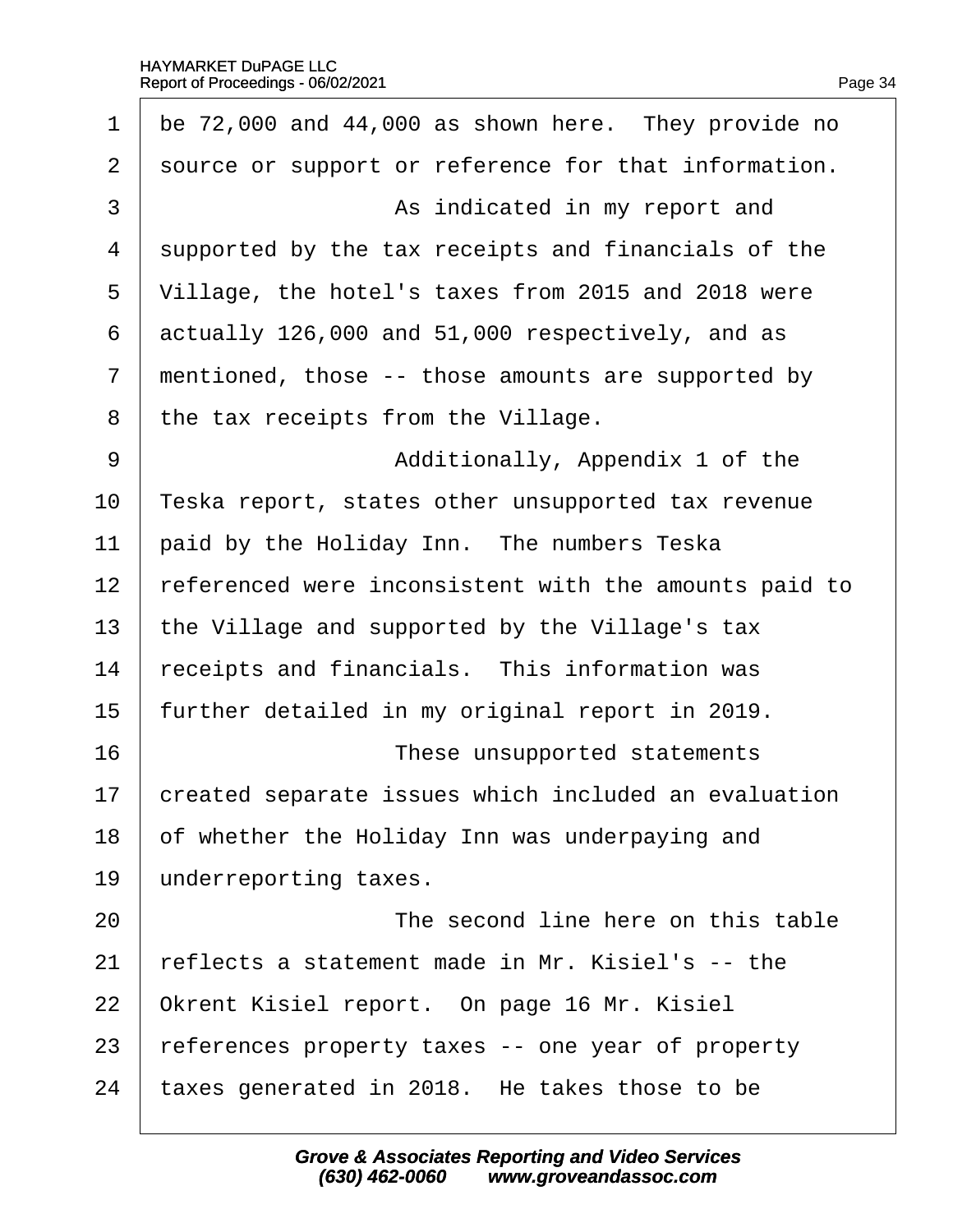1 be 72,000 and 44,000 as shown here. They provide no
2 source or support or reference for that information.
3 As indicated in my report and
4 supported by the tax receipts and financials of the
5 Village, the hotel's taxes from 2015 and 2018 were
6 actually 126,000 and 51,000 respectively, and as
7 mentioned, those -- those amounts are supported by
8 the tax receipts from the Village.
9 Additionally, Appendix 1 of the
10 Teska report, states other unsupported tax revenue
11 paid by the Holiday Inn. The numbers Teska
12 referenced were inconsistent with the amounts paid to
13 the Village and supported by the Village's tax
14 receipts and financials. This information was
15 further detailed in my original report in 2019.
16 These unsupported statements
17 created separate issues which included an evaluation
18 of whether the Holiday Inn was underpaying and
19 underreporting taxes.
20 The second line here on this table
21 reflects a statement made in Mr. Kisiel's -- the
22 Okrent Kisiel report. On page 16 Mr. Kisiel
23 references property taxes -- one year of property
24 taxes generated in 2018. He takes those to be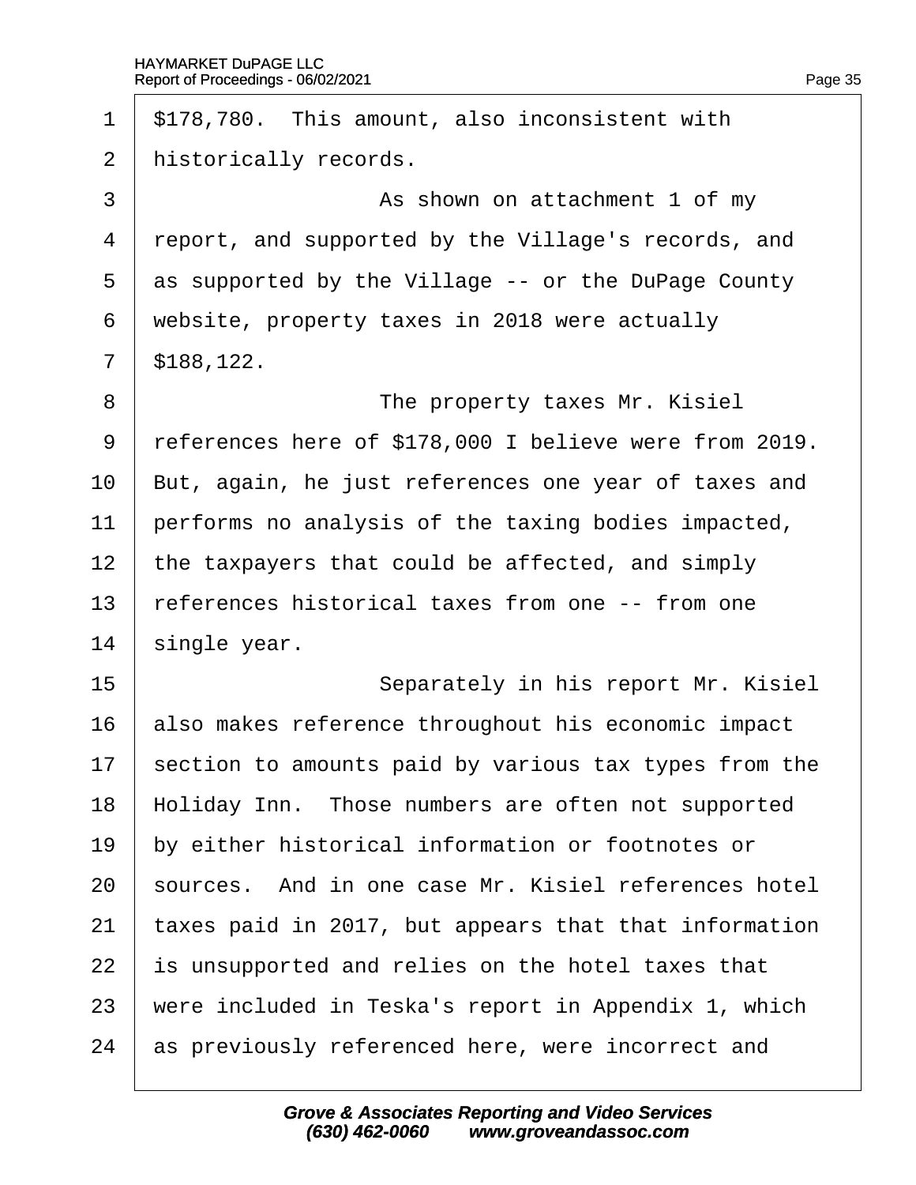$178,780. This amount, also inconsistent with historically records.

As shown on attachment 1 of my report, and supported by the Village's records, and as supported by the Village -- or the DuPage County website, property taxes in 2018 were actually $188,122.

The property taxes Mr. Kisiel references here of $178,000 I believe were from 2019. But, again, he just references one year of taxes and performs no analysis of the taxing bodies impacted, the taxpayers that could be affected, and simply references historical taxes from one -- from one single year.

Separately in his report Mr. Kisiel also makes reference throughout his economic impact section to amounts paid by various tax types from the Holiday Inn. Those numbers are often not supported by either historical information or footnotes or sources. And in one case Mr. Kisiel references hotel taxes paid in 2017, but appears that that information is unsupported and relies on the hotel taxes that were included in Teska's report in Appendix 1, which as previously referenced here, were incorrect and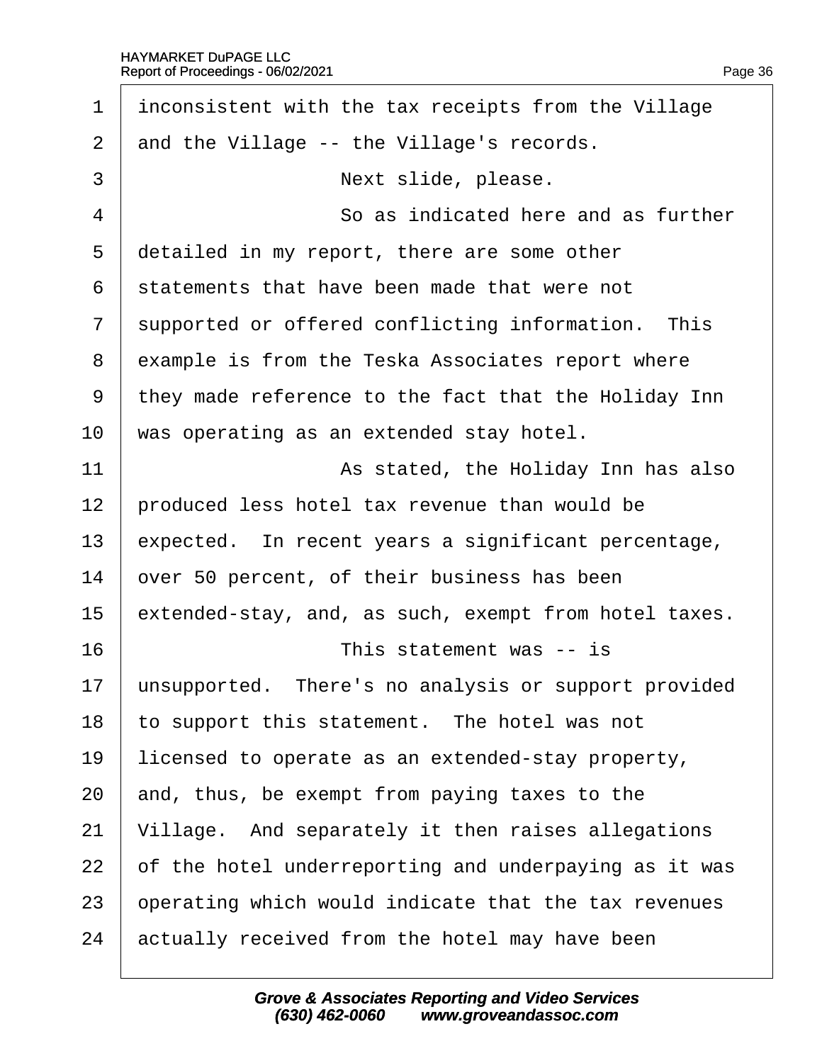1 inconsistent with the tax receipts from the Village
2 and the Village -- the Village's records.
3 Next slide, please.
4 So as indicated here and as further
5 detailed in my report, there are some other
6 statements that have been made that were not
7 supported or offered conflicting information. This
8 example is from the Teska Associates report where
9 they made reference to the fact that the Holiday Inn
10 was operating as an extended stay hotel.
11 As stated, the Holiday Inn has also
12 produced less hotel tax revenue than would be
13 expected. In recent years a significant percentage,
14 over 50 percent, of their business has been
15 extended-stay, and, as such, exempt from hotel taxes.
16 This statement was -- is
17 unsupported. There's no analysis or support provided
18 to support this statement. The hotel was not
19 licensed to operate as an extended-stay property,
20 and, thus, be exempt from paying taxes to the
21 Village. And separately it then raises allegations
22 of the hotel underreporting and underpaying as it was
23 operating which would indicate that the tax revenues
24 actually received from the hotel may have been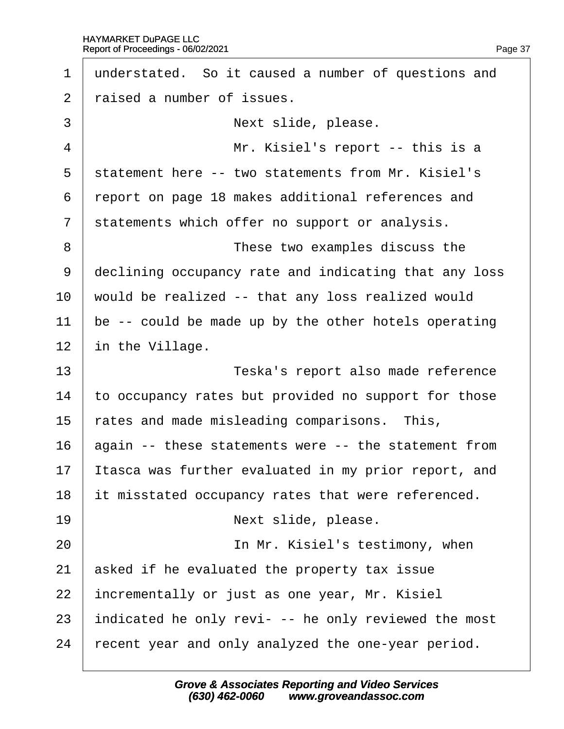understated. So it caused a number of questions and raised a number of issues.

Next slide, please.

Mr. Kisiel's report -- this is a statement here -- two statements from Mr. Kisiel's report on page 18 makes additional references and statements which offer no support or analysis.

These two examples discuss the declining occupancy rate and indicating that any loss would be realized -- that any loss realized would be -- could be made up by the other hotels operating in the Village.

Teska's report also made reference to occupancy rates but provided no support for those rates and made misleading comparisons. This, again -- these statements were -- the statement from Itasca was further evaluated in my prior report, and it misstated occupancy rates that were referenced.

Next slide, please.

In Mr. Kisiel's testimony, when asked if he evaluated the property tax issue incrementally or just as one year, Mr. Kisiel indicated he only revi- -- he only reviewed the most recent year and only analyzed the one-year period.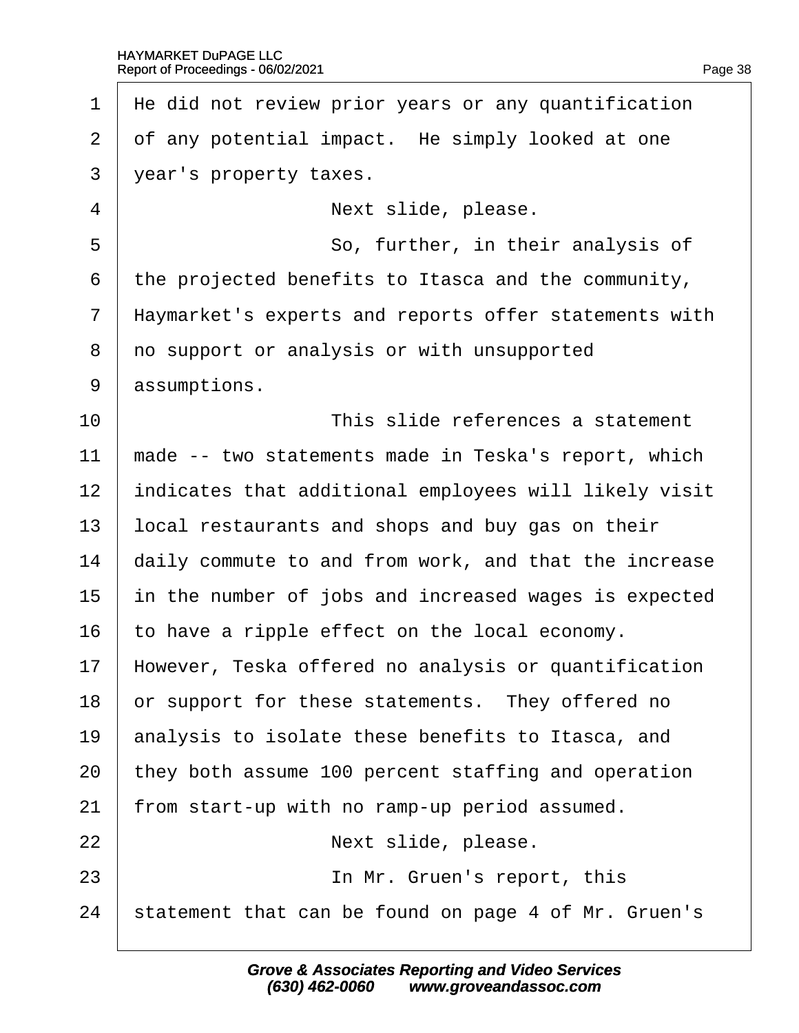He did not review prior years or any quantification of any potential impact. He simply looked at one year's property taxes.

Next slide, please.

So, further, in their analysis of the projected benefits to Itasca and the community, Haymarket's experts and reports offer statements with no support or analysis or with unsupported assumptions.

This slide references a statement made -- two statements made in Teska's report, which indicates that additional employees will likely visit local restaurants and shops and buy gas on their daily commute to and from work, and that the increase in the number of jobs and increased wages is expected to have a ripple effect on the local economy. However, Teska offered no analysis or quantification or support for these statements. They offered no analysis to isolate these benefits to Itasca, and they both assume 100 percent staffing and operation from start-up with no ramp-up period assumed.

Next slide, please.

In Mr. Gruen's report, this statement that can be found on page 4 of Mr. Gruen's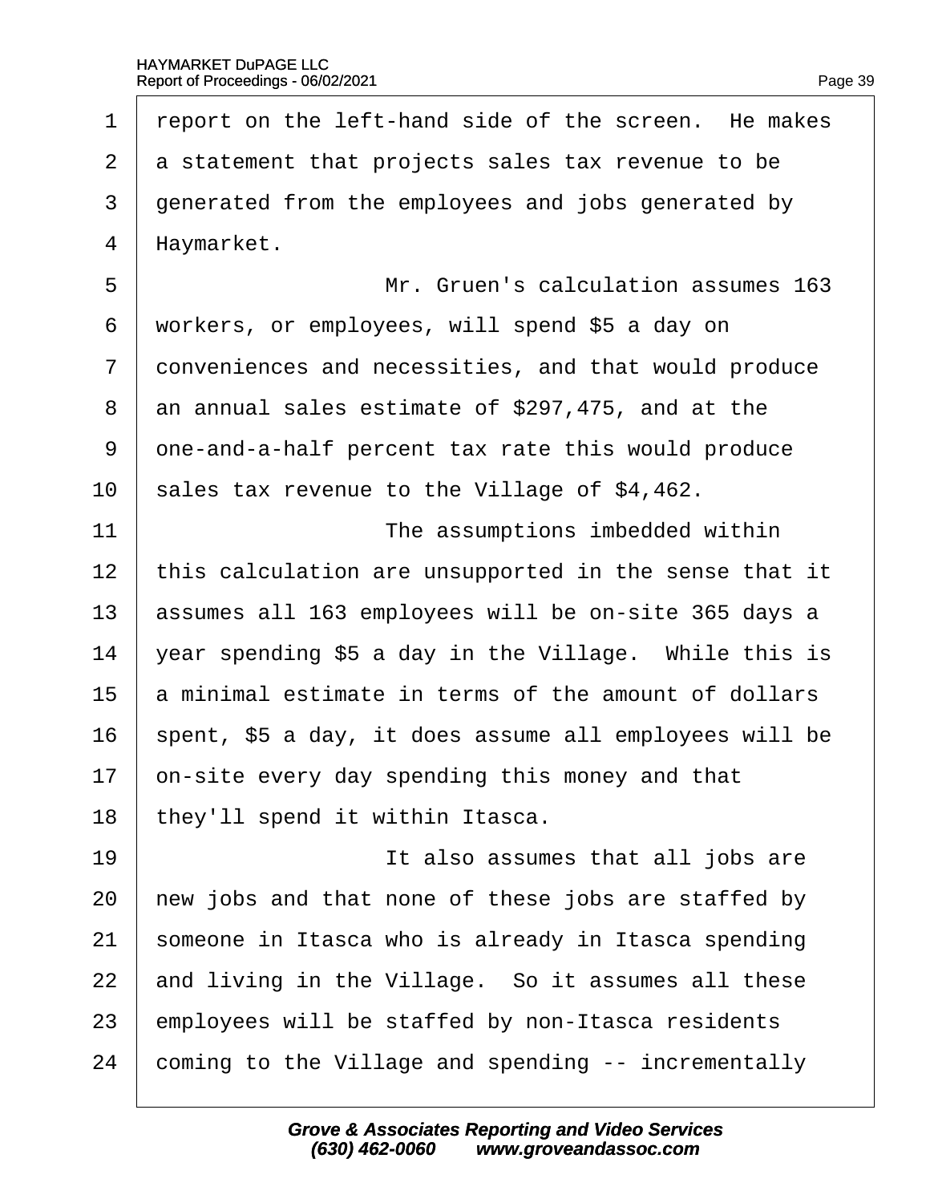report on the left-hand side of the screen. He makes a statement that projects sales tax revenue to be generated from the employees and jobs generated by Haymarket.

Mr. Gruen's calculation assumes 163 workers, or employees, will spend $5 a day on conveniences and necessities, and that would produce an annual sales estimate of $297,475, and at the one-and-a-half percent tax rate this would produce sales tax revenue to the Village of $4,462.

The assumptions imbedded within this calculation are unsupported in the sense that it assumes all 163 employees will be on-site 365 days a year spending $5 a day in the Village. While this is a minimal estimate in terms of the amount of dollars spent, $5 a day, it does assume all employees will be on-site every day spending this money and that they'll spend it within Itasca.

It also assumes that all jobs are new jobs and that none of these jobs are staffed by someone in Itasca who is already in Itasca spending and living in the Village. So it assumes all these employees will be staffed by non-Itasca residents coming to the Village and spending -- incrementally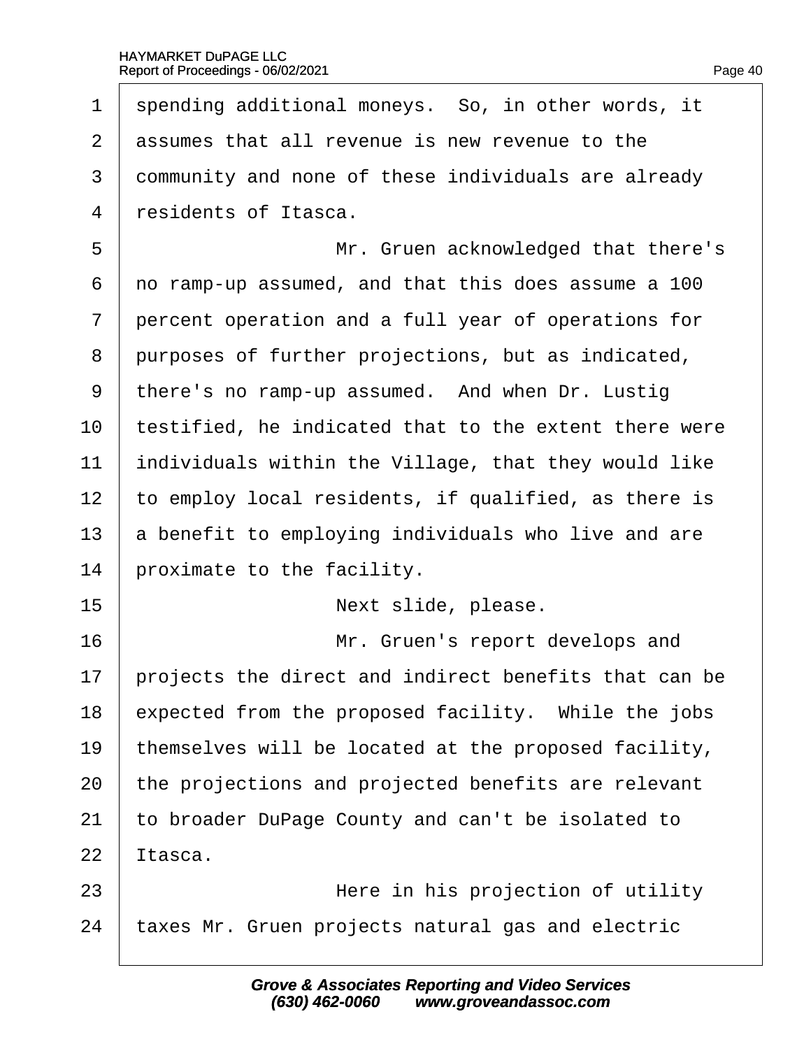spending additional moneys. So, in other words, it assumes that all revenue is new revenue to the community and none of these individuals are already residents of Itasca.

Mr. Gruen acknowledged that there's no ramp-up assumed, and that this does assume a 100 percent operation and a full year of operations for purposes of further projections, but as indicated, there's no ramp-up assumed. And when Dr. Lustig testified, he indicated that to the extent there were individuals within the Village, that they would like to employ local residents, if qualified, as there is a benefit to employing individuals who live and are proximate to the facility.

Next slide, please.

Mr. Gruen's report develops and projects the direct and indirect benefits that can be expected from the proposed facility. While the jobs themselves will be located at the proposed facility, the projections and projected benefits are relevant to broader DuPage County and can't be isolated to Itasca.

Here in his projection of utility taxes Mr. Gruen projects natural gas and electric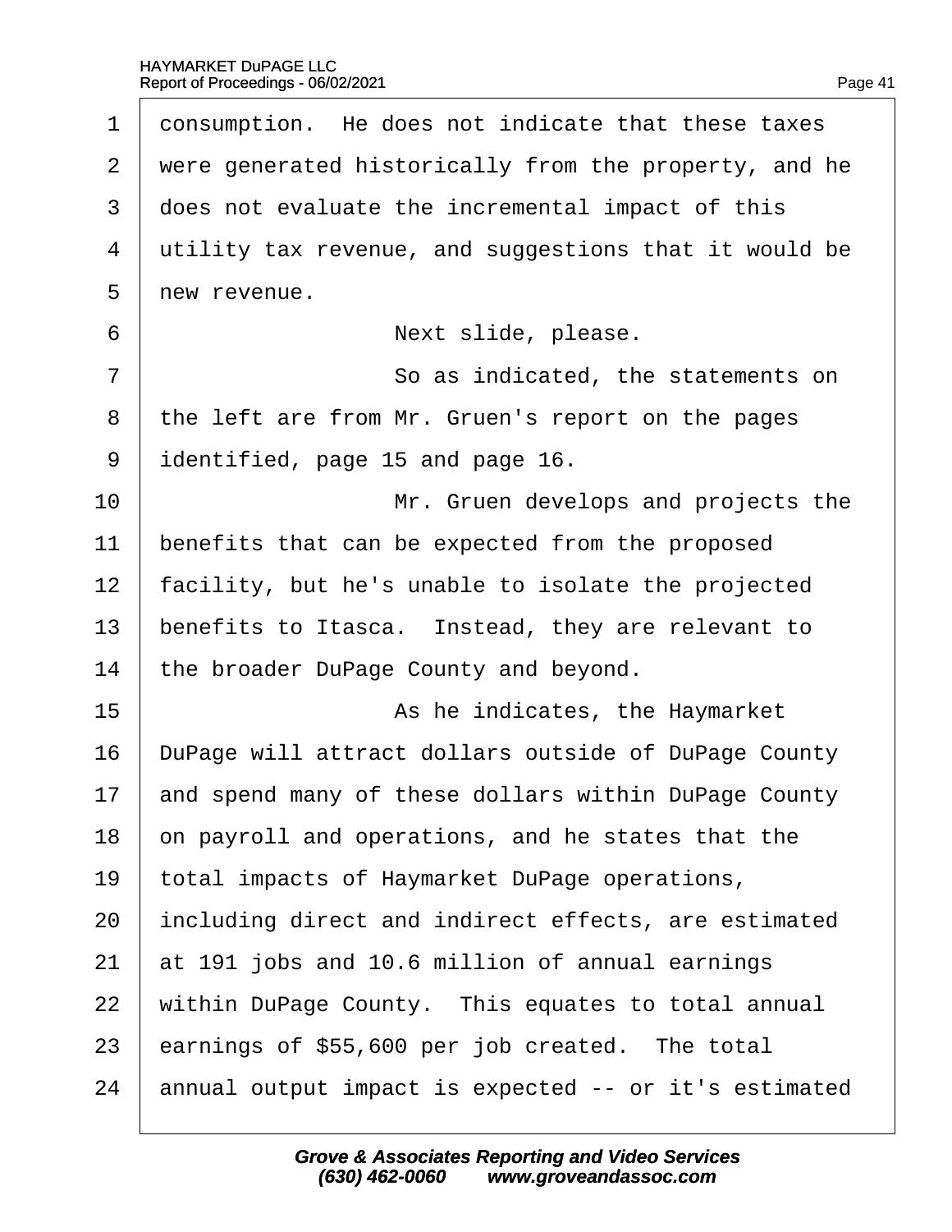1 consumption. He does not indicate that these taxes
2 were generated historically from the property, and he
3 does not evaluate the incremental impact of this
4 utility tax revenue, and suggestions that it would be
5 new revenue.
6 Next slide, please.
7 So as indicated, the statements on
8 the left are from Mr. Gruen's report on the pages
9 identified, page 15 and page 16.
10 Mr. Gruen develops and projects the
11 benefits that can be expected from the proposed
12 facility, but he's unable to isolate the projected
13 benefits to Itasca. Instead, they are relevant to
14 the broader DuPage County and beyond.
15 As he indicates, the Haymarket
16 DuPage will attract dollars outside of DuPage County
17 and spend many of these dollars within DuPage County
18 on payroll and operations, and he states that the
19 total impacts of Haymarket DuPage operations,
20 including direct and indirect effects, are estimated
21 at 191 jobs and 10.6 million of annual earnings
22 within DuPage County. This equates to total annual
23 earnings of $55,600 per job created. The total
24 annual output impact is expected -- or it's estimated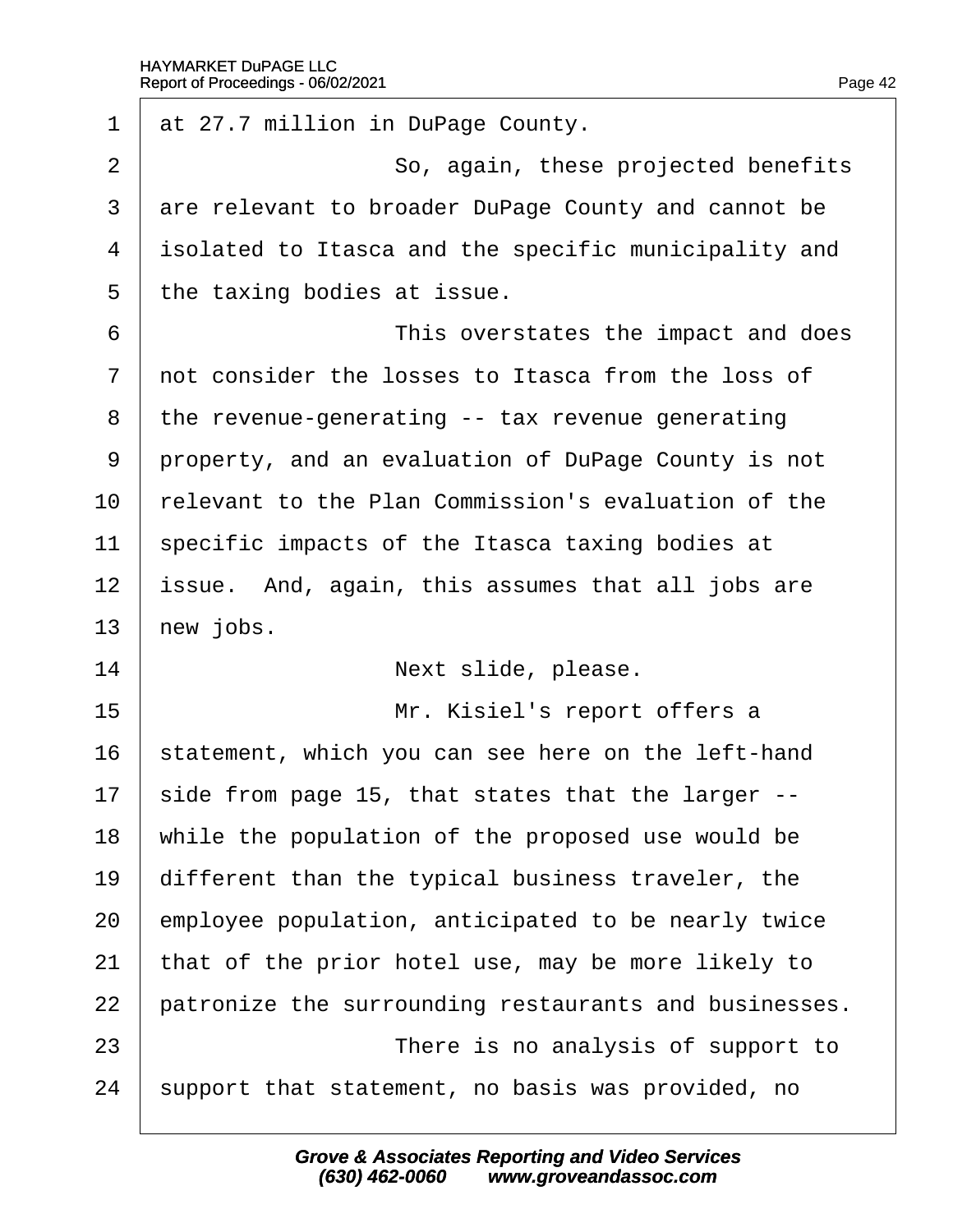at 27.7 million in DuPage County.

So, again, these projected benefits are relevant to broader DuPage County and cannot be isolated to Itasca and the specific municipality and the taxing bodies at issue.

This overstates the impact and does not consider the losses to Itasca from the loss of the revenue-generating -- tax revenue generating property, and an evaluation of DuPage County is not relevant to the Plan Commission's evaluation of the specific impacts of the Itasca taxing bodies at issue. And, again, this assumes that all jobs are new jobs.

Next slide, please.

Mr. Kisiel's report offers a statement, which you can see here on the left-hand side from page 15, that states that the larger -- while the population of the proposed use would be different than the typical business traveler, the employee population, anticipated to be nearly twice that of the prior hotel use, may be more likely to patronize the surrounding restaurants and businesses.

There is no analysis of support to support that statement, no basis was provided, no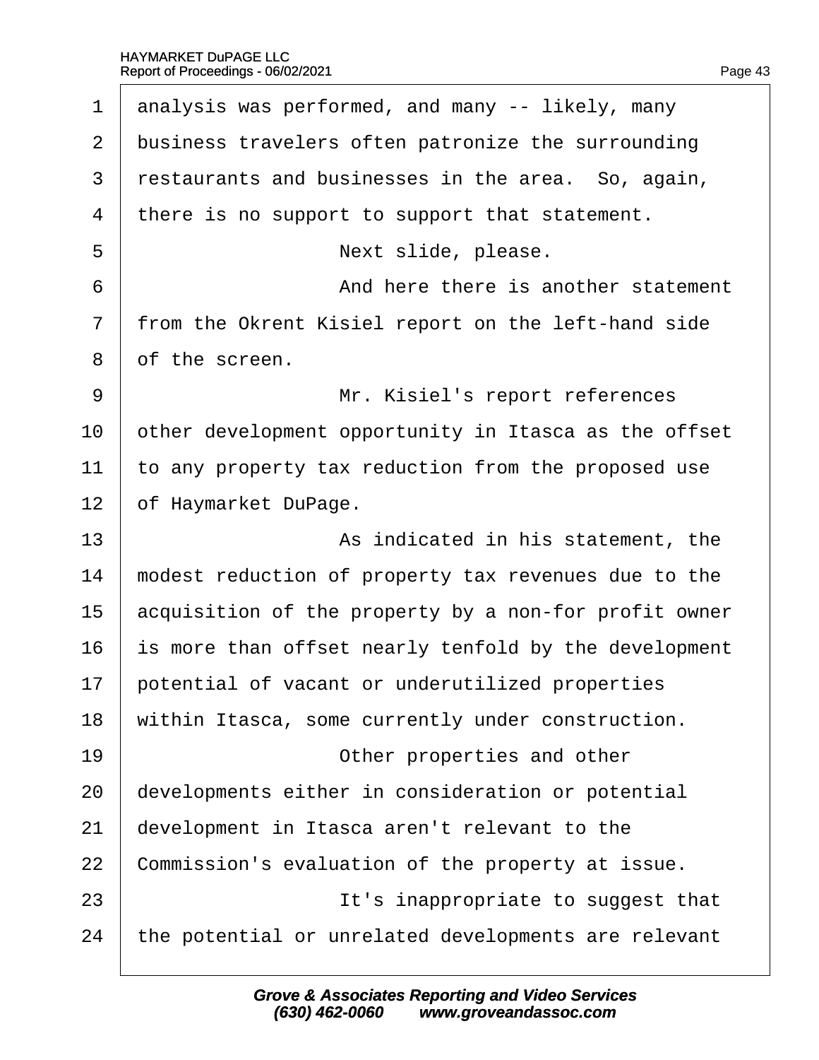1 analysis was performed, and many -- likely, many

2 business travelers often patronize the surrounding

3 restaurants and businesses in the area. So, again,

4 there is no support to support that statement.

5 Next slide, please.

6 And here there is another statement

7 from the Okrent Kisiel report on the left-hand side

8 of the screen.

9 Mr. Kisiel's report references

10 other development opportunity in Itasca as the offset

11 to any property tax reduction from the proposed use

12 of Haymarket DuPage.

13 As indicated in his statement, the

14 modest reduction of property tax revenues due to the

15 acquisition of the property by a non-for profit owner

16 is more than offset nearly tenfold by the development

17 potential of vacant or underutilized properties

18 within Itasca, some currently under construction.

19 Other properties and other

20 developments either in consideration or potential

21 development in Itasca aren't relevant to the

22 Commission's evaluation of the property at issue.

23 It's inappropriate to suggest that

24 the potential or unrelated developments are relevant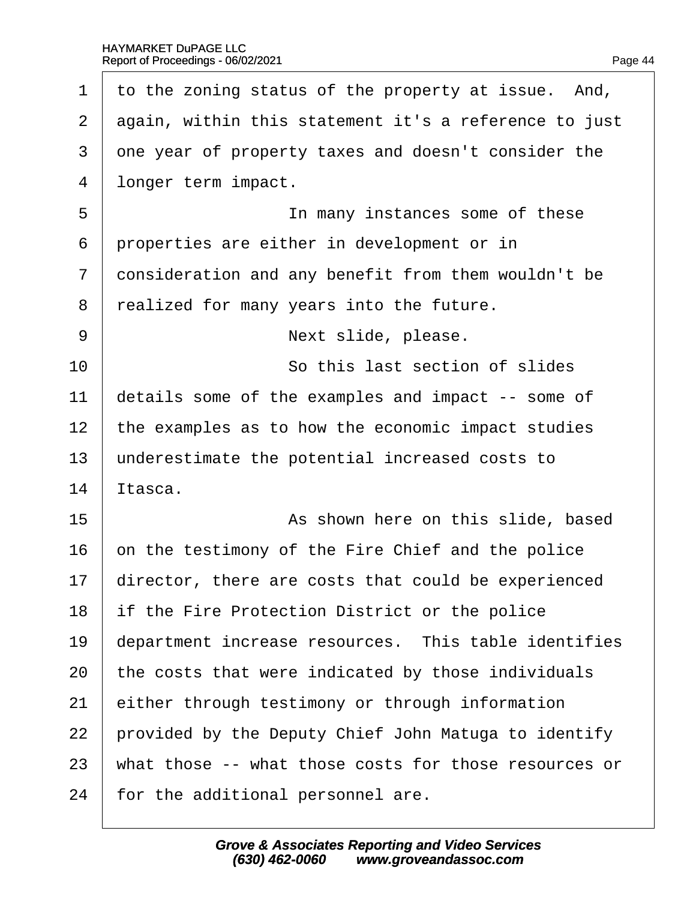1 to the zoning status of the property at issue. And,
2 again, within this statement it's a reference to just
3 one year of property taxes and doesn't consider the
4 longer term impact.
5 In many instances some of these
6 properties are either in development or in
7 consideration and any benefit from them wouldn't be
8 realized for many years into the future.
9 Next slide, please.
10 So this last section of slides
11 details some of the examples and impact -- some of
12 the examples as to how the economic impact studies
13 underestimate the potential increased costs to
14 Itasca.
15 As shown here on this slide, based
16 on the testimony of the Fire Chief and the police
17 director, there are costs that could be experienced
18 if the Fire Protection District or the police
19 department increase resources. This table identifies
20 the costs that were indicated by those individuals
21 either through testimony or through information
22 provided by the Deputy Chief John Matuga to identify
23 what those -- what those costs for those resources or
24 for the additional personnel are.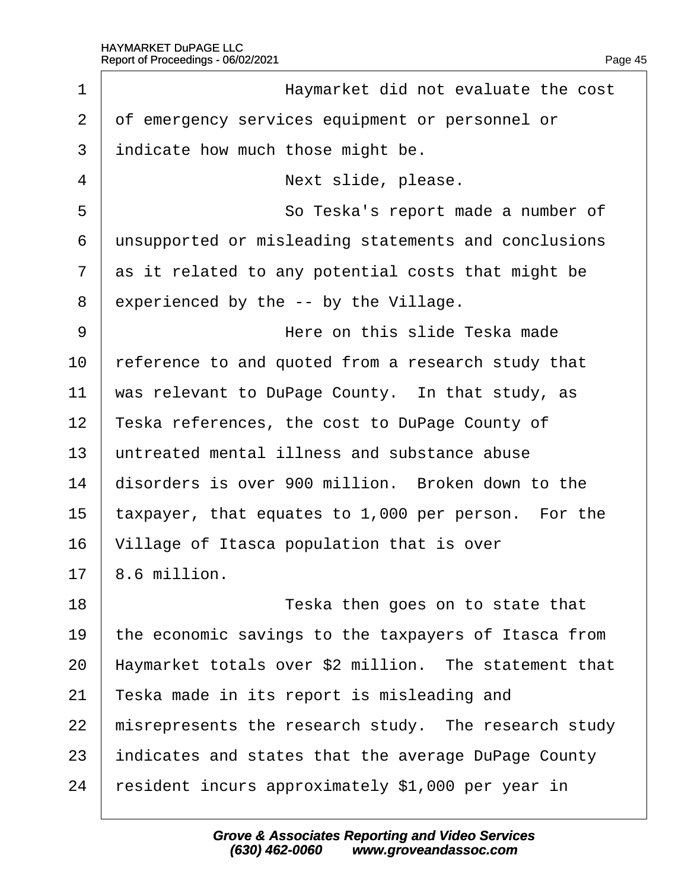1 Haymarket did not evaluate the cost
2 of emergency services equipment or personnel or
3 indicate how much those might be.
4 Next slide, please.
5 So Teska's report made a number of
6 unsupported or misleading statements and conclusions
7 as it related to any potential costs that might be
8 experienced by the -- by the Village.
9 Here on this slide Teska made
10 reference to and quoted from a research study that
11 was relevant to DuPage County. In that study, as
12 Teska references, the cost to DuPage County of
13 untreated mental illness and substance abuse
14 disorders is over 900 million. Broken down to the
15 taxpayer, that equates to 1,000 per person. For the
16 Village of Itasca population that is over
17 8.6 million.
18 Teska then goes on to state that
19 the economic savings to the taxpayers of Itasca from
20 Haymarket totals over $2 million. The statement that
21 Teska made in its report is misleading and
22 misrepresents the research study. The research study
23 indicates and states that the average DuPage County
24 resident incurs approximately $1,000 per year in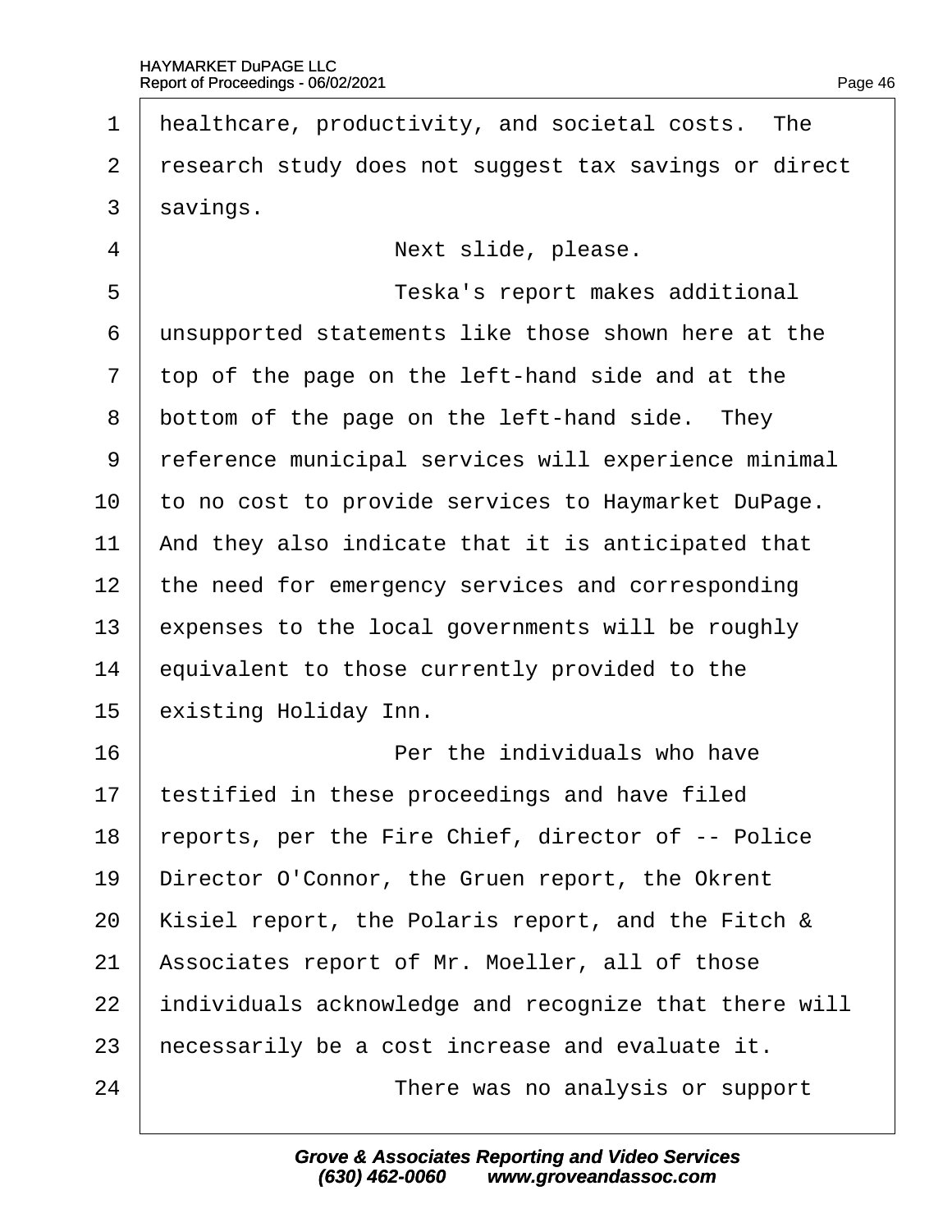healthcare, productivity, and societal costs. The research study does not suggest tax savings or direct savings.

Next slide, please.

Teska's report makes additional unsupported statements like those shown here at the top of the page on the left-hand side and at the bottom of the page on the left-hand side. They reference municipal services will experience minimal to no cost to provide services to Haymarket DuPage. And they also indicate that it is anticipated that the need for emergency services and corresponding expenses to the local governments will be roughly equivalent to those currently provided to the existing Holiday Inn.

Per the individuals who have testified in these proceedings and have filed reports, per the Fire Chief, director of -- Police Director O'Connor, the Gruen report, the Okrent Kisiel report, the Polaris report, and the Fitch & Associates report of Mr. Moeller, all of those individuals acknowledge and recognize that there will necessarily be a cost increase and evaluate it.

There was no analysis or support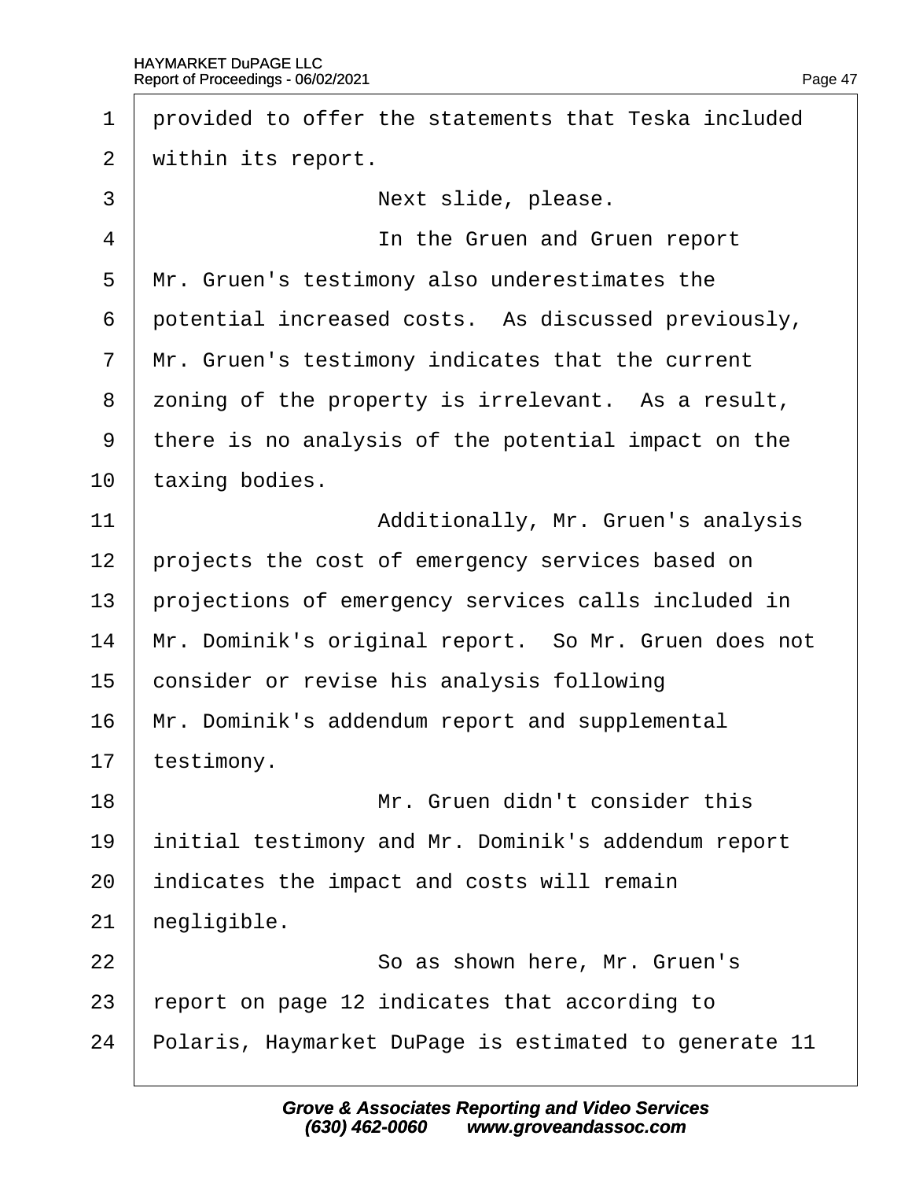provided to offer the statements that Teska included within its report.

Next slide, please.

In the Gruen and Gruen report Mr. Gruen's testimony also underestimates the potential increased costs. As discussed previously, Mr. Gruen's testimony indicates that the current zoning of the property is irrelevant. As a result, there is no analysis of the potential impact on the taxing bodies.

Additionally, Mr. Gruen's analysis projects the cost of emergency services based on projections of emergency services calls included in Mr. Dominik's original report. So Mr. Gruen does not consider or revise his analysis following Mr. Dominik's addendum report and supplemental testimony.

Mr. Gruen didn't consider this initial testimony and Mr. Dominik's addendum report indicates the impact and costs will remain negligible.

So as shown here, Mr. Gruen's report on page 12 indicates that according to Polaris, Haymarket DuPage is estimated to generate 11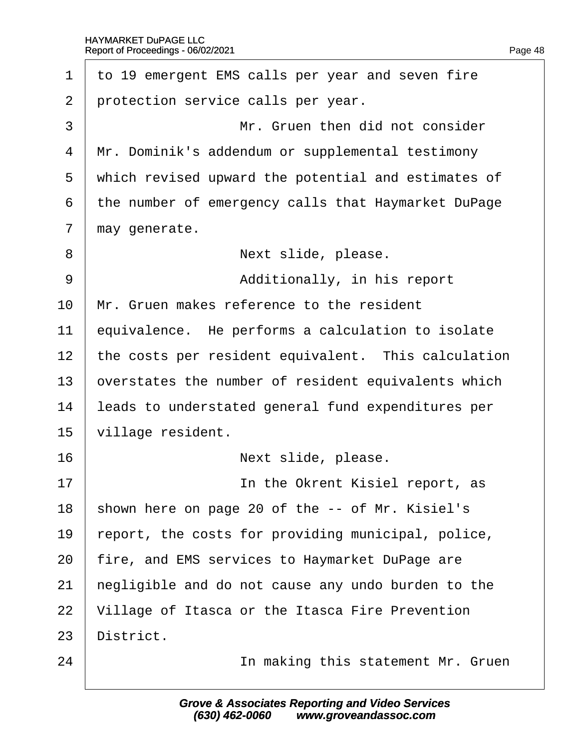1 to 19 emergent EMS calls per year and seven fire
2 protection service calls per year.
3 Mr. Gruen then did not consider
4 Mr. Dominik's addendum or supplemental testimony
5 which revised upward the potential and estimates of
6 the number of emergency calls that Haymarket DuPage
7 may generate.
8 Next slide, please.
9 Additionally, in his report
10 Mr. Gruen makes reference to the resident
11 equivalence. He performs a calculation to isolate
12 the costs per resident equivalent. This calculation
13 overstates the number of resident equivalents which
14 leads to understated general fund expenditures per
15 village resident.
16 Next slide, please.
17 In the Okrent Kisiel report, as
18 shown here on page 20 of the -- of Mr. Kisiel's
19 report, the costs for providing municipal, police,
20 fire, and EMS services to Haymarket DuPage are
21 negligible and do not cause any undo burden to the
22 Village of Itasca or the Itasca Fire Prevention
23 District.
24 In making this statement Mr. Gruen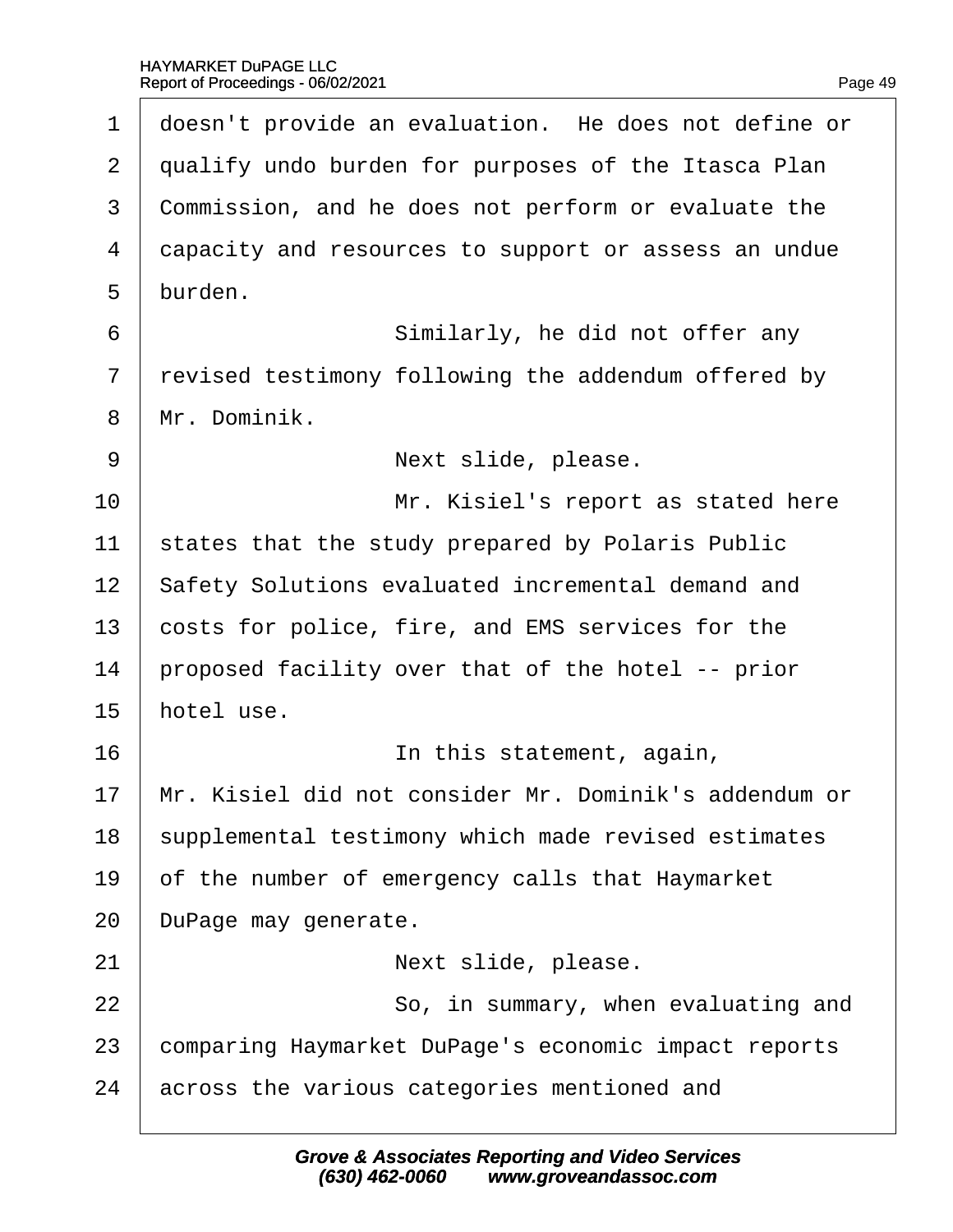1 doesn't provide an evaluation. He does not define or
2 qualify undo burden for purposes of the Itasca Plan
3 Commission, and he does not perform or evaluate the
4 capacity and resources to support or assess an undue
5 burden.
6 Similarly, he did not offer any
7 revised testimony following the addendum offered by
8 Mr. Dominik.
9 Next slide, please.
10 Mr. Kisiel's report as stated here
11 states that the study prepared by Polaris Public
12 Safety Solutions evaluated incremental demand and
13 costs for police, fire, and EMS services for the
14 proposed facility over that of the hotel -- prior
15 hotel use.
16 In this statement, again,
17 Mr. Kisiel did not consider Mr. Dominik's addendum or
18 supplemental testimony which made revised estimates
19 of the number of emergency calls that Haymarket
20 DuPage may generate.
21 Next slide, please.
22 So, in summary, when evaluating and
23 comparing Haymarket DuPage's economic impact reports
24 across the various categories mentioned and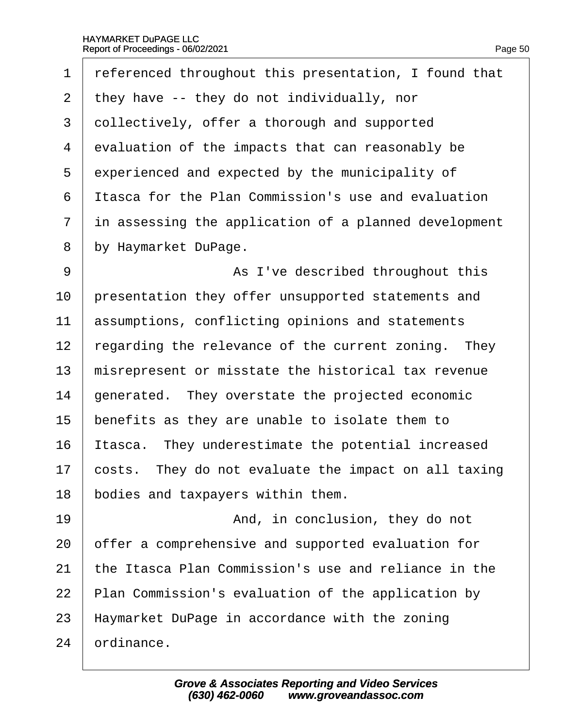referenced throughout this presentation, I found that they have -- they do not individually, nor collectively, offer a thorough and supported evaluation of the impacts that can reasonably be experienced and expected by the municipality of Itasca for the Plan Commission's use and evaluation in assessing the application of a planned development by Haymarket DuPage.

As I've described throughout this presentation they offer unsupported statements and assumptions, conflicting opinions and statements regarding the relevance of the current zoning. They misrepresent or misstate the historical tax revenue generated. They overstate the projected economic benefits as they are unable to isolate them to Itasca. They underestimate the potential increased costs. They do not evaluate the impact on all taxing bodies and taxpayers within them.

And, in conclusion, they do not offer a comprehensive and supported evaluation for the Itasca Plan Commission's use and reliance in the Plan Commission's evaluation of the application by Haymarket DuPage in accordance with the zoning ordinance.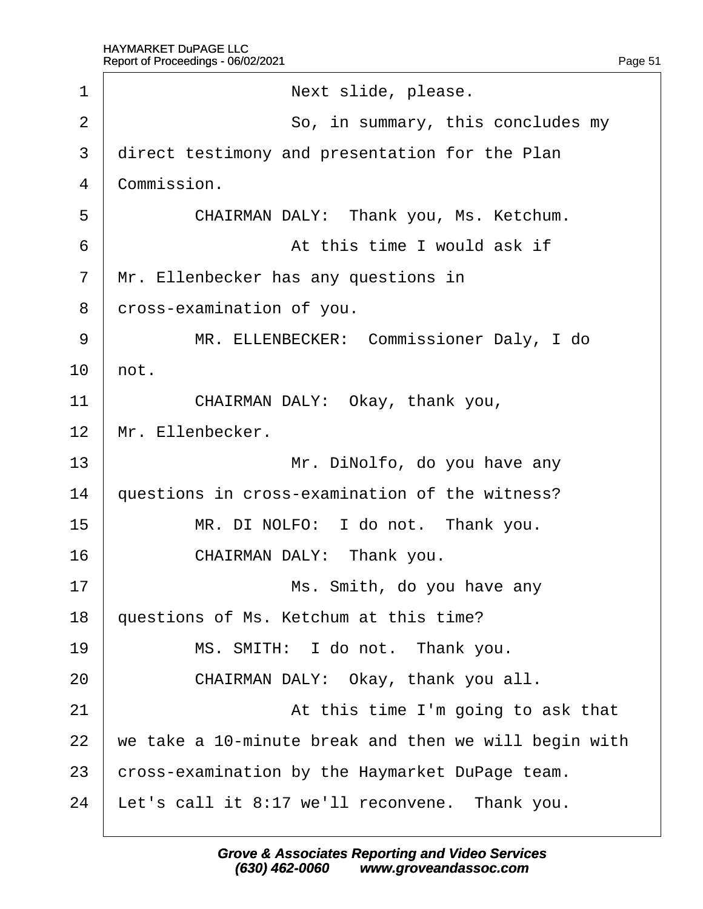1 Next slide, please.

2 So, in summary, this concludes my

3 direct testimony and presentation for the Plan

4 Commission.

5 CHAIRMAN DALY: Thank you, Ms. Ketchum.

6 At this time I would ask if

7 Mr. Ellenbecker has any questions in

8 cross-examination of you.

9 MR. ELLENBECKER: Commissioner Daly, I do

10 not.

11 CHAIRMAN DALY: Okay, thank you,

12 Mr. Ellenbecker.

13 Mr. DiNolfo, do you have any

14 questions in cross-examination of the witness?

15 MR. DI NOLFO: I do not. Thank you.

16 CHAIRMAN DALY: Thank you.

17 Ms. Smith, do you have any

18 questions of Ms. Ketchum at this time?

19 MS. SMITH: I do not. Thank you.

20 CHAIRMAN DALY: Okay, thank you all.

21 At this time I'm going to ask that

22 we take a 10-minute break and then we will begin with

23 cross-examination by the Haymarket DuPage team.

24 Let's call it 8:17 we'll reconvene. Thank you.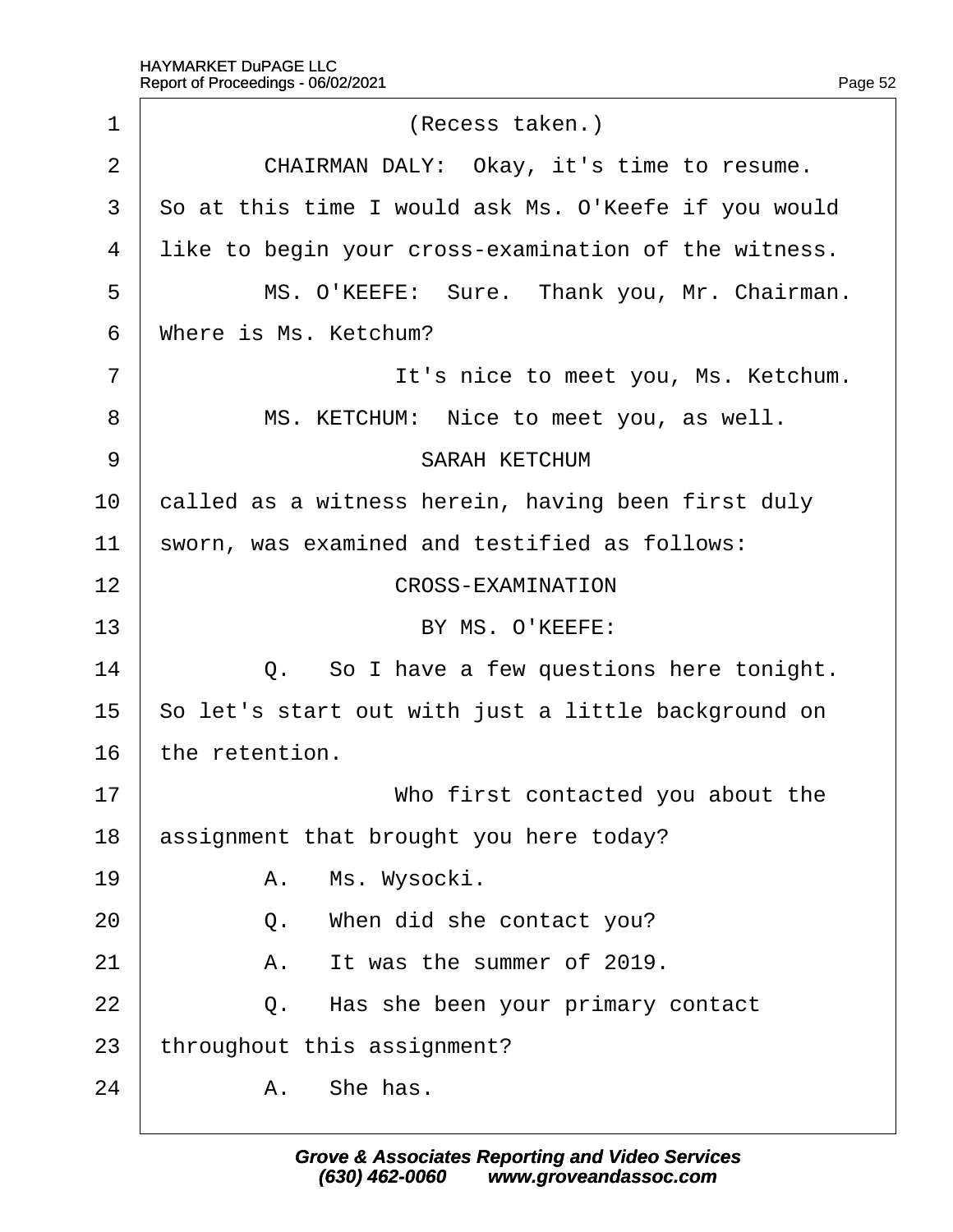(Recess taken.)

CHAIRMAN DALY: Okay, it's time to resume. So at this time I would ask Ms. O'Keefe if you would like to begin your cross-examination of the witness.

MS. O'KEEFE: Sure. Thank you, Mr. Chairman. Where is Ms. Ketchum?

It's nice to meet you, Ms. Ketchum.

MS. KETCHUM: Nice to meet you, as well.

SARAH KETCHUM

called as a witness herein, having been first duly sworn, was examined and testified as follows:

CROSS-EXAMINATION

BY MS. O'KEEFE:

Q. So I have a few questions here tonight. So let's start out with just a little background on the retention.

Who first contacted you about the assignment that brought you here today?

A. Ms. Wysocki.

Q. When did she contact you?

A. It was the summer of 2019.

Q. Has she been your primary contact throughout this assignment?

A. She has.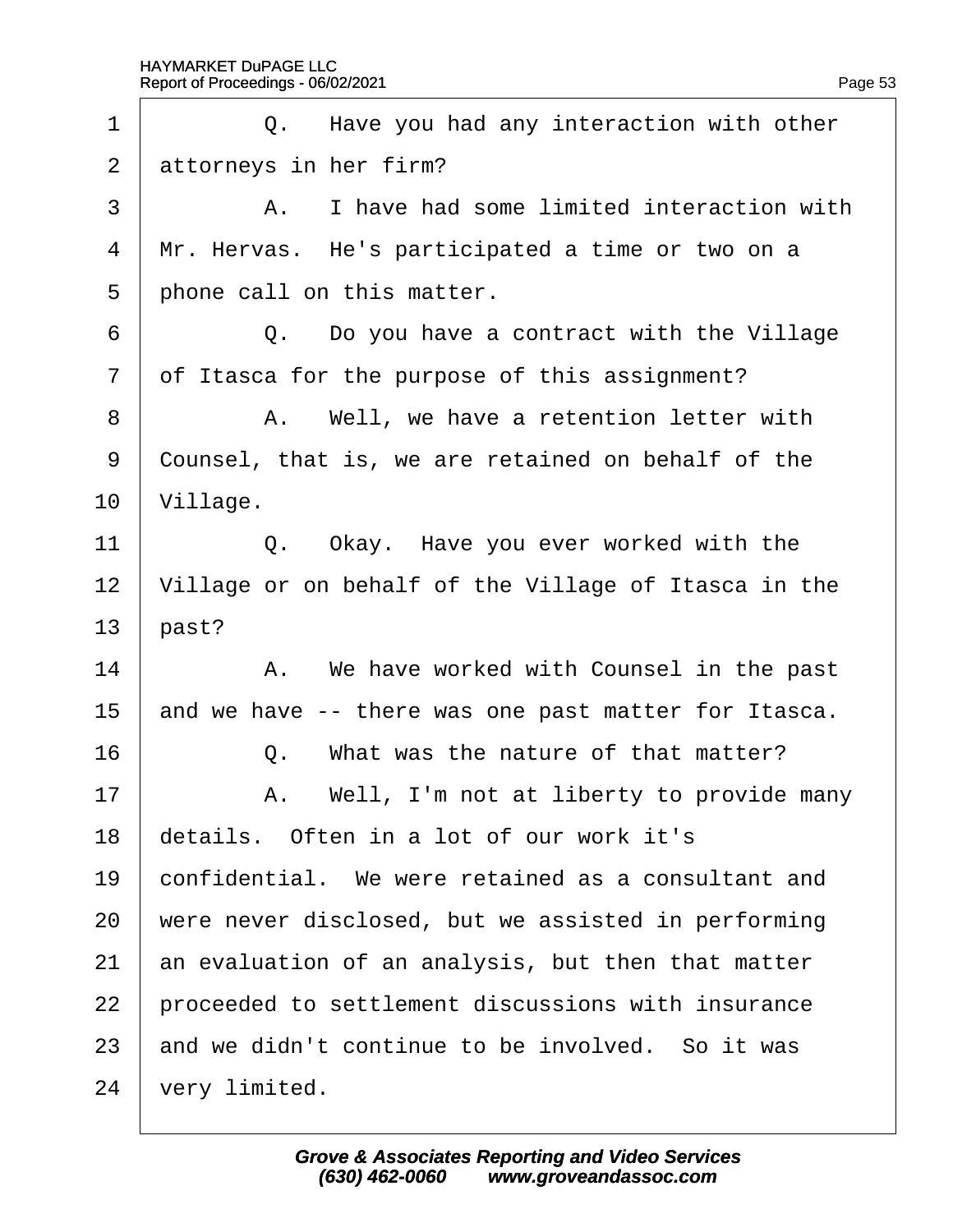1 Q. Have you had any interaction with other
2 attorneys in her firm?
3 A. I have had some limited interaction with
4 Mr. Hervas. He's participated a time or two on a
5 phone call on this matter.
6 Q. Do you have a contract with the Village
7 of Itasca for the purpose of this assignment?
8 A. Well, we have a retention letter with
9 Counsel, that is, we are retained on behalf of the
10 Village.
11 Q. Okay. Have you ever worked with the
12 Village or on behalf of the Village of Itasca in the
13 past?
14 A. We have worked with Counsel in the past
15 and we have -- there was one past matter for Itasca.
16 Q. What was the nature of that matter?
17 A. Well, I'm not at liberty to provide many
18 details. Often in a lot of our work it's
19 confidential. We were retained as a consultant and
20 were never disclosed, but we assisted in performing
21 an evaluation of an analysis, but then that matter
22 proceeded to settlement discussions with insurance
23 and we didn't continue to be involved. So it was
24 very limited.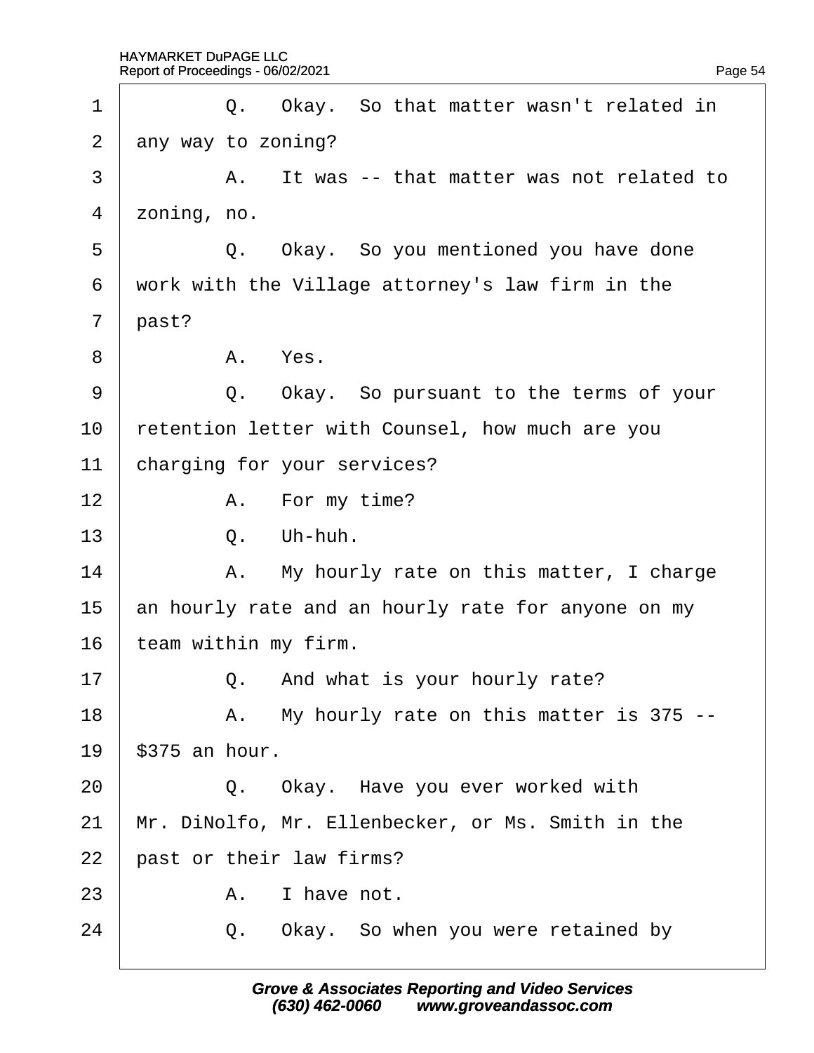1 Q. Okay. So that matter wasn't related in
2 any way to zoning?
3 A. It was -- that matter was not related to
4 zoning, no.
5 Q. Okay. So you mentioned you have done
6 work with the Village attorney's law firm in the
7 past?
8 A. Yes.
9 Q. Okay. So pursuant to the terms of your
10 retention letter with Counsel, how much are you
11 charging for your services?
12 A. For my time?
13 Q. Uh-huh.
14 A. My hourly rate on this matter, I charge
15 an hourly rate and an hourly rate for anyone on my
16 team within my firm.
17 Q. And what is your hourly rate?
18 A. My hourly rate on this matter is 375 --
19 $375 an hour.
20 Q. Okay. Have you ever worked with
21 Mr. DiNolfo, Mr. Ellenbecker, or Ms. Smith in the
22 past or their law firms?
23 A. I have not.
24 Q. Okay. So when you were retained by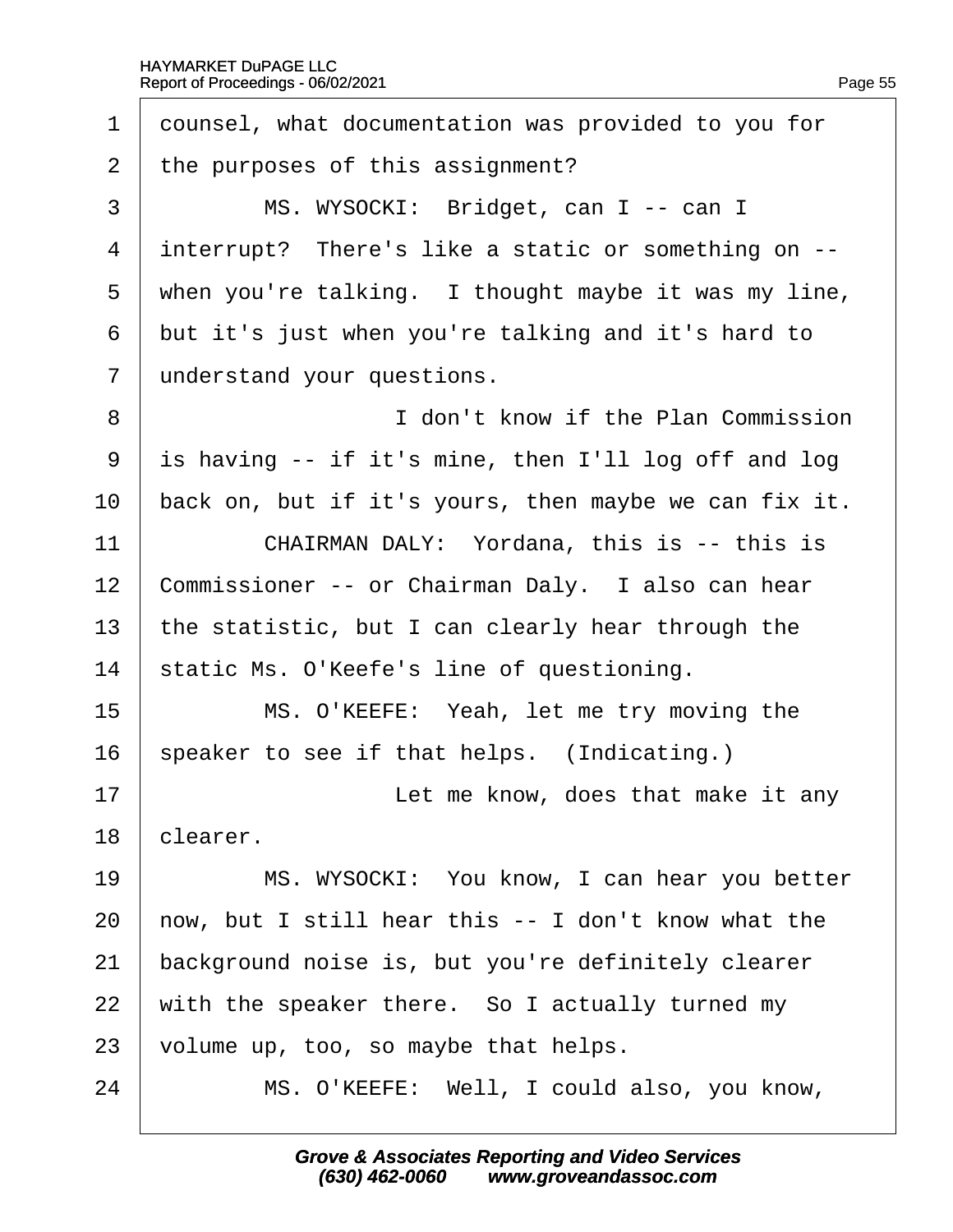1 counsel, what documentation was provided to you for
2 the purposes of this assignment?
3 MS. WYSOCKI: Bridget, can I -- can I
4 interrupt? There's like a static or something on --
5 when you're talking. I thought maybe it was my line,
6 but it's just when you're talking and it's hard to
7 understand your questions.
8 I don't know if the Plan Commission
9 is having -- if it's mine, then I'll log off and log
10 back on, but if it's yours, then maybe we can fix it.
11 CHAIRMAN DALY: Yordana, this is -- this is
12 Commissioner -- or Chairman Daly. I also can hear
13 the statistic, but I can clearly hear through the
14 static Ms. O'Keefe's line of questioning.
15 MS. O'KEEFE: Yeah, let me try moving the
16 speaker to see if that helps. (Indicating.)
17 Let me know, does that make it any
18 clearer.
19 MS. WYSOCKI: You know, I can hear you better
20 now, but I still hear this -- I don't know what the
21 background noise is, but you're definitely clearer
22 with the speaker there. So I actually turned my
23 volume up, too, so maybe that helps.
24 MS. O'KEEFE: Well, I could also, you know,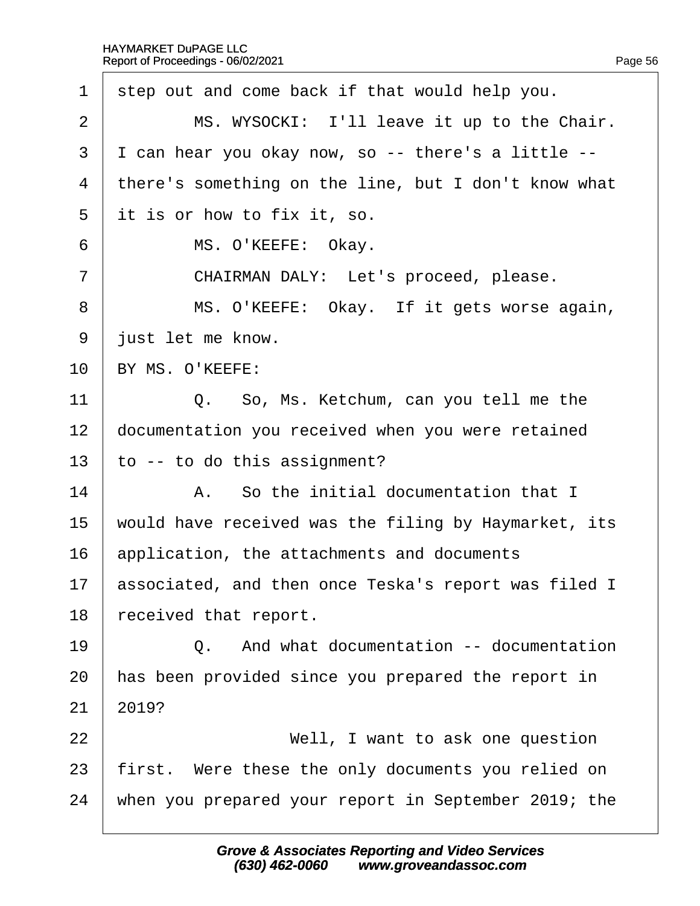1 step out and come back if that would help you.

2 MS. WYSOCKI: I'll leave it up to the Chair.

3 I can hear you okay now, so -- there's a little --

4 there's something on the line, but I don't know what

5 it is or how to fix it, so.

6 MS. O'KEEFE: Okay.

7 CHAIRMAN DALY: Let's proceed, please.

8 MS. O'KEEFE: Okay. If it gets worse again,

9 just let me know.

10 BY MS. O'KEEFE:

11 Q. So, Ms. Ketchum, can you tell me the

12 documentation you received when you were retained

13 to -- to do this assignment?

14 A. So the initial documentation that I

15 would have received was the filing by Haymarket, its

16 application, the attachments and documents

17 associated, and then once Teska's report was filed I

18 received that report.

19 Q. And what documentation -- documentation

20 has been provided since you prepared the report in

21 2019?

22 Well, I want to ask one question

23 first. Were these the only documents you relied on

24 when you prepared your report in September 2019; the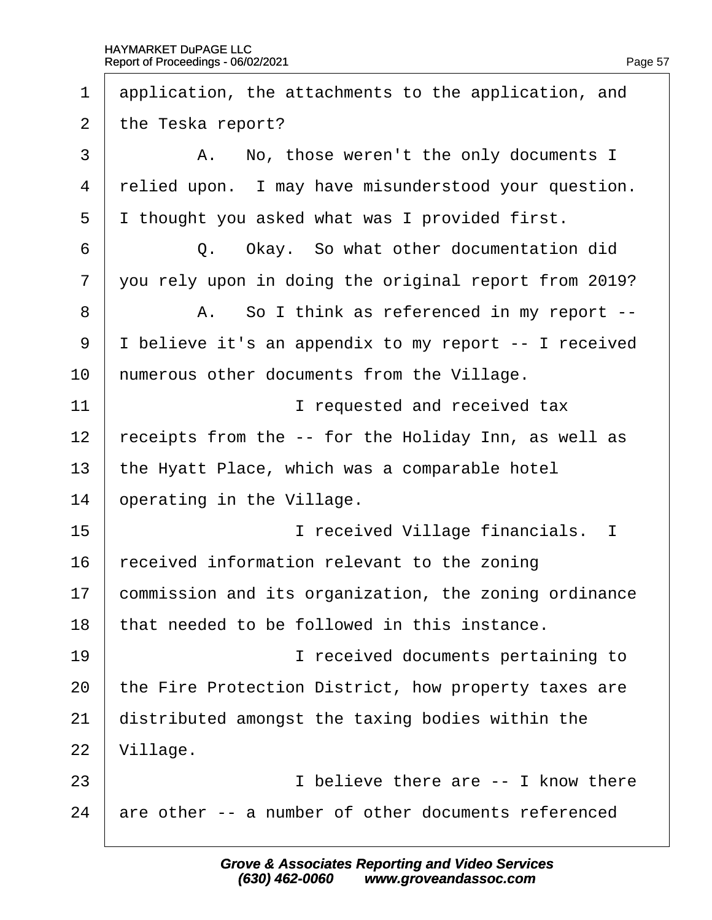1 application, the attachments to the application, and

2 the Teska report?

3 A. No, those weren't the only documents I

4 relied upon. I may have misunderstood your question.

5 I thought you asked what was I provided first.

6 Q. Okay. So what other documentation did

7 you rely upon in doing the original report from 2019?

8 A. So I think as referenced in my report --

9 I believe it's an appendix to my report -- I received

10 numerous other documents from the Village.

11 I requested and received tax

12 receipts from the -- for the Holiday Inn, as well as

13 the Hyatt Place, which was a comparable hotel

14 operating in the Village.

15 I received Village financials. I

16 received information relevant to the zoning

17 commission and its organization, the zoning ordinance

18 that needed to be followed in this instance.

19 I received documents pertaining to

20 the Fire Protection District, how property taxes are

21 distributed amongst the taxing bodies within the

22 Village.

23 I believe there are -- I know there

24 are other -- a number of other documents referenced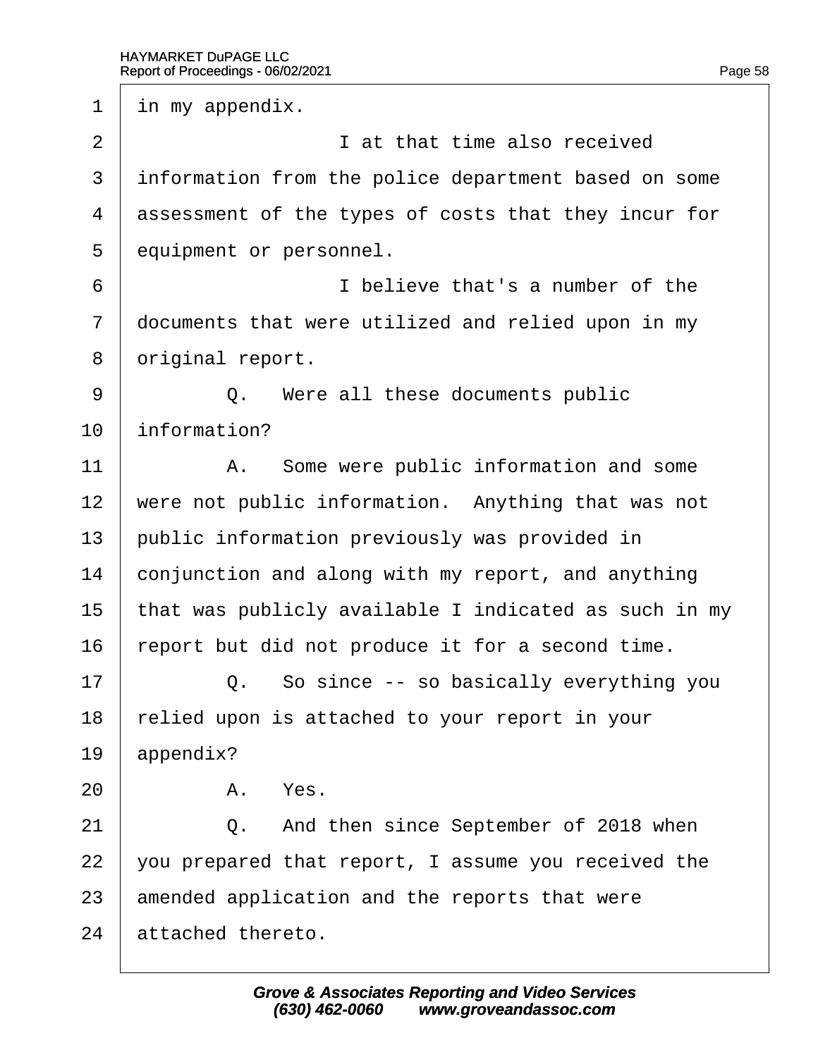1 in my appendix.

2 I at that time also received

3 information from the police department based on some

4 assessment of the types of costs that they incur for

5 equipment or personnel.

6 I believe that's a number of the

7 documents that were utilized and relied upon in my

8 original report.

9 Q. Were all these documents public

10 information?

11 A. Some were public information and some

12 were not public information. Anything that was not

13 public information previously was provided in

14 conjunction and along with my report, and anything

15 that was publicly available I indicated as such in my

16 report but did not produce it for a second time.

17 Q. So since -- so basically everything you

18 relied upon is attached to your report in your

19 appendix?

20 A. Yes.

21 Q. And then since September of 2018 when

22 you prepared that report, I assume you received the

23 amended application and the reports that were

24 attached thereto.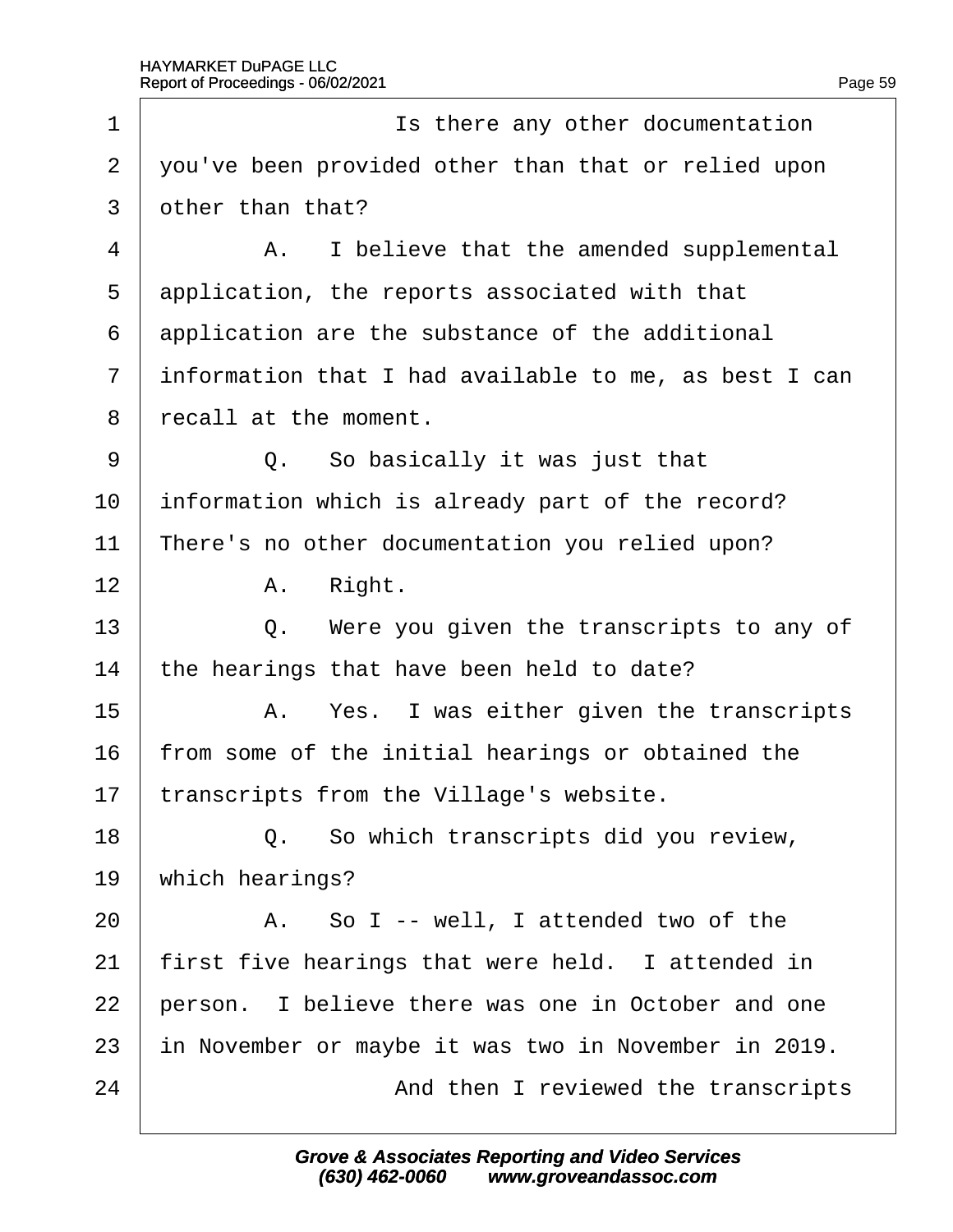Is there any other documentation you've been provided other than that or relied upon other than that?

A. I believe that the amended supplemental application, the reports associated with that application are the substance of the additional information that I had available to me, as best I can recall at the moment.

Q. So basically it was just that information which is already part of the record? There's no other documentation you relied upon?

A. Right.

Q. Were you given the transcripts to any of the hearings that have been held to date?

A. Yes. I was either given the transcripts from some of the initial hearings or obtained the transcripts from the Village's website.

Q. So which transcripts did you review, which hearings?

A. So I -- well, I attended two of the first five hearings that were held. I attended in person. I believe there was one in October and one in November or maybe it was two in November in 2019.

And then I reviewed the transcripts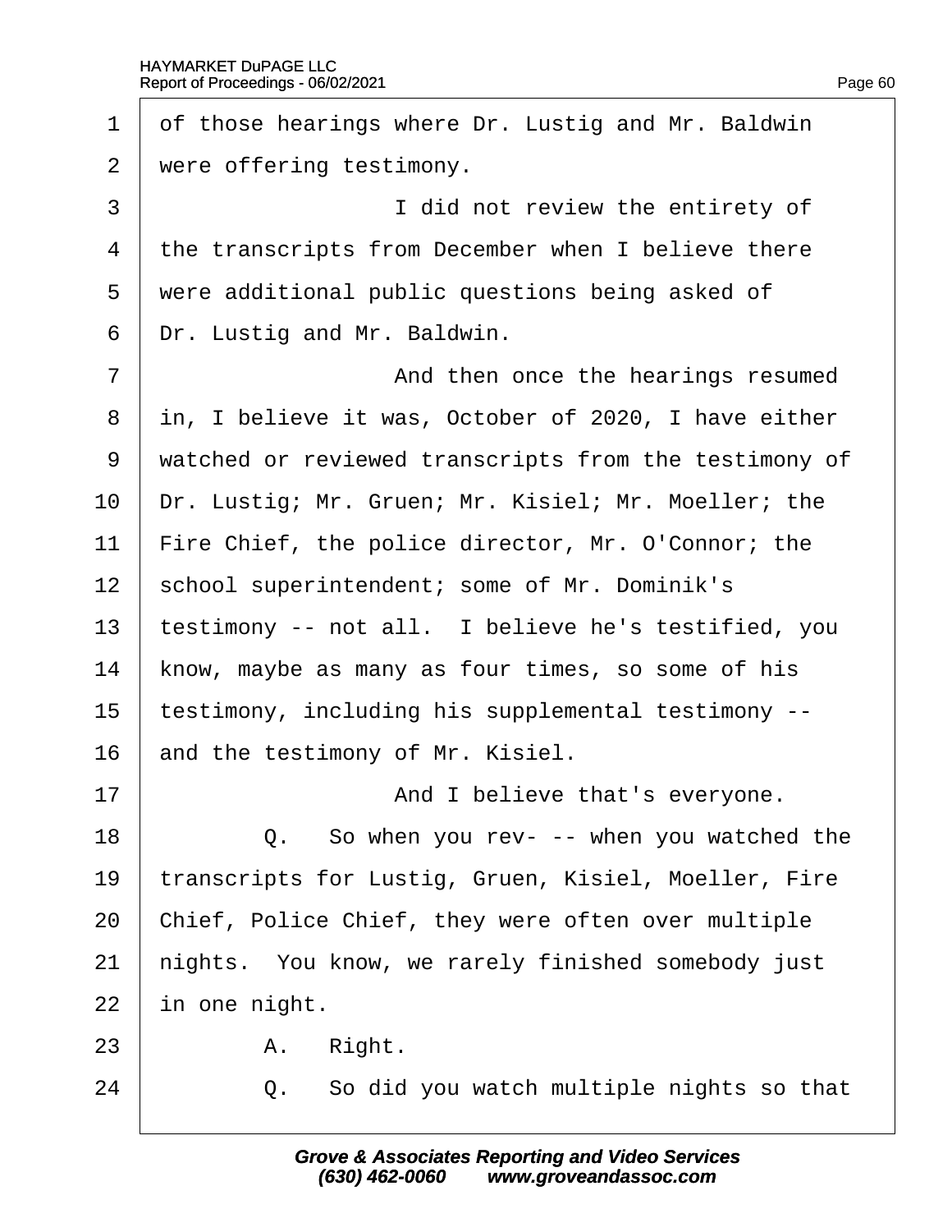1 of those hearings where Dr. Lustig and Mr. Baldwin

2 were offering testimony.

3 I did not review the entirety of

4 the transcripts from December when I believe there

5 were additional public questions being asked of

6 Dr. Lustig and Mr. Baldwin.

7 And then once the hearings resumed

8 in, I believe it was, October of 2020, I have either

9 watched or reviewed transcripts from the testimony of

10 Dr. Lustig; Mr. Gruen; Mr. Kisiel; Mr. Moeller; the

11 Fire Chief, the police director, Mr. O'Connor; the

12 school superintendent; some of Mr. Dominik's

13 testimony -- not all. I believe he's testified, you

14 know, maybe as many as four times, so some of his

15 testimony, including his supplemental testimony --

16 and the testimony of Mr. Kisiel.

17 And I believe that's everyone.

18 Q. So when you rev- -- when you watched the

19 transcripts for Lustig, Gruen, Kisiel, Moeller, Fire

20 Chief, Police Chief, they were often over multiple

21 nights. You know, we rarely finished somebody just

22 in one night.

23 A. Right.

24 Q. So did you watch multiple nights so that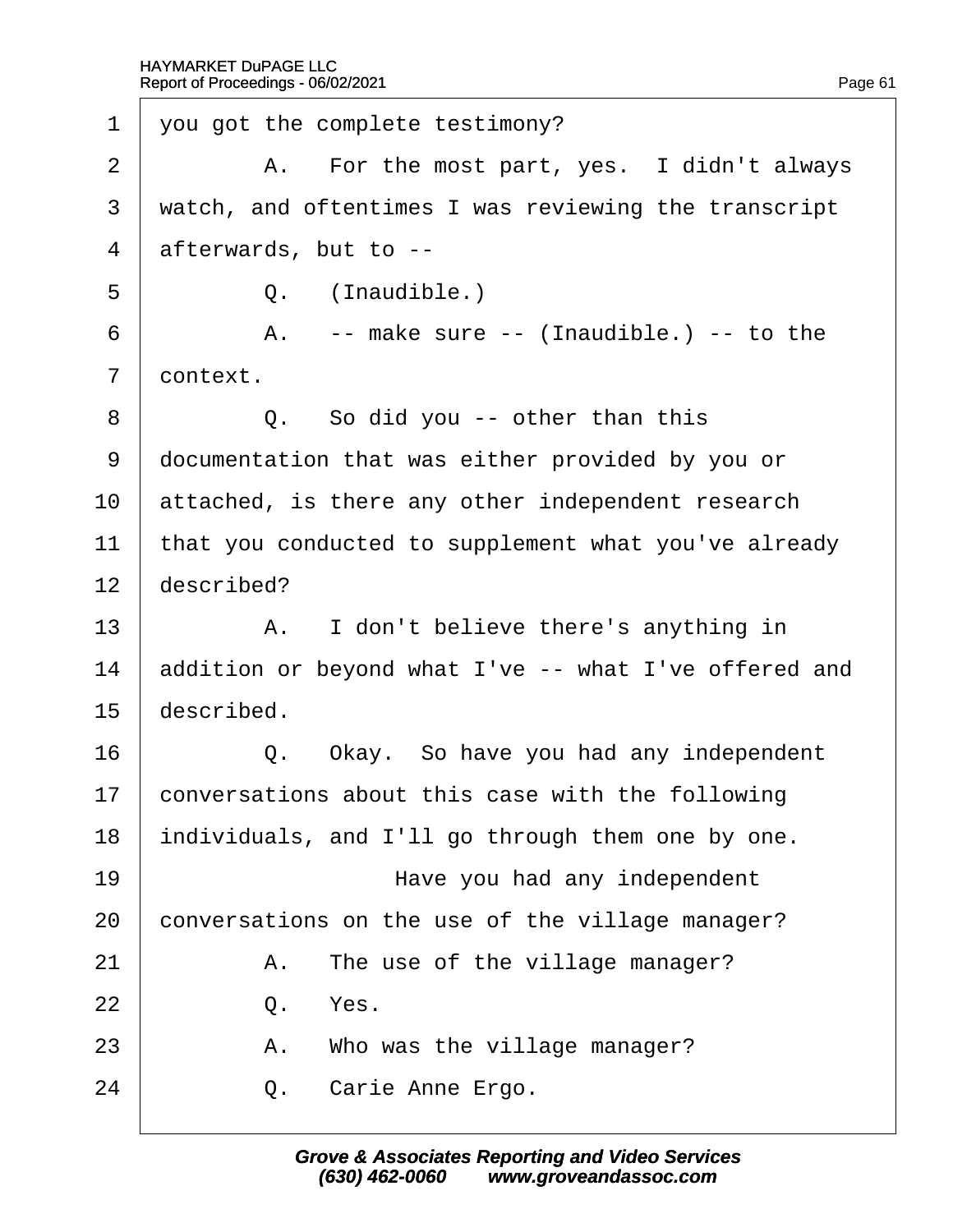1 you got the complete testimony?

2 A. For the most part, yes. I didn't always

3 watch, and oftentimes I was reviewing the transcript

4 afterwards, but to --

5 Q. (Inaudible.)

6 A. -- make sure -- (Inaudible.) -- to the

7 context.

8 Q. So did you -- other than this

9 documentation that was either provided by you or

10 attached, is there any other independent research

11 that you conducted to supplement what you've already

12 described?

13 A. I don't believe there's anything in

14 addition or beyond what I've -- what I've offered and

15 described.

16 Q. Okay. So have you had any independent

17 conversations about this case with the following

18 individuals, and I'll go through them one by one.

19 Have you had any independent

20 conversations on the use of the village manager?

21 A. The use of the village manager?

22 Q. Yes.

23 A. Who was the village manager?

24 Q. Carie Anne Ergo.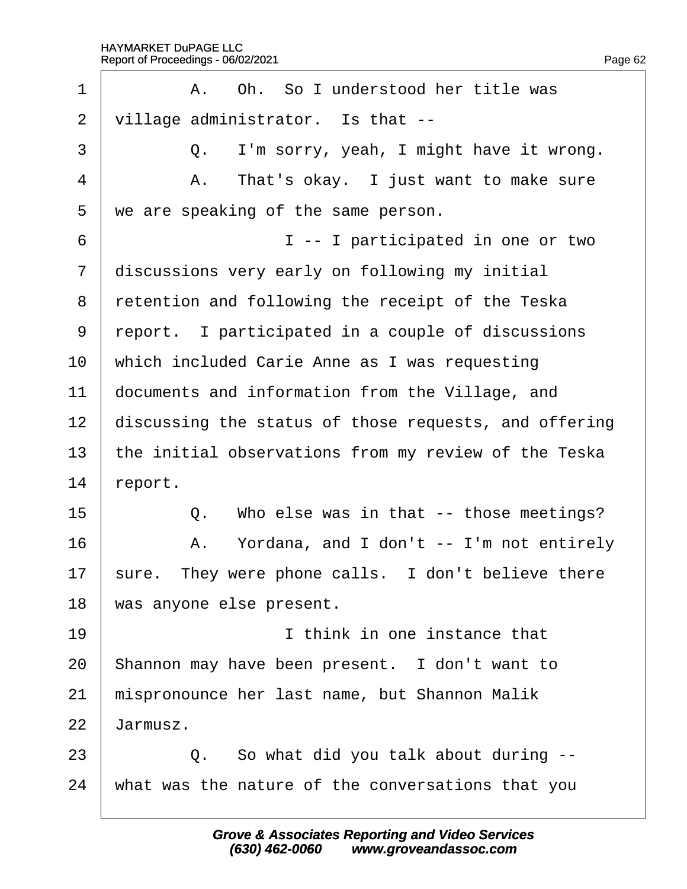1 A. Oh. So I understood her title was
2 village administrator. Is that --
3 Q. I'm sorry, yeah, I might have it wrong.
4 A. That's okay. I just want to make sure
5 we are speaking of the same person.
6 I -- I participated in one or two
7 discussions very early on following my initial
8 retention and following the receipt of the Teska
9 report. I participated in a couple of discussions
10 which included Carie Anne as I was requesting
11 documents and information from the Village, and
12 discussing the status of those requests, and offering
13 the initial observations from my review of the Teska
14 report.
15 Q. Who else was in that -- those meetings?
16 A. Yordana, and I don't -- I'm not entirely
17 sure. They were phone calls. I don't believe there
18 was anyone else present.
19 I think in one instance that
20 Shannon may have been present. I don't want to
21 mispronounce her last name, but Shannon Malik
22 Jarmusz.
23 Q. So what did you talk about during --
24 what was the nature of the conversations that you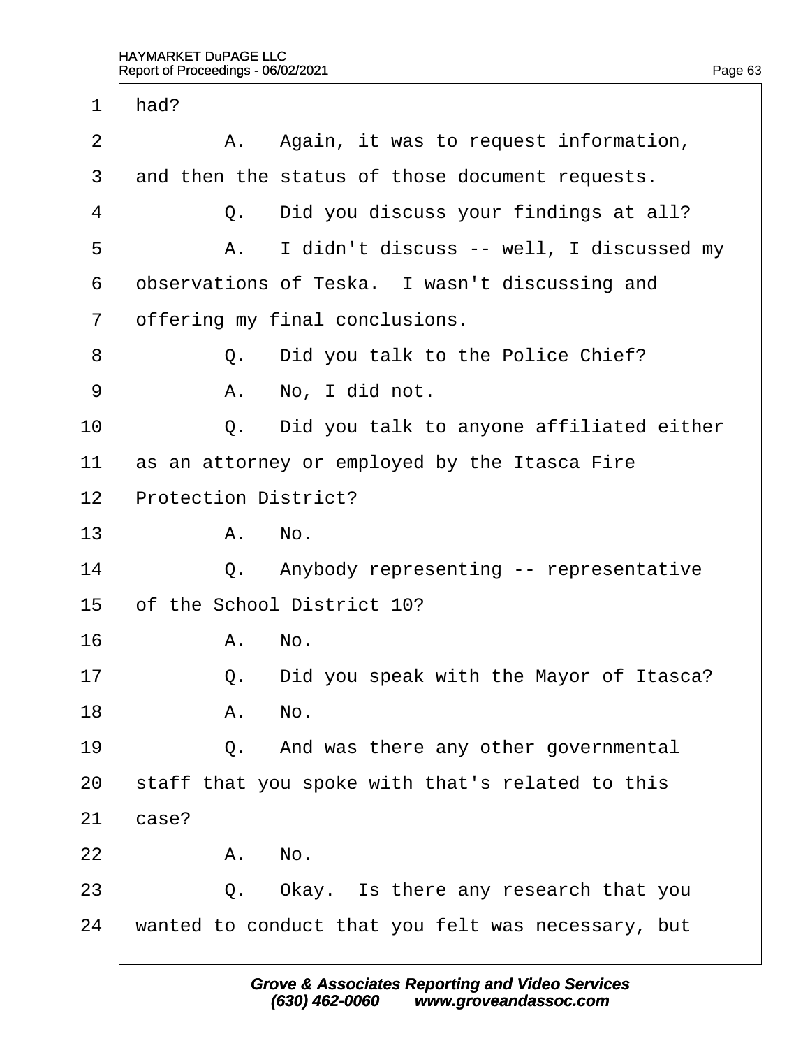1 had?

2 A. Again, it was to request information,

3 and then the status of those document requests.

4 Q. Did you discuss your findings at all?

5 A. I didn't discuss -- well, I discussed my

6 observations of Teska. I wasn't discussing and

7 offering my final conclusions.

8 Q. Did you talk to the Police Chief?

9 A. No, I did not.

10 Q. Did you talk to anyone affiliated either

11 as an attorney or employed by the Itasca Fire

12 Protection District?

13 A. No.

14 Q. Anybody representing -- representative

15 of the School District 10?

16 A. No.

17 Q. Did you speak with the Mayor of Itasca?

18 A. No.

19 Q. And was there any other governmental

20 staff that you spoke with that's related to this

21 case?

22 A. No.

23 Q. Okay. Is there any research that you

24 wanted to conduct that you felt was necessary, but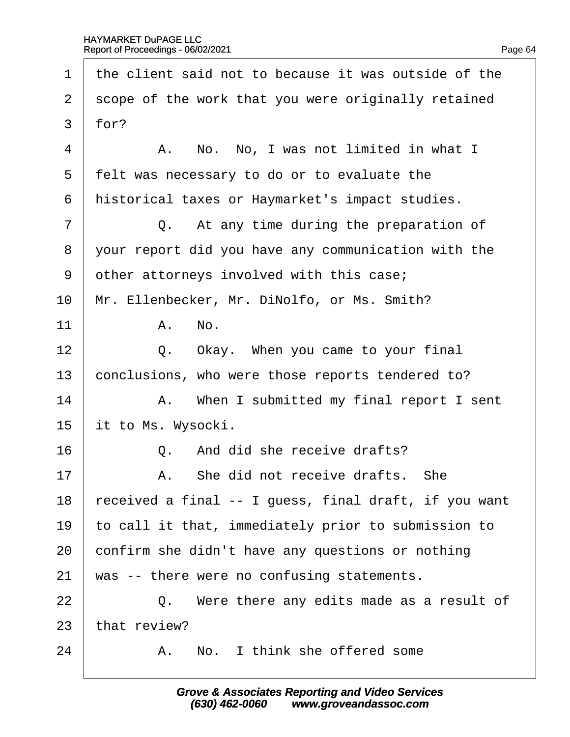1 the client said not to because it was outside of the
2 scope of the work that you were originally retained
3 for?
4 A. No. No, I was not limited in what I
5 felt was necessary to do or to evaluate the
6 historical taxes or Haymarket's impact studies.
7 Q. At any time during the preparation of
8 your report did you have any communication with the
9 other attorneys involved with this case;
10 Mr. Ellenbecker, Mr. DiNolfo, or Ms. Smith?
11 A. No.
12 Q. Okay. When you came to your final
13 conclusions, who were those reports tendered to?
14 A. When I submitted my final report I sent
15 it to Ms. Wysocki.
16 Q. And did she receive drafts?
17 A. She did not receive drafts. She
18 received a final -- I guess, final draft, if you want
19 to call it that, immediately prior to submission to
20 confirm she didn't have any questions or nothing
21 was -- there were no confusing statements.
22 Q. Were there any edits made as a result of
23 that review?
24 A. No. I think she offered some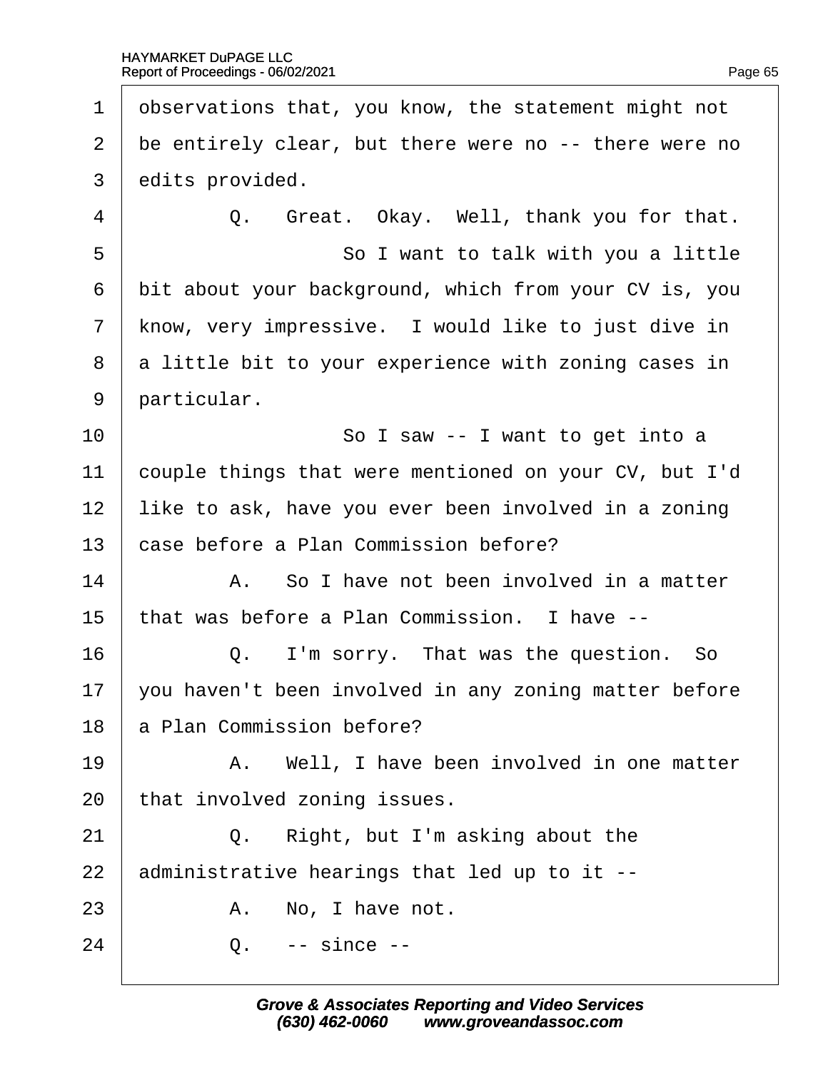1 observations that, you know, the statement might not
2 be entirely clear, but there were no -- there were no
3 edits provided.

4 Q. Great. Okay. Well, thank you for that.

5 So I want to talk with you a little
6 bit about your background, which from your CV is, you
7 know, very impressive. I would like to just dive in
8 a little bit to your experience with zoning cases in
9 particular.

10 So I saw -- I want to get into a
11 couple things that were mentioned on your CV, but I'd
12 like to ask, have you ever been involved in a zoning
13 case before a Plan Commission before?

14 A. So I have not been involved in a matter
15 that was before a Plan Commission. I have --

16 Q. I'm sorry. That was the question. So
17 you haven't been involved in any zoning matter before
18 a Plan Commission before?

19 A. Well, I have been involved in one matter
20 that involved zoning issues.

21 Q. Right, but I'm asking about the
22 administrative hearings that led up to it --

23 A. No, I have not.

24 Q. -- since --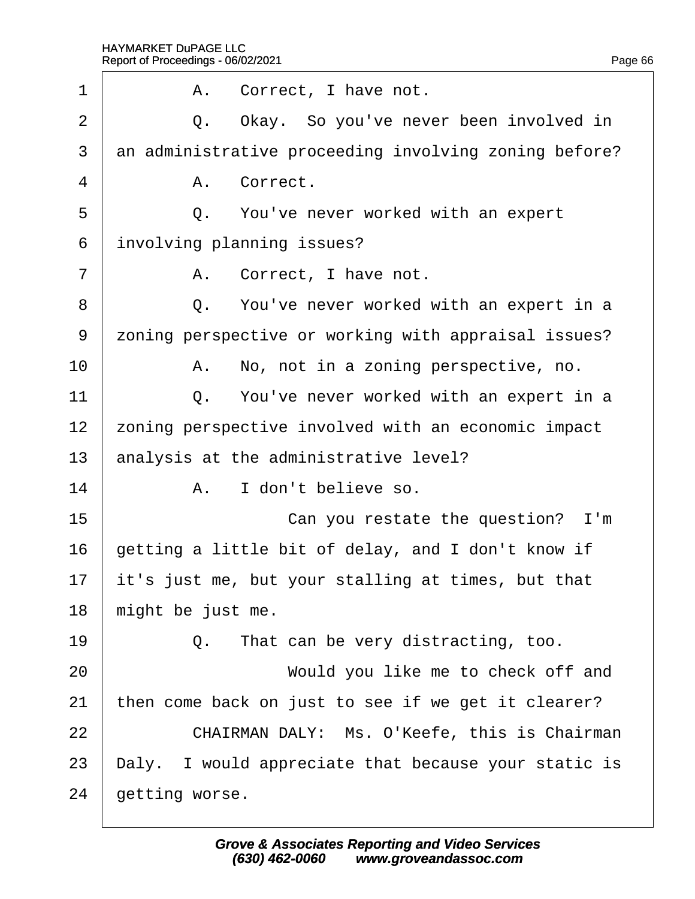1 A. Correct, I have not.

2 Q. Okay. So you've never been involved in

3 an administrative proceeding involving zoning before?

4 A. Correct.

5 Q. You've never worked with an expert

6 involving planning issues?

7 A. Correct, I have not.

8 Q. You've never worked with an expert in a

9 zoning perspective or working with appraisal issues?

10 A. No, not in a zoning perspective, no.

11 Q. You've never worked with an expert in a

12 zoning perspective involved with an economic impact

13 analysis at the administrative level?

14 A. I don't believe so.

15 Can you restate the question? I'm

16 getting a little bit of delay, and I don't know if

17 it's just me, but your stalling at times, but that

18 might be just me.

19 Q. That can be very distracting, too.

20 Would you like me to check off and

21 then come back on just to see if we get it clearer?

22 CHAIRMAN DALY: Ms. O'Keefe, this is Chairman

23 Daly. I would appreciate that because your static is

24 getting worse.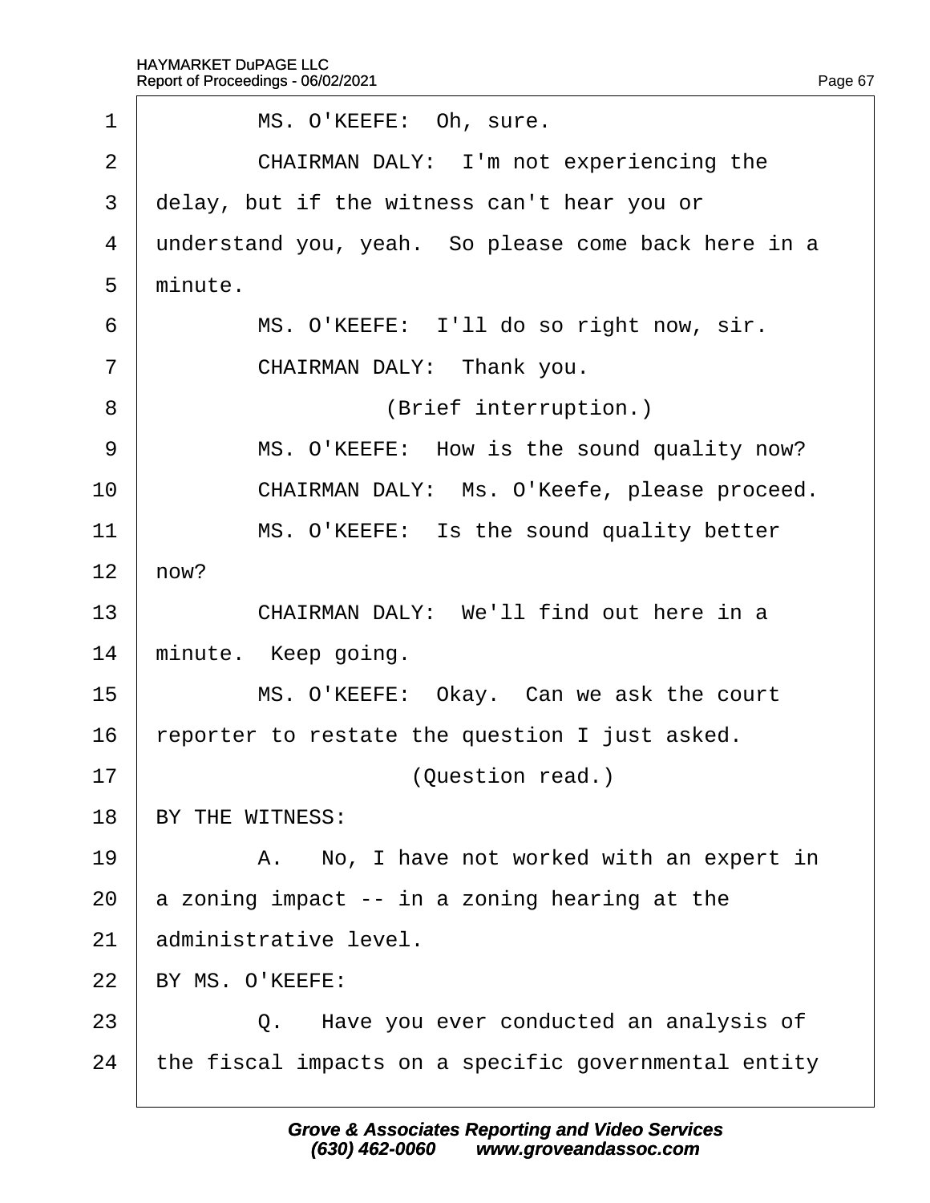MS. O'KEEFE: Oh, sure.

CHAIRMAN DALY: I'm not experiencing the delay, but if the witness can't hear you or understand you, yeah. So please come back here in a minute.

MS. O'KEEFE: I'll do so right now, sir.

CHAIRMAN DALY: Thank you.

(Brief interruption.)

MS. O'KEEFE: How is the sound quality now?

CHAIRMAN DALY: Ms. O'Keefe, please proceed.

MS. O'KEEFE: Is the sound quality better now?

CHAIRMAN DALY: We'll find out here in a minute. Keep going.

MS. O'KEEFE: Okay. Can we ask the court reporter to restate the question I just asked.

(Question read.)

BY THE WITNESS:

A. No, I have not worked with an expert in a zoning impact -- in a zoning hearing at the administrative level.

BY MS. O'KEEFE:

Q. Have you ever conducted an analysis of the fiscal impacts on a specific governmental entity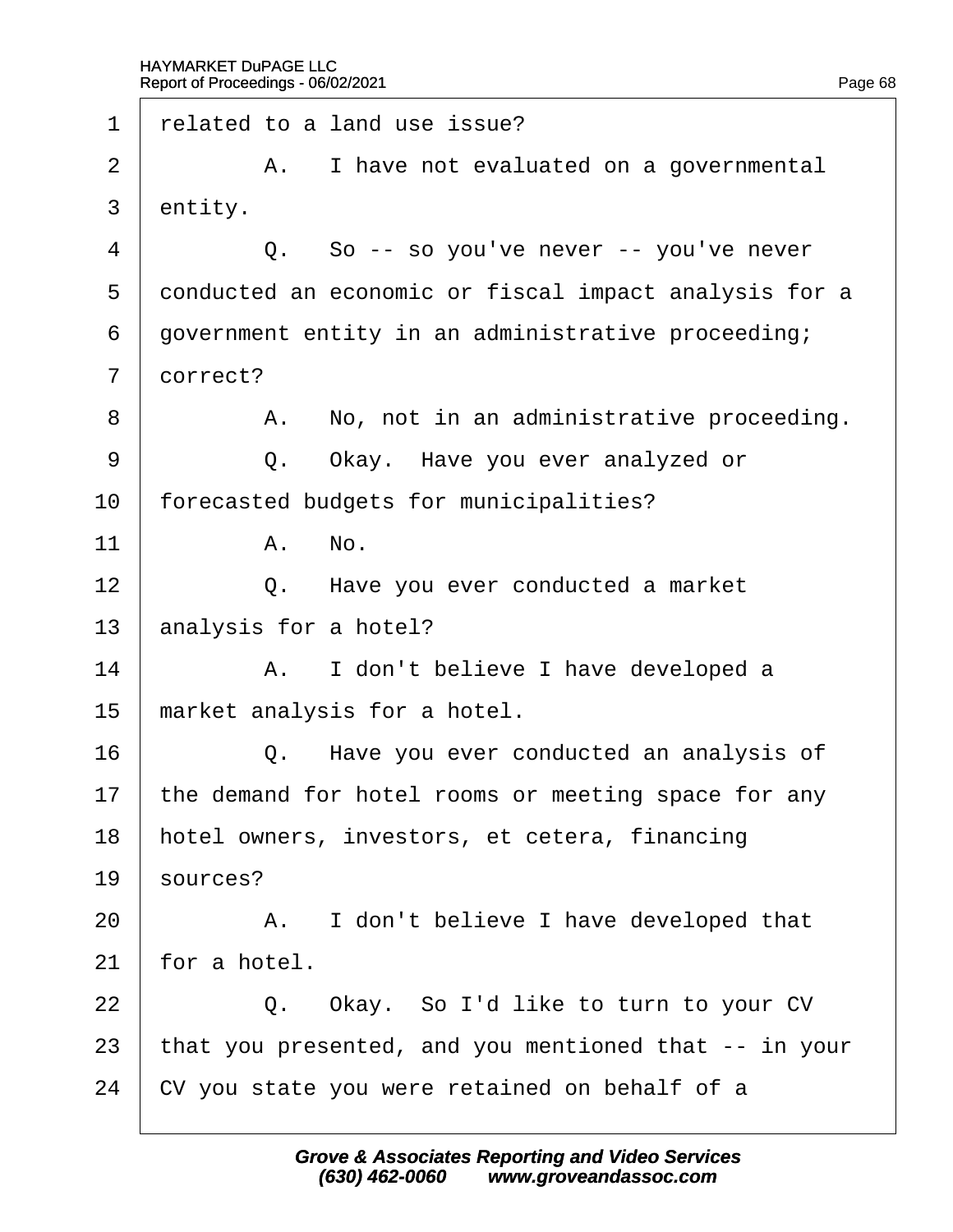1 related to a land use issue?

2 A. I have not evaluated on a governmental

3 entity.

4 Q. So -- so you've never -- you've never

5 conducted an economic or fiscal impact analysis for a

6 government entity in an administrative proceeding;

7 correct?

8 A. No, not in an administrative proceeding.

9 Q. Okay. Have you ever analyzed or

10 forecasted budgets for municipalities?

11 A. No.

12 Q. Have you ever conducted a market

13 analysis for a hotel?

14 A. I don't believe I have developed a

15 market analysis for a hotel.

16 Q. Have you ever conducted an analysis of

17 the demand for hotel rooms or meeting space for any

18 hotel owners, investors, et cetera, financing

19 sources?

20 A. I don't believe I have developed that

21 for a hotel.

22 Q. Okay. So I'd like to turn to your CV

23 that you presented, and you mentioned that -- in your

24 CV you state you were retained on behalf of a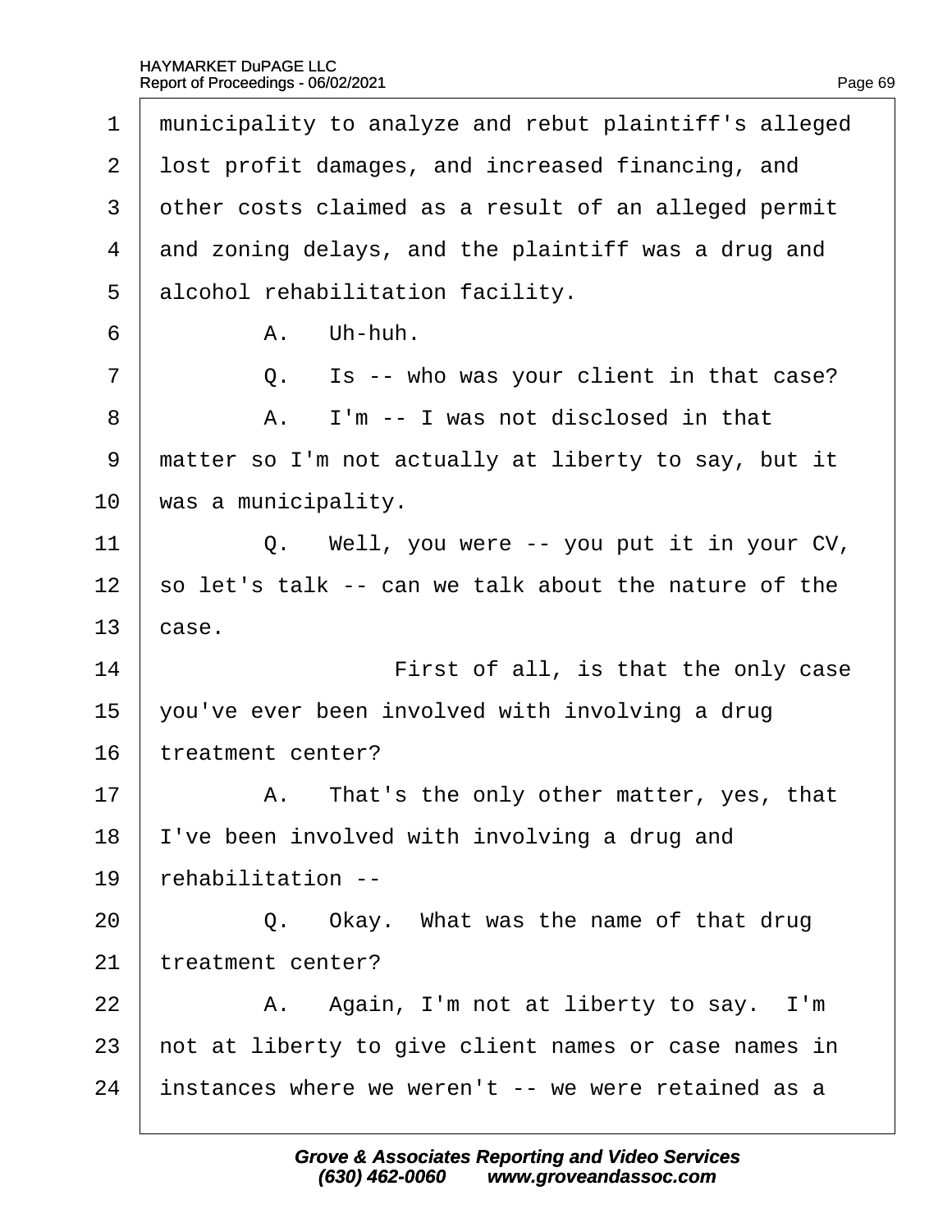1 municipality to analyze and rebut plaintiff's alleged
2 lost profit damages, and increased financing, and
3 other costs claimed as a result of an alleged permit
4 and zoning delays, and the plaintiff was a drug and
5 alcohol rehabilitation facility.

6 A. Uh-huh.

7 Q. Is -- who was your client in that case?

8 A. I'm -- I was not disclosed in that
9 matter so I'm not actually at liberty to say, but it
10 was a municipality.

11 Q. Well, you were -- you put it in your CV,
12 so let's talk -- can we talk about the nature of the
13 case.

14 First of all, is that the only case
15 you've ever been involved with involving a drug
16 treatment center?

17 A. That's the only other matter, yes, that
18 I've been involved with involving a drug and
19 rehabilitation --

20 Q. Okay. What was the name of that drug
21 treatment center?

22 A. Again, I'm not at liberty to say. I'm
23 not at liberty to give client names or case names in
24 instances where we weren't -- we were retained as a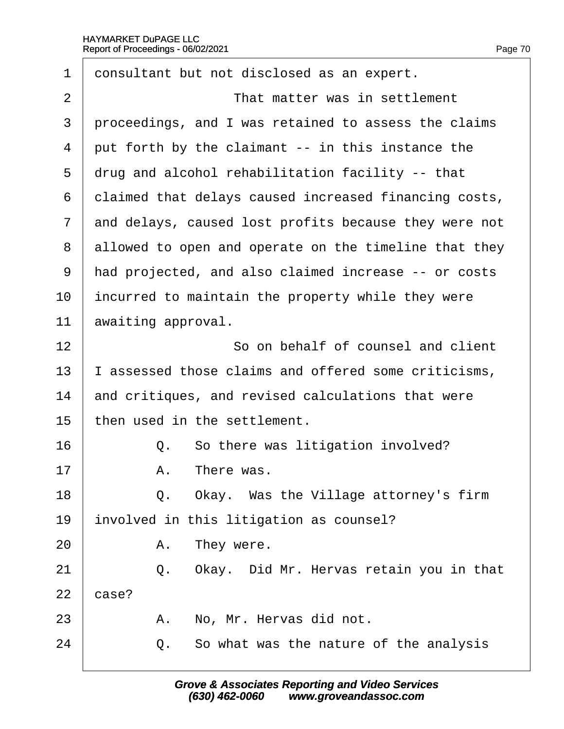1 consultant but not disclosed as an expert.

2 That matter was in settlement

3 proceedings, and I was retained to assess the claims

4 put forth by the claimant -- in this instance the

5 drug and alcohol rehabilitation facility -- that

6 claimed that delays caused increased financing costs,

7 and delays, caused lost profits because they were not

8 allowed to open and operate on the timeline that they

9 had projected, and also claimed increase -- or costs

10 incurred to maintain the property while they were

11 awaiting approval.

12 So on behalf of counsel and client

13 I assessed those claims and offered some criticisms,

14 and critiques, and revised calculations that were

15 then used in the settlement.

16 Q. So there was litigation involved?

17 A. There was.

18 Q. Okay. Was the Village attorney's firm

19 involved in this litigation as counsel?

20 A. They were.

21 Q. Okay. Did Mr. Hervas retain you in that

22 case?

23 A. No, Mr. Hervas did not.

24 Q. So what was the nature of the analysis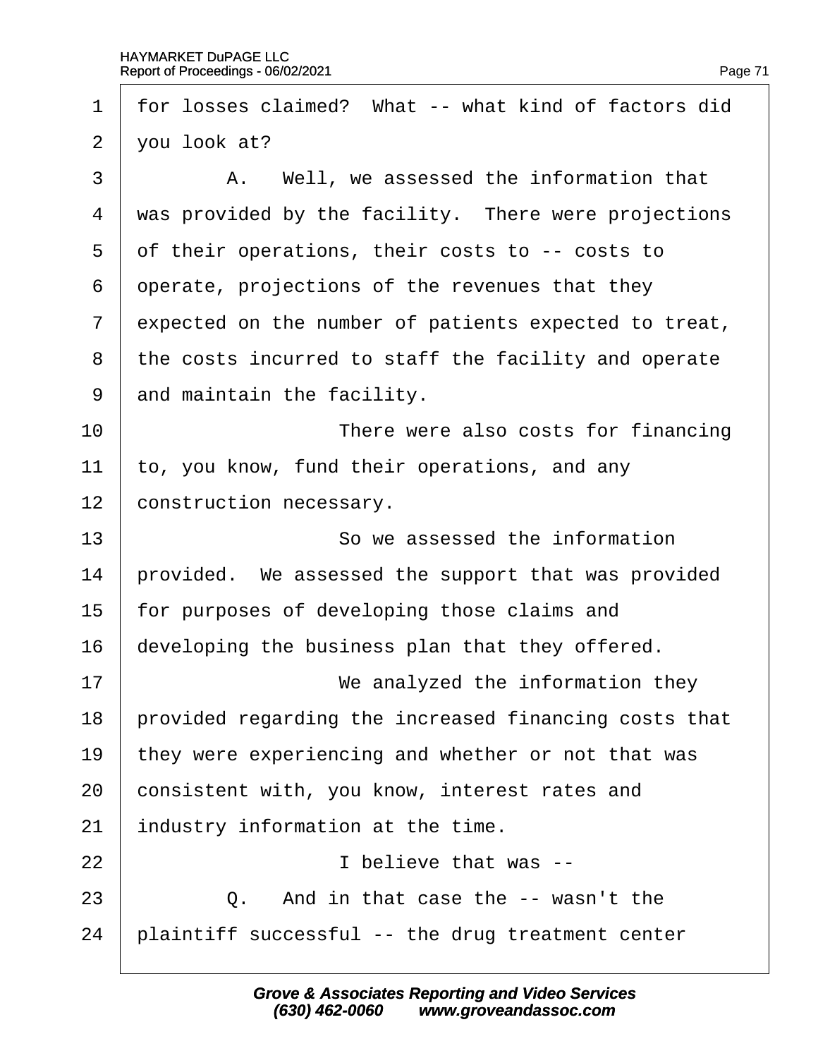1 for losses claimed? What -- what kind of factors did
2 you look at?
3 A. Well, we assessed the information that
4 was provided by the facility. There were projections
5 of their operations, their costs to -- costs to
6 operate, projections of the revenues that they
7 expected on the number of patients expected to treat,
8 the costs incurred to staff the facility and operate
9 and maintain the facility.
10 There were also costs for financing
11 to, you know, fund their operations, and any
12 construction necessary.
13 So we assessed the information
14 provided. We assessed the support that was provided
15 for purposes of developing those claims and
16 developing the business plan that they offered.
17 We analyzed the information they
18 provided regarding the increased financing costs that
19 they were experiencing and whether or not that was
20 consistent with, you know, interest rates and
21 industry information at the time.
22 I believe that was --
23 Q. And in that case the -- wasn't the
24 plaintiff successful -- the drug treatment center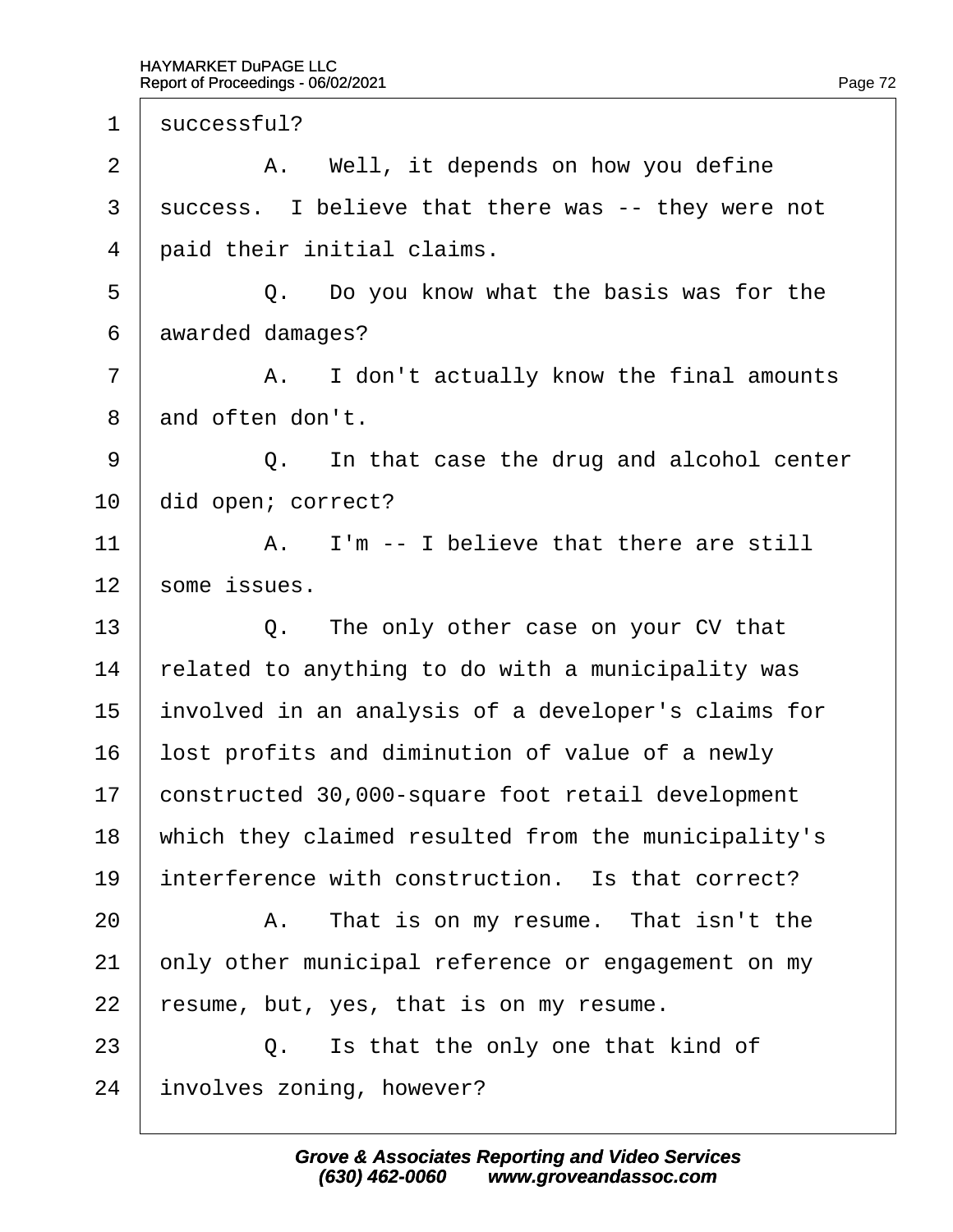1 successful?

2 A. Well, it depends on how you define

3 success. I believe that there was -- they were not

4 paid their initial claims.

5 Q. Do you know what the basis was for the

6 awarded damages?

7 A. I don't actually know the final amounts

8 and often don't.

9 Q. In that case the drug and alcohol center

10 did open; correct?

11 A. I'm -- I believe that there are still

12 some issues.

13 Q. The only other case on your CV that

14 related to anything to do with a municipality was

15 involved in an analysis of a developer's claims for

16 lost profits and diminution of value of a newly

17 constructed 30,000-square foot retail development

18 which they claimed resulted from the municipality's

19 interference with construction. Is that correct?

20 A. That is on my resume. That isn't the

21 only other municipal reference or engagement on my

22 resume, but, yes, that is on my resume.

23 Q. Is that the only one that kind of

24 involves zoning, however?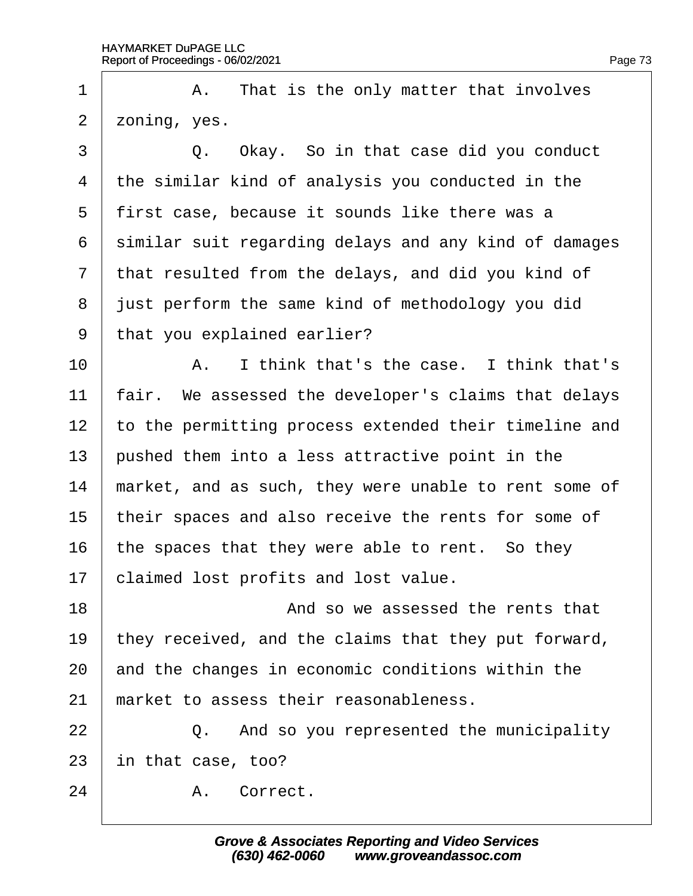1 A. That is the only matter that involves
2 zoning, yes.
3 Q. Okay. So in that case did you conduct
4 the similar kind of analysis you conducted in the
5 first case, because it sounds like there was a
6 similar suit regarding delays and any kind of damages
7 that resulted from the delays, and did you kind of
8 just perform the same kind of methodology you did
9 that you explained earlier?
10 A. I think that's the case. I think that's
11 fair. We assessed the developer's claims that delays
12 to the permitting process extended their timeline and
13 pushed them into a less attractive point in the
14 market, and as such, they were unable to rent some of
15 their spaces and also receive the rents for some of
16 the spaces that they were able to rent. So they
17 claimed lost profits and lost value.
18 And so we assessed the rents that
19 they received, and the claims that they put forward,
20 and the changes in economic conditions within the
21 market to assess their reasonableness.
22 Q. And so you represented the municipality
23 in that case, too?
24 A. Correct.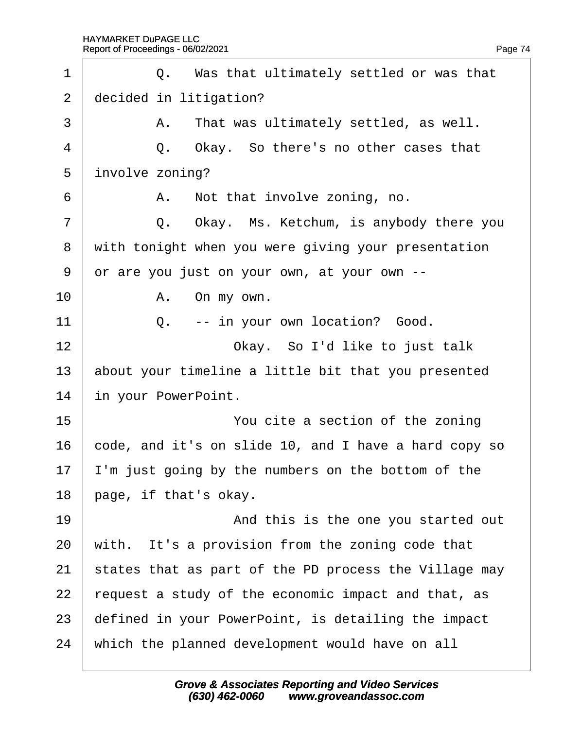1 Q. Was that ultimately settled or was that
2 decided in litigation?
3 A. That was ultimately settled, as well.
4 Q. Okay. So there's no other cases that
5 involve zoning?
6 A. Not that involve zoning, no.
7 Q. Okay. Ms. Ketchum, is anybody there you
8 with tonight when you were giving your presentation
9 or are you just on your own, at your own --
10 A. On my own.
11 Q. -- in your own location? Good.
12 Okay. So I'd like to just talk
13 about your timeline a little bit that you presented
14 in your PowerPoint.
15 You cite a section of the zoning
16 code, and it's on slide 10, and I have a hard copy so
17 I'm just going by the numbers on the bottom of the
18 page, if that's okay.
19 And this is the one you started out
20 with. It's a provision from the zoning code that
21 states that as part of the PD process the Village may
22 request a study of the economic impact and that, as
23 defined in your PowerPoint, is detailing the impact
24 which the planned development would have on all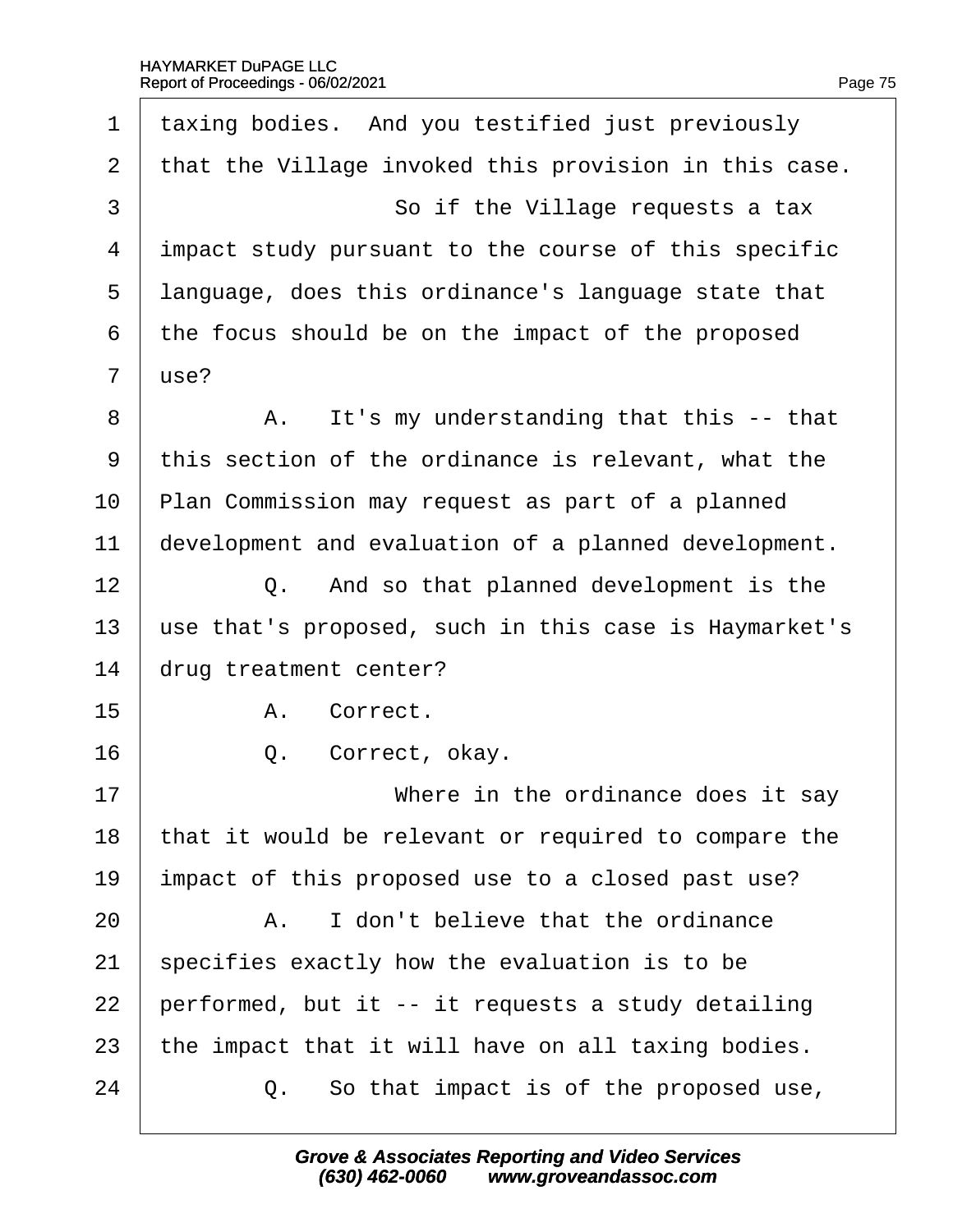1 taxing bodies. And you testified just previously
2 that the Village invoked this provision in this case.
3 So if the Village requests a tax
4 impact study pursuant to the course of this specific
5 language, does this ordinance's language state that
6 the focus should be on the impact of the proposed
7 use?
8 A. It's my understanding that this -- that
9 this section of the ordinance is relevant, what the
10 Plan Commission may request as part of a planned
11 development and evaluation of a planned development.
12 Q. And so that planned development is the
13 use that's proposed, such in this case is Haymarket's
14 drug treatment center?
15 A. Correct.
16 Q. Correct, okay.
17 Where in the ordinance does it say
18 that it would be relevant or required to compare the
19 impact of this proposed use to a closed past use?
20 A. I don't believe that the ordinance
21 specifies exactly how the evaluation is to be
22 performed, but it -- it requests a study detailing
23 the impact that it will have on all taxing bodies.
24 Q. So that impact is of the proposed use,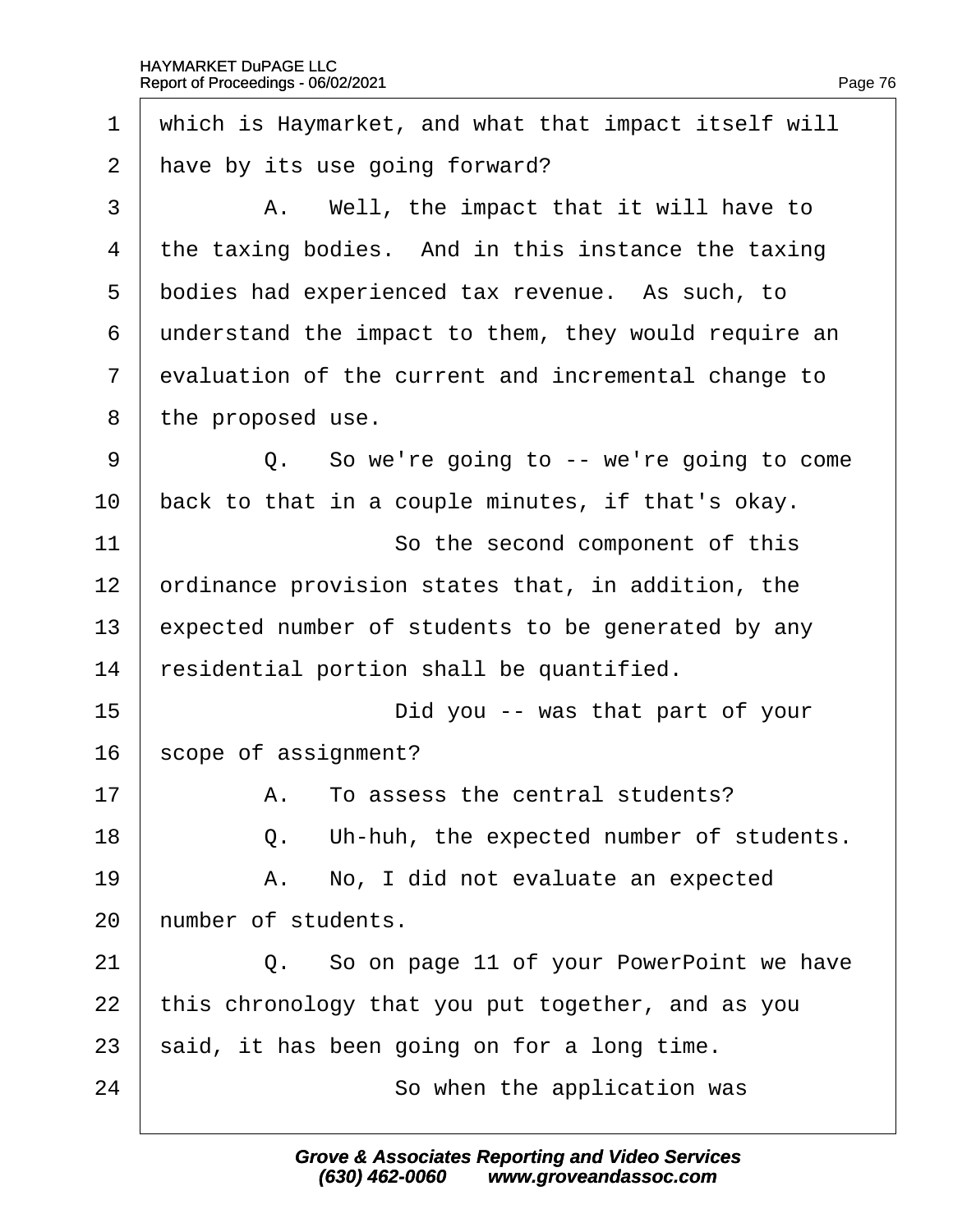1 which is Haymarket, and what that impact itself will
2 have by its use going forward?
3 A. Well, the impact that it will have to
4 the taxing bodies. And in this instance the taxing
5 bodies had experienced tax revenue. As such, to
6 understand the impact to them, they would require an
7 evaluation of the current and incremental change to
8 the proposed use.
9 Q. So we're going to -- we're going to come
10 back to that in a couple minutes, if that's okay.
11 So the second component of this
12 ordinance provision states that, in addition, the
13 expected number of students to be generated by any
14 residential portion shall be quantified.
15 Did you -- was that part of your
16 scope of assignment?
17 A. To assess the central students?
18 Q. Uh-huh, the expected number of students.
19 A. No, I did not evaluate an expected
20 number of students.
21 Q. So on page 11 of your PowerPoint we have
22 this chronology that you put together, and as you
23 said, it has been going on for a long time.
24 So when the application was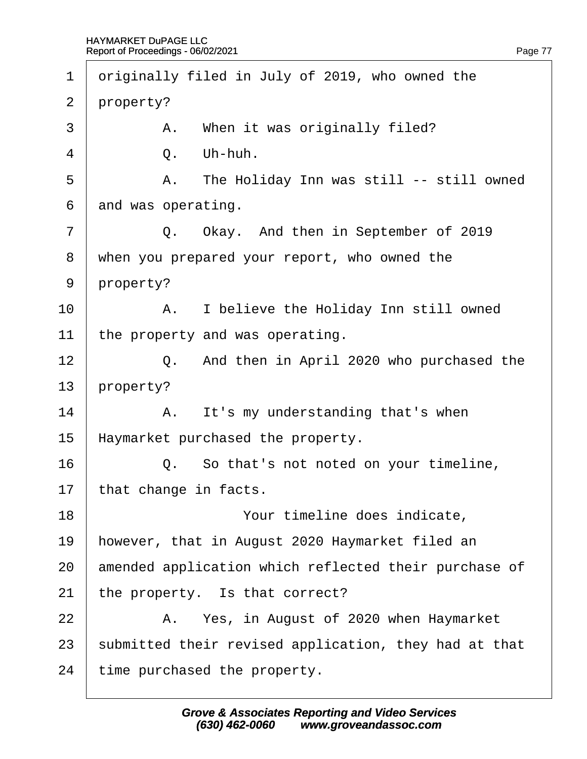1 originally filed in July of 2019, who owned the
2 property?
3 A. When it was originally filed?
4 Q. Uh-huh.
5 A. The Holiday Inn was still -- still owned
6 and was operating.
7 Q. Okay. And then in September of 2019
8 when you prepared your report, who owned the
9 property?
10 A. I believe the Holiday Inn still owned
11 the property and was operating.
12 Q. And then in April 2020 who purchased the
13 property?
14 A. It's my understanding that's when
15 Haymarket purchased the property.
16 Q. So that's not noted on your timeline,
17 that change in facts.
18 Your timeline does indicate,
19 however, that in August 2020 Haymarket filed an
20 amended application which reflected their purchase of
21 the property. Is that correct?
22 A. Yes, in August of 2020 when Haymarket
23 submitted their revised application, they had at that
24 time purchased the property.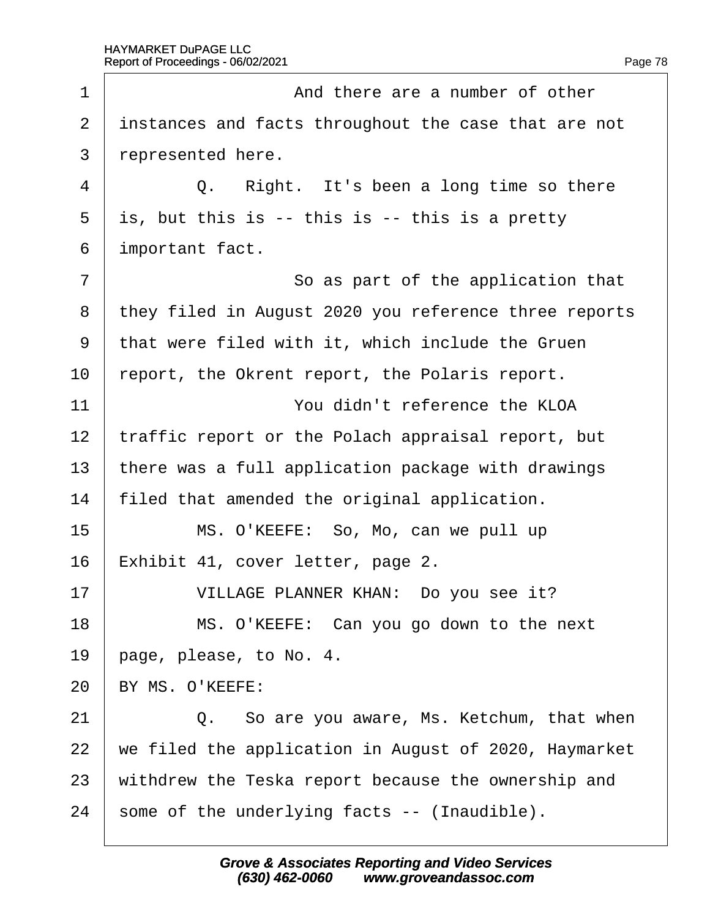And there are a number of other instances and facts throughout the case that are not represented here.

Q. Right. It's been a long time so there is, but this is -- this is -- this is a pretty important fact.

So as part of the application that they filed in August 2020 you reference three reports that were filed with it, which include the Gruen report, the Okrent report, the Polaris report.

You didn't reference the KLOA traffic report or the Polach appraisal report, but there was a full application package with drawings filed that amended the original application.

MS. O'KEEFE: So, Mo, can we pull up Exhibit 41, cover letter, page 2.

VILLAGE PLANNER KHAN: Do you see it?

MS. O'KEEFE: Can you go down to the next page, please, to No. 4.

BY MS. O'KEEFE:

Q. So are you aware, Ms. Ketchum, that when we filed the application in August of 2020, Haymarket withdrew the Teska report because the ownership and some of the underlying facts -- (Inaudible).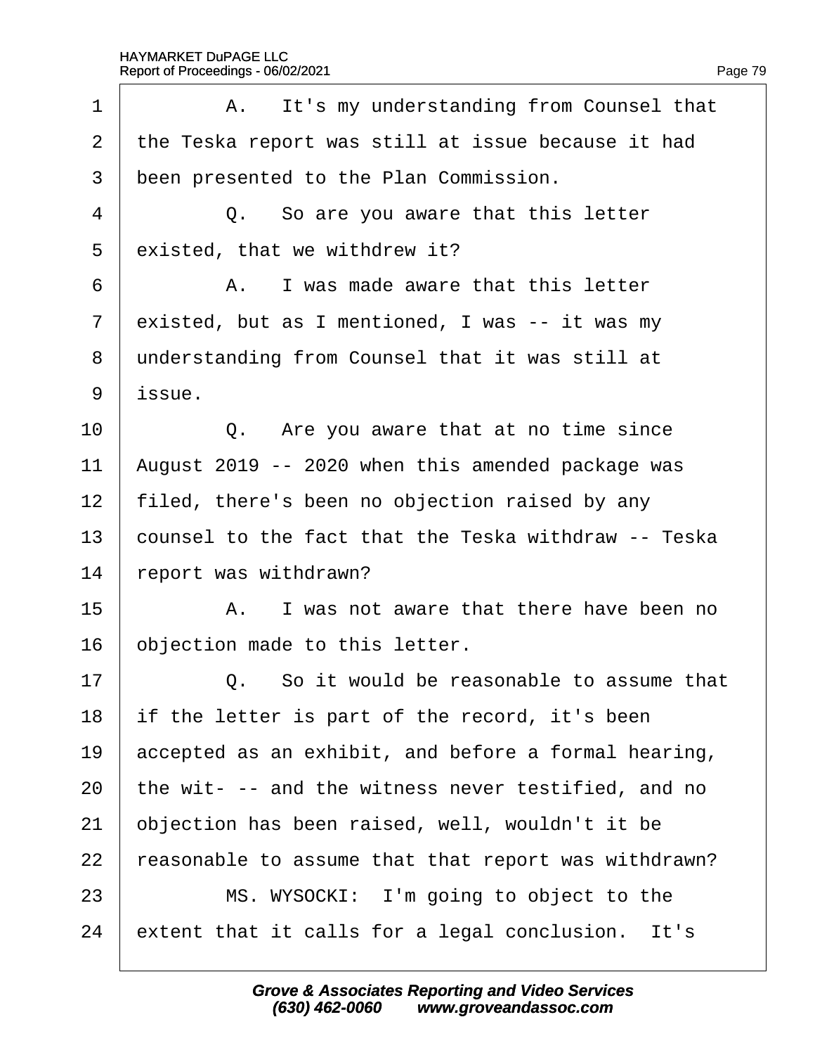1 A. It's my understanding from Counsel that
2 the Teska report was still at issue because it had
3 been presented to the Plan Commission.
4 Q. So are you aware that this letter
5 existed, that we withdrew it?
6 A. I was made aware that this letter
7 existed, but as I mentioned, I was -- it was my
8 understanding from Counsel that it was still at
9 issue.
10 Q. Are you aware that at no time since
11 August 2019 -- 2020 when this amended package was
12 filed, there's been no objection raised by any
13 counsel to the fact that the Teska withdraw -- Teska
14 report was withdrawn?
15 A. I was not aware that there have been no
16 objection made to this letter.
17 Q. So it would be reasonable to assume that
18 if the letter is part of the record, it's been
19 accepted as an exhibit, and before a formal hearing,
20 the wit- -- and the witness never testified, and no
21 objection has been raised, well, wouldn't it be
22 reasonable to assume that that report was withdrawn?
23 MS. WYSOCKI: I'm going to object to the
24 extent that it calls for a legal conclusion. It's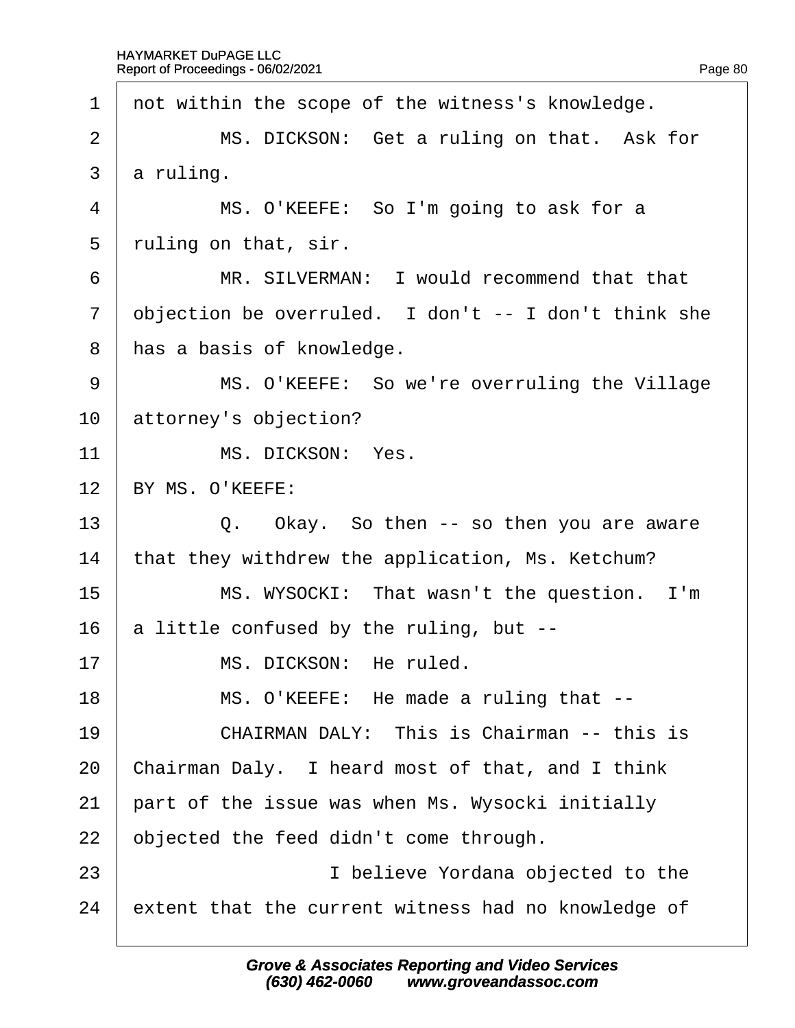not within the scope of the witness's knowledge.

MS. DICKSON: Get a ruling on that. Ask for a ruling.

MS. O'KEEFE: So I'm going to ask for a ruling on that, sir.

MR. SILVERMAN: I would recommend that that objection be overruled. I don't -- I don't think she has a basis of knowledge.

MS. O'KEEFE: So we're overruling the Village attorney's objection?

MS. DICKSON: Yes.

BY MS. O'KEEFE:

Q. Okay. So then -- so then you are aware that they withdrew the application, Ms. Ketchum?

MS. WYSOCKI: That wasn't the question. I'm a little confused by the ruling, but --

MS. DICKSON: He ruled.

MS. O'KEEFE: He made a ruling that --

CHAIRMAN DALY: This is Chairman -- this is Chairman Daly. I heard most of that, and I think part of the issue was when Ms. Wysocki initially objected the feed didn't come through.

I believe Yordana objected to the extent that the current witness had no knowledge of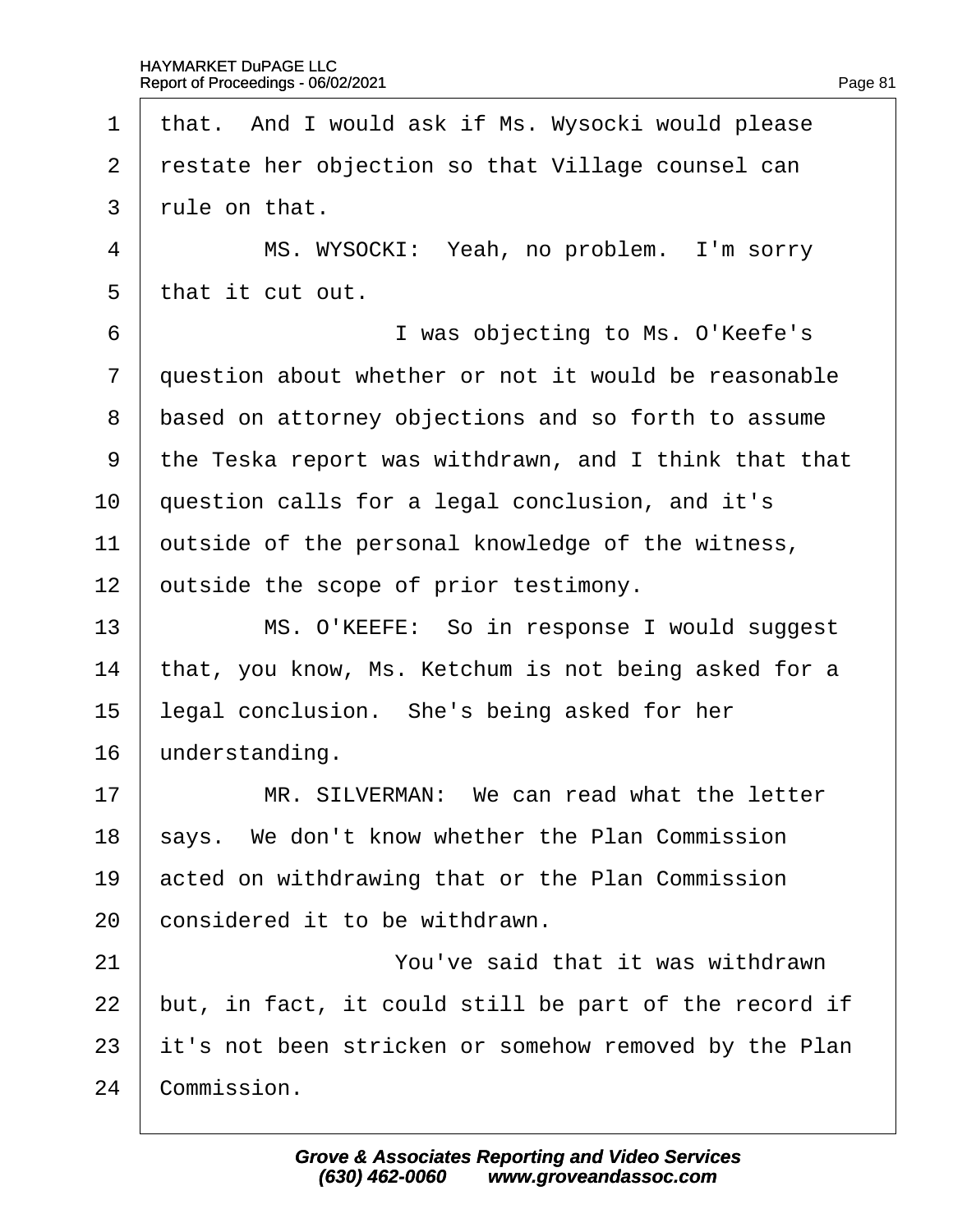that. And I would ask if Ms. Wysocki would please restate her objection so that Village counsel can rule on that.

MS. WYSOCKI: Yeah, no problem. I'm sorry that it cut out.

I was objecting to Ms. O'Keefe's question about whether or not it would be reasonable based on attorney objections and so forth to assume the Teska report was withdrawn, and I think that that question calls for a legal conclusion, and it's outside of the personal knowledge of the witness, outside the scope of prior testimony.

MS. O'KEEFE: So in response I would suggest that, you know, Ms. Ketchum is not being asked for a legal conclusion. She's being asked for her understanding.

MR. SILVERMAN: We can read what the letter says. We don't know whether the Plan Commission acted on withdrawing that or the Plan Commission considered it to be withdrawn.

You've said that it was withdrawn but, in fact, it could still be part of the record if it's not been stricken or somehow removed by the Plan Commission.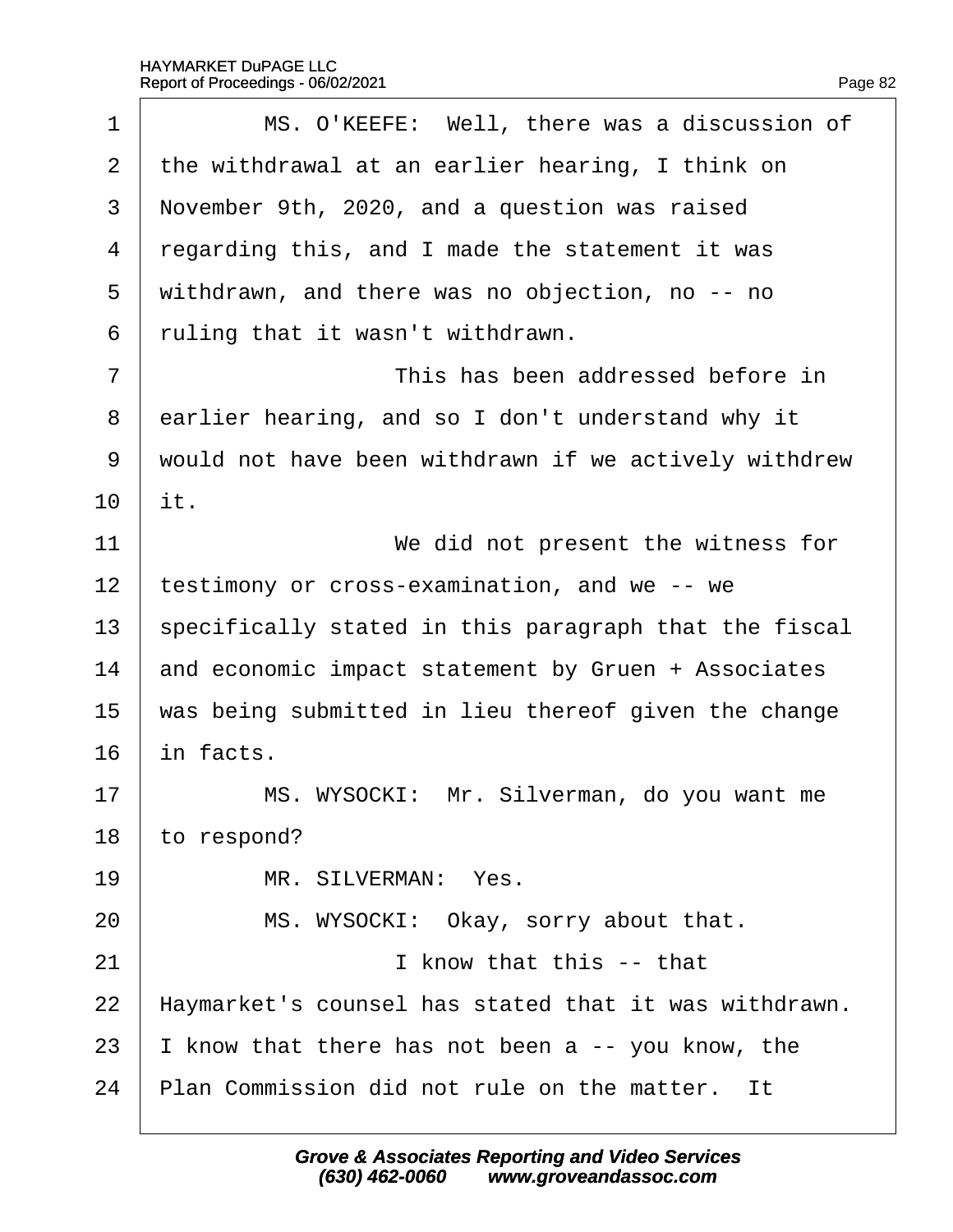MS. O'KEEFE: Well, there was a discussion of the withdrawal at an earlier hearing, I think on November 9th, 2020, and a question was raised regarding this, and I made the statement it was withdrawn, and there was no objection, no -- no ruling that it wasn't withdrawn.

This has been addressed before in earlier hearing, and so I don't understand why it would not have been withdrawn if we actively withdrew it.

We did not present the witness for testimony or cross-examination, and we -- we specifically stated in this paragraph that the fiscal and economic impact statement by Gruen + Associates was being submitted in lieu thereof given the change in facts.

MS. WYSOCKI: Mr. Silverman, do you want me to respond?

MR. SILVERMAN: Yes.

MS. WYSOCKI: Okay, sorry about that.

I know that this -- that Haymarket's counsel has stated that it was withdrawn. I know that there has not been a -- you know, the Plan Commission did not rule on the matter. It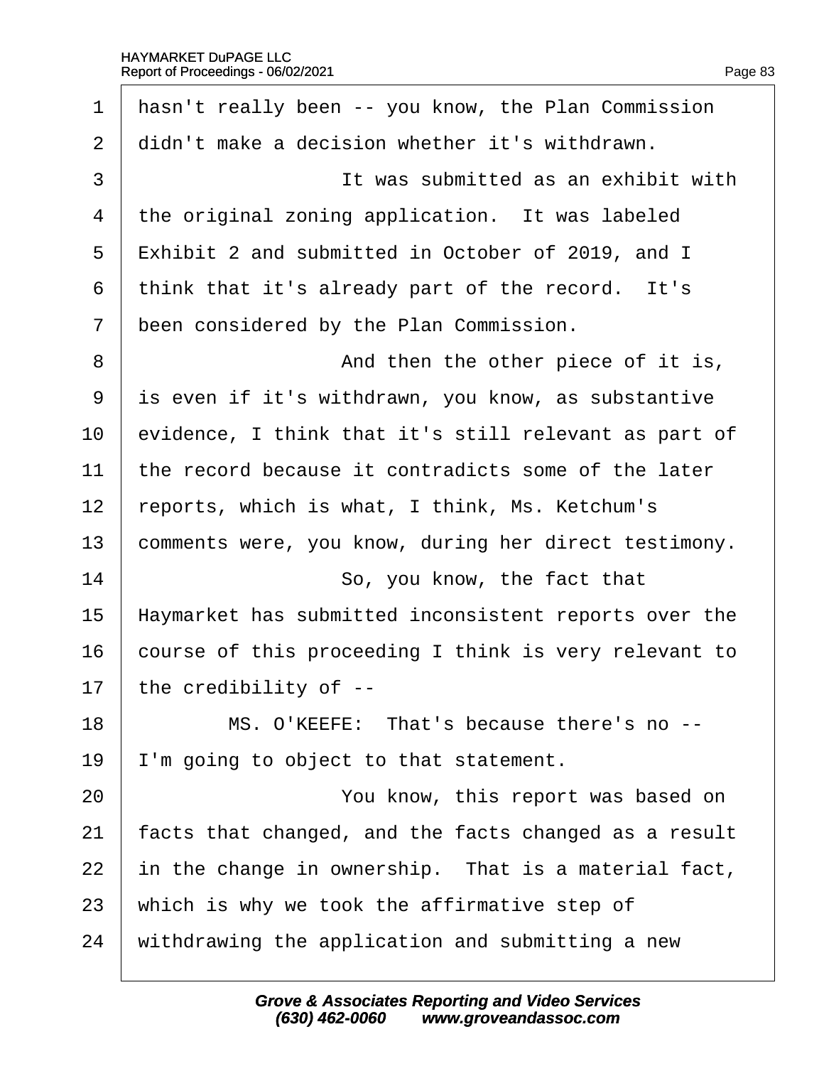1 hasn't really been -- you know, the Plan Commission
2 didn't make a decision whether it's withdrawn.
3 It was submitted as an exhibit with
4 the original zoning application. It was labeled
5 Exhibit 2 and submitted in October of 2019, and I
6 think that it's already part of the record. It's
7 been considered by the Plan Commission.
8 And then the other piece of it is,
9 is even if it's withdrawn, you know, as substantive
10 evidence, I think that it's still relevant as part of
11 the record because it contradicts some of the later
12 reports, which is what, I think, Ms. Ketchum's
13 comments were, you know, during her direct testimony.
14 So, you know, the fact that
15 Haymarket has submitted inconsistent reports over the
16 course of this proceeding I think is very relevant to
17 the credibility of --
18 MS. O'KEEFE: That's because there's no --
19 I'm going to object to that statement.
20 You know, this report was based on
21 facts that changed, and the facts changed as a result
22 in the change in ownership. That is a material fact,
23 which is why we took the affirmative step of
24 withdrawing the application and submitting a new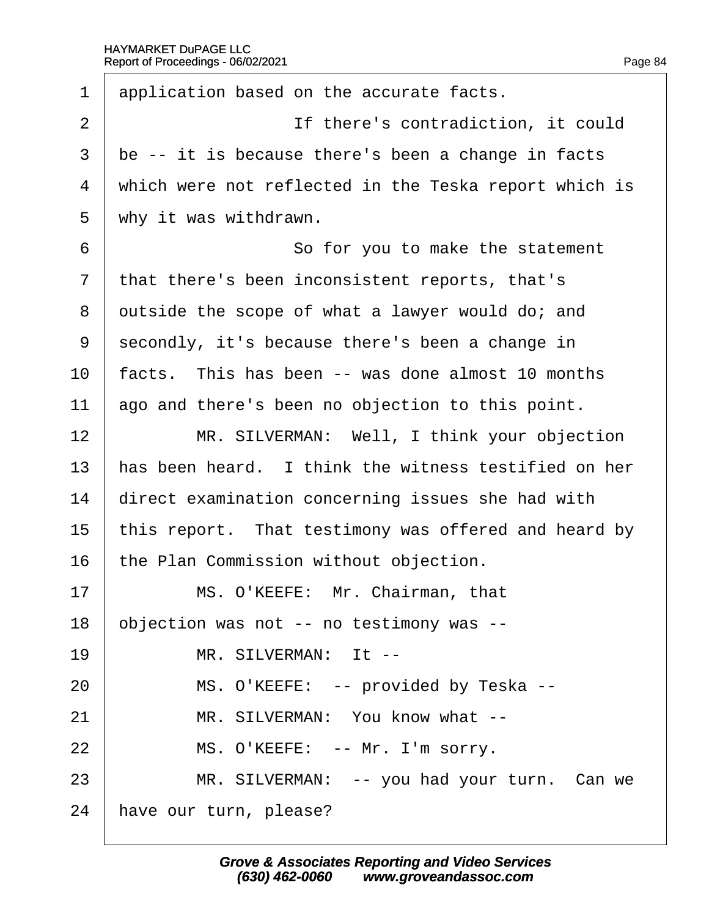1 application based on the accurate facts.

2 If there's contradiction, it could

3 be -- it is because there's been a change in facts

4 which were not reflected in the Teska report which is

5 why it was withdrawn.

6 So for you to make the statement

7 that there's been inconsistent reports, that's

8 outside the scope of what a lawyer would do; and

9 secondly, it's because there's been a change in

10 facts. This has been -- was done almost 10 months

11 ago and there's been no objection to this point.

12 MR. SILVERMAN: Well, I think your objection

13 has been heard. I think the witness testified on her

14 direct examination concerning issues she had with

15 this report. That testimony was offered and heard by

16 the Plan Commission without objection.

17 MS. O'KEEFE: Mr. Chairman, that

18 objection was not -- no testimony was --

19 MR. SILVERMAN: It --

20 MS. O'KEEFE: -- provided by Teska --

21 MR. SILVERMAN: You know what --

22 MS. O'KEEFE: -- Mr. I'm sorry.

23 MR. SILVERMAN: -- you had your turn. Can we

24 have our turn, please?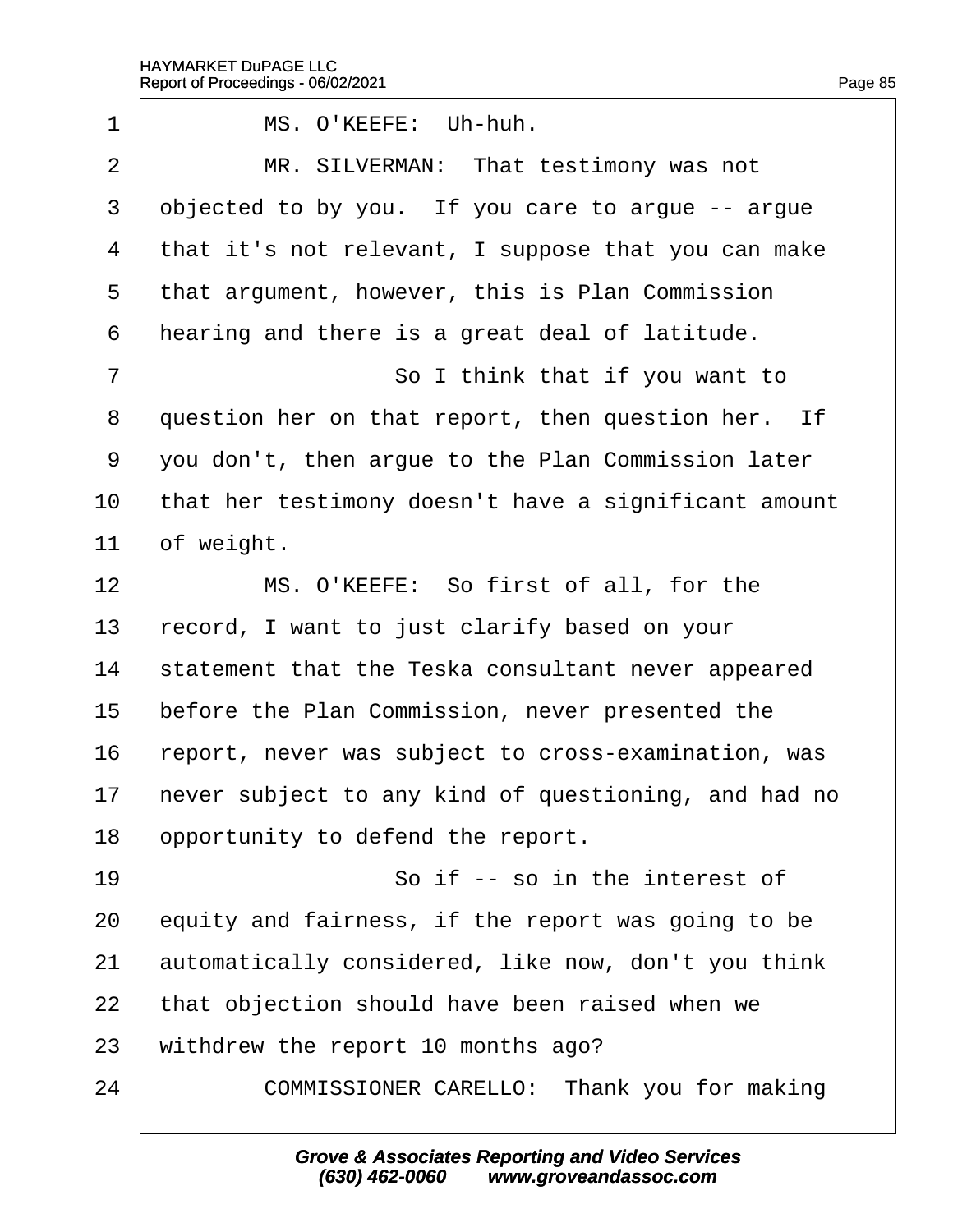1 MS. O'KEEFE: Uh-huh.

2 MR. SILVERMAN: That testimony was not

3 objected to by you. If you care to argue -- argue

4 that it's not relevant, I suppose that you can make

5 that argument, however, this is Plan Commission

6 hearing and there is a great deal of latitude.

7 So I think that if you want to

8 question her on that report, then question her. If

9 you don't, then argue to the Plan Commission later

10 that her testimony doesn't have a significant amount

11 of weight.

12 MS. O'KEEFE: So first of all, for the

13 record, I want to just clarify based on your

14 statement that the Teska consultant never appeared

15 before the Plan Commission, never presented the

16 report, never was subject to cross-examination, was

17 never subject to any kind of questioning, and had no

18 opportunity to defend the report.

19 So if -- so in the interest of

20 equity and fairness, if the report was going to be

21 automatically considered, like now, don't you think

22 that objection should have been raised when we

23 withdrew the report 10 months ago?

24 COMMISSIONER CARELLO: Thank you for making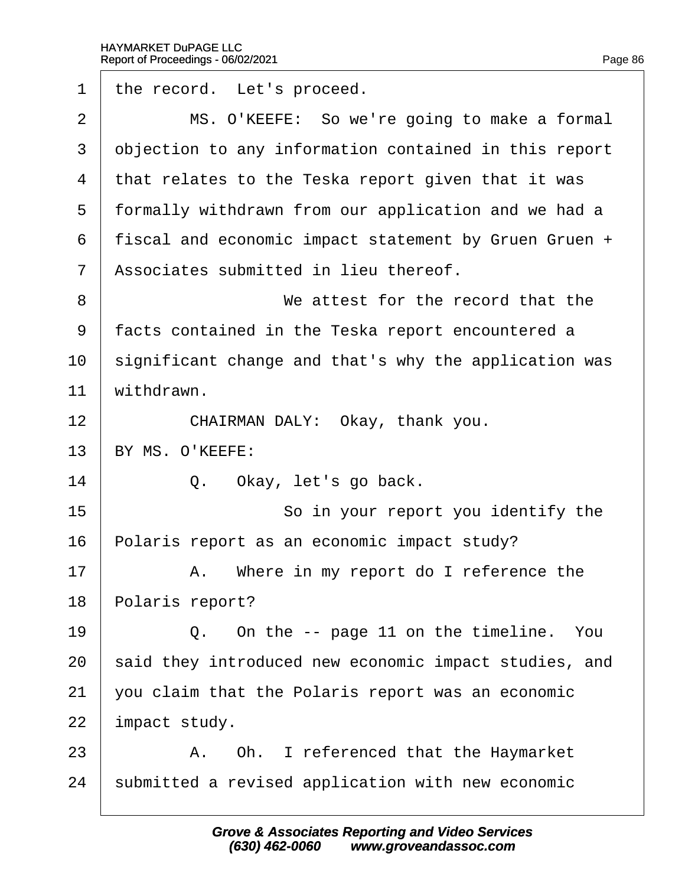1 the record. Let's proceed.

2 MS. O'KEEFE: So we're going to make a formal

3 objection to any information contained in this report

4 that relates to the Teska report given that it was

5 formally withdrawn from our application and we had a

6 fiscal and economic impact statement by Gruen Gruen +

7 Associates submitted in lieu thereof.

8 We attest for the record that the

9 facts contained in the Teska report encountered a

10 significant change and that's why the application was

11 withdrawn.

12 CHAIRMAN DALY: Okay, thank you.

13 BY MS. O'KEEFE:

14 Q. Okay, let's go back.

15 So in your report you identify the

16 Polaris report as an economic impact study?

17 A. Where in my report do I reference the

18 Polaris report?

19 Q. On the -- page 11 on the timeline. You

20 said they introduced new economic impact studies, and

21 you claim that the Polaris report was an economic

22 impact study.

23 A. Oh. I referenced that the Haymarket

24 submitted a revised application with new economic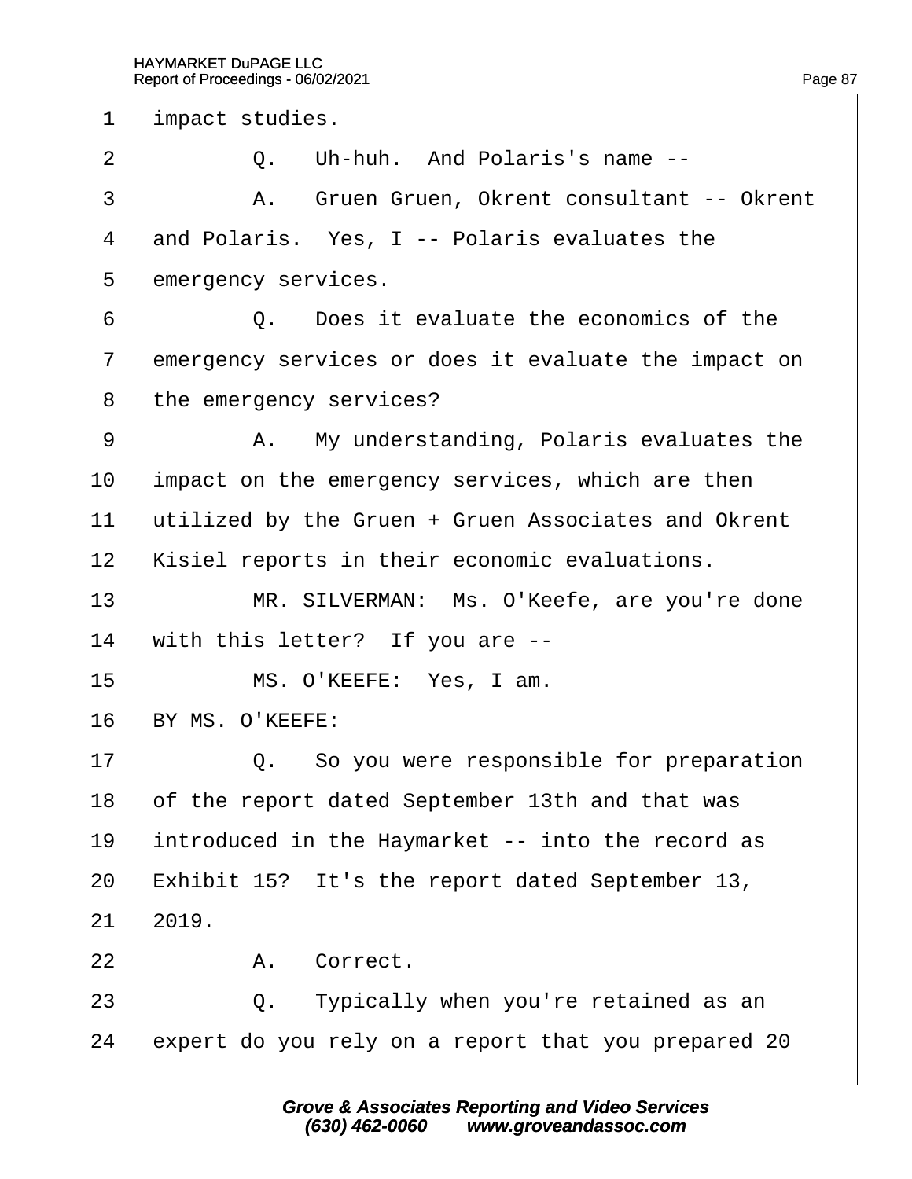1 impact studies.

2 Q. Uh-huh. And Polaris's name --

3 A. Gruen Gruen, Okrent consultant -- Okrent

4 and Polaris. Yes, I -- Polaris evaluates the

5 emergency services.

6 Q. Does it evaluate the economics of the

7 emergency services or does it evaluate the impact on

8 the emergency services?

9 A. My understanding, Polaris evaluates the

10 impact on the emergency services, which are then

11 utilized by the Gruen + Gruen Associates and Okrent

12 Kisiel reports in their economic evaluations.

13 MR. SILVERMAN: Ms. O'Keefe, are you're done

14 with this letter? If you are --

15 MS. O'KEEFE: Yes, I am.

16 BY MS. O'KEEFE:

17 Q. So you were responsible for preparation

18 of the report dated September 13th and that was

19 introduced in the Haymarket -- into the record as

20 Exhibit 15? It's the report dated September 13,

21 2019.

22 A. Correct.

23 Q. Typically when you're retained as an

24 expert do you rely on a report that you prepared 20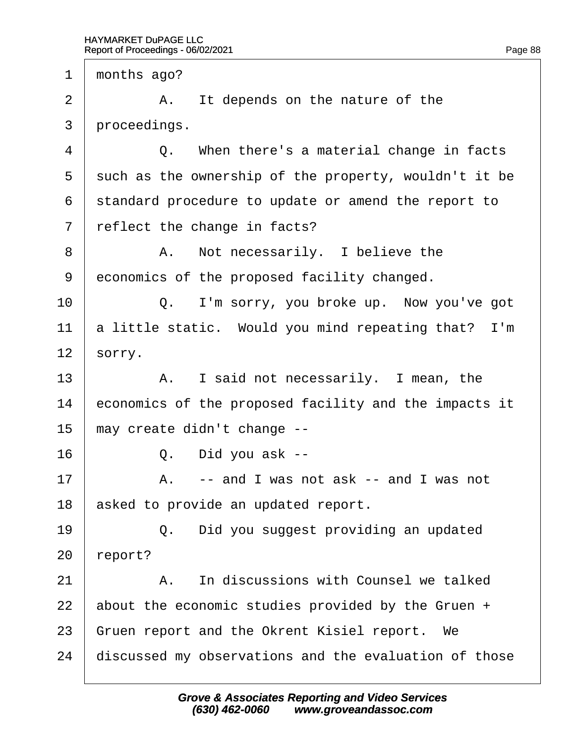1 months ago?

2 A. It depends on the nature of the

3 proceedings.

4 Q. When there's a material change in facts

5 such as the ownership of the property, wouldn't it be

6 standard procedure to update or amend the report to

7 reflect the change in facts?

8 A. Not necessarily. I believe the

9 economics of the proposed facility changed.

10 Q. I'm sorry, you broke up. Now you've got

11 a little static. Would you mind repeating that? I'm

12 sorry.

13 A. I said not necessarily. I mean, the

14 economics of the proposed facility and the impacts it

15 may create didn't change --

16 Q. Did you ask --

17 A. -- and I was not ask -- and I was not

18 asked to provide an updated report.

19 Q. Did you suggest providing an updated

20 report?

21 A. In discussions with Counsel we talked

22 about the economic studies provided by the Gruen +

23 Gruen report and the Okrent Kisiel report. We

24 discussed my observations and the evaluation of those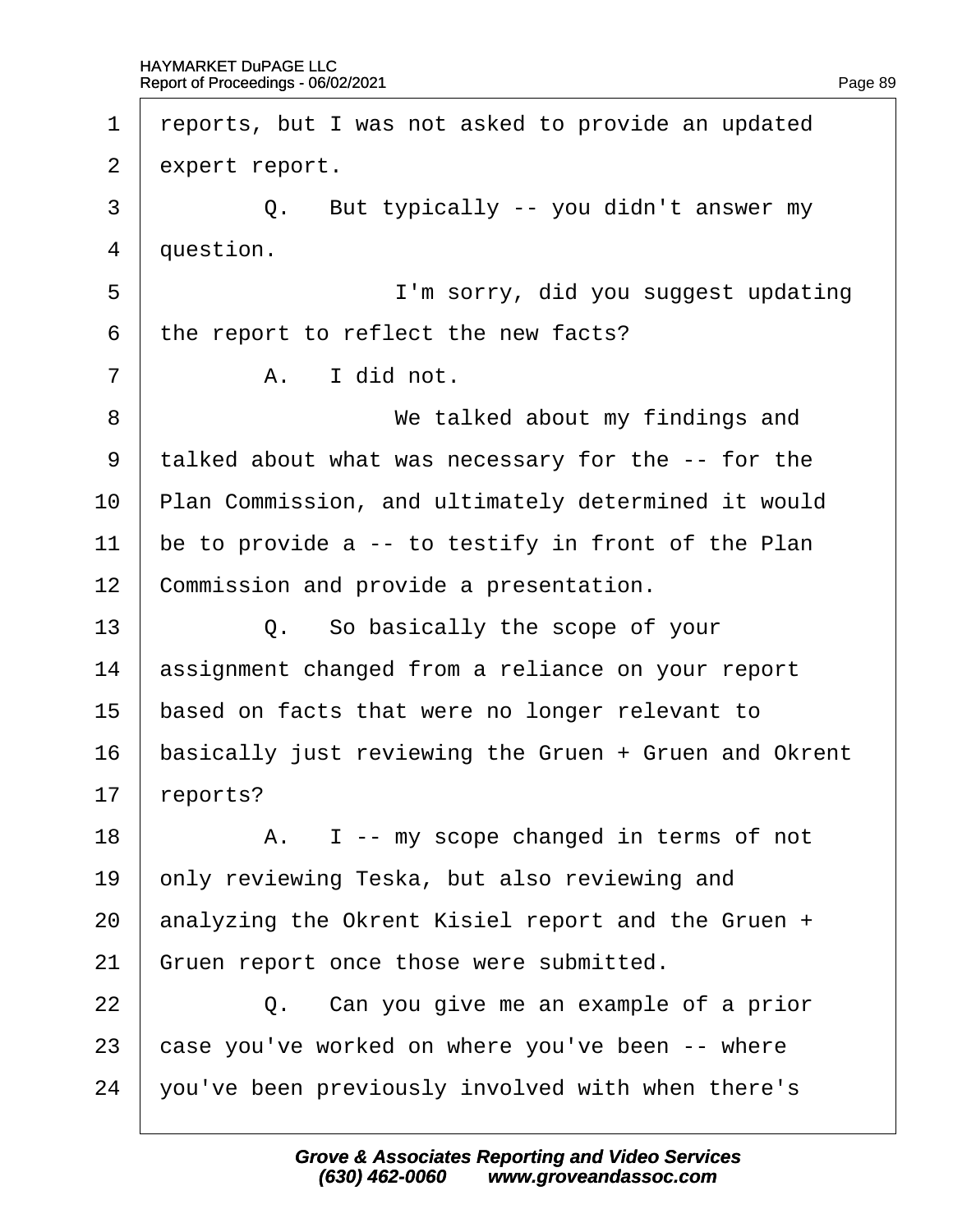1 reports, but I was not asked to provide an updated
2 expert report.
3 Q. But typically -- you didn't answer my
4 question.
5 I'm sorry, did you suggest updating
6 the report to reflect the new facts?
7 A. I did not.
8 We talked about my findings and
9 talked about what was necessary for the -- for the
10 Plan Commission, and ultimately determined it would
11 be to provide a -- to testify in front of the Plan
12 Commission and provide a presentation.
13 Q. So basically the scope of your
14 assignment changed from a reliance on your report
15 based on facts that were no longer relevant to
16 basically just reviewing the Gruen + Gruen and Okrent
17 reports?
18 A. I -- my scope changed in terms of not
19 only reviewing Teska, but also reviewing and
20 analyzing the Okrent Kisiel report and the Gruen +
21 Gruen report once those were submitted.
22 Q. Can you give me an example of a prior
23 case you've worked on where you've been -- where
24 you've been previously involved with when there's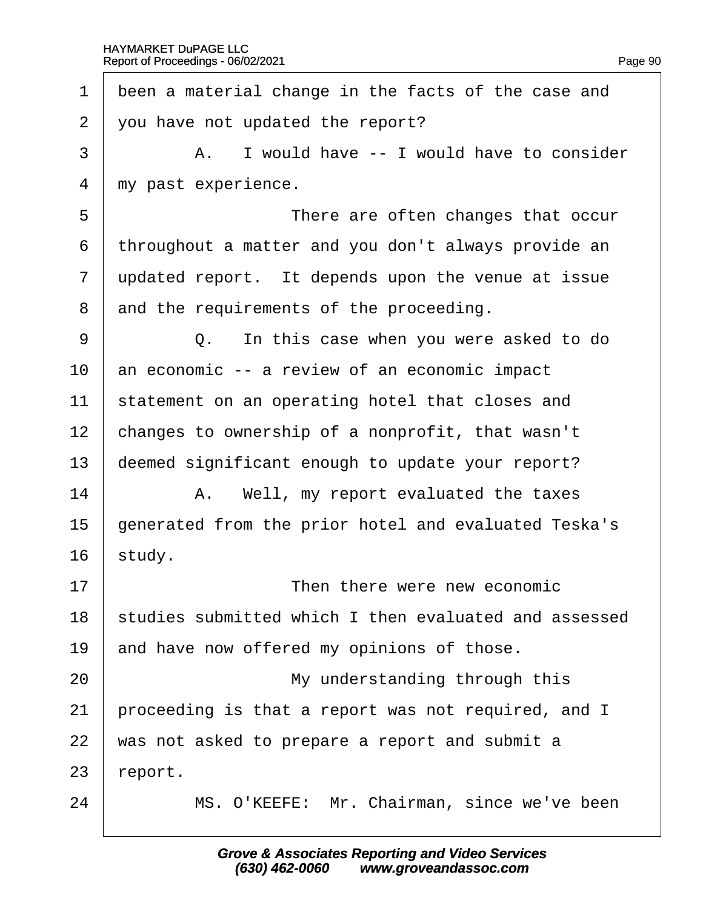been a material change in the facts of the case and you have not updated the report?

A. I would have -- I would have to consider my past experience.

There are often changes that occur throughout a matter and you don't always provide an updated report. It depends upon the venue at issue and the requirements of the proceeding.

Q. In this case when you were asked to do an economic -- a review of an economic impact statement on an operating hotel that closes and changes to ownership of a nonprofit, that wasn't deemed significant enough to update your report?

A. Well, my report evaluated the taxes generated from the prior hotel and evaluated Teska's study.

Then there were new economic studies submitted which I then evaluated and assessed and have now offered my opinions of those.

My understanding through this proceeding is that a report was not required, and I was not asked to prepare a report and submit a report.

MS. O'KEEFE: Mr. Chairman, since we've been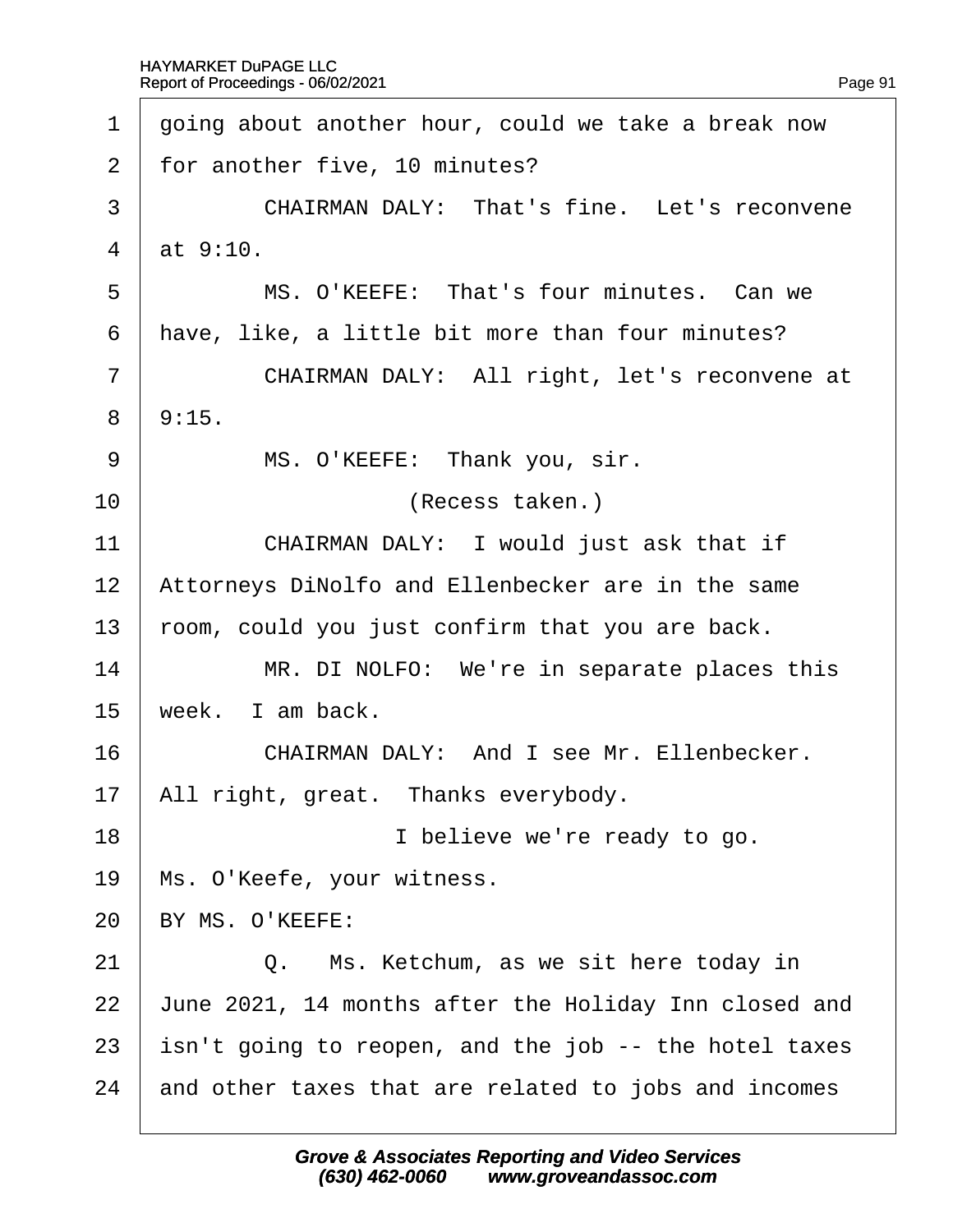1 going about another hour, could we take a break now
2 for another five, 10 minutes?
3 CHAIRMAN DALY: That's fine. Let's reconvene
4 at 9:10.
5 MS. O'KEEFE: That's four minutes. Can we
6 have, like, a little bit more than four minutes?
7 CHAIRMAN DALY: All right, let's reconvene at
8 9:15.
9 MS. O'KEEFE: Thank you, sir.
10 (Recess taken.)
11 CHAIRMAN DALY: I would just ask that if
12 Attorneys DiNolfo and Ellenbecker are in the same
13 room, could you just confirm that you are back.
14 MR. DI NOLFO: We're in separate places this
15 week. I am back.
16 CHAIRMAN DALY: And I see Mr. Ellenbecker.
17 All right, great. Thanks everybody.
18 I believe we're ready to go.
19 Ms. O'Keefe, your witness.
20 BY MS. O'KEEFE:
21 Q. Ms. Ketchum, as we sit here today in
22 June 2021, 14 months after the Holiday Inn closed and
23 isn't going to reopen, and the job -- the hotel taxes
24 and other taxes that are related to jobs and incomes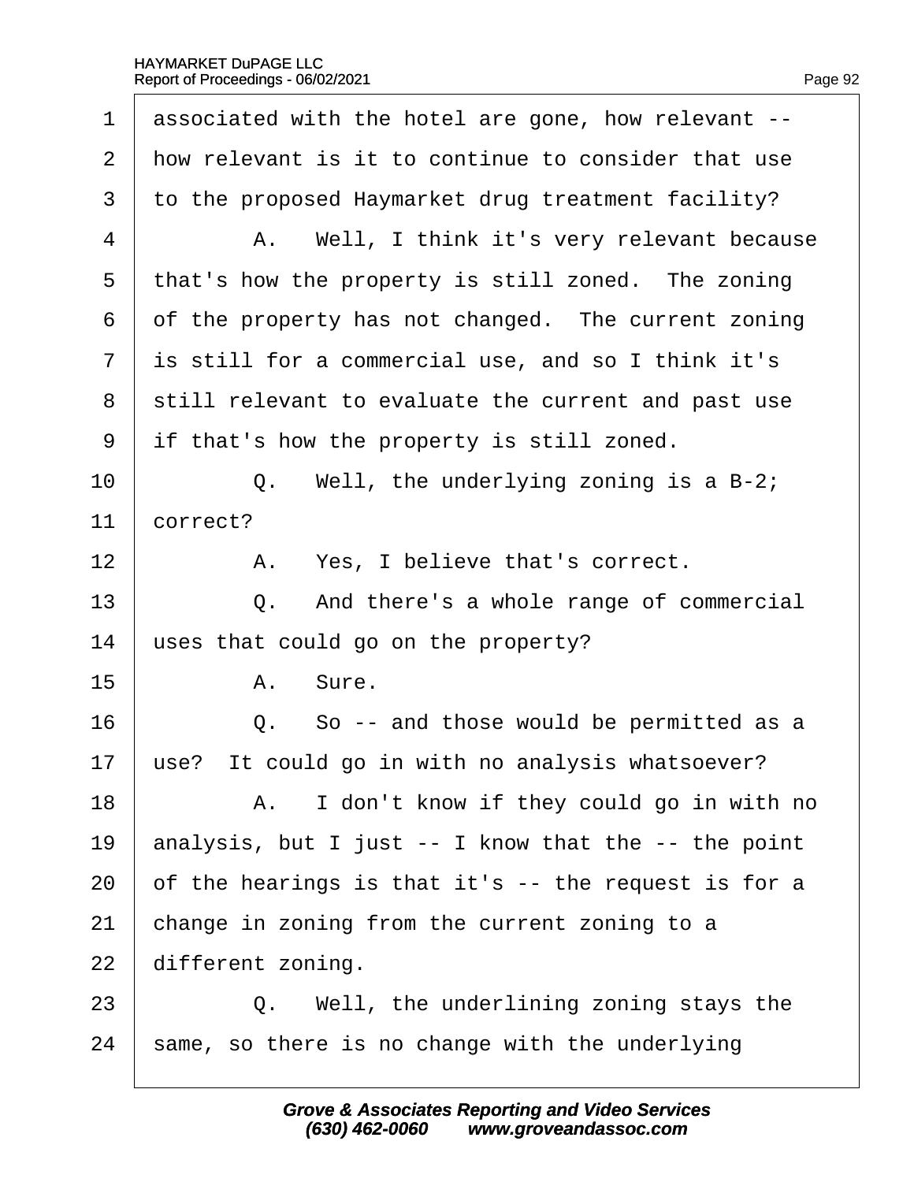1 associated with the hotel are gone, how relevant --
2 how relevant is it to continue to consider that use
3 to the proposed Haymarket drug treatment facility?
4 A. Well, I think it's very relevant because
5 that's how the property is still zoned. The zoning
6 of the property has not changed. The current zoning
7 is still for a commercial use, and so I think it's
8 still relevant to evaluate the current and past use
9 if that's how the property is still zoned.
10 Q. Well, the underlying zoning is a B-2;
11 correct?
12 A. Yes, I believe that's correct.
13 Q. And there's a whole range of commercial
14 uses that could go on the property?
15 A. Sure.
16 Q. So -- and those would be permitted as a
17 use? It could go in with no analysis whatsoever?
18 A. I don't know if they could go in with no
19 analysis, but I just -- I know that the -- the point
20 of the hearings is that it's -- the request is for a
21 change in zoning from the current zoning to a
22 different zoning.
23 Q. Well, the underlining zoning stays the
24 same, so there is no change with the underlying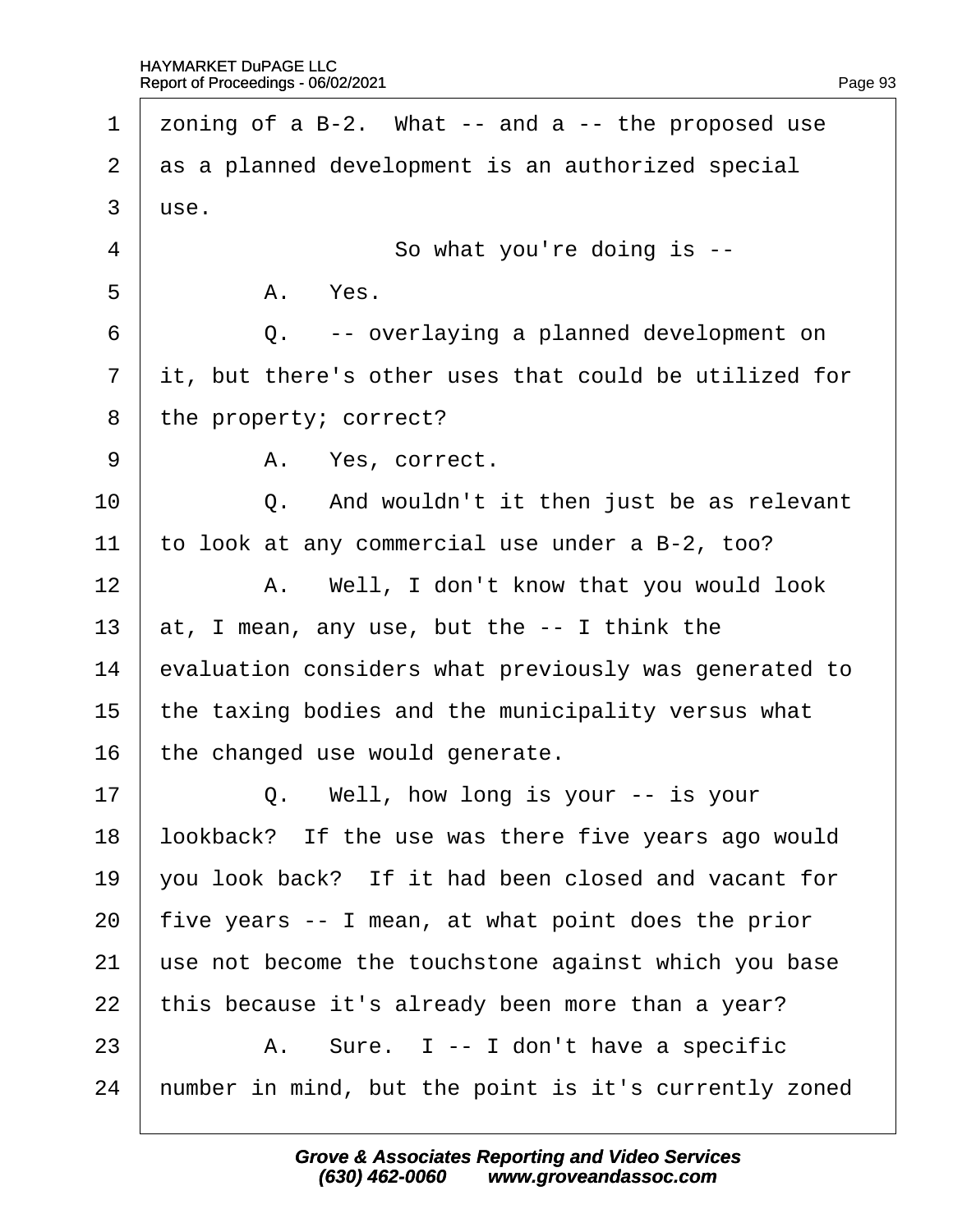1 zoning of a B-2. What -- and a -- the proposed use
2 as a planned development is an authorized special
3 use.
4 So what you're doing is --
5 A. Yes.
6 Q. -- overlaying a planned development on
7 it, but there's other uses that could be utilized for
8 the property; correct?
9 A. Yes, correct.
10 Q. And wouldn't it then just be as relevant
11 to look at any commercial use under a B-2, too?
12 A. Well, I don't know that you would look
13 at, I mean, any use, but the -- I think the
14 evaluation considers what previously was generated to
15 the taxing bodies and the municipality versus what
16 the changed use would generate.
17 Q. Well, how long is your -- is your
18 lookback? If the use was there five years ago would
19 you look back? If it had been closed and vacant for
20 five years -- I mean, at what point does the prior
21 use not become the touchstone against which you base
22 this because it's already been more than a year?
23 A. Sure. I -- I don't have a specific
24 number in mind, but the point is it's currently zoned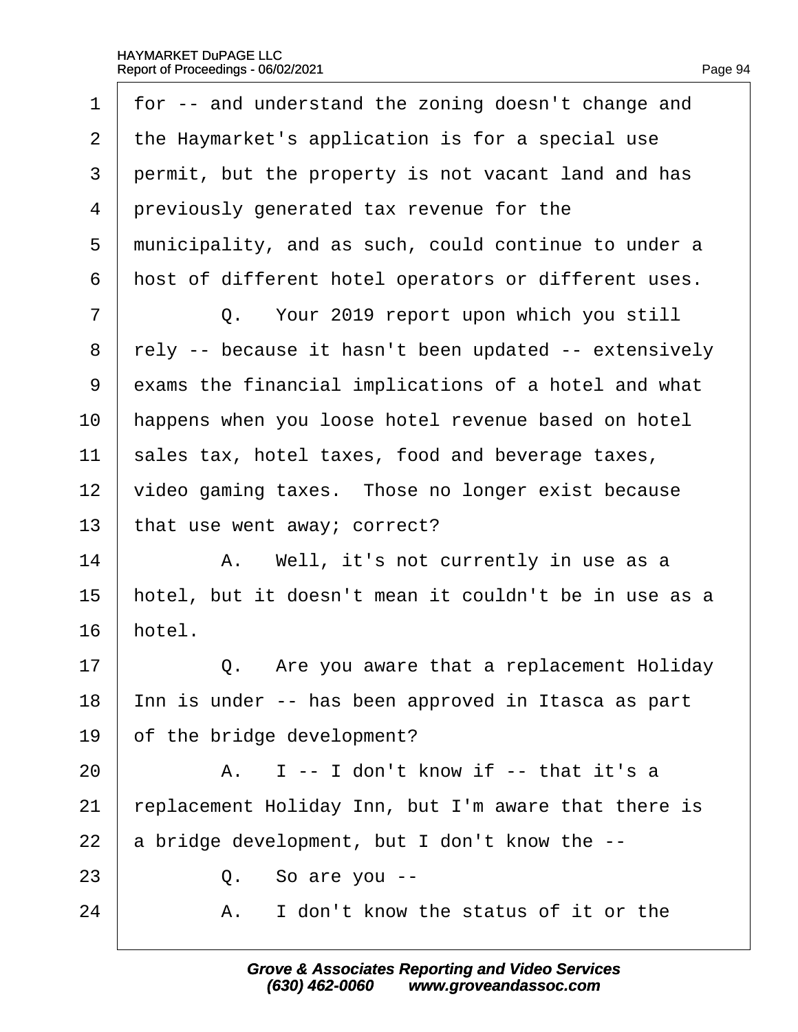1 for -- and understand the zoning doesn't change and
2 the Haymarket's application is for a special use
3 permit, but the property is not vacant land and has
4 previously generated tax revenue for the
5 municipality, and as such, could continue to under a
6 host of different hotel operators or different uses.
7 Q. Your 2019 report upon which you still
8 rely -- because it hasn't been updated -- extensively
9 exams the financial implications of a hotel and what
10 happens when you loose hotel revenue based on hotel
11 sales tax, hotel taxes, food and beverage taxes,
12 video gaming taxes. Those no longer exist because
13 that use went away; correct?
14 A. Well, it's not currently in use as a
15 hotel, but it doesn't mean it couldn't be in use as a
16 hotel.
17 Q. Are you aware that a replacement Holiday
18 Inn is under -- has been approved in Itasca as part
19 of the bridge development?
20 A. I -- I don't know if -- that it's a
21 replacement Holiday Inn, but I'm aware that there is
22 a bridge development, but I don't know the --
23 Q. So are you --
24 A. I don't know the status of it or the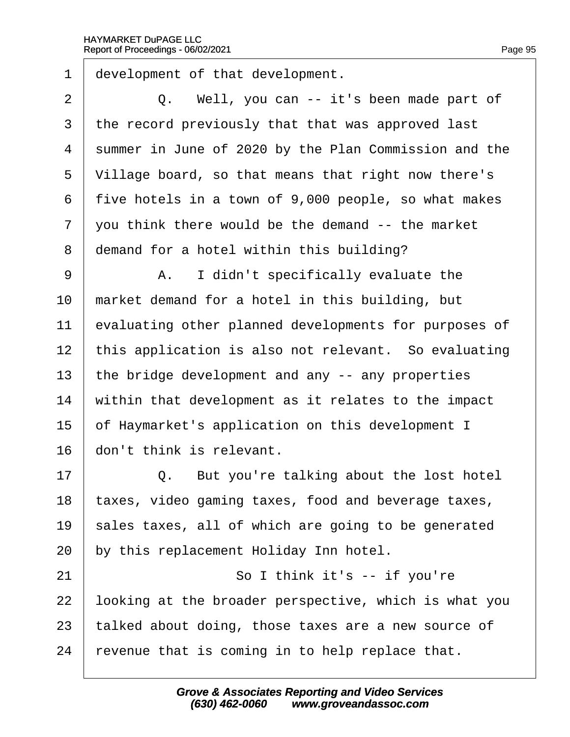1 development of that development.

2 Q. Well, you can -- it's been made part of

3 the record previously that that was approved last

4 summer in June of 2020 by the Plan Commission and the

5 Village board, so that means that right now there's

6 five hotels in a town of 9,000 people, so what makes

7 you think there would be the demand -- the market

8 demand for a hotel within this building?

9 A. I didn't specifically evaluate the

10 market demand for a hotel in this building, but

11 evaluating other planned developments for purposes of

12 this application is also not relevant. So evaluating

13 the bridge development and any -- any properties

14 within that development as it relates to the impact

15 of Haymarket's application on this development I

16 don't think is relevant.

17 Q. But you're talking about the lost hotel

18 taxes, video gaming taxes, food and beverage taxes,

19 sales taxes, all of which are going to be generated

20 by this replacement Holiday Inn hotel.

21 So I think it's -- if you're

22 looking at the broader perspective, which is what you

23 talked about doing, those taxes are a new source of

24 revenue that is coming in to help replace that.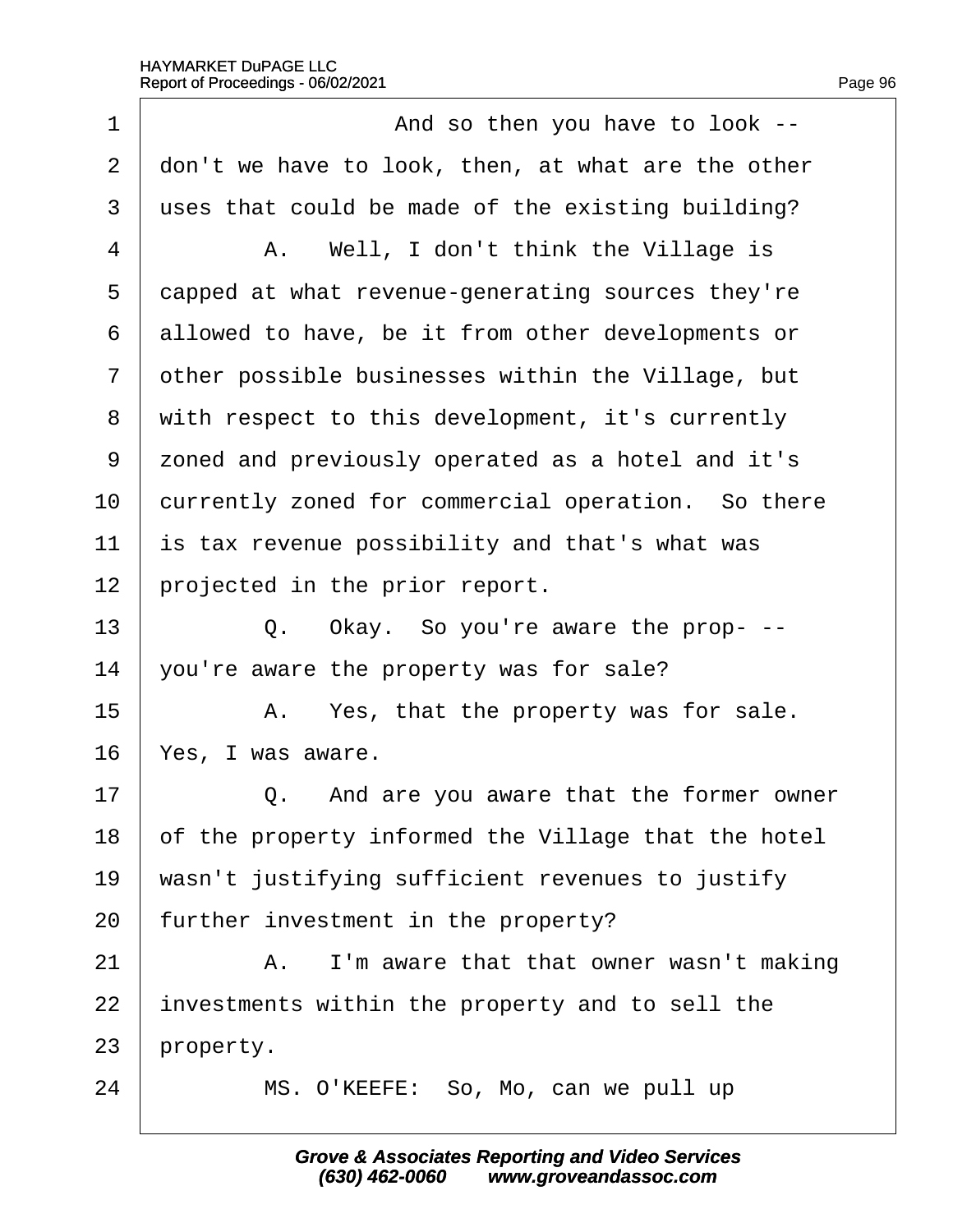1 And so then you have to look --

2 don't we have to look, then, at what are the other

3 uses that could be made of the existing building?

4 A. Well, I don't think the Village is

5 capped at what revenue-generating sources they're

6 allowed to have, be it from other developments or

7 other possible businesses within the Village, but

8 with respect to this development, it's currently

9 zoned and previously operated as a hotel and it's

10 currently zoned for commercial operation. So there

11 is tax revenue possibility and that's what was

12 projected in the prior report.

13 Q. Okay. So you're aware the prop- --

14 you're aware the property was for sale?

15 A. Yes, that the property was for sale.

16 Yes, I was aware.

17 Q. And are you aware that the former owner

18 of the property informed the Village that the hotel

19 wasn't justifying sufficient revenues to justify

20 further investment in the property?

21 A. I'm aware that that owner wasn't making

22 investments within the property and to sell the

23 property.

24 MS. O'KEEFE: So, Mo, can we pull up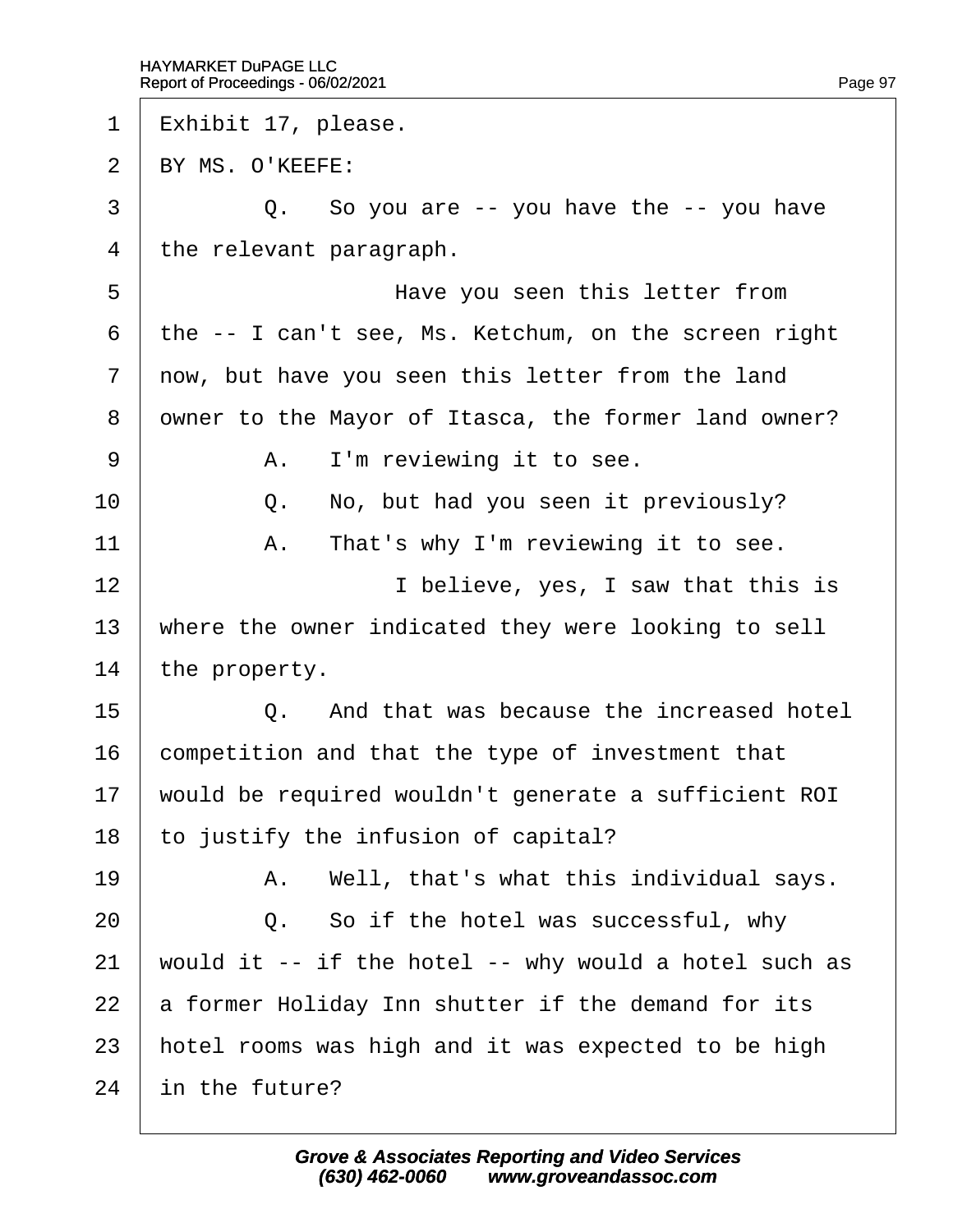1 Exhibit 17, please.

2 BY MS. O'KEEFE:

3 Q. So you are -- you have the -- you have

4 the relevant paragraph.

5 Have you seen this letter from

6 the -- I can't see, Ms. Ketchum, on the screen right

7 now, but have you seen this letter from the land

8 owner to the Mayor of Itasca, the former land owner?

9 A. I'm reviewing it to see.

10 Q. No, but had you seen it previously?

11 A. That's why I'm reviewing it to see.

12 I believe, yes, I saw that this is

13 where the owner indicated they were looking to sell

14 the property.

15 Q. And that was because the increased hotel

16 competition and that the type of investment that

17 would be required wouldn't generate a sufficient ROI

18 to justify the infusion of capital?

19 A. Well, that's what this individual says.

20 Q. So if the hotel was successful, why

21 would it -- if the hotel -- why would a hotel such as

22 a former Holiday Inn shutter if the demand for its

23 hotel rooms was high and it was expected to be high

24 in the future?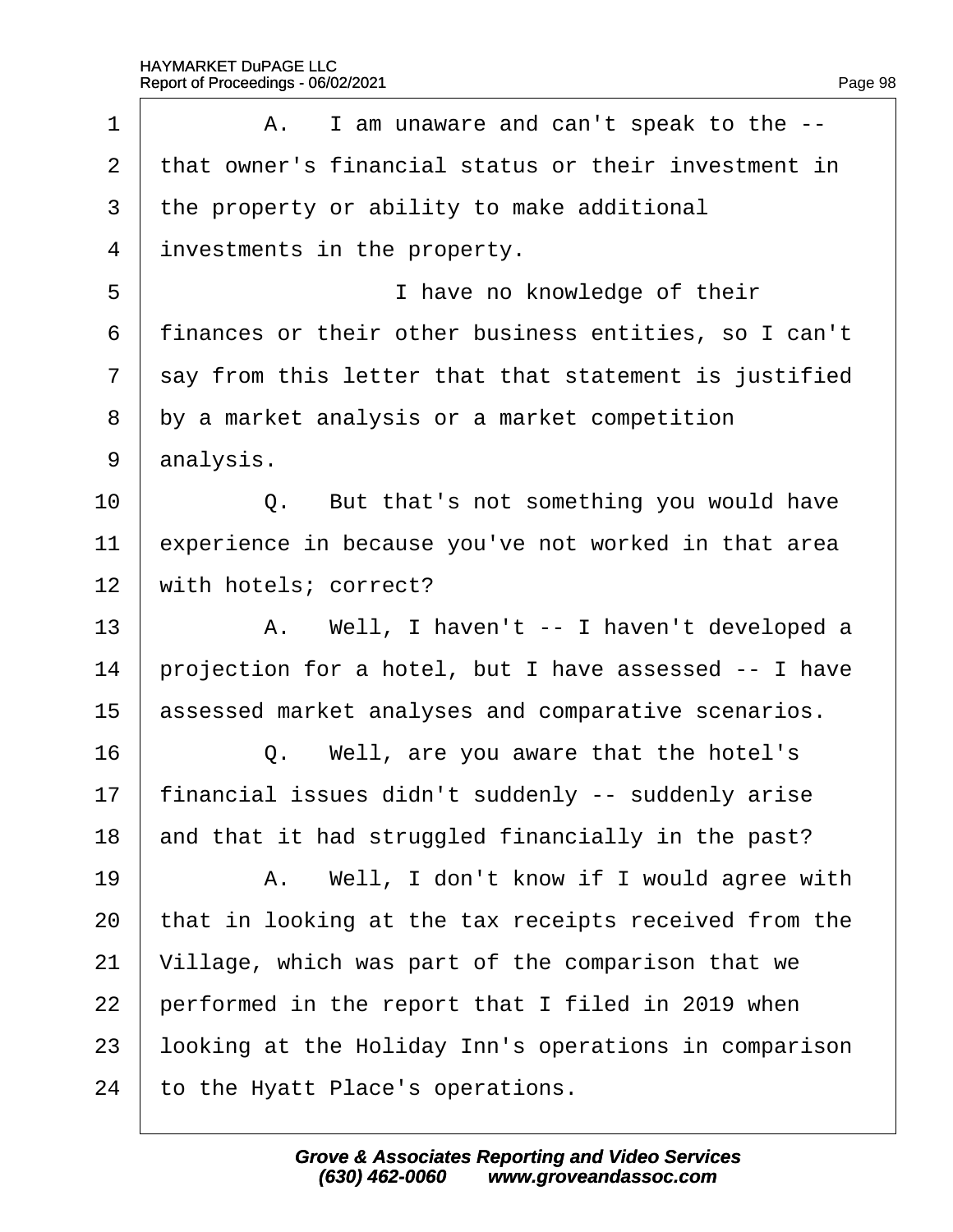1 A. I am unaware and can't speak to the --
2 that owner's financial status or their investment in
3 the property or ability to make additional
4 investments in the property.
5 I have no knowledge of their
6 finances or their other business entities, so I can't
7 say from this letter that that statement is justified
8 by a market analysis or a market competition
9 analysis.
10 Q. But that's not something you would have
11 experience in because you've not worked in that area
12 with hotels; correct?
13 A. Well, I haven't -- I haven't developed a
14 projection for a hotel, but I have assessed -- I have
15 assessed market analyses and comparative scenarios.
16 Q. Well, are you aware that the hotel's
17 financial issues didn't suddenly -- suddenly arise
18 and that it had struggled financially in the past?
19 A. Well, I don't know if I would agree with
20 that in looking at the tax receipts received from the
21 Village, which was part of the comparison that we
22 performed in the report that I filed in 2019 when
23 looking at the Holiday Inn's operations in comparison
24 to the Hyatt Place's operations.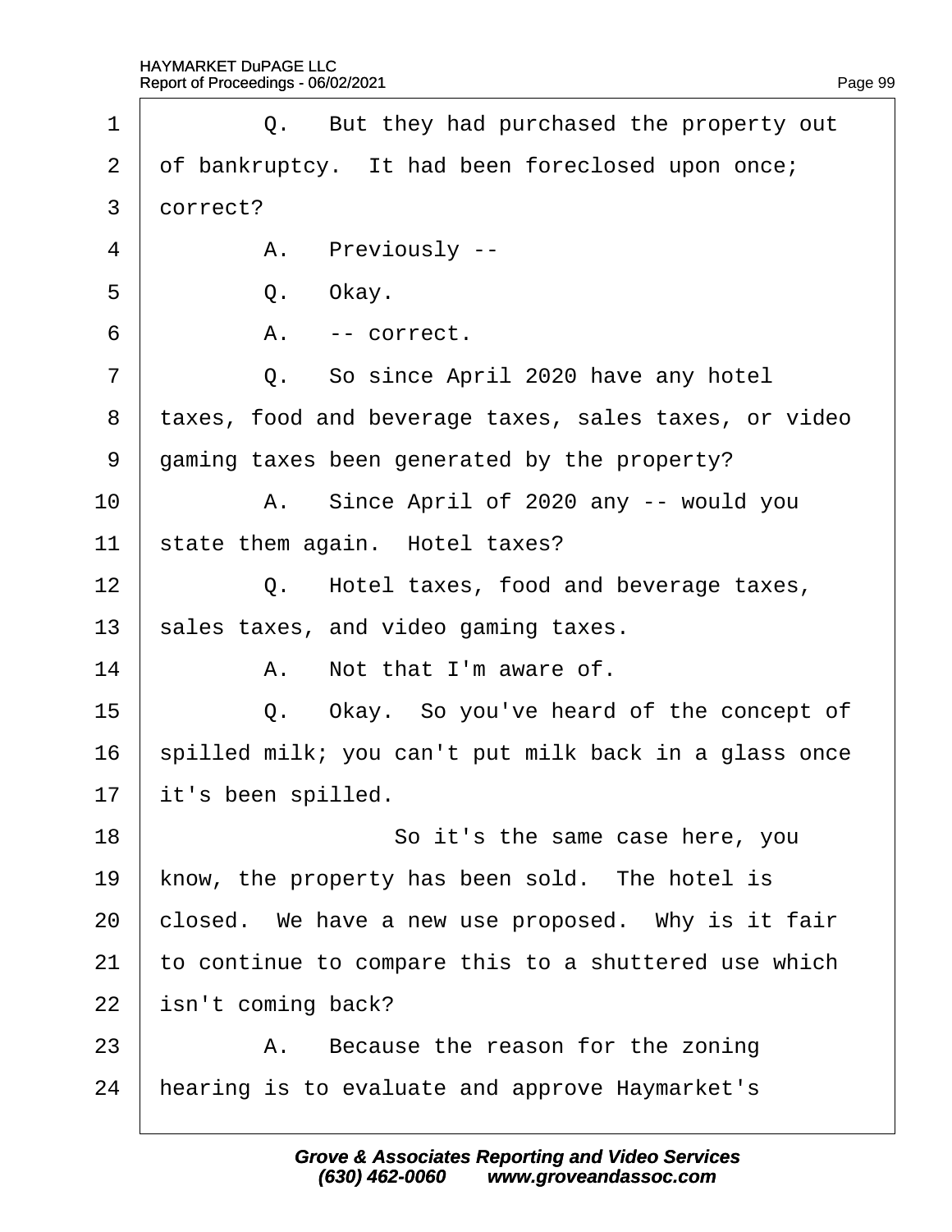1 Q. But they had purchased the property out
2 of bankruptcy. It had been foreclosed upon once;
3 correct?
4 A. Previously --
5 Q. Okay.
6 A. -- correct.
7 Q. So since April 2020 have any hotel
8 taxes, food and beverage taxes, sales taxes, or video
9 gaming taxes been generated by the property?
10 A. Since April of 2020 any -- would you
11 state them again. Hotel taxes?
12 Q. Hotel taxes, food and beverage taxes,
13 sales taxes, and video gaming taxes.
14 A. Not that I'm aware of.
15 Q. Okay. So you've heard of the concept of
16 spilled milk; you can't put milk back in a glass once
17 it's been spilled.
18 So it's the same case here, you
19 know, the property has been sold. The hotel is
20 closed. We have a new use proposed. Why is it fair
21 to continue to compare this to a shuttered use which
22 isn't coming back?
23 A. Because the reason for the zoning
24 hearing is to evaluate and approve Haymarket's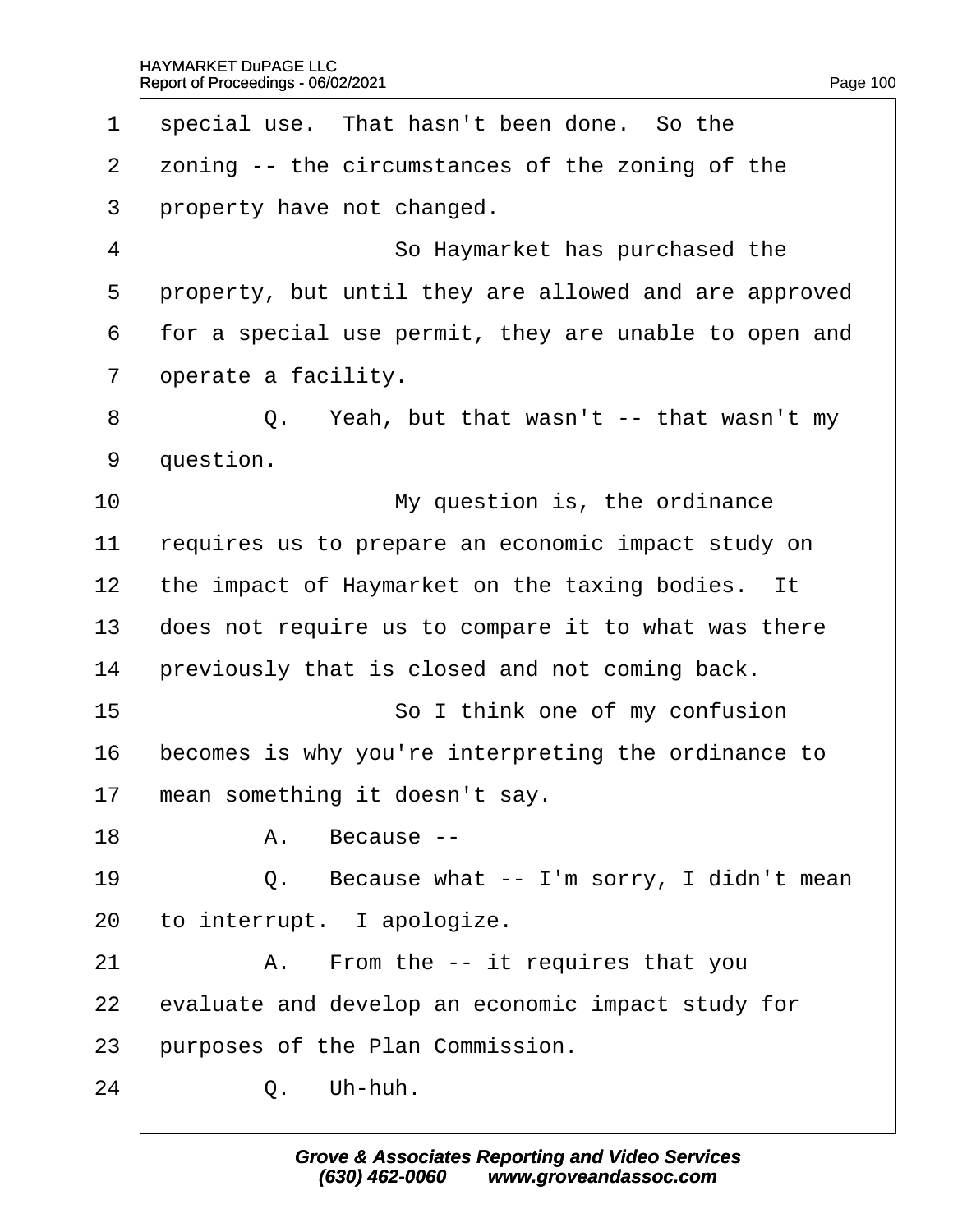1 special use. That hasn't been done. So the

2 zoning -- the circumstances of the zoning of the

3 property have not changed.

4 So Haymarket has purchased the

5 property, but until they are allowed and are approved

6 for a special use permit, they are unable to open and

7 operate a facility.

8 Q. Yeah, but that wasn't -- that wasn't my

9 question.

10 My question is, the ordinance

11 requires us to prepare an economic impact study on

12 the impact of Haymarket on the taxing bodies. It

13 does not require us to compare it to what was there

14 previously that is closed and not coming back.

15 So I think one of my confusion

16 becomes is why you're interpreting the ordinance to

17 mean something it doesn't say.

18 A. Because --

19 Q. Because what -- I'm sorry, I didn't mean

20 to interrupt. I apologize.

21 A. From the -- it requires that you

22 evaluate and develop an economic impact study for

23 purposes of the Plan Commission.

24 Q. Uh-huh.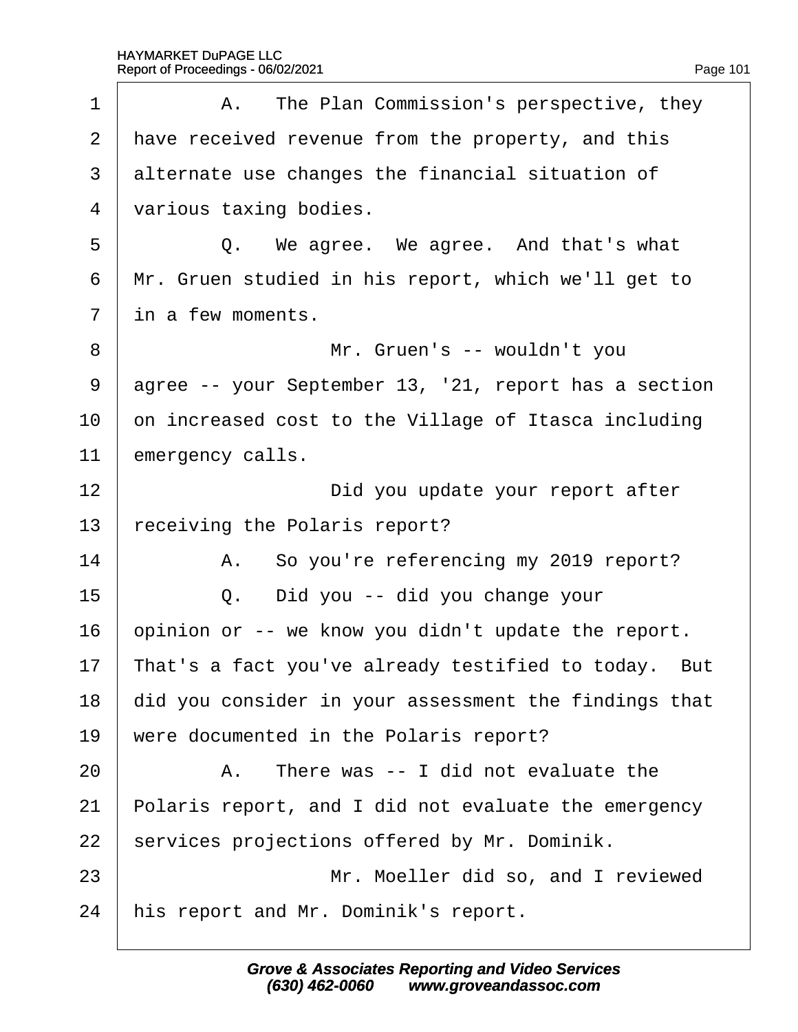1 A. The Plan Commission's perspective, they
2 have received revenue from the property, and this
3 alternate use changes the financial situation of
4 various taxing bodies.
5 Q. We agree. We agree. And that's what
6 Mr. Gruen studied in his report, which we'll get to
7 in a few moments.
8 Mr. Gruen's -- wouldn't you
9 agree -- your September 13, '21, report has a section
10 on increased cost to the Village of Itasca including
11 emergency calls.
12 Did you update your report after
13 receiving the Polaris report?
14 A. So you're referencing my 2019 report?
15 Q. Did you -- did you change your
16 opinion or -- we know you didn't update the report.
17 That's a fact you've already testified to today. But
18 did you consider in your assessment the findings that
19 were documented in the Polaris report?
20 A. There was -- I did not evaluate the
21 Polaris report, and I did not evaluate the emergency
22 services projections offered by Mr. Dominik.
23 Mr. Moeller did so, and I reviewed
24 his report and Mr. Dominik's report.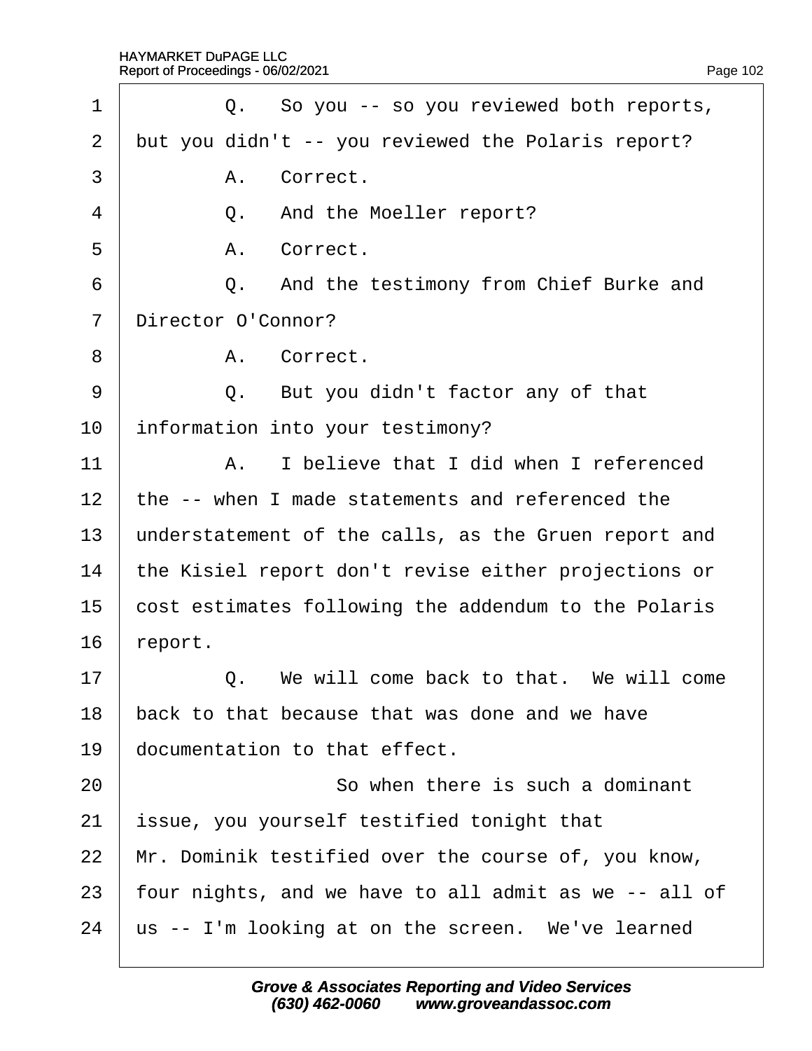Q. So you -- so you reviewed both reports, but you didn't -- you reviewed the Polaris report?

A. Correct.

Q. And the Moeller report?

A. Correct.

Q. And the testimony from Chief Burke and Director O'Connor?

A. Correct.

Q. But you didn't factor any of that information into your testimony?

A. I believe that I did when I referenced the -- when I made statements and referenced the understatement of the calls, as the Gruen report and the Kisiel report don't revise either projections or cost estimates following the addendum to the Polaris report.

Q. We will come back to that. We will come back to that because that was done and we have documentation to that effect.

So when there is such a dominant issue, you yourself testified tonight that Mr. Dominik testified over the course of, you know, four nights, and we have to all admit as we -- all of us -- I'm looking at on the screen. We've learned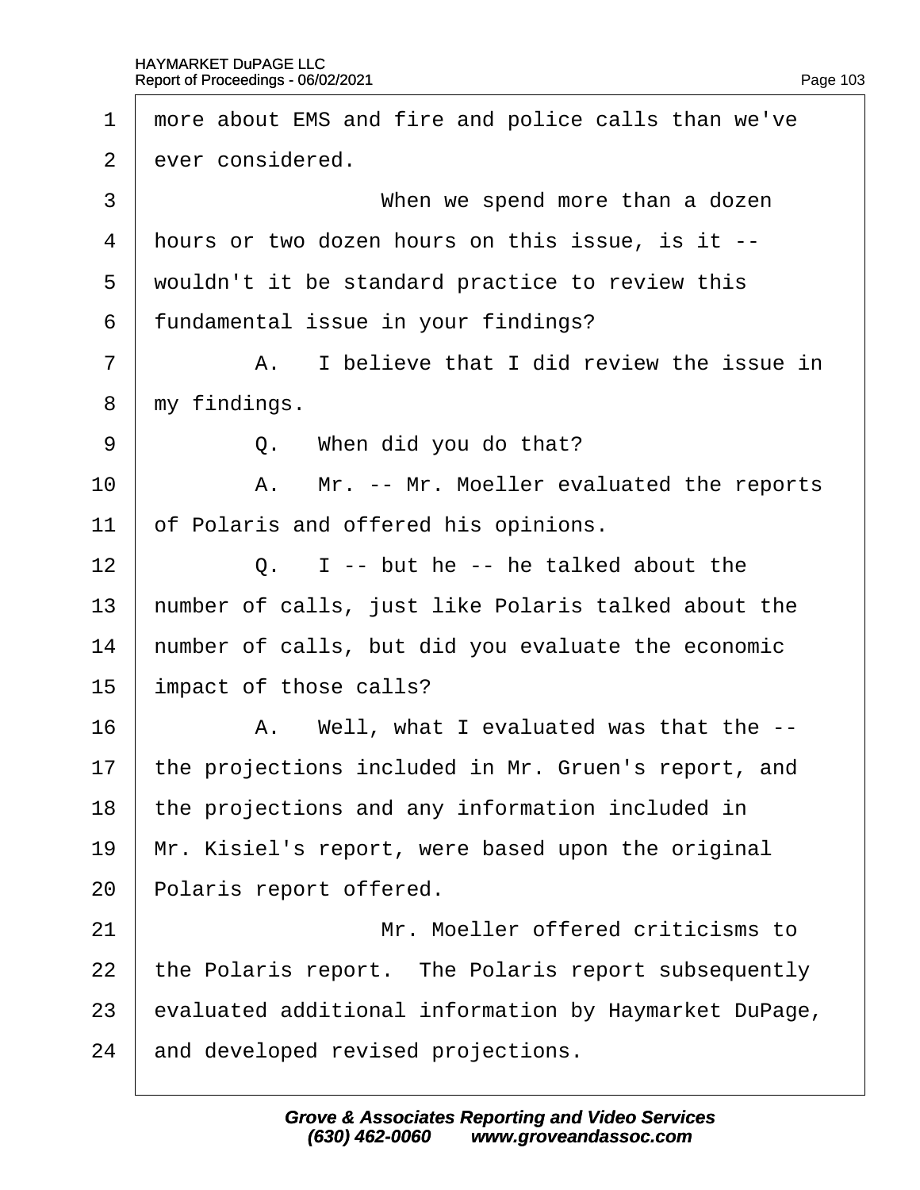1 more about EMS and fire and police calls than we've
2 ever considered.
3 When we spend more than a dozen
4 hours or two dozen hours on this issue, is it --
5 wouldn't it be standard practice to review this
6 fundamental issue in your findings?
7 A. I believe that I did review the issue in
8 my findings.
9 Q. When did you do that?
10 A. Mr. -- Mr. Moeller evaluated the reports
11 of Polaris and offered his opinions.
12 Q. I -- but he -- he talked about the
13 number of calls, just like Polaris talked about the
14 number of calls, but did you evaluate the economic
15 impact of those calls?
16 A. Well, what I evaluated was that the --
17 the projections included in Mr. Gruen's report, and
18 the projections and any information included in
19 Mr. Kisiel's report, were based upon the original
20 Polaris report offered.
21 Mr. Moeller offered criticisms to
22 the Polaris report. The Polaris report subsequently
23 evaluated additional information by Haymarket DuPage,
24 and developed revised projections.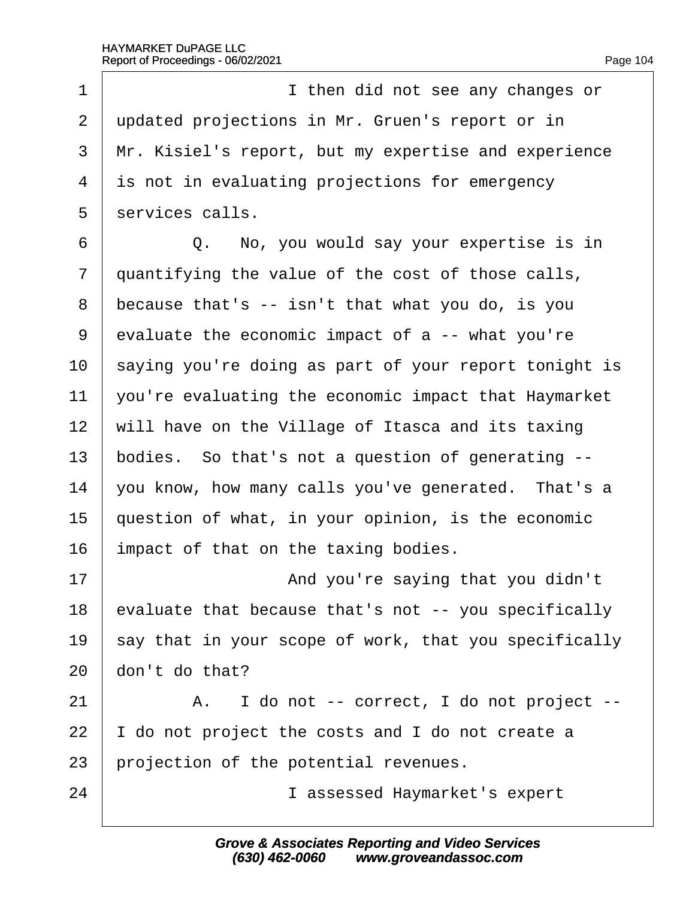I then did not see any changes or updated projections in Mr. Gruen's report or in Mr. Kisiel's report, but my expertise and experience is not in evaluating projections for emergency services calls.

Q. No, you would say your expertise is in quantifying the value of the cost of those calls, because that's -- isn't that what you do, is you evaluate the economic impact of a -- what you're saying you're doing as part of your report tonight is you're evaluating the economic impact that Haymarket will have on the Village of Itasca and its taxing bodies. So that's not a question of generating -- you know, how many calls you've generated. That's a question of what, in your opinion, is the economic impact of that on the taxing bodies.

And you're saying that you didn't evaluate that because that's not -- you specifically say that in your scope of work, that you specifically don't do that?

A. I do not -- correct, I do not project -- I do not project the costs and I do not create a projection of the potential revenues.

I assessed Haymarket's expert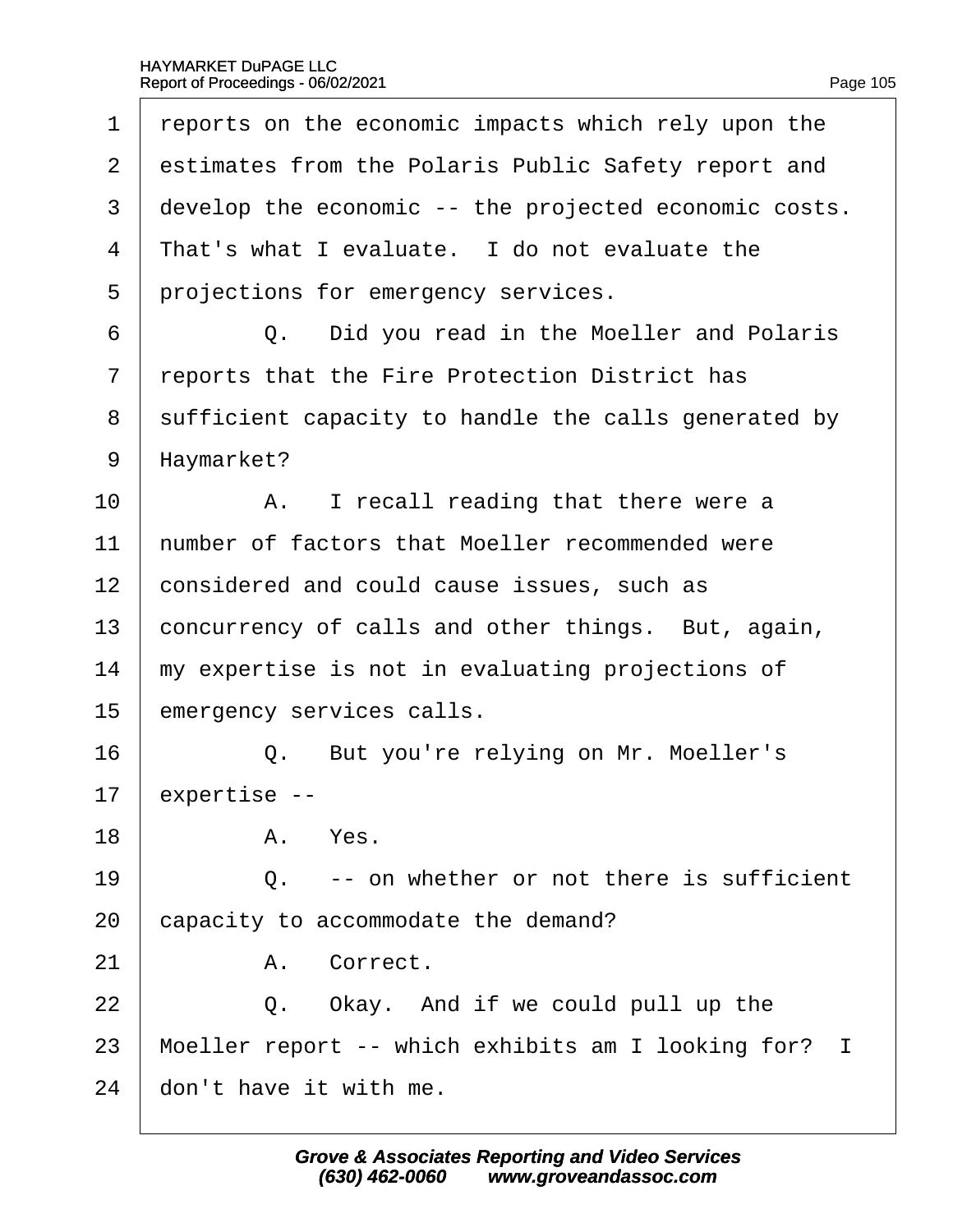reports on the economic impacts which rely upon the estimates from the Polaris Public Safety report and develop the economic -- the projected economic costs. That's what I evaluate. I do not evaluate the projections for emergency services.

Q. Did you read in the Moeller and Polaris reports that the Fire Protection District has sufficient capacity to handle the calls generated by Haymarket?

A. I recall reading that there were a number of factors that Moeller recommended were considered and could cause issues, such as concurrency of calls and other things. But, again, my expertise is not in evaluating projections of emergency services calls.

Q. But you're relying on Mr. Moeller's expertise --

A. Yes.

Q. -- on whether or not there is sufficient capacity to accommodate the demand?

A. Correct.

Q. Okay. And if we could pull up the Moeller report -- which exhibits am I looking for? I don't have it with me.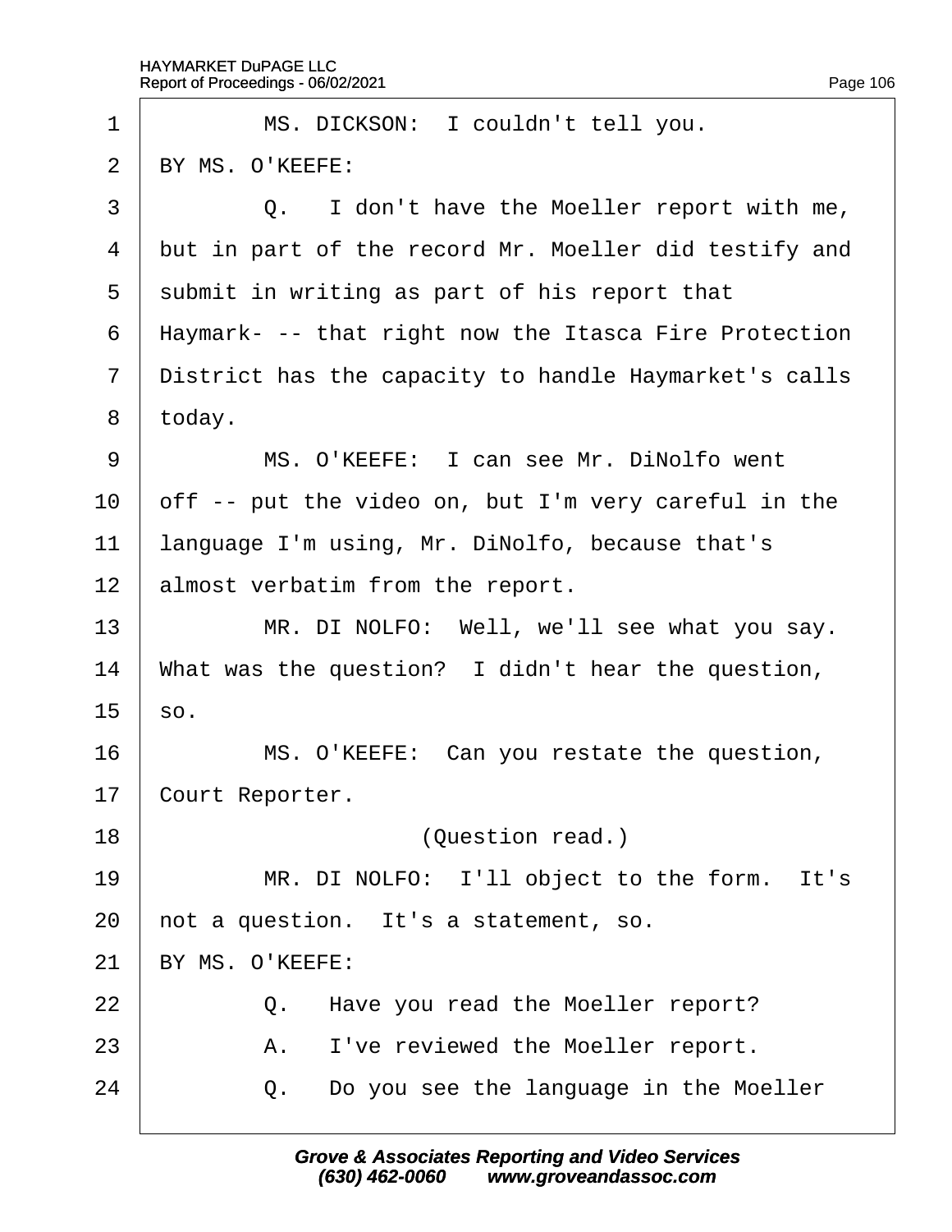1 MS. DICKSON: I couldn't tell you.

2 BY MS. O'KEEFE:

3 Q. I don't have the Moeller report with me,

4 but in part of the record Mr. Moeller did testify and

5 submit in writing as part of his report that

6 Haymark- -- that right now the Itasca Fire Protection

7 District has the capacity to handle Haymarket's calls

8 today.

9 MS. O'KEEFE: I can see Mr. DiNolfo went

10 off -- put the video on, but I'm very careful in the

11 language I'm using, Mr. DiNolfo, because that's

12 almost verbatim from the report.

13 MR. DI NOLFO: Well, we'll see what you say.

14 What was the question? I didn't hear the question,

15 so.

16 MS. O'KEEFE: Can you restate the question,

17 Court Reporter.

18 (Question read.)

19 MR. DI NOLFO: I'll object to the form. It's

20 not a question. It's a statement, so.

21 BY MS. O'KEEFE:

22 Q. Have you read the Moeller report?

23 A. I've reviewed the Moeller report.

24 Q. Do you see the language in the Moeller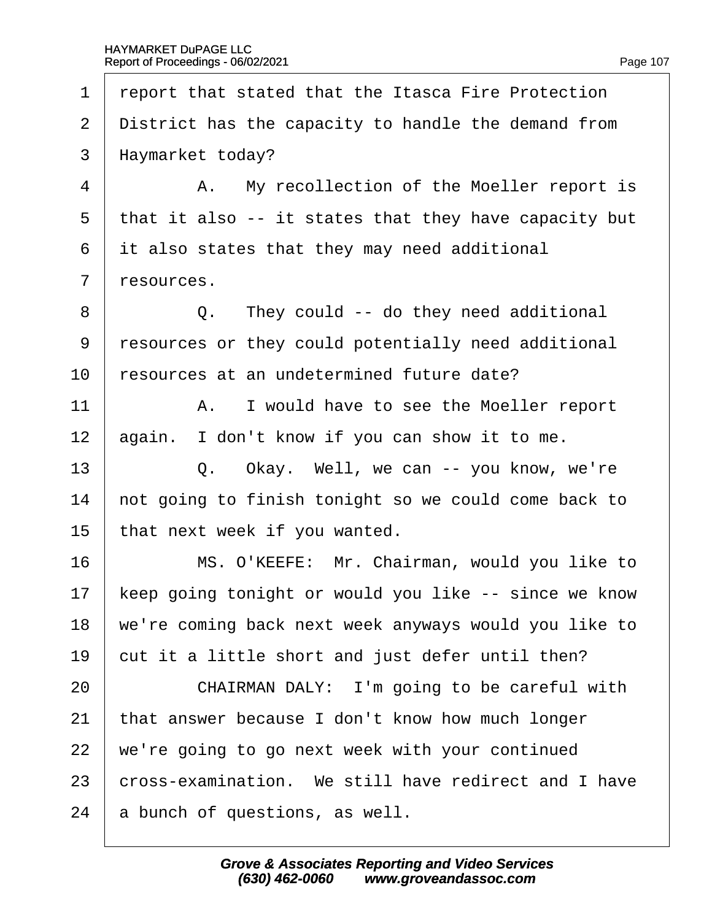1 report that stated that the Itasca Fire Protection
2 District has the capacity to handle the demand from
3 Haymarket today?
4 A. My recollection of the Moeller report is
5 that it also -- it states that they have capacity but
6 it also states that they may need additional
7 resources.
8 Q. They could -- do they need additional
9 resources or they could potentially need additional
10 resources at an undetermined future date?
11 A. I would have to see the Moeller report
12 again. I don't know if you can show it to me.
13 Q. Okay. Well, we can -- you know, we're
14 not going to finish tonight so we could come back to
15 that next week if you wanted.
16 MS. O'KEEFE: Mr. Chairman, would you like to
17 keep going tonight or would you like -- since we know
18 we're coming back next week anyways would you like to
19 cut it a little short and just defer until then?
20 CHAIRMAN DALY: I'm going to be careful with
21 that answer because I don't know how much longer
22 we're going to go next week with your continued
23 cross-examination. We still have redirect and I have
24 a bunch of questions, as well.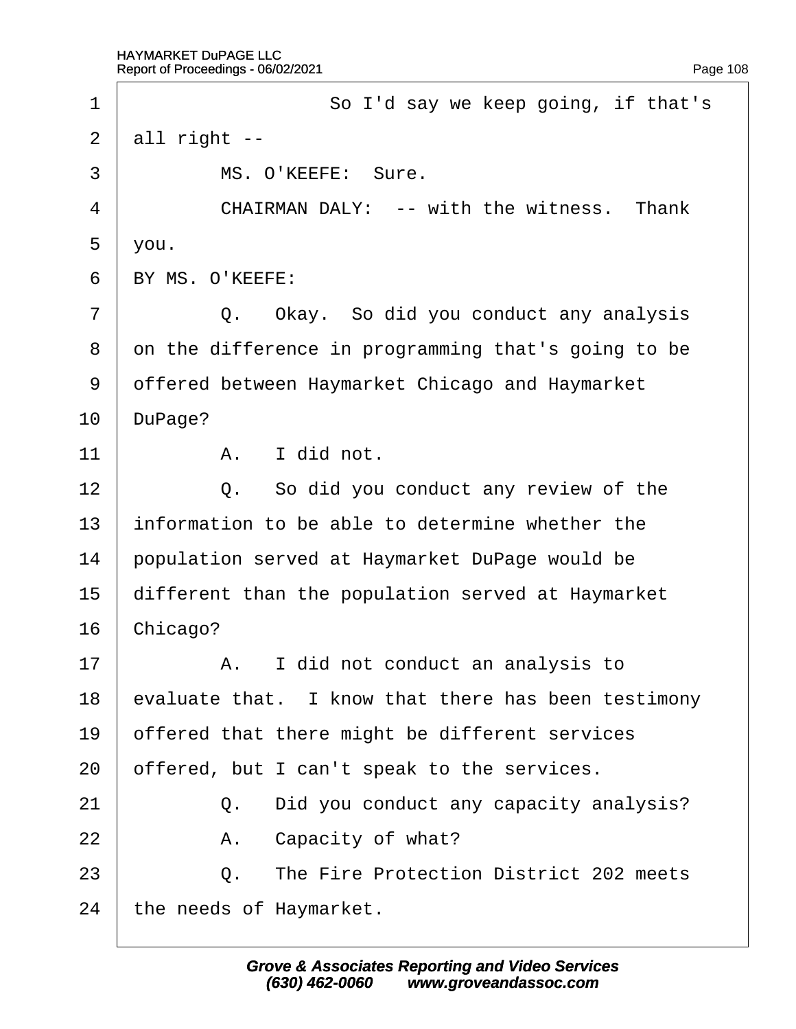So I'd say we keep going, if that's all right --

MS. O'KEEFE: Sure.

CHAIRMAN DALY: -- with the witness. Thank you.

BY MS. O'KEEFE:

Q. Okay. So did you conduct any analysis on the difference in programming that's going to be offered between Haymarket Chicago and Haymarket DuPage?

A. I did not.

Q. So did you conduct any review of the information to be able to determine whether the population served at Haymarket DuPage would be different than the population served at Haymarket Chicago?

A. I did not conduct an analysis to evaluate that. I know that there has been testimony offered that there might be different services offered, but I can't speak to the services.

Q. Did you conduct any capacity analysis?

A. Capacity of what?

Q. The Fire Protection District 202 meets the needs of Haymarket.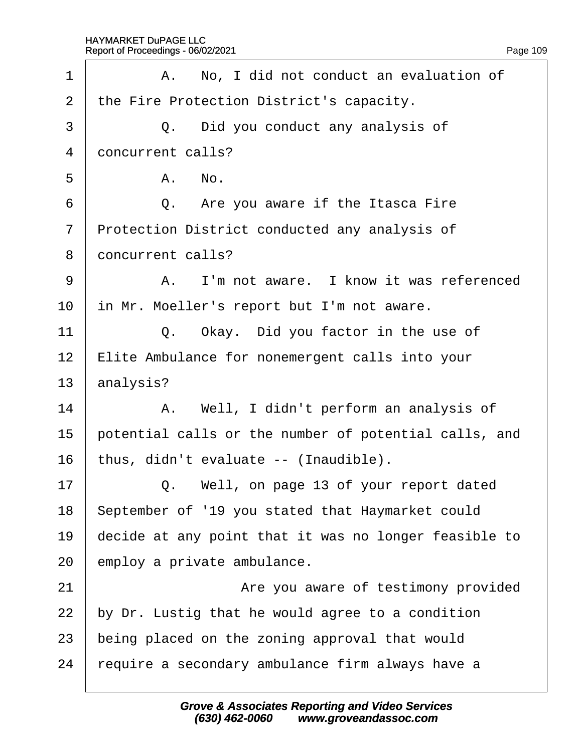1 A. No, I did not conduct an evaluation of

2 the Fire Protection District's capacity.

3 Q. Did you conduct any analysis of

4 concurrent calls?

5 A. No.

6 Q. Are you aware if the Itasca Fire

7 Protection District conducted any analysis of

8 concurrent calls?

9 A. I'm not aware. I know it was referenced

10 in Mr. Moeller's report but I'm not aware.

11 Q. Okay. Did you factor in the use of

12 Elite Ambulance for nonemergent calls into your

13 analysis?

14 A. Well, I didn't perform an analysis of

15 potential calls or the number of potential calls, and

16 thus, didn't evaluate -- (Inaudible).

17 Q. Well, on page 13 of your report dated

18 September of '19 you stated that Haymarket could

19 decide at any point that it was no longer feasible to

20 employ a private ambulance.

21 Are you aware of testimony provided

22 by Dr. Lustig that he would agree to a condition

23 being placed on the zoning approval that would

24 require a secondary ambulance firm always have a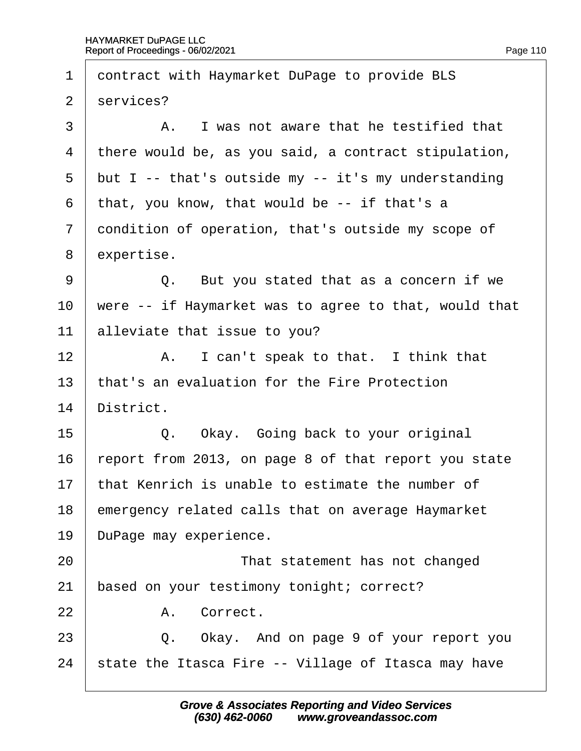1 contract with Haymarket DuPage to provide BLS
2 services?
3 A. I was not aware that he testified that
4 there would be, as you said, a contract stipulation,
5 but I -- that's outside my -- it's my understanding
6 that, you know, that would be -- if that's a
7 condition of operation, that's outside my scope of
8 expertise.
9 Q. But you stated that as a concern if we
10 were -- if Haymarket was to agree to that, would that
11 alleviate that issue to you?
12 A. I can't speak to that. I think that
13 that's an evaluation for the Fire Protection
14 District.
15 Q. Okay. Going back to your original
16 report from 2013, on page 8 of that report you state
17 that Kenrich is unable to estimate the number of
18 emergency related calls that on average Haymarket
19 DuPage may experience.
20 That statement has not changed
21 based on your testimony tonight; correct?
22 A. Correct.
23 Q. Okay. And on page 9 of your report you
24 state the Itasca Fire -- Village of Itasca may have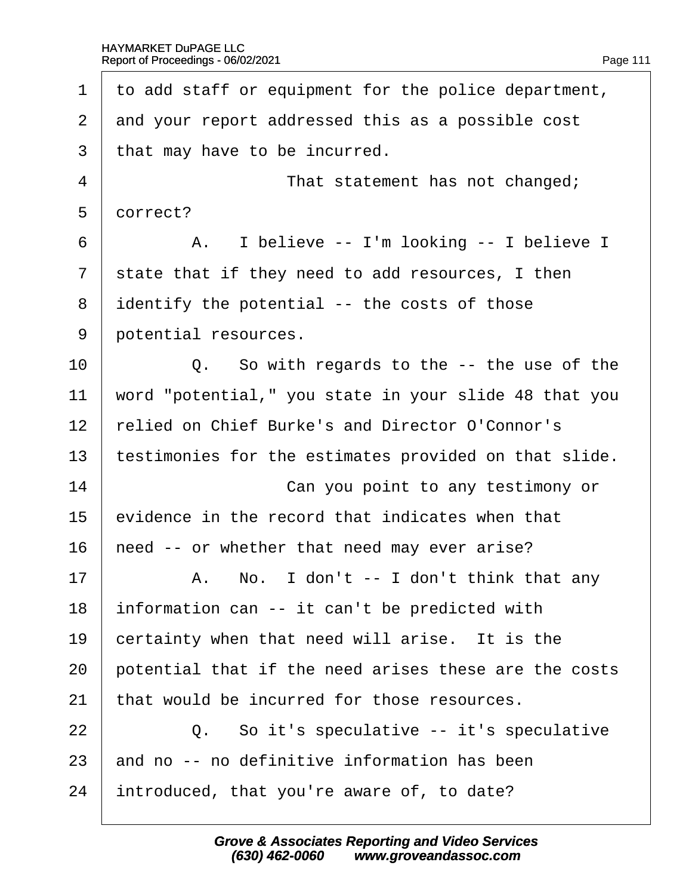to add staff or equipment for the police department, and your report addressed this as a possible cost that may have to be incurred.

That statement has not changed; correct?

A. I believe -- I'm looking -- I believe I state that if they need to add resources, I then identify the potential -- the costs of those potential resources.

Q. So with regards to the -- the use of the word "potential," you state in your slide 48 that you relied on Chief Burke's and Director O'Connor's testimonies for the estimates provided on that slide.

Can you point to any testimony or evidence in the record that indicates when that need -- or whether that need may ever arise?

A. No. I don't -- I don't think that any information can -- it can't be predicted with certainty when that need will arise. It is the potential that if the need arises these are the costs that would be incurred for those resources.

Q. So it's speculative -- it's speculative and no -- no definitive information has been introduced, that you're aware of, to date?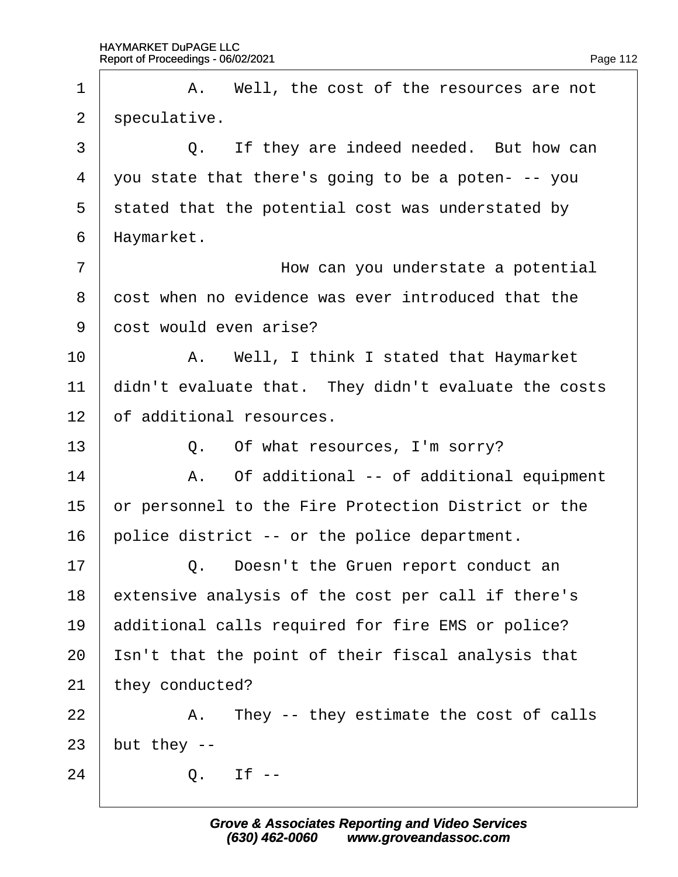1 A. Well, the cost of the resources are not
2 speculative.
3 Q. If they are indeed needed. But how can
4 you state that there's going to be a poten- -- you
5 stated that the potential cost was understated by
6 Haymarket.
7 How can you understate a potential
8 cost when no evidence was ever introduced that the
9 cost would even arise?
10 A. Well, I think I stated that Haymarket
11 didn't evaluate that. They didn't evaluate the costs
12 of additional resources.
13 Q. Of what resources, I'm sorry?
14 A. Of additional -- of additional equipment
15 or personnel to the Fire Protection District or the
16 police district -- or the police department.
17 Q. Doesn't the Gruen report conduct an
18 extensive analysis of the cost per call if there's
19 additional calls required for fire EMS or police?
20 Isn't that the point of their fiscal analysis that
21 they conducted?
22 A. They -- they estimate the cost of calls
23 but they --
24 Q. If --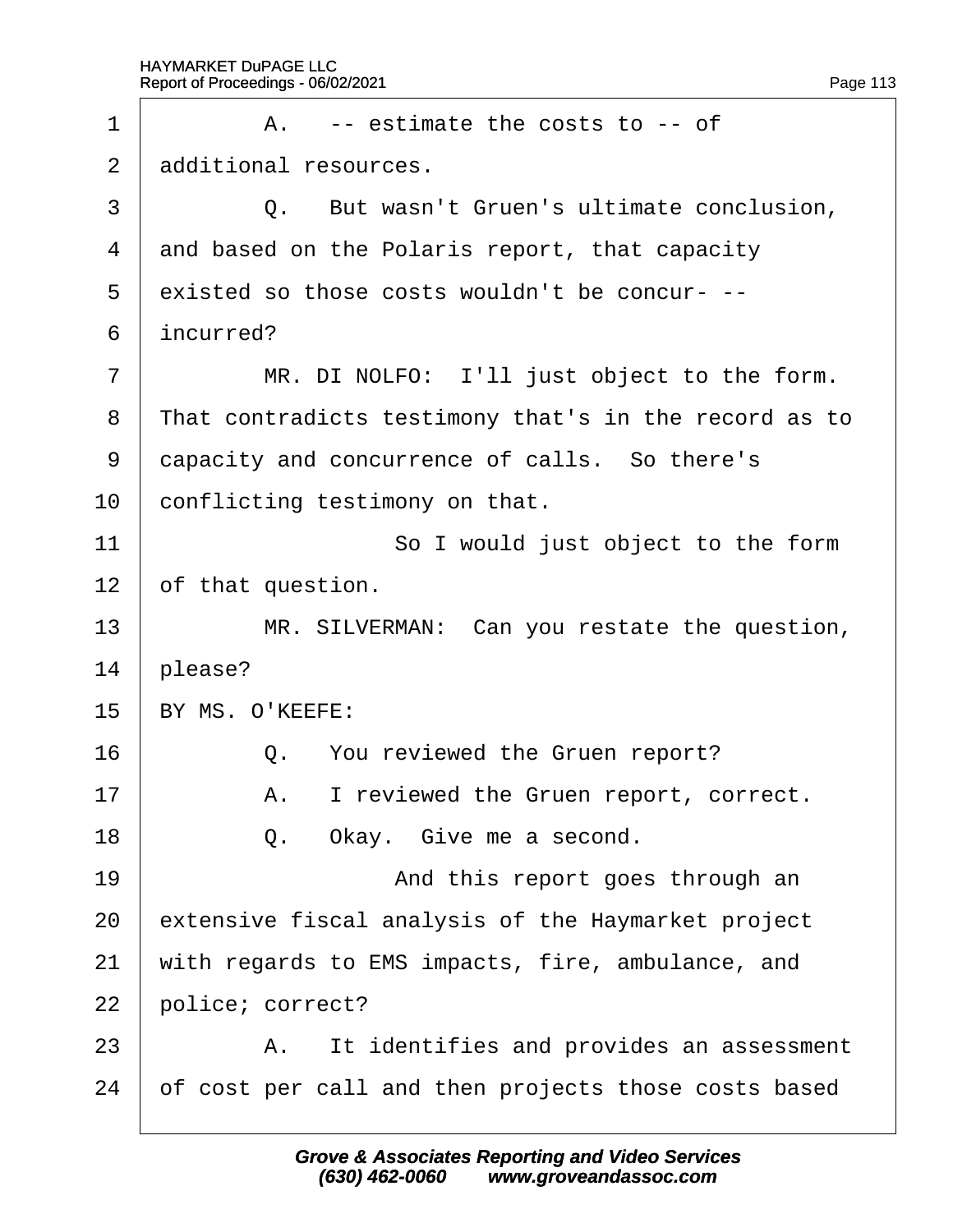1 A. -- estimate the costs to -- of

2 additional resources.

3 Q. But wasn't Gruen's ultimate conclusion,

4 and based on the Polaris report, that capacity

5 existed so those costs wouldn't be concur- --

6 incurred?

7 MR. DI NOLFO: I'll just object to the form.

8 That contradicts testimony that's in the record as to

9 capacity and concurrence of calls. So there's

10 conflicting testimony on that.

11 So I would just object to the form

12 of that question.

13 MR. SILVERMAN: Can you restate the question,

14 please?

15 BY MS. O'KEEFE:

16 Q. You reviewed the Gruen report?

17 A. I reviewed the Gruen report, correct.

18 Q. Okay. Give me a second.

19 And this report goes through an

20 extensive fiscal analysis of the Haymarket project

21 with regards to EMS impacts, fire, ambulance, and

22 police; correct?

23 A. It identifies and provides an assessment

24 of cost per call and then projects those costs based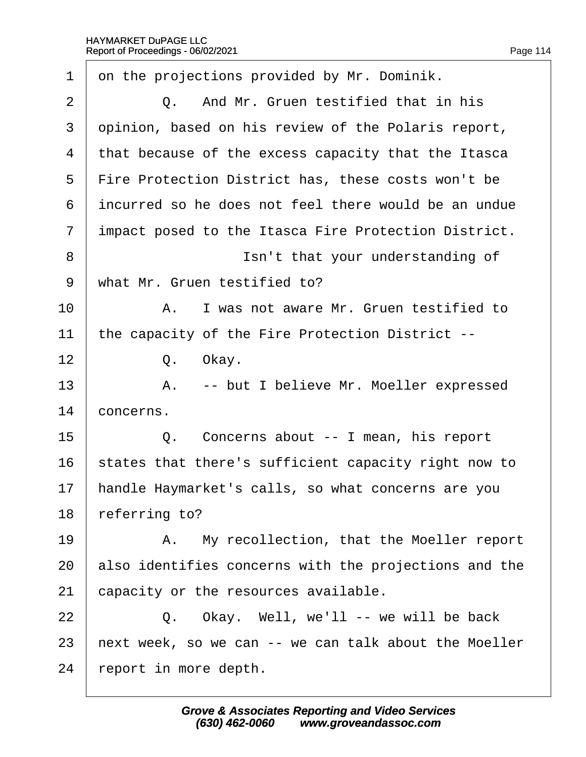1 on the projections provided by Mr. Dominik.

2 Q. And Mr. Gruen testified that in his

3 opinion, based on his review of the Polaris report,

4 that because of the excess capacity that the Itasca

5 Fire Protection District has, these costs won't be

6 incurred so he does not feel there would be an undue

7 impact posed to the Itasca Fire Protection District.

8 Isn't that your understanding of

9 what Mr. Gruen testified to?

10 A. I was not aware Mr. Gruen testified to

11 the capacity of the Fire Protection District --

12 Q. Okay.

13 A. -- but I believe Mr. Moeller expressed

14 concerns.

15 Q. Concerns about -- I mean, his report

16 states that there's sufficient capacity right now to

17 handle Haymarket's calls, so what concerns are you

18 referring to?

19 A. My recollection, that the Moeller report

20 also identifies concerns with the projections and the

21 capacity or the resources available.

22 Q. Okay. Well, we'll -- we will be back

23 next week, so we can -- we can talk about the Moeller

24 report in more depth.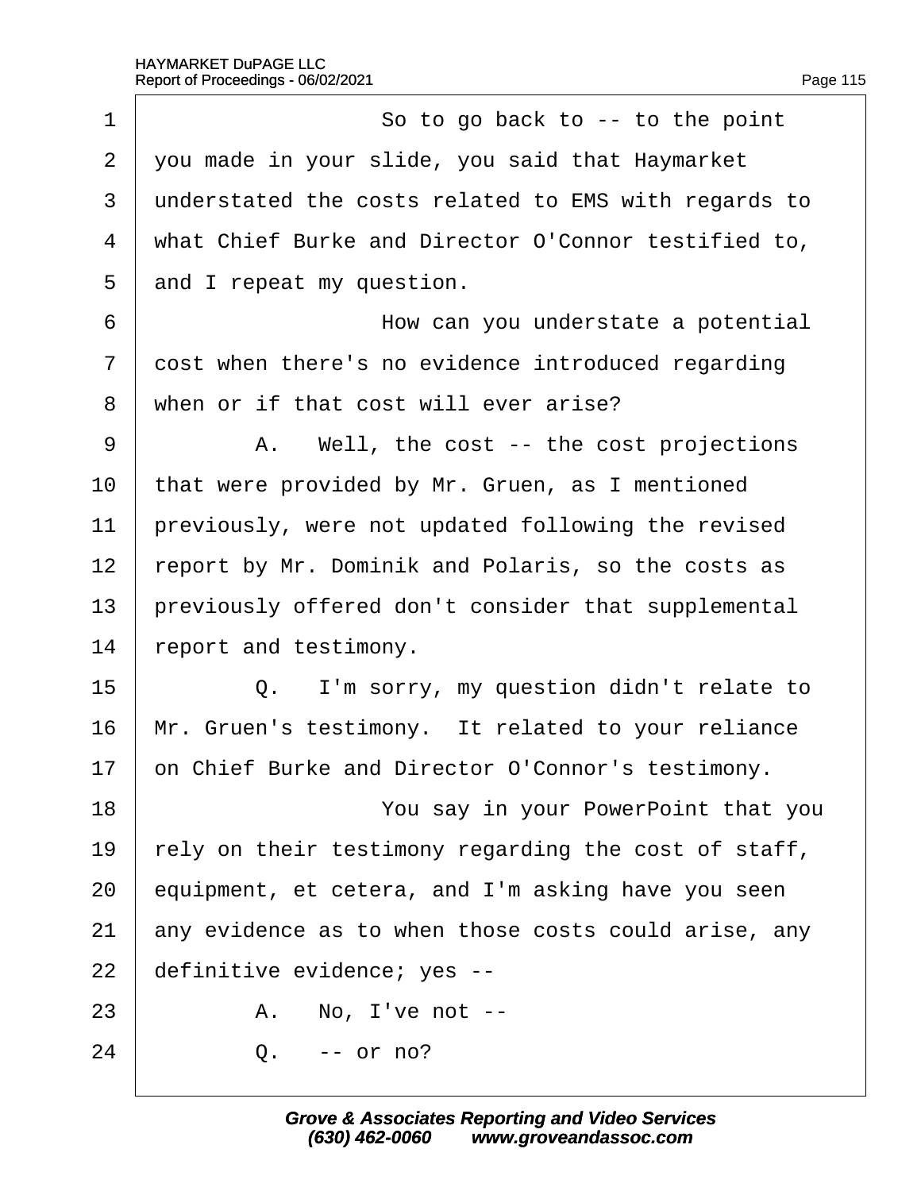1 So to go back to -- to the point
2 you made in your slide, you said that Haymarket
3 understated the costs related to EMS with regards to
4 what Chief Burke and Director O'Connor testified to,
5 and I repeat my question.
6 How can you understate a potential
7 cost when there's no evidence introduced regarding
8 when or if that cost will ever arise?
9 A. Well, the cost -- the cost projections
10 that were provided by Mr. Gruen, as I mentioned
11 previously, were not updated following the revised
12 report by Mr. Dominik and Polaris, so the costs as
13 previously offered don't consider that supplemental
14 report and testimony.
15 Q. I'm sorry, my question didn't relate to
16 Mr. Gruen's testimony. It related to your reliance
17 on Chief Burke and Director O'Connor's testimony.
18 You say in your PowerPoint that you
19 rely on their testimony regarding the cost of staff,
20 equipment, et cetera, and I'm asking have you seen
21 any evidence as to when those costs could arise, any
22 definitive evidence; yes --
23 A. No, I've not --
24 Q. -- or no?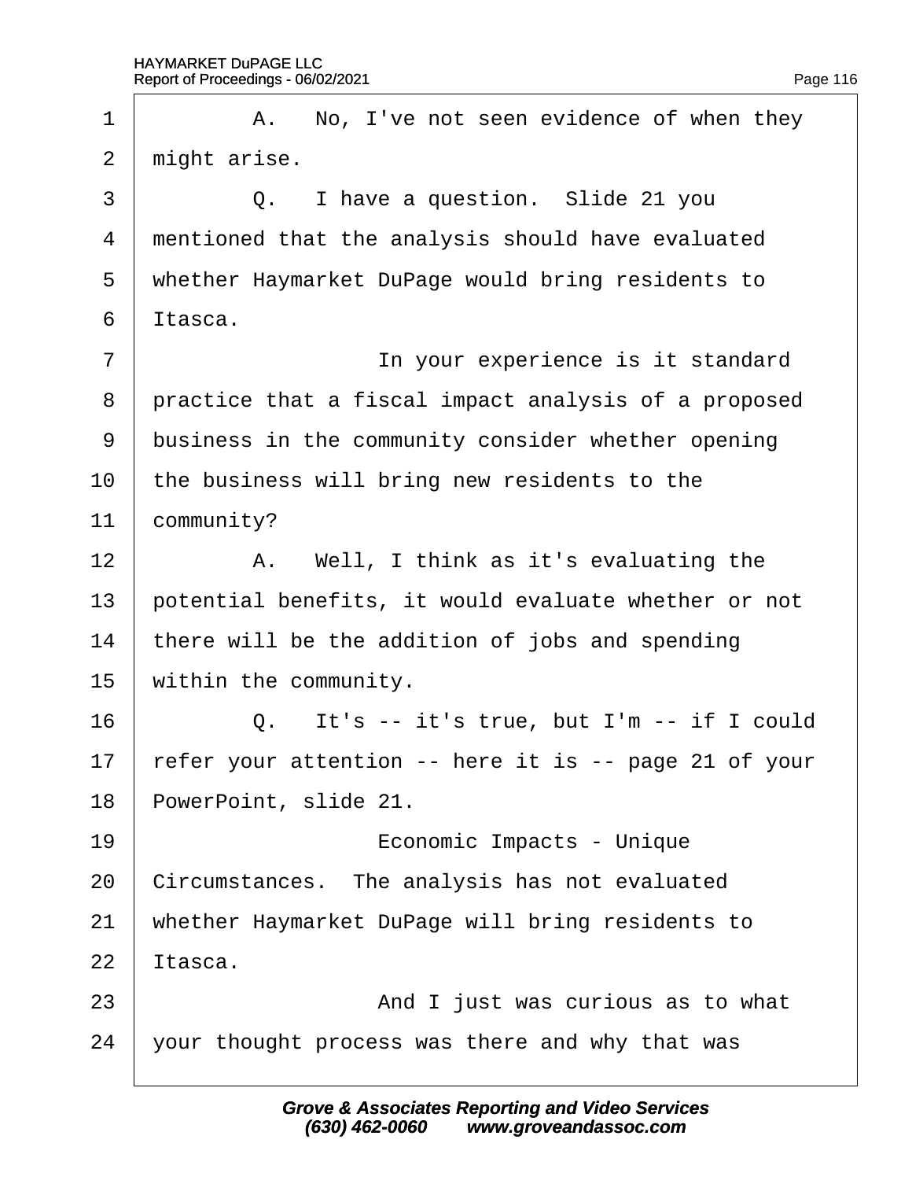1 A. No, I've not seen evidence of when they
2 might arise.
3 Q. I have a question. Slide 21 you
4 mentioned that the analysis should have evaluated
5 whether Haymarket DuPage would bring residents to
6 Itasca.
7 In your experience is it standard
8 practice that a fiscal impact analysis of a proposed
9 business in the community consider whether opening
10 the business will bring new residents to the
11 community?
12 A. Well, I think as it's evaluating the
13 potential benefits, it would evaluate whether or not
14 there will be the addition of jobs and spending
15 within the community.
16 Q. It's -- it's true, but I'm -- if I could
17 refer your attention -- here it is -- page 21 of your
18 PowerPoint, slide 21.
19 Economic Impacts - Unique
20 Circumstances. The analysis has not evaluated
21 whether Haymarket DuPage will bring residents to
22 Itasca.
23 And I just was curious as to what
24 your thought process was there and why that was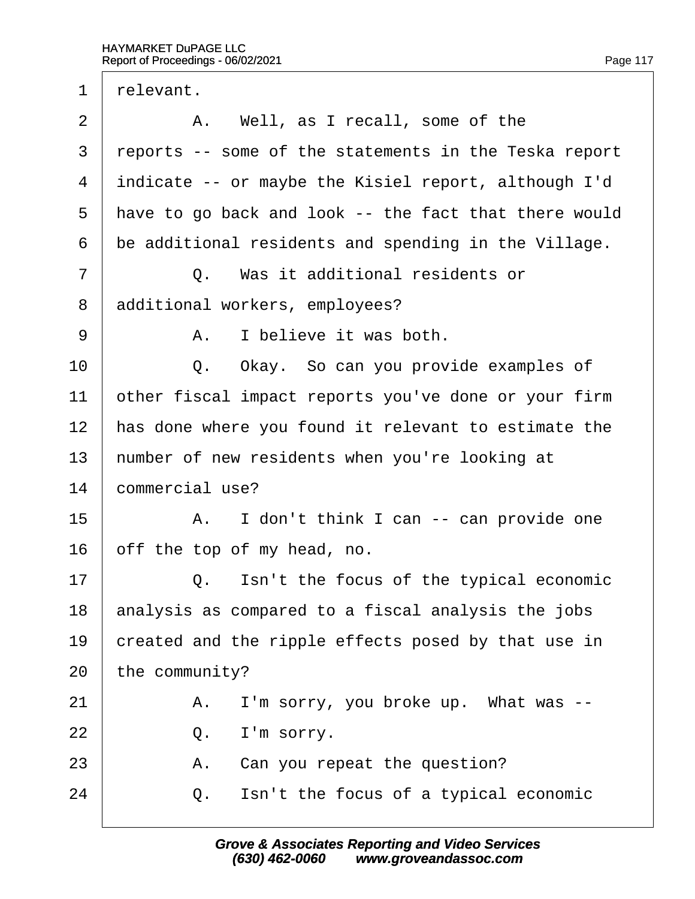1 relevant.

2 A. Well, as I recall, some of the

3 reports -- some of the statements in the Teska report

4 indicate -- or maybe the Kisiel report, although I'd

5 have to go back and look -- the fact that there would

6 be additional residents and spending in the Village.

7 Q. Was it additional residents or

8 additional workers, employees?

9 A. I believe it was both.

10 Q. Okay. So can you provide examples of

11 other fiscal impact reports you've done or your firm

12 has done where you found it relevant to estimate the

13 number of new residents when you're looking at

14 commercial use?

15 A. I don't think I can -- can provide one

16 off the top of my head, no.

17 Q. Isn't the focus of the typical economic

18 analysis as compared to a fiscal analysis the jobs

19 created and the ripple effects posed by that use in

20 the community?

21 A. I'm sorry, you broke up. What was --

22 Q. I'm sorry.

23 A. Can you repeat the question?

24 Q. Isn't the focus of a typical economic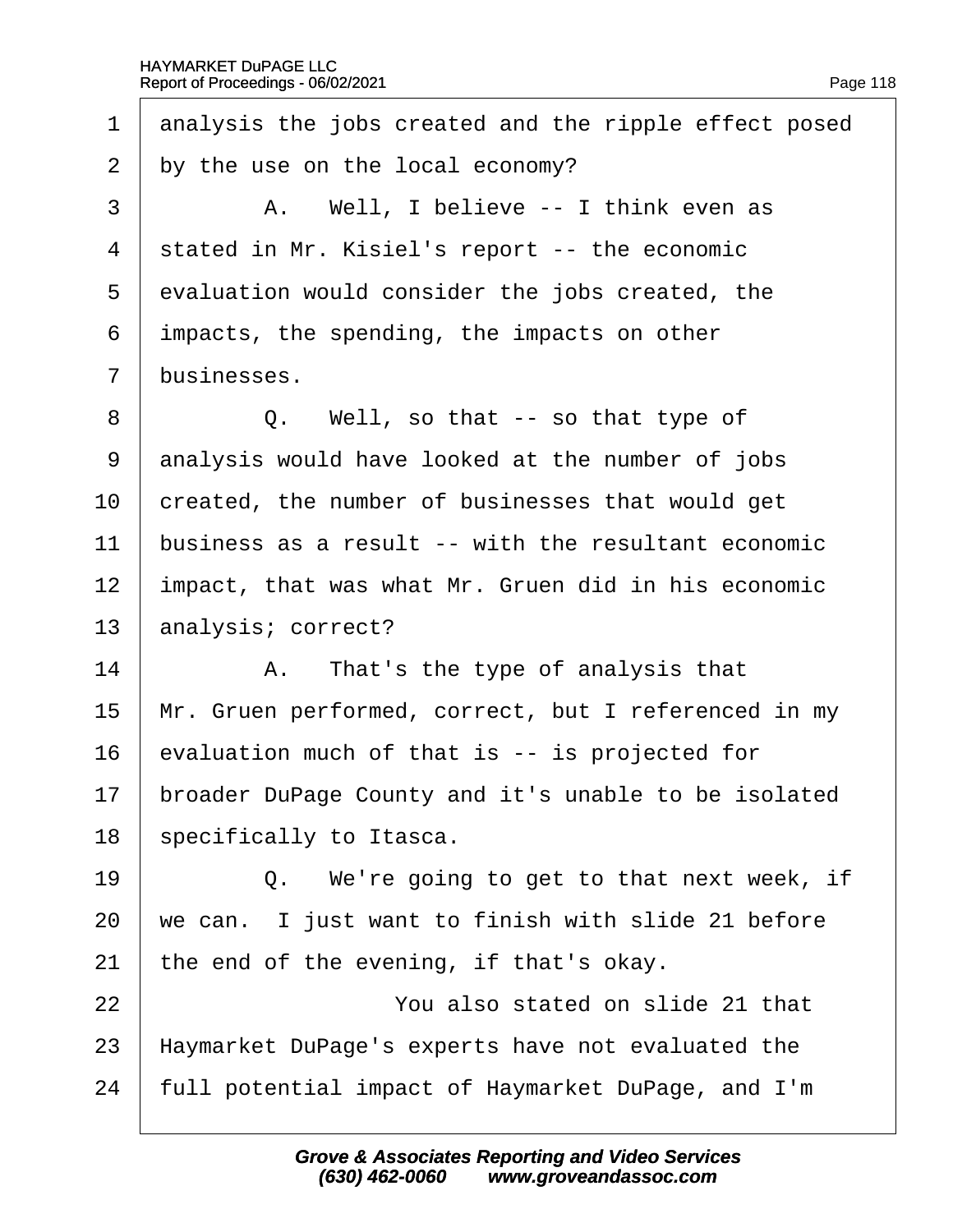1 analysis the jobs created and the ripple effect posed
2 by the use on the local economy?
3 A. Well, I believe -- I think even as
4 stated in Mr. Kisiel's report -- the economic
5 evaluation would consider the jobs created, the
6 impacts, the spending, the impacts on other
7 businesses.
8 Q. Well, so that -- so that type of
9 analysis would have looked at the number of jobs
10 created, the number of businesses that would get
11 business as a result -- with the resultant economic
12 impact, that was what Mr. Gruen did in his economic
13 analysis; correct?
14 A. That's the type of analysis that
15 Mr. Gruen performed, correct, but I referenced in my
16 evaluation much of that is -- is projected for
17 broader DuPage County and it's unable to be isolated
18 specifically to Itasca.
19 Q. We're going to get to that next week, if
20 we can. I just want to finish with slide 21 before
21 the end of the evening, if that's okay.
22 You also stated on slide 21 that
23 Haymarket DuPage's experts have not evaluated the
24 full potential impact of Haymarket DuPage, and I'm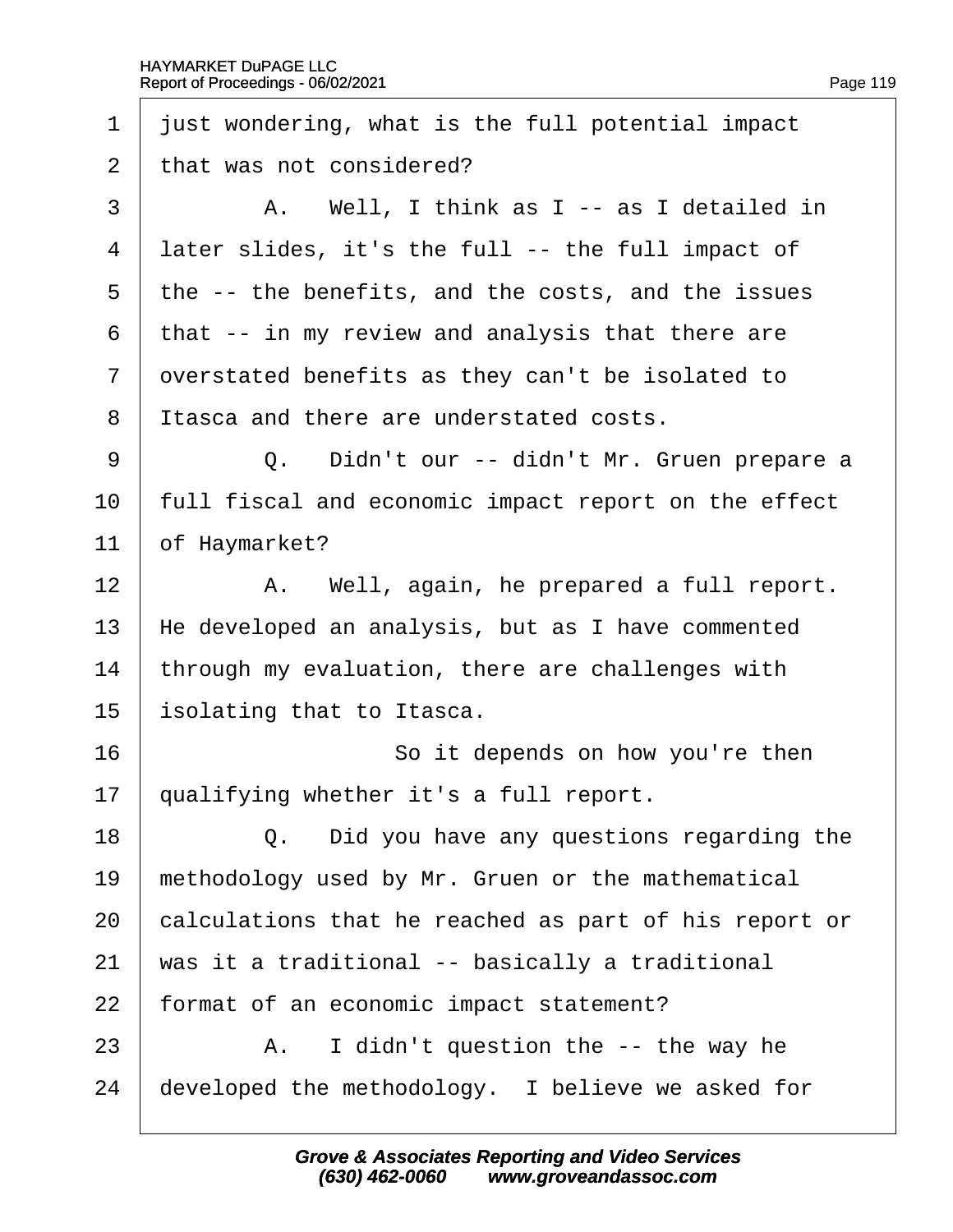1 just wondering, what is the full potential impact

2 that was not considered?

3 A. Well, I think as I -- as I detailed in

4 later slides, it's the full -- the full impact of

5 the -- the benefits, and the costs, and the issues

6 that -- in my review and analysis that there are

7 overstated benefits as they can't be isolated to

8 Itasca and there are understated costs.

9 Q. Didn't our -- didn't Mr. Gruen prepare a

10 full fiscal and economic impact report on the effect

11 of Haymarket?

12 A. Well, again, he prepared a full report.

13 He developed an analysis, but as I have commented

14 through my evaluation, there are challenges with

15 isolating that to Itasca.

16 So it depends on how you're then

17 qualifying whether it's a full report.

18 Q. Did you have any questions regarding the

19 methodology used by Mr. Gruen or the mathematical

20 calculations that he reached as part of his report or

21 was it a traditional -- basically a traditional

22 format of an economic impact statement?

23 A. I didn't question the -- the way he

24 developed the methodology. I believe we asked for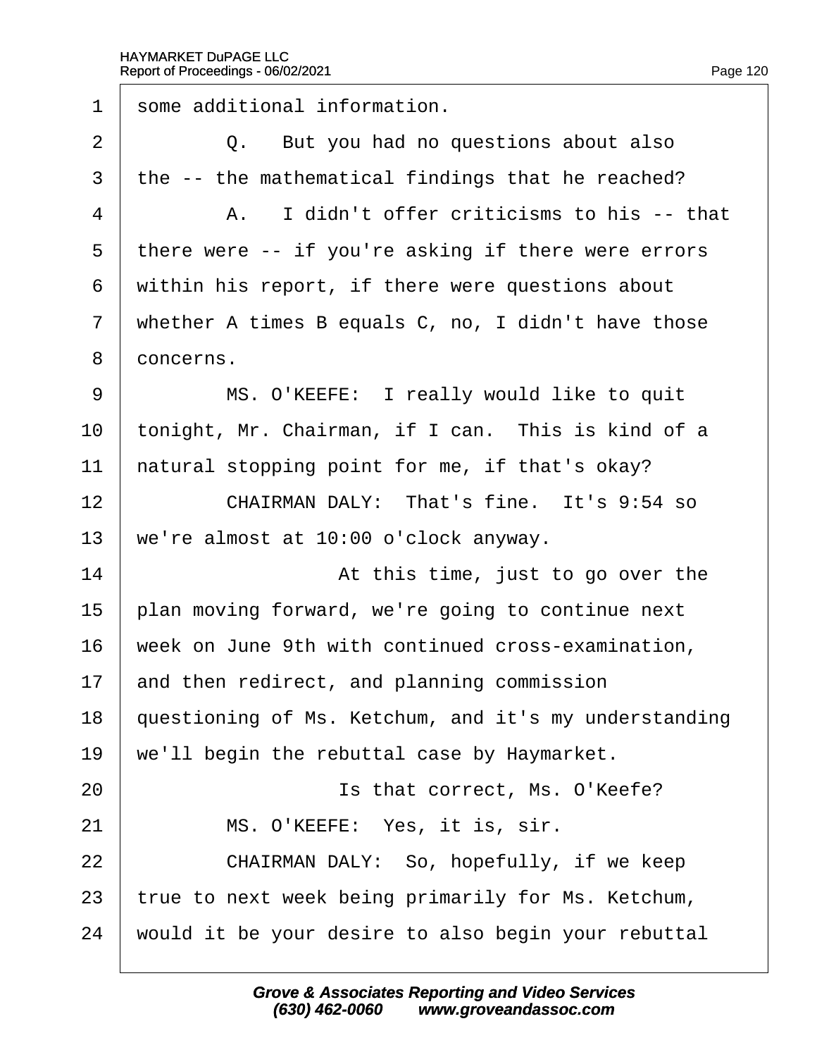1 some additional information.

2 Q. But you had no questions about also

3 the -- the mathematical findings that he reached?

4 A. I didn't offer criticisms to his -- that

5 there were -- if you're asking if there were errors

6 within his report, if there were questions about

7 whether A times B equals C, no, I didn't have those

8 concerns.

9 MS. O'KEEFE: I really would like to quit

10 tonight, Mr. Chairman, if I can. This is kind of a

11 natural stopping point for me, if that's okay?

12 CHAIRMAN DALY: That's fine. It's 9:54 so

13 we're almost at 10:00 o'clock anyway.

14 At this time, just to go over the

15 plan moving forward, we're going to continue next

16 week on June 9th with continued cross-examination,

17 and then redirect, and planning commission

18 questioning of Ms. Ketchum, and it's my understanding

19 we'll begin the rebuttal case by Haymarket.

20 Is that correct, Ms. O'Keefe?

21 MS. O'KEEFE: Yes, it is, sir.

22 CHAIRMAN DALY: So, hopefully, if we keep

23 true to next week being primarily for Ms. Ketchum,

24 would it be your desire to also begin your rebuttal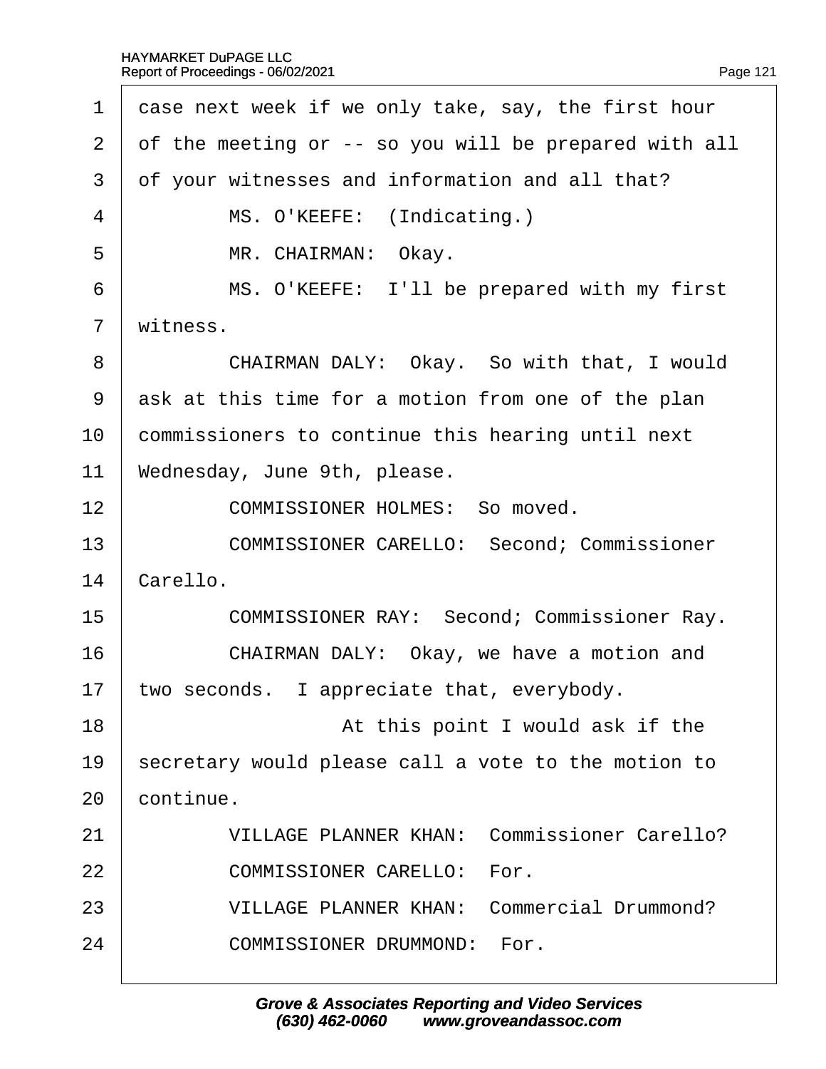1 case next week if we only take, say, the first hour
2 of the meeting or -- so you will be prepared with all
3 of your witnesses and information and all that?
4 MS. O'KEEFE: (Indicating.)
5 MR. CHAIRMAN: Okay.
6 MS. O'KEEFE: I'll be prepared with my first
7 witness.
8 CHAIRMAN DALY: Okay. So with that, I would
9 ask at this time for a motion from one of the plan
10 commissioners to continue this hearing until next
11 Wednesday, June 9th, please.
12 COMMISSIONER HOLMES: So moved.
13 COMMISSIONER CARELLO: Second; Commissioner
14 Carello.
15 COMMISSIONER RAY: Second; Commissioner Ray.
16 CHAIRMAN DALY: Okay, we have a motion and
17 two seconds. I appreciate that, everybody.
18 At this point I would ask if the
19 secretary would please call a vote to the motion to
20 continue.
21 VILLAGE PLANNER KHAN: Commissioner Carello?
22 COMMISSIONER CARELLO: For.
23 VILLAGE PLANNER KHAN: Commercial Drummond?
24 COMMISSIONER DRUMMOND: For.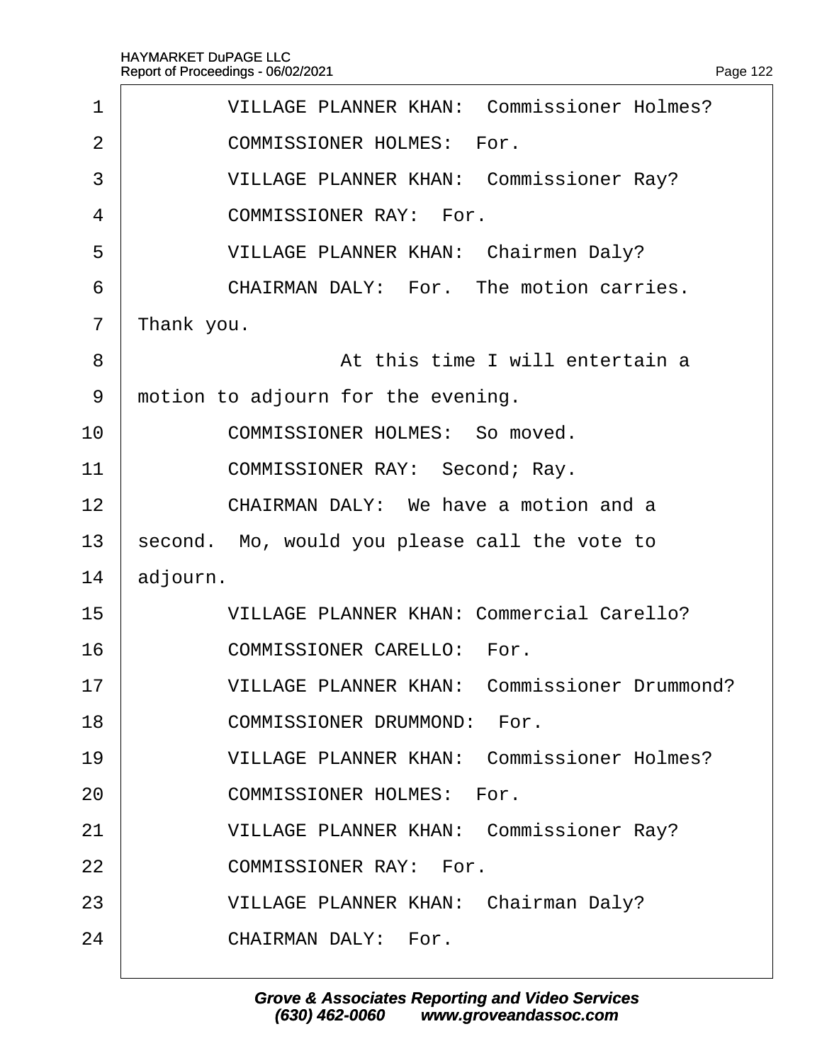1 VILLAGE PLANNER KHAN: Commissioner Holmes?

2 COMMISSIONER HOLMES: For.

3 VILLAGE PLANNER KHAN: Commissioner Ray?

4 COMMISSIONER RAY: For.

5 VILLAGE PLANNER KHAN: Chairmen Daly?

6 CHAIRMAN DALY: For. The motion carries.

7 Thank you.

8 At this time I will entertain a

9 motion to adjourn for the evening.

10 COMMISSIONER HOLMES: So moved.

11 COMMISSIONER RAY: Second; Ray.

12 CHAIRMAN DALY: We have a motion and a

13 second. Mo, would you please call the vote to

14 adjourn.

15 VILLAGE PLANNER KHAN: Commercial Carello?

16 COMMISSIONER CARELLO: For.

17 VILLAGE PLANNER KHAN: Commissioner Drummond?

18 COMMISSIONER DRUMMOND: For.

19 VILLAGE PLANNER KHAN: Commissioner Holmes?

20 COMMISSIONER HOLMES: For.

21 VILLAGE PLANNER KHAN: Commissioner Ray?

22 COMMISSIONER RAY: For.

23 VILLAGE PLANNER KHAN: Chairman Daly?

24 CHAIRMAN DALY: For.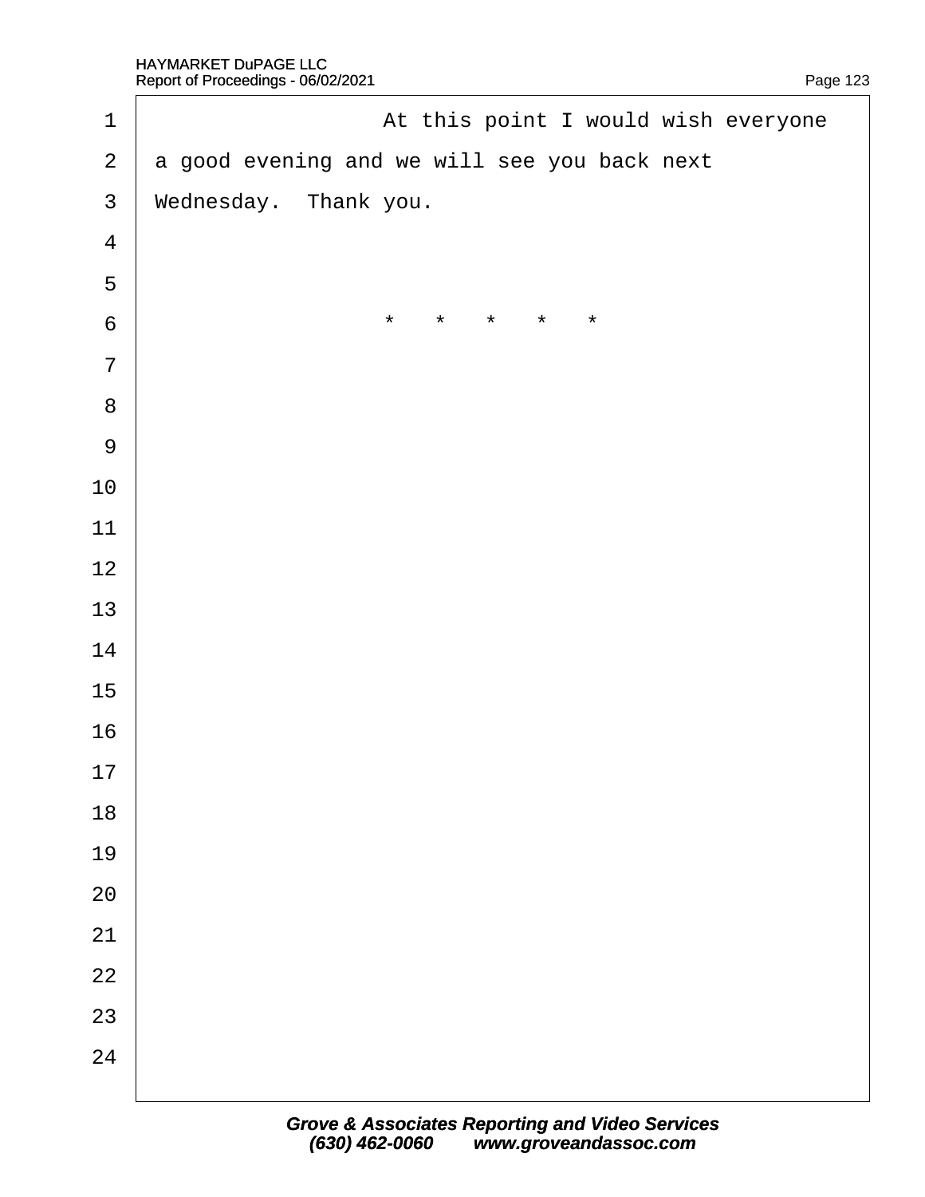At this point I would wish everyone a good evening and we will see you back next Wednesday. Thank you.

* * * * *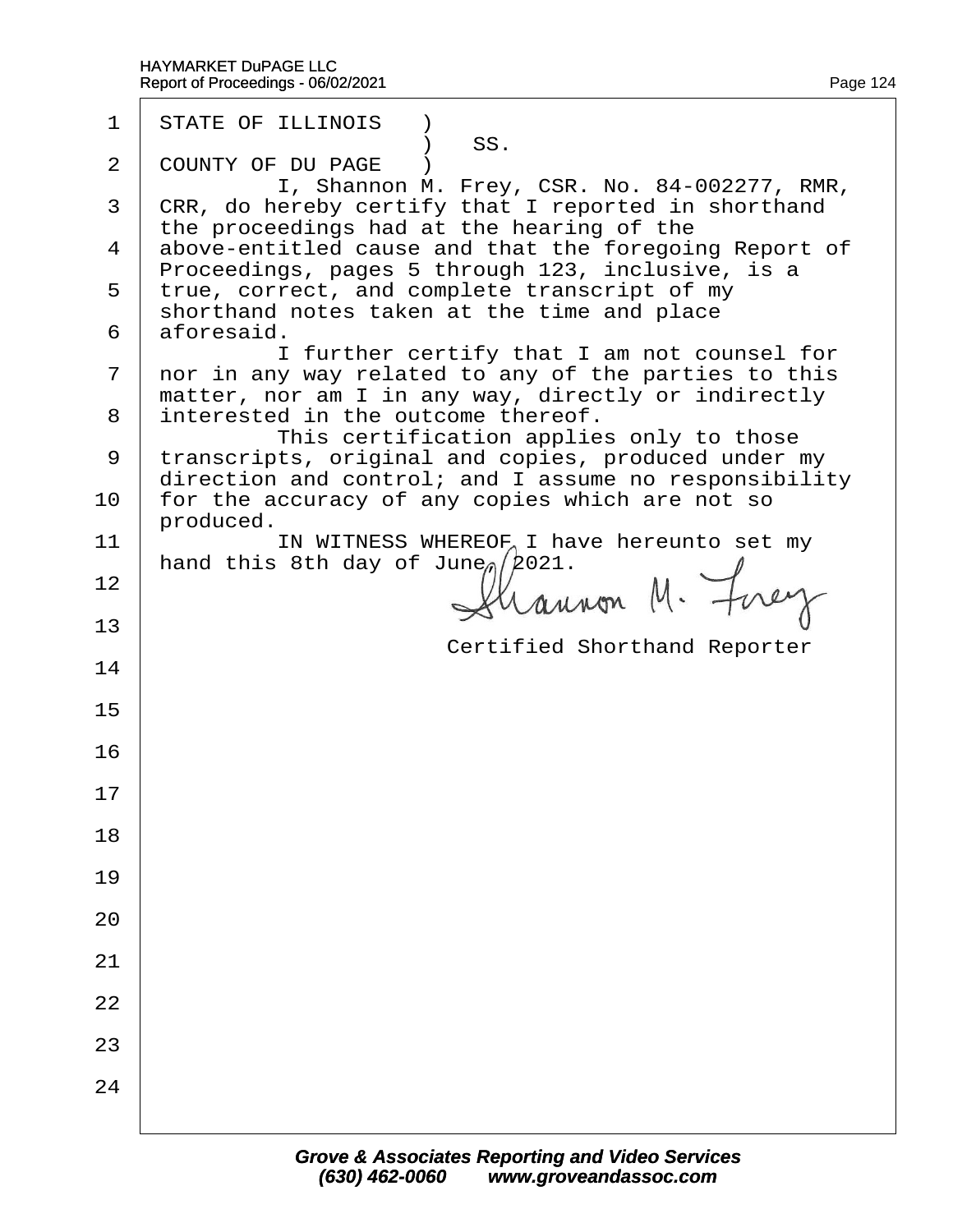STATE OF ILLINOIS )
) SS.
COUNTY OF DU PAGE )

I, Shannon M. Frey, CSR. No. 84-002277, RMR, CRR, do hereby certify that I reported in shorthand the proceedings had at the hearing of the above-entitled cause and that the foregoing Report of Proceedings, pages 5 through 123, inclusive, is a true, correct, and complete transcript of my shorthand notes taken at the time and place aforesaid.

I further certify that I am not counsel for nor in any way related to any of the parties to this matter, nor am I in any way, directly or indirectly interested in the outcome thereof.

This certification applies only to those transcripts, original and copies, produced under my direction and control; and I assume no responsibility for the accuracy of any copies which are not so produced.

IN WITNESS WHEREOF I have hereunto set my hand this 8th day of June, 2021.

Shannon M. Frey

Certified Shorthand Reporter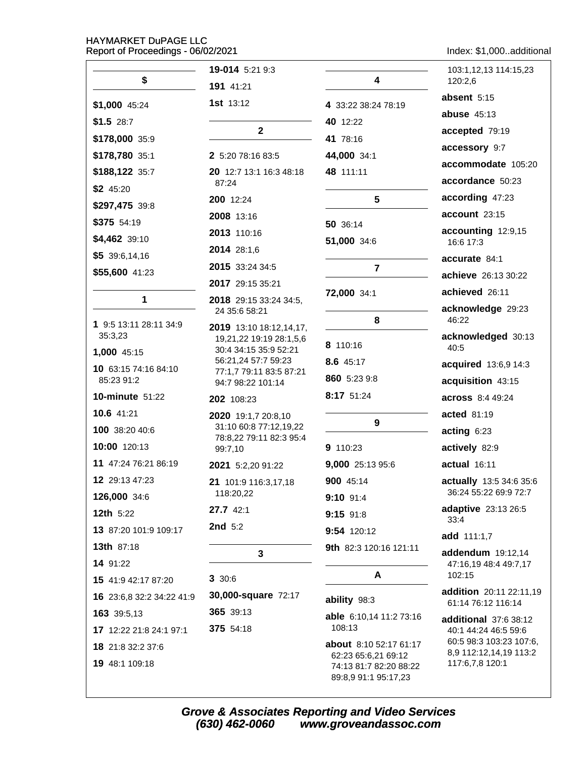## $

**$1,000** 45:24

**$1.5** 28:7

**$178,000** 35:9

**$178,780** 35:1

**$188,122** 35:7

**$2** 45:20

**$297,475** 39:8

**$375** 54:19

**$4,462** 39:10

**$5** 39:6,14,16

**$55,600** 41:23

## 1

**1** 9:5 13:11 28:11 34:9 35:3,23

**1,000** 45:15

**10** 63:15 74:16 84:10 85:23 91:2

**10-minute** 51:22

**10.6** 41:21

**100** 38:20 40:6

**10:00** 120:13

**11** 47:24 76:21 86:19

**12** 29:13 47:23

**126,000** 34:6

**12th** 5:22

**13** 87:20 101:9 109:17

**13th** 87:18

**14** 91:22

**15** 41:9 42:17 87:20

**16** 23:6,8 32:2 34:22 41:9

**163** 39:5,13

**17** 12:22 21:8 24:1 97:1

**18** 21:8 32:2 37:6

**19** 48:1 109:18

**19-014** 5:21 9:3

**191** 41:21

**1st** 13:12

## 2

**2** 5:20 78:16 83:5

**20** 12:7 13:1 16:3 48:18 87:24

**200** 12:24

**2008** 13:16

**2013** 110:16

**2014** 28:1,6

**2015** 33:24 34:5

**2017** 29:15 35:21

**2018** 29:15 33:24 34:5, 24 35:6 58:21

**2019** 13:10 18:12,14,17, 19,21,22 19:19 28:1,5,6 30:4 34:15 35:9 52:21 56:21,24 57:7 59:23 77:1,7 79:11 83:5 87:21 94:7 98:22 101:14

**202** 108:23

**2020** 19:1,7 20:8,10 31:10 60:8 77:12,19,22 78:8,22 79:11 82:3 95:4 99:7,10

**2021** 5:2,20 91:22

**21** 101:9 116:3,17,18 118:20,22

**27.7** 42:1

**2nd** 5:2

## 3

**3** 30:6

**30,000-square** 72:17

**365** 39:13

**375** 54:18

## 4

**4** 33:22 38:24 78:19

**40** 12:22

**41** 78:16

**44,000** 34:1

**48** 111:11

## 5

**50** 36:14

**51,000** 34:6

## 7

**72,000** 34:1

## 8

**8** 110:16

**8.6** 45:17

**860** 5:23 9:8

**8:17** 51:24

## 9

**9** 110:23

**9,000** 25:13 95:6

**900** 45:14

**9:10** 91:4

**9:15** 91:8

**9:54** 120:12

**9th** 82:3 120:16 121:11

## A

**ability** 98:3

**able** 6:10,14 11:2 73:16 108:13

**about** 8:10 52:17 61:17 62:23 65:6,21 69:12 74:13 81:7 82:20 88:22 89:8,9 91:1 95:17,23 103:1,12,13 114:15,23 120:2,6

**absent** 5:15

**abuse** 45:13

**accepted** 79:19

**accessory** 9:7

**accommodate** 105:20

**accordance** 50:23

**according** 47:23

**account** 23:15

**accounting** 12:9,15 16:6 17:3

**accurate** 84:1

**achieve** 26:13 30:22

**achieved** 26:11

**acknowledge** 29:23 46:22

**acknowledged** 30:13 40:5

**acquired** 13:6,9 14:3

**acquisition** 43:15

**across** 8:4 49:24

**acted** 81:19

**acting** 6:23

**actively** 82:9

**actual** 16:11

**actually** 13:5 34:6 35:6 36:24 55:22 69:9 72:7

**adaptive** 23:13 26:5 33:4

**add** 111:1,7

**addendum** 19:12,14 47:16,19 48:4 49:7,17 102:15

**addition** 20:11 22:11,19 61:14 76:12 116:14

**additional** 37:6 38:12 40:1 44:24 46:5 59:6 60:5 98:3 103:23 107:6, 8,9 112:12,14,19 113:2 117:6,7,8 120:1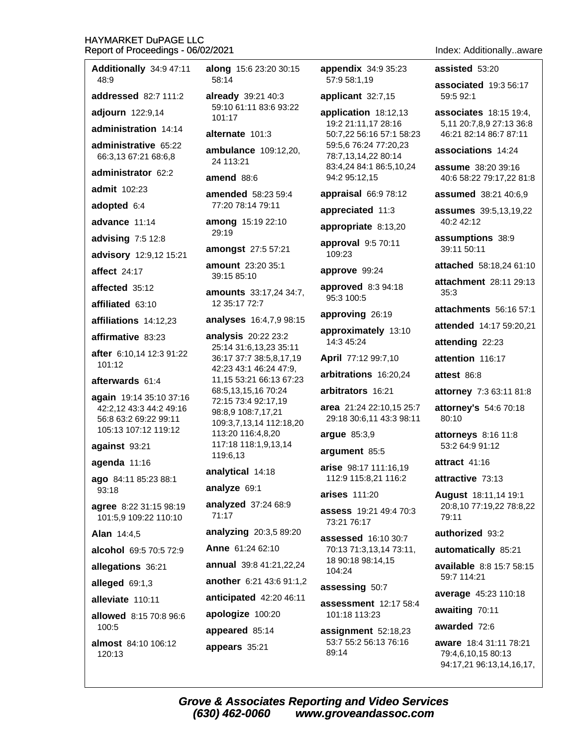Index: Additionally..aware

**Additionally** 34:9 47:11 48:9

**addressed** 82:7 111:2

**adjourn** 122:9,14

**administration** 14:14

**administrative** 65:22 66:3,13 67:21 68:6,8

**administrator** 62:2

**admit** 102:23

**adopted** 6:4

**advance** 11:14

**advising** 7:5 12:8

**advisory** 12:9,12 15:21

**affect** 24:17

**affected** 35:12

**affiliated** 63:10

**affiliations** 14:12,23

**affirmative** 83:23

**after** 6:10,14 12:3 91:22 101:12

**afterwards** 61:4

**again** 19:14 35:10 37:16 42:2,12 43:3 44:2 49:16 56:8 63:2 69:22 99:11 105:13 107:12 119:12

**against** 93:21

**agenda** 11:16

**ago** 84:11 85:23 88:1 93:18

**agree** 8:22 31:15 98:19 101:5,9 109:22 110:10

**Alan** 14:4,5

**alcohol** 69:5 70:5 72:9

**allegations** 36:21

**alleged** 69:1,3

**alleviate** 110:11

**allowed** 8:15 70:8 96:6 100:5

**almost** 84:10 106:12 120:13

**along** 15:6 23:20 30:15 58:14

**already** 39:21 40:3 59:10 61:11 83:6 93:22 101:17

**alternate** 101:3

**ambulance** 109:12,20, 24 113:21

**amend** 88:6

**amended** 58:23 59:4 77:20 78:14 79:11

**among** 15:19 22:10 29:19

**amongst** 27:5 57:21

**amount** 23:20 35:1 39:15 85:10

**amounts** 33:17,24 34:7, 12 35:17 72:7

**analyses** 16:4,7,9 98:15

**analysis** 20:22 23:2 25:14 31:6,13,23 35:11 36:17 37:7 38:5,8,17,19 42:23 43:1 46:24 47:9, 11,15 53:21 66:13 67:23 68:5,13,15,16 70:24 72:15 73:4 92:17,19 98:8,9 108:7,17,21 109:3,7,13,14 112:18,20 113:20 116:4,8,20 117:18 118:1,9,13,14 119:6,13

**analytical** 14:18

**analyze** 69:1

**analyzed** 37:24 68:9 71:17

**analyzing** 20:3,5 89:20

**Anne** 61:24 62:10

**annual** 39:8 41:21,22,24

**another** 6:21 43:6 91:1,2

**anticipated** 42:20 46:11

**apologize** 100:20

**appeared** 85:14

**appears** 35:21

**appendix** 34:9 35:23 57:9 58:1,19

**applicant** 32:7,15

**application** 18:12,13 19:2 21:11,17 28:16 50:7,22 56:16 57:1 58:23 59:5,6 76:24 77:20,23 78:7,13,14,22 80:14 83:4,24 84:1 86:5,10,24 94:2 95:12,15

**appraisal** 66:9 78:12

**appreciated** 11:3

**appropriate** 8:13,20

**approval** 9:5 70:11 109:23

**approve** 99:24

**approved** 8:3 94:18 95:3 100:5

**approving** 26:19

**approximately** 13:10 14:3 45:24

**April** 77:12 99:7,10

**arbitrations** 16:20,24

**arbitrators** 16:21

**area** 21:24 22:10,15 25:7 29:18 30:6,11 43:3 98:11

**argue** 85:3,9

**argument** 85:5

**arise** 98:17 111:16,19 112:9 115:8,21 116:2

**arises** 111:20

**assess** 19:21 49:4 70:3 73:21 76:17

**assessed** 16:10 30:7 70:13 71:3,13,14 73:11, 18 90:18 98:14,15 104:24

**assessing** 50:7

**assessment** 12:17 58:4 101:18 113:23

**assignment** 52:18,23 53:7 55:2 56:13 76:16 89:14

**assisted** 53:20

**associated** 19:3 56:17 59:5 92:1

**associates** 18:15 19:4, 5,11 20:7,8,9 27:13 36:8 46:21 82:14 86:7 87:11

**associations** 14:24

**assume** 38:20 39:16 40:6 58:22 79:17,22 81:8

**assumed** 38:21 40:6,9

**assumes** 39:5,13,19,22 40:2 42:12

**assumptions** 38:9 39:11 50:11

**attached** 58:18,24 61:10

**attachment** 28:11 29:13 35:3

**attachments** 56:16 57:1

**attended** 14:17 59:20,21

**attending** 22:23

**attention** 116:17

**attest** 86:8

**attorney** 7:3 63:11 81:8

**attorney's** 54:6 70:18 80:10

**attorneys** 8:16 11:8 53:2 64:9 91:12

**attract** 41:16

**attractive** 73:13

**August** 18:11,14 19:1 20:8,10 77:19,22 78:8,22 79:11

**authorized** 93:2

**automatically** 85:21

**available** 8:8 15:7 58:15 59:7 114:21

**average** 45:23 110:18

**awaiting** 70:11

**awarded** 72:6

**aware** 18:4 31:11 78:21 79:4,6,10,15 80:13 94:17,21 96:13,14,16,17,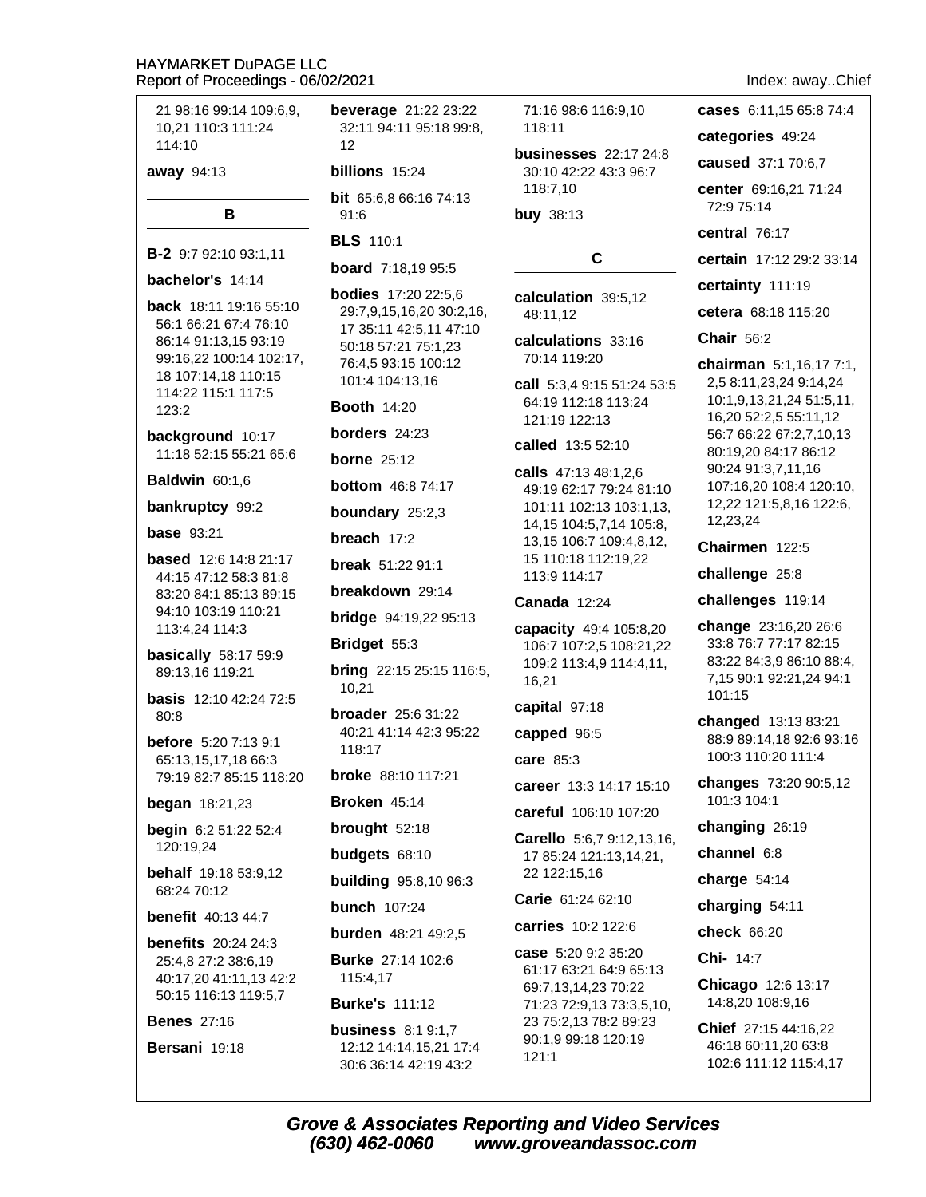21 98:16 99:14 109:6,9, 10,21 110:3 111:24 114:10

**away** 94:13

## B

**B-2** 9:7 92:10 93:1,11

**bachelor's** 14:14

**back** 18:11 19:16 55:10 56:1 66:21 67:4 76:10 86:14 91:13,15 93:19 99:16,22 100:14 102:17, 18 107:14,18 110:15 114:22 115:1 117:5 123:2

**background** 10:17 11:18 52:15 55:21 65:6

**Baldwin** 60:1,6

**bankruptcy** 99:2

**base** 93:21

**based** 12:6 14:8 21:17 44:15 47:12 58:3 81:8 83:20 84:1 85:13 89:15 94:10 103:19 110:21 113:4,24 114:3

**basically** 58:17 59:9 89:13,16 119:21

**basis** 12:10 42:24 72:5 80:8

**before** 5:20 7:13 9:1 65:13,15,17,18 66:3 79:19 82:7 85:15 118:20

**began** 18:21,23

**begin** 6:2 51:22 52:4 120:19,24

**behalf** 19:18 53:9,12 68:24 70:12

**benefit** 40:13 44:7

**benefits** 20:24 24:3 25:4,8 27:2 38:6,19 40:17,20 41:11,13 42:2 50:15 116:13 119:5,7

**Benes** 27:16

**Bersani** 19:18

**beverage** 21:22 23:22 32:11 94:11 95:18 99:8, 12

**billions** 15:24

**bit** 65:6,8 66:16 74:13 91:6

**BLS** 110:1

**board** 7:18,19 95:5

**bodies** 17:20 22:5,6 29:7,9,15,16,20 30:2,16, 17 35:11 42:5,11 47:10 50:18 57:21 75:1,23 76:4,5 93:15 100:12 101:4 104:13,16

**Booth** 14:20

**borders** 24:23

**borne** 25:12

**bottom** 46:8 74:17

**boundary** 25:2,3

**breach** 17:2

**break** 51:22 91:1

**breakdown** 29:14

**bridge** 94:19,22 95:13

**Bridget** 55:3

**bring** 22:15 25:15 116:5, 10,21

**broader** 25:6 31:22 40:21 41:14 42:3 95:22 118:17

**broke** 88:10 117:21

**Broken** 45:14

**brought** 52:18

**budgets** 68:10

**building** 95:8,10 96:3

**bunch** 107:24

**burden** 48:21 49:2,5

**Burke** 27:14 102:6 115:4,17

**Burke's** 111:12

**business** 8:1 9:1,7 12:12 14:14,15,21 17:4 30:6 36:14 42:19 43:2 71:16 98:6 116:9,10 118:11

**businesses** 22:17 24:8 30:10 42:22 43:3 96:7 118:7,10

**buy** 38:13

## C

**calculation** 39:5,12 48:11,12

**calculations** 33:16 70:14 119:20

**call** 5:3,4 9:15 51:24 53:5 64:19 112:18 113:24 121:19 122:13

**called** 13:5 52:10

**calls** 47:13 48:1,2,6 49:19 62:17 79:24 81:10 101:11 102:13 103:1,13, 14,15 104:5,7,14 105:8, 13,15 106:7 109:4,8,12, 15 110:18 112:19,22 113:9 114:17

**Canada** 12:24

**capacity** 49:4 105:8,20 106:7 107:2,5 108:21,22 109:2 113:4,9 114:4,11, 16,21

**capital** 97:18

**capped** 96:5

**care** 85:3

**career** 13:3 14:17 15:10

**careful** 106:10 107:20

**Carello** 5:6,7 9:12,13,16, 17 85:24 121:13,14,21, 22 122:15,16

**Carie** 61:24 62:10

**carries** 10:2 122:6

**case** 5:20 9:2 35:20 61:17 63:21 64:9 65:13 69:7,13,14,23 70:22 71:23 72:9,13 73:3,5,10, 23 75:2,13 78:2 89:23 90:1,9 99:18 120:19 121:1

**cases** 6:11,15 65:8 74:4

**categories** 49:24

**caused** 37:1 70:6,7

**center** 69:16,21 71:24 72:9 75:14

**central** 76:17

**certain** 17:12 29:2 33:14

**certainty** 111:19

**cetera** 68:18 115:20

**Chair** 56:2

**chairman** 5:1,16,17 7:1, 2,5 8:11,23,24 9:14,24 10:1,9,13,21 51:5,11, 16,20 52:2,5 55:11,12 56:7 66:22 67:2,7,10,13 80:19,20 84:17 86:12 90:24 91:3,7,11,16 107:16,20 108:4 120:10, 12,22 121:5,8,16 122:6, 12,23,24

**Chairmen** 122:5

**challenge** 25:8

**challenges** 119:14

**change** 23:16,20 26:6 33:8 76:7 77:17 82:15 83:22 84:3,9 86:10 88:4, 7,15 90:1 92:21,24 94:1 101:15

**changed** 13:13 83:21 88:9 89:14,18 92:6 93:16 100:3 110:20 111:4

**changes** 73:20 90:5,12 101:3 104:1

**changing** 26:19

**channel** 6:8

**charge** 54:14

**charging** 54:11

**check** 66:20

**Chi-** 14:7

**Chicago** 12:6 13:17 14:8,20 108:9,16

**Chief** 27:15 44:16,22 46:18 60:11,20 63:8 102:6 111:12 115:4,17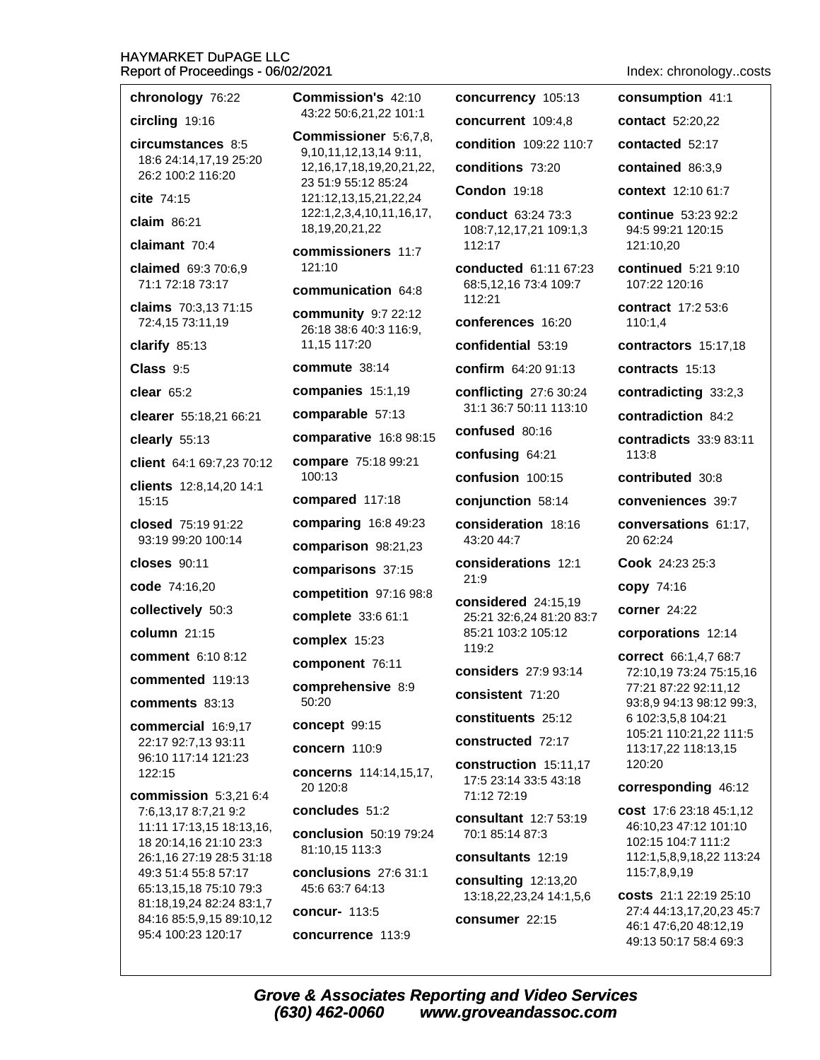**chronology** 76:22

**circling** 19:16

**circumstances** 8:5 18:6 24:14,17,19 25:20 26:2 100:2 116:20

**cite** 74:15

**claim** 86:21

**claimant** 70:4

**claimed** 69:3 70:6,9 71:1 72:18 73:17

**claims** 70:3,13 71:15 72:4,15 73:11,19

**clarify** 85:13

**Class** 9:5

**clear** 65:2

**clearer** 55:18,21 66:21

**clearly** 55:13

**client** 64:1 69:7,23 70:12

**clients** 12:8,14,20 14:1 15:15

**closed** 75:19 91:22 93:19 99:20 100:14

**closes** 90:11

**code** 74:16,20

**collectively** 50:3

**column** 21:15

**comment** 6:10 8:12

**commented** 119:13

**comments** 83:13

**commercial** 16:9,17 22:17 92:7,13 93:11 96:10 117:14 121:23 122:15

**commission** 5:3,21 6:4 7:6,13,17 8:7,21 9:2 11:11 17:13,15 18:13,16, 18 20:14,16 21:10 23:3 26:1,16 27:19 28:5 31:18 49:3 51:4 55:8 57:17 65:13,15,18 75:10 79:3 81:18,19,24 82:24 83:1,7 84:16 85:5,9,15 89:10,12 95:4 100:23 120:17

**Commission's** 42:10 43:22 50:6,21,22 101:1

**Commissioner** 5:6,7,8, 9,10,11,12,13,14 9:11, 12,16,17,18,19,20,21,22, 23 51:9 55:12 85:24 121:12,13,15,21,22,24 122:1,2,3,4,10,11,16,17, 18,19,20,21,22

**commissioners** 11:7 121:10

**communication** 64:8

**community** 9:7 22:12 26:18 38:6 40:3 116:9, 11,15 117:20

**commute** 38:14

**companies** 15:1,19

**comparable** 57:13

**comparative** 16:8 98:15

**compare** 75:18 99:21 100:13

**compared** 117:18

**comparing** 16:8 49:23

**comparison** 98:21,23

**comparisons** 37:15

**competition** 97:16 98:8

**complete** 33:6 61:1

**complex** 15:23

**component** 76:11

**comprehensive** 8:9 50:20

**concept** 99:15

**concern** 110:9

**concerns** 114:14,15,17, 20 120:8

**concludes** 51:2

**conclusion** 50:19 79:24 81:10,15 113:3

**conclusions** 27:6 31:1 45:6 63:7 64:13

**concur-** 113:5

**concurrence** 113:9

**concurrency** 105:13

**concurrent** 109:4,8

**condition** 109:22 110:7

**conditions** 73:20

**Condon** 19:18

**conduct** 63:24 73:3 108:7,12,17,21 109:1,3 112:17

**conducted** 61:11 67:23 68:5,12,16 73:4 109:7 112:21

**conferences** 16:20

**confidential** 53:19

**confirm** 64:20 91:13

**conflicting** 27:6 30:24 31:1 36:7 50:11 113:10

**confused** 80:16

**confusing** 64:21

**confusion** 100:15

**conjunction** 58:14

**consideration** 18:16 43:20 44:7

**considerations** 12:1 21:9

**considered** 24:15,19 25:21 32:6,24 81:20 83:7 85:21 103:2 105:12 119:2

**considers** 27:9 93:14

**consistent** 71:20

**constituents** 25:12

**constructed** 72:17

**construction** 15:11,17 17:5 23:14 33:5 43:18 71:12 72:19

**consultant** 12:7 53:19 70:1 85:14 87:3

**consultants** 12:19

**consulting** 12:13,20 13:18,22,23,24 14:1,5,6

**consumer** 22:15

**consumption** 41:1

**contact** 52:20,22

**contacted** 52:17

**contained** 86:3,9

**context** 12:10 61:7

**continue** 53:23 92:2 94:5 99:21 120:15 121:10,20

**continued** 5:21 9:10 107:22 120:16

**contract** 17:2 53:6 110:1,4

**contractors** 15:17,18

**contracts** 15:13

**contradicting** 33:2,3

**contradiction** 84:2

**contradicts** 33:9 83:11 113:8

**contributed** 30:8

**conveniences** 39:7

**conversations** 61:17, 20 62:24

**Cook** 24:23 25:3

**copy** 74:16

**corner** 24:22

**corporations** 12:14

**correct** 66:1,4,7 68:7 72:10,19 73:24 75:15,16 77:21 87:22 92:11,12 93:8,9 94:13 98:12 99:3, 6 102:3,5,8 104:21 105:21 110:21,22 111:5 113:17,22 118:13,15 120:20

**corresponding** 46:12

**cost** 17:6 23:18 45:1,12 46:10,23 47:12 101:10 102:15 104:7 111:2 112:1,5,8,9,18,22 113:24 115:7,8,9,19

**costs** 21:1 22:19 25:10 27:4 44:13,17,20,23 45:7 46:1 47:6,20 48:12,19 49:13 50:17 58:4 69:3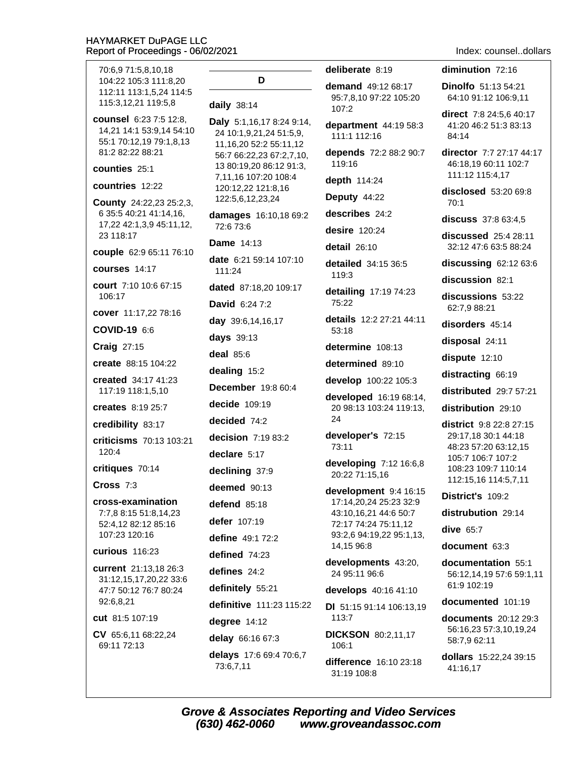70:6,9 71:5,8,10,18 104:22 105:3 111:8,20 112:11 113:1,5,24 114:5 115:3,12,21 119:5,8

**counsel** 6:23 7:5 12:8, 14,21 14:1 53:9,14 54:10 55:1 70:12,19 79:1,8,13 81:2 82:22 88:21

**counties** 25:1

**countries** 12:22

**County** 24:22,23 25:2,3, 6 35:5 40:21 41:14,16, 17,22 42:1,3,9 45:11,12, 23 118:17

**couple** 62:9 65:11 76:10

**courses** 14:17

**court** 7:10 10:6 67:15 106:17

**cover** 11:17,22 78:16

**COVID-19** 6:6

**Craig** 27:15

**create** 88:15 104:22

**created** 34:17 41:23 117:19 118:1,5,10

**creates** 8:19 25:7

**credibility** 83:17

**criticisms** 70:13 103:21 120:4

**critiques** 70:14

**Cross** 7:3

**cross-examination** 7:7,8 8:15 51:8,14,23 52:4,12 82:12 85:16 107:23 120:16

**curious** 116:23

**current** 21:13,18 26:3 31:12,15,17,20,22 33:6 47:7 50:12 76:7 80:24 92:6,8,21

**cut** 81:5 107:19

**CV** 65:6,11 68:22,24 69:11 72:13

## D

**daily** 38:14

**Daly** 5:1,16,17 8:24 9:14, 24 10:1,9,21,24 51:5,9, 11,16,20 52:2 55:11,12 56:7 66:22,23 67:2,7,10, 13 80:19,20 86:12 91:3, 7,11,16 107:20 108:4 120:12,22 121:8,16 122:5,6,12,23,24

**damages** 16:10,18 69:2 72:6 73:6

**Dame** 14:13

**date** 6:21 59:14 107:10 111:24

**dated** 87:18,20 109:17

**David** 6:24 7:2

**day** 39:6,14,16,17

**days** 39:13

**deal** 85:6

**dealing** 15:2

**December** 19:8 60:4

**decide** 109:19

**decided** 74:2

**decision** 7:19 83:2

**declare** 5:17

**declining** 37:9

**deemed** 90:13

**defend** 85:18

**defer** 107:19

**define** 49:1 72:2

**defined** 74:23

**defines** 24:2

**definitely** 55:21

**definitive** 111:23 115:22

**degree** 14:12

**delay** 66:16 67:3

**delays** 17:6 69:4 70:6,7 73:6,7,11

**deliberate** 8:19

**demand** 49:12 68:17 95:7,8,10 97:22 105:20 107:2

**department** 44:19 58:3 111:1 112:16

**depends** 72:2 88:2 90:7 119:16

**depth** 114:24

**Deputy** 44:22

**describes** 24:2

**desire** 120:24

**detail** 26:10

**detailed** 34:15 36:5 119:3

**detailing** 17:19 74:23 75:22

**details** 12:2 27:21 44:11 53:18

**determine** 108:13

**determined** 89:10

**develop** 100:22 105:3

**developed** 16:19 68:14, 20 98:13 103:24 119:13, 24

**developer's** 72:15 73:11

**developing** 7:12 16:6,8 20:22 71:15,16

**development** 9:4 16:15 17:14,20,24 25:23 32:9 43:10,16,21 44:6 50:7 72:17 74:24 75:11,12 93:2,6 94:19,22 95:1,13, 14,15 96:8

**developments** 43:20, 24 95:11 96:6

**develops** 40:16 41:10

**Dl** 51:15 91:14 106:13,19 113:7

**DICKSON** 80:2,11,17 106:1

**difference** 16:10 23:18 31:19 108:8

**diminution** 72:16

**Dinolfo** 51:13 54:21 64:10 91:12 106:9,11

**direct** 7:8 24:5,6 40:17 41:20 46:2 51:3 83:13 84:14

**director** 7:7 27:17 44:17 46:18,19 60:11 102:7 111:12 115:4,17

**disclosed** 53:20 69:8 70:1

**discuss** 37:8 63:4,5

**discussed** 25:4 28:11 32:12 47:6 63:5 88:24

**discussing** 62:12 63:6

**discussion** 82:1

**discussions** 53:22 62:7,9 88:21

**disorders** 45:14

**disposal** 24:11

**dispute** 12:10

**distracting** 66:19

**distributed** 29:7 57:21

**distribution** 29:10

**district** 9:8 22:8 27:15 29:17,18 30:1 44:18 48:23 57:20 63:12,15 105:7 106:7 107:2 108:23 109:7 110:14 112:15,16 114:5,7,11

**District's** 109:2

**distrubution** 29:14

**dive** 65:7

**document** 63:3

**documentation** 55:1 56:12,14,19 57:6 59:1,11 61:9 102:19

**documented** 101:19

**documents** 20:12 29:3 56:16,23 57:3,10,19,24 58:7,9 62:11

**dollars** 15:22,24 39:15 41:16,17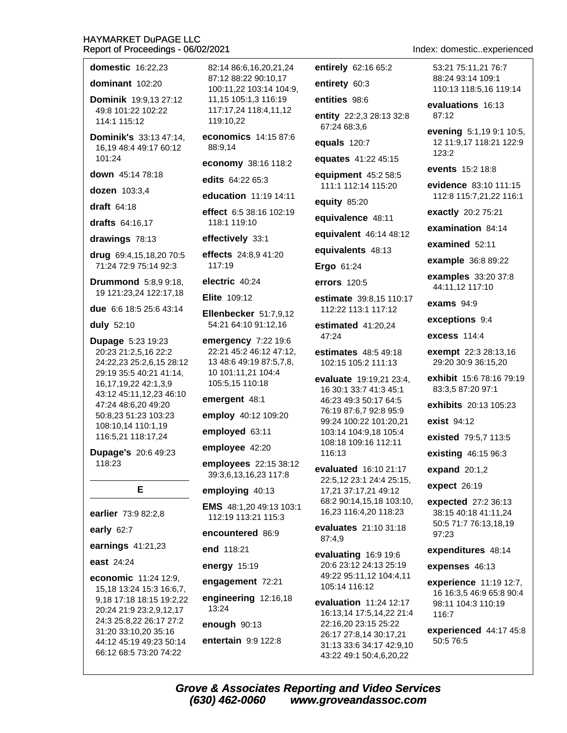**domestic** 16:22,23

**dominant** 102:20

**Dominik** 19:9,13 27:12 49:8 101:22 102:22 114:1 115:12

**Dominik's** 33:13 47:14, 16,19 48:4 49:17 60:12 101:24

**down** 45:14 78:18

**dozen** 103:3,4

**draft** 64:18

**drafts** 64:16,17

**drawings** 78:13

**drug** 69:4,15,18,20 70:5 71:24 72:9 75:14 92:3

**Drummond** 5:8,9 9:18, 19 121:23,24 122:17,18

**due** 6:6 18:5 25:6 43:14

**duly** 52:10

**Dupage** 5:23 19:23 20:23 21:2,5,16 22:2 24:22,23 25:2,6,15 28:12 29:19 35:5 40:21 41:14, 16,17,19,22 42:1,3,9 43:12 45:11,12,23 46:10 47:24 48:6,20 49:20 50:8,23 51:23 103:23 108:10,14 110:1,19 116:5,21 118:17,24

**Dupage's** 20:6 49:23 118:23

## E

**earlier** 73:9 82:2,8

**early** 62:7

**earnings** 41:21,23

**east** 24:24

**economic** 11:24 12:9, 15,18 13:24 15:3 16:6,7, 9,18 17:18 18:15 19:2,22 20:24 21:9 23:2,9,12,17 24:3 25:8,22 26:17 27:2 31:20 33:10,20 35:16 44:12 45:19 49:23 50:14 66:12 68:5 73:20 74:22 82:14 86:6,16,20,21,24 87:12 88:22 90:10,17 100:11,22 103:14 104:9, 11,15 105:1,3 116:19 117:17,24 118:4,11,12 119:10,22

**economics** 14:15 87:6 88:9,14

**economy** 38:16 118:2

**edits** 64:22 65:3

**education** 11:19 14:11

**effect** 6:5 38:16 102:19 118:1 119:10

**effectively** 33:1

**effects** 24:8,9 41:20 117:19

**electric** 40:24

**Elite** 109:12

**Ellenbecker** 51:7,9,12 54:21 64:10 91:12,16

**emergency** 7:22 19:6 22:21 45:2 46:12 47:12, 13 48:6 49:19 87:5,7,8, 10 101:11,21 104:4 105:5,15 110:18

**emergent** 48:1

**employ** 40:12 109:20

**employed** 63:11

**employee** 42:20

**employees** 22:15 38:12 39:3,6,13,16,23 117:8

**employing** 40:13

**EMS** 48:1,20 49:13 103:1 112:19 113:21 115:3

**encountered** 86:9

**end** 118:21

**energy** 15:19

**engagement** 72:21

**engineering** 12:16,18 13:24

**enough** 90:13

**entertain** 9:9 122:8

**entirely** 62:16 65:2

**entirety** 60:3

**entities** 98:6

**entity** 22:2,3 28:13 32:8 67:24 68:3,6

**equals** 120:7

**equates** 41:22 45:15

**equipment** 45:2 58:5 111:1 112:14 115:20

**equity** 85:20

**equivalence** 48:11

**equivalent** 46:14 48:12

**equivalents** 48:13

**Ergo** 61:24

**errors** 120:5

**estimate** 39:8,15 110:17 112:22 113:1 117:12

**estimated** 41:20,24 47:24

**estimates** 48:5 49:18 102:15 105:2 111:13

**evaluate** 19:19,21 23:4, 16 30:1 33:7 41:3 45:1 46:23 49:3 50:17 64:5 76:19 87:6,7 92:8 95:9 99:24 100:22 101:20,21 103:14 104:9,18 105:4 108:18 109:16 112:11 116:13

**evaluated** 16:10 21:17 22:5,12 23:1 24:4 25:15, 17,21 37:17,21 49:12 68:2 90:14,15,18 103:10, 16,23 116:4,20 118:23

**evaluates** 21:10 31:18 87:4,9

**evaluating** 16:9 19:6 20:6 23:12 24:13 25:19 49:22 95:11,12 104:4,11 105:14 116:12

**evaluation** 11:24 12:17 16:13,14 17:5,14,22 21:4 22:16,20 23:15 25:22 26:17 27:8,14 30:17,21 31:13 33:6 34:17 42:9,10 43:22 49:1 50:4,6,20,22 53:21 75:11,21 76:7 88:24 93:14 109:1 110:13 118:5,16 119:14

**evaluations** 16:13 87:12

**evening** 5:1,19 9:1 10:5, 12 11:9,17 118:21 122:9 123:2

**events** 15:2 18:8

**evidence** 83:10 111:15 112:8 115:7,21,22 116:1

**exactly** 20:2 75:21

**examination** 84:14

**examined** 52:11

**example** 36:8 89:22

**examples** 33:20 37:8 44:11,12 117:10

**exams** 94:9

**exceptions** 9:4

**excess** 114:4

**exempt** 22:3 28:13,16 29:20 30:9 36:15,20

**exhibit** 15:6 78:16 79:19 83:3,5 87:20 97:1

**exhibits** 20:13 105:23

**exist** 94:12

**existed** 79:5,7 113:5

**existing** 46:15 96:3

**expand** 20:1,2

**expect** 26:19

**expected** 27:2 36:13 38:15 40:18 41:11,24 50:5 71:7 76:13,18,19 97:23

**expenditures** 48:14

**expenses** 46:13

**experience** 11:19 12:7, 16 16:3,5 46:9 65:8 90:4 98:11 104:3 110:19 116:7

**experienced** 44:17 45:8 50:5 76:5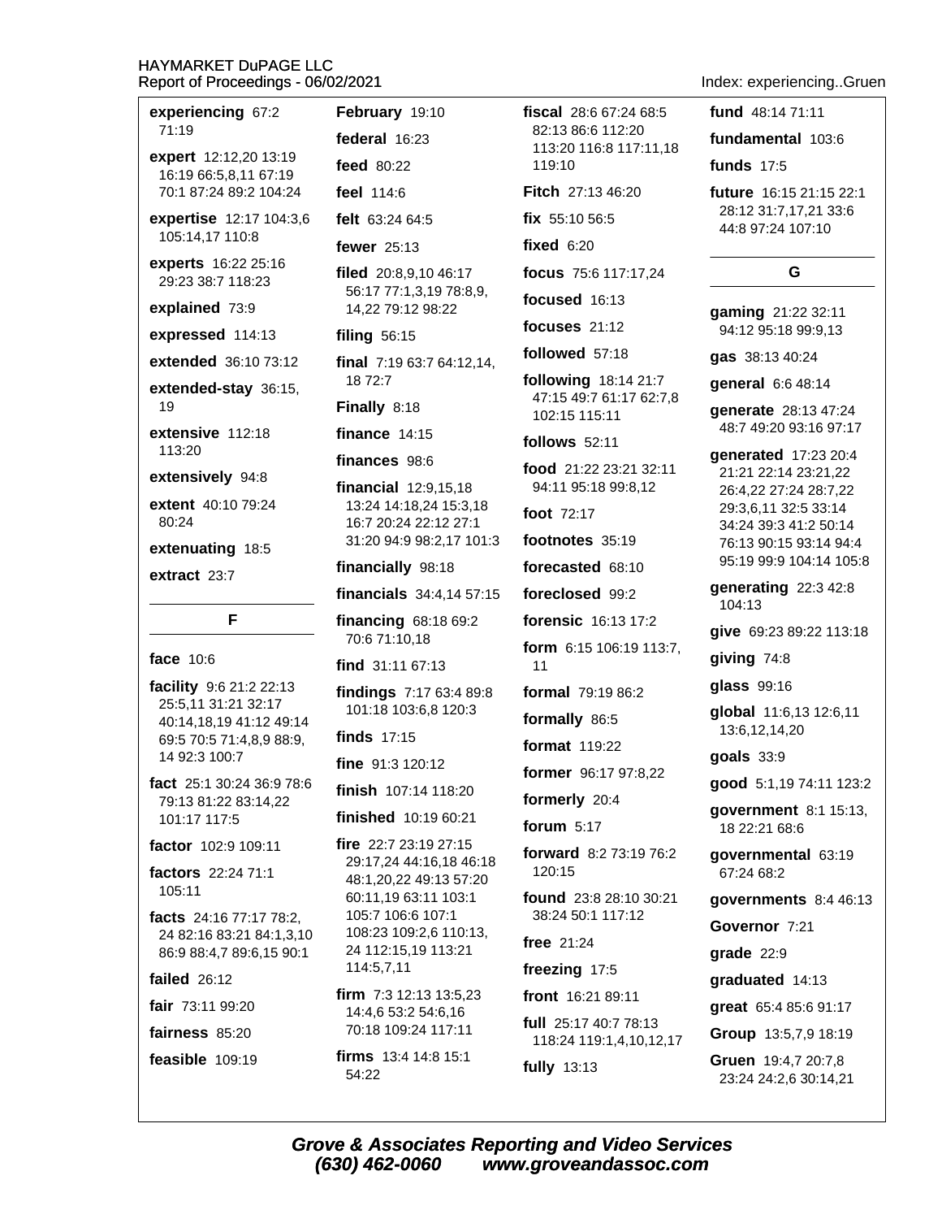**experiencing** 67:2 71:19

**expert** 12:12,20 13:19 16:19 66:5,8,11 67:19 70:1 87:24 89:2 104:24

**expertise** 12:17 104:3,6 105:14,17 110:8

**experts** 16:22 25:16 29:23 38:7 118:23

**explained** 73:9

**expressed** 114:13

**extended** 36:10 73:12

**extended-stay** 36:15, 19

**extensive** 112:18 113:20

**extensively** 94:8

**extent** 40:10 79:24 80:24

**extenuating** 18:5

**extract** 23:7

## F

**face** 10:6

**facility** 9:6 21:2 22:13 25:5,11 31:21 32:17 40:14,18,19 41:12 49:14 69:5 70:5 71:4,8,9 88:9, 14 92:3 100:7

**fact** 25:1 30:24 36:9 78:6 79:13 81:22 83:14,22 101:17 117:5

**factor** 102:9 109:11

**factors** 22:24 71:1 105:11

**facts** 24:16 77:17 78:2, 24 82:16 83:21 84:1,3,10 86:9 88:4,7 89:6,15 90:1

**failed** 26:12

**fair** 73:11 99:20

**fairness** 85:20

**feasible** 109:19

**February** 19:10

**federal** 16:23

**feed** 80:22

**feel** 114:6

**felt** 63:24 64:5

**fewer** 25:13

**filed** 20:8,9,10 46:17 56:17 77:1,3,19 78:8,9, 14,22 79:12 98:22

**filing** 56:15

**final** 7:19 63:7 64:12,14, 18 72:7

**Finally** 8:18

**finance** 14:15

**finances** 98:6

**financial** 12:9,15,18 13:24 14:18,24 15:3,18 16:7 20:24 22:12 27:1 31:20 94:9 98:2,17 101:3

**financially** 98:18

**financials** 34:4,14 57:15

**financing** 68:18 69:2 70:6 71:10,18

**find** 31:11 67:13

**findings** 7:17 63:4 89:8 101:18 103:6,8 120:3

**finds** 17:15

**fine** 91:3 120:12

**finish** 107:14 118:20

**finished** 10:19 60:21

**fire** 22:7 23:19 27:15 29:17,24 44:16,18 46:18 48:1,20,22 49:13 57:20 60:11,19 63:11 103:1 105:7 106:6 107:1 108:23 109:2,6 110:13, 24 112:15,19 113:21 114:5,7,11

**firm** 7:3 12:13 13:5,23 14:4,6 53:2 54:6,16 70:18 109:24 117:11

**firms** 13:4 14:8 15:1 54:22

**fiscal** 28:6 67:24 68:5 82:13 86:6 112:20 113:20 116:8 117:11,18 119:10

**Fitch** 27:13 46:20

**fix** 55:10 56:5

**fixed** 6:20

**focus** 75:6 117:17,24

**focused** 16:13

**focuses** 21:12

**followed** 57:18

**following** 18:14 21:7 47:15 49:7 61:17 62:7,8 102:15 115:11

**follows** 52:11

**food** 21:22 23:21 32:11 94:11 95:18 99:8,12

**foot** 72:17

**footnotes** 35:19

**forecasted** 68:10

**foreclosed** 99:2

**forensic** 16:13 17:2

**form** 6:15 106:19 113:7, 11

**formal** 79:19 86:2

**formally** 86:5

**format** 119:22

**former** 96:17 97:8,22

**formerly** 20:4

**forum** 5:17

**forward** 8:2 73:19 76:2 120:15

**found** 23:8 28:10 30:21 38:24 50:1 117:12

**free** 21:24

**freezing** 17:5

**front** 16:21 89:11

**full** 25:17 40:7 78:13 118:24 119:1,4,10,12,17

**fully** 13:13

**fund** 48:14 71:11

**fundamental** 103:6

**funds** 17:5

**future** 16:15 21:15 22:1 28:12 31:7,17,21 33:6 44:8 97:24 107:10

## G

**gaming** 21:22 32:11 94:12 95:18 99:9,13

**gas** 38:13 40:24

**general** 6:6 48:14

**generate** 28:13 47:24 48:7 49:20 93:16 97:17

**generated** 17:23 20:4 21:21 22:14 23:21,22 26:4,22 27:24 28:7,22 29:3,6,11 32:5 33:14 34:24 39:3 41:2 50:14 76:13 90:15 93:14 94:4 95:19 99:9 104:14 105:8

**generating** 22:3 42:8 104:13

**give** 69:23 89:22 113:18

**giving** 74:8

**glass** 99:16

**global** 11:6,13 12:6,11 13:6,12,14,20

**goals** 33:9

**good** 5:1,19 74:11 123:2

**government** 8:1 15:13, 18 22:21 68:6

**governmental** 63:19 67:24 68:2

**governments** 8:4 46:13

**Governor** 7:21

**grade** 22:9

**graduated** 14:13

**great** 65:4 85:6 91:17

**Group** 13:5,7,9 18:19

**Gruen** 19:4,7 20:7,8 23:24 24:2,6 30:14,21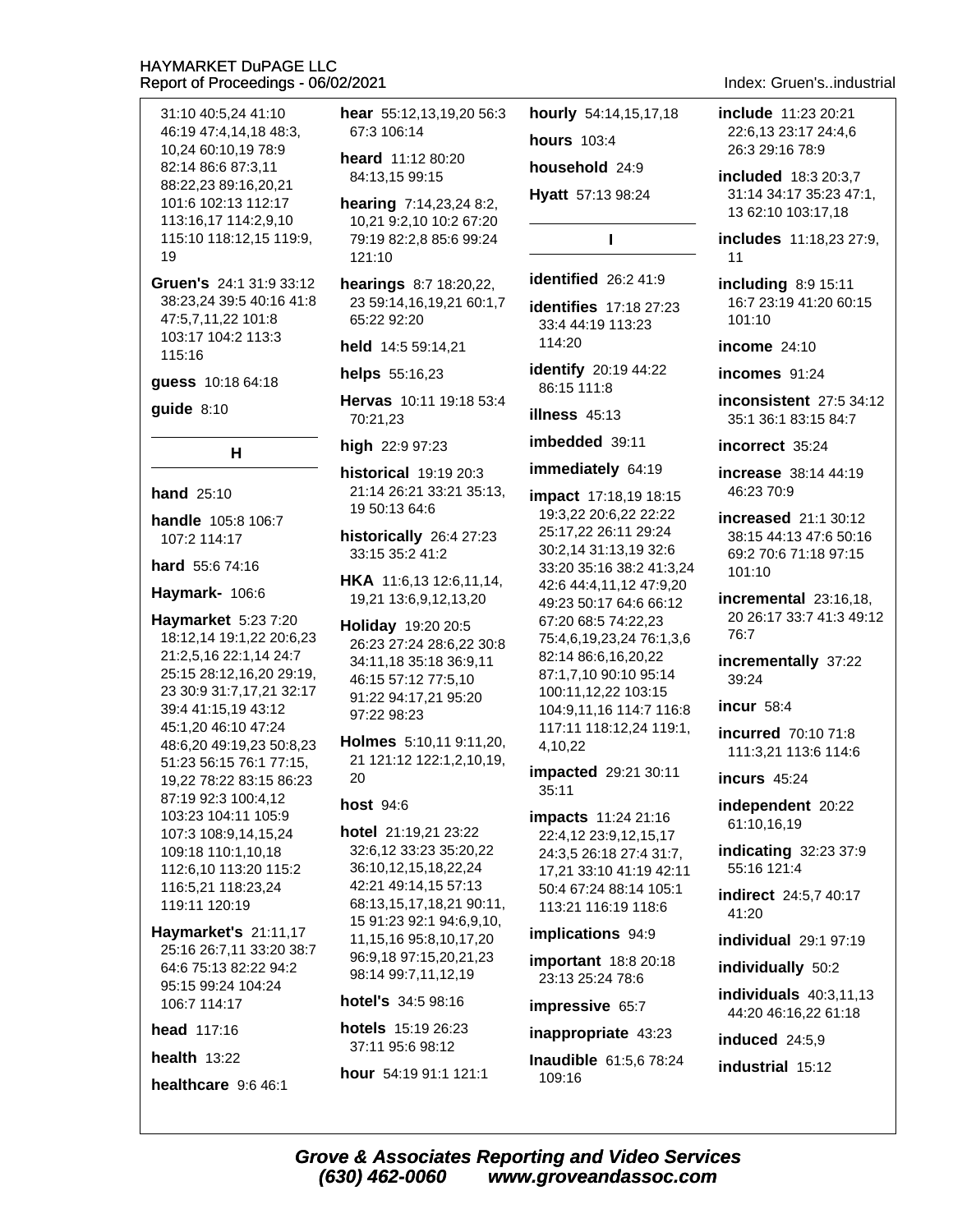31:10 40:5,24 41:10 46:19 47:4,14,18 48:3, 10,24 60:10,19 78:9 82:14 86:6 87:3,11 88:22,23 89:16,20,21 101:6 102:13 112:17 113:16,17 114:2,9,10 115:10 118:12,15 119:9, 19

**Gruen's** 24:1 31:9 33:12 38:23,24 39:5 40:16 41:8 47:5,7,11,22 101:8 103:17 104:2 113:3 115:16

**guess** 10:18 64:18

**guide** 8:10

## H

**hand** 25:10

**handle** 105:8 106:7 107:2 114:17

**hard** 55:6 74:16

**Haymark-** 106:6

**Haymarket** 5:23 7:20 18:12,14 19:1,22 20:6,23 21:2,5,16 22:1,14 24:7 25:15 28:12,16,20 29:19, 23 30:9 31:7,17,21 32:17 39:4 41:15,19 43:12 45:1,20 46:10 47:24 48:6,20 49:19,23 50:8,23 51:23 56:15 76:1 77:15, 19,22 78:22 83:15 86:23 87:19 92:3 100:4,12 103:23 104:11 105:9 107:3 108:9,14,15,24 109:18 110:1,10,18 112:6,10 113:20 115:2 116:5,21 118:23,24 119:11 120:19

**Haymarket's** 21:11,17 25:16 26:7,11 33:20 38:7 64:6 75:13 82:22 94:2 95:15 99:24 104:24 106:7 114:17

**head** 117:16

**health** 13:22

**healthcare** 9:6 46:1

**hear** 55:12,13,19,20 56:3 67:3 106:14

**heard** 11:12 80:20 84:13,15 99:15

**hearing** 7:14,23,24 8:2, 10,21 9:2,10 10:2 67:20 79:19 82:2,8 85:6 99:24 121:10

**hearings** 8:7 18:20,22, 23 59:14,16,19,21 60:1,7 65:22 92:20

**held** 14:5 59:14,21

**helps** 55:16,23

**Hervas** 10:11 19:18 53:4 70:21,23

**high** 22:9 97:23

**historical** 19:19 20:3 21:14 26:21 33:21 35:13, 19 50:13 64:6

**historically** 26:4 27:23 33:15 35:2 41:2

**HKA** 11:6,13 12:6,11,14, 19,21 13:6,9,12,13,20

**Holiday** 19:20 20:5 26:23 27:24 28:6,22 30:8 34:11,18 35:18 36:9,11 46:15 57:12 77:5,10 91:22 94:17,21 95:20 97:22 98:23

**Holmes** 5:10,11 9:11,20, 21 121:12 122:1,2,10,19, 20

**host** 94:6

**hotel** 21:19,21 23:22 32:6,12 33:23 35:20,22 36:10,12,15,18,22,24 42:21 49:14,15 57:13 68:13,15,17,18,21 90:11, 15 91:23 92:1 94:6,9,10, 11,15,16 95:8,10,17,20 96:9,18 97:15,20,21,23 98:14 99:7,11,12,19

**hotel's** 34:5 98:16

**hotels** 15:19 26:23 37:11 95:6 98:12

**hour** 54:19 91:1 121:1

**hourly** 54:14,15,17,18

**hours** 103:4

**household** 24:9

**Hyatt** 57:13 98:24

## I

**identified** 26:2 41:9

**identifies** 17:18 27:23 33:4 44:19 113:23 114:20

**identify** 20:19 44:22 86:15 111:8

**illness** 45:13

**imbedded** 39:11

**immediately** 64:19

**impact** 17:18,19 18:15 19:3,22 20:6,22 22:22 25:17,22 26:11 29:24 30:2,14 31:13,19 32:6 33:20 35:16 38:2 41:3,24 42:6 44:4,11,12 47:9,20 49:23 50:17 64:6 66:12 67:20 68:5 74:22,23 75:4,6,19,23,24 76:1,3,6 82:14 86:6,16,20,22 87:1,7,10 90:10 95:14 100:11,12,22 103:15 104:9,11,16 114:7 116:8 117:11 118:12,24 119:1, 4,10,22

**impacted** 29:21 30:11 35:11

**impacts** 11:24 21:16 22:4,12 23:9,12,15,17 24:3,5 26:18 27:4 31:7, 17,21 33:10 41:19 42:11 50:4 67:24 88:14 105:1 113:21 116:19 118:6

**implications** 94:9

**important** 18:8 20:18 23:13 25:24 78:6

**impressive** 65:7

**inappropriate** 43:23

**Inaudible** 61:5,6 78:24 109:16

**include** 11:23 20:21 22:6,13 23:17 24:4,6 26:3 29:16 78:9

**included** 18:3 20:3,7 31:14 34:17 35:23 47:1, 13 62:10 103:17,18

**includes** 11:18,23 27:9, 11

**including** 8:9 15:11 16:7 23:19 41:20 60:15 101:10

**income** 24:10

**incomes** 91:24

**inconsistent** 27:5 34:12 35:1 36:1 83:15 84:7

**incorrect** 35:24

**increase** 38:14 44:19 46:23 70:9

**increased** 21:1 30:12 38:15 44:13 47:6 50:16 69:2 70:6 71:18 97:15 101:10

**incremental** 23:16,18, 20 26:17 33:7 41:3 49:12 76:7

**incrementally** 37:22 39:24

**incur** 58:4

**incurred** 70:10 71:8 111:3,21 113:6 114:6

**incurs** 45:24

**independent** 20:22 61:10,16,19

**indicating** 32:23 37:9 55:16 121:4

**indirect** 24:5,7 40:17 41:20

**individual** 29:1 97:19

**individually** 50:2

**individuals** 40:3,11,13 44:20 46:16,22 61:18

**induced** 24:5,9

**industrial** 15:12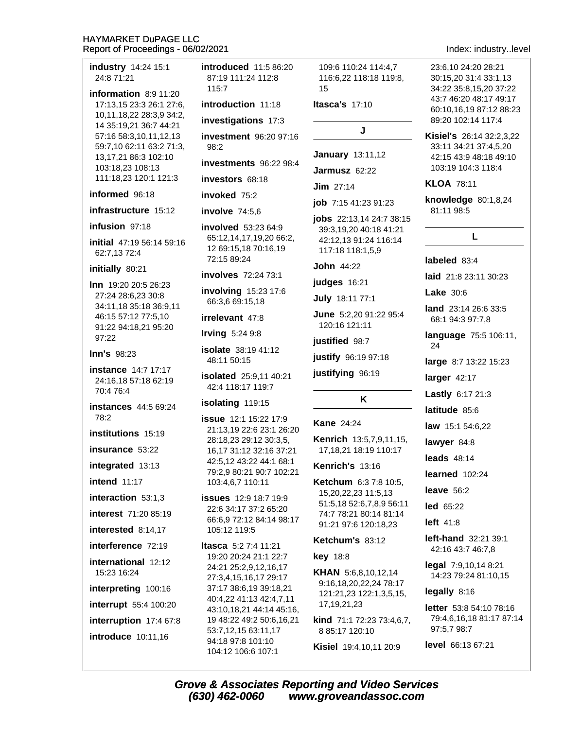**industry** 14:24 15:1 24:8 71:21

**information** 8:9 11:20 17:13,15 23:3 26:1 27:6, 10,11,18,22 28:3,9 34:2, 14 35:19,21 36:7 44:21 57:16 58:3,10,11,12,13 59:7,10 62:11 63:2 71:3, 13,17,21 86:3 102:10 103:18,23 108:13 111:18,23 120:1 121:3

**informed** 96:18

**infrastructure** 15:12

**infusion** 97:18

**initial** 47:19 56:14 59:16 62:7,13 72:4

**initially** 80:21

**Inn** 19:20 20:5 26:23 27:24 28:6,23 30:8 34:11,18 35:18 36:9,11 46:15 57:12 77:5,10 91:22 94:18,21 95:20 97:22

**Inn's** 98:23

**instance** 14:7 17:17 24:16,18 57:18 62:19 70:4 76:4

**instances** 44:5 69:24 78:2

**institutions** 15:19

**insurance** 53:22

**integrated** 13:13

**intend** 11:17

**interaction** 53:1,3

**interest** 71:20 85:19

**interested** 8:14,17

**interference** 72:19

**international** 12:12 15:23 16:24

**interpreting** 100:16

**interrupt** 55:4 100:20

**interruption** 17:4 67:8

**introduce** 10:11,16

**introduced** 11:5 86:20 87:19 111:24 112:8 115:7

**introduction** 11:18

**investigations** 17:3

**investment** 96:20 97:16 98:2

**investments** 96:22 98:4

**investors** 68:18

**invoked** 75:2

**involve** 74:5,6

**involved** 53:23 64:9 65:12,14,17,19,20 66:2, 12 69:15,18 70:16,19 72:15 89:24

**involves** 72:24 73:1

**involving** 15:23 17:6 66:3,6 69:15,18

**irrelevant** 47:8

**Irving** 5:24 9:8

**isolate** 38:19 41:12 48:11 50:15

**isolated** 25:9,11 40:21 42:4 118:17 119:7

**isolating** 119:15

**issue** 12:1 15:22 17:9 21:13,19 22:6 23:1 26:20 28:18,23 29:12 30:3,5, 16,17 31:12 32:16 37:21 42:5,12 43:22 44:1 68:1 79:2,9 80:21 90:7 102:21 103:4,6,7 110:11

**issues** 12:9 18:7 19:9 22:6 34:17 37:2 65:20 66:6,9 72:12 84:14 98:17 105:12 119:5

**Itasca** 5:2 7:4 11:21 19:20 20:24 21:1 22:7 24:21 25:2,9,12,16,17 27:3,4,15,16,17 29:17 37:17 38:6,19 39:18,21 40:4,22 41:13 42:4,7,11 43:10,18,21 44:14 45:16, 19 48:22 49:2 50:6,16,21 53:7,12,15 63:11,17 94:18 97:8 101:10 104:12 106:6 107:1 109:6 110:24 114:4,7 116:6,22 118:18 119:8, 15

**Itasca's** 17:10

## J

**January** 13:11,12

**Jarmusz** 62:22

**Jim** 27:14

**job** 7:15 41:23 91:23

**jobs** 22:13,14 24:7 38:15 39:3,19,20 40:18 41:21 42:12,13 91:24 116:14 117:18 118:1,5,9

**John** 44:22

**judges** 16:21

**July** 18:11 77:1

**June** 5:2,20 91:22 95:4 120:16 121:11

**justified** 98:7

**justify** 96:19 97:18

**justifying** 96:19

## K

**Kane** 24:24

**Kenrich** 13:5,7,9,11,15, 17,18,21 18:19 110:17

**Kenrich's** 13:16

**Ketchum** 6:3 7:8 10:5, 15,20,22,23 11:5,13 51:5,18 52:6,7,8,9 56:11 74:7 78:21 80:14 81:14 91:21 97:6 120:18,23

**Ketchum's** 83:12

**key** 18:8

**KHAN** 5:6,8,10,12,14 9:16,18,20,22,24 78:17 121:21,23 122:1,3,5,15, 17,19,21,23

**kind** 71:1 72:23 73:4,6,7, 8 85:17 120:10

**Kisiel** 19:4,10,11 20:9 23:6,10 24:20 28:21 30:15,20 31:4 33:1,13 34:22 35:8,15,20 37:22 43:7 46:20 48:17 49:17 60:10,16,19 87:12 88:23 89:20 102:14 117:4

**Kisiel's** 26:14 32:2,3,22 33:11 34:21 37:4,5,20 42:15 43:9 48:18 49:10 103:19 104:3 118:4

**KLOA** 78:11

**knowledge** 80:1,8,24 81:11 98:5

## L

**labeled** 83:4

**laid** 21:8 23:11 30:23

**Lake** 30:6

**land** 23:14 26:6 33:5 68:1 94:3 97:7,8

**language** 75:5 106:11, 24

**large** 8:7 13:22 15:23

**larger** 42:17

**Lastly** 6:17 21:3

**latitude** 85:6

**law** 15:1 54:6,22

**lawyer** 84:8

**leads** 48:14

**learned** 102:24

**leave** 56:2

**led** 65:22

**left** 41:8

**left-hand** 32:21 39:1 42:16 43:7 46:7,8

**legal** 7:9,10,14 8:21 14:23 79:24 81:10,15

**legally** 8:16

**letter** 53:8 54:10 78:16 79:4,6,16,18 81:17 87:14 97:5,7 98:7

**level** 66:13 67:21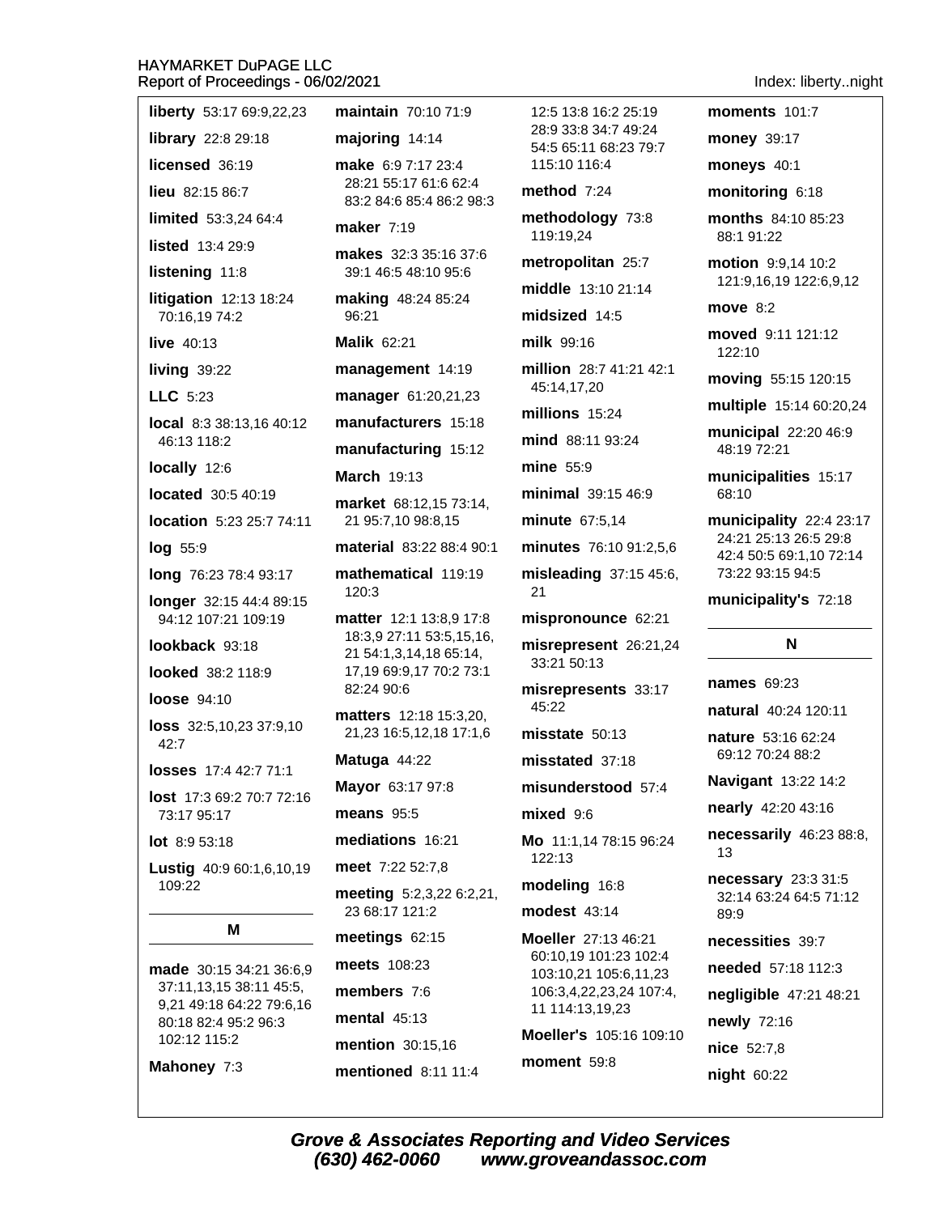**liberty** 53:17 69:9,22,23

**library** 22:8 29:18

**licensed** 36:19

**lieu** 82:15 86:7

**limited** 53:3,24 64:4

**listed** 13:4 29:9

**listening** 11:8

**litigation** 12:13 18:24 70:16,19 74:2

**live** 40:13

**living** 39:22

**LLC** 5:23

**local** 8:3 38:13,16 40:12 46:13 118:2

**locally** 12:6

**located** 30:5 40:19

**location** 5:23 25:7 74:11

**log** 55:9

**long** 76:23 78:4 93:17

**longer** 32:15 44:4 89:15 94:12 107:21 109:19

**lookback** 93:18

**looked** 38:2 118:9

**loose** 94:10

**loss** 32:5,10,23 37:9,10 42:7

**losses** 17:4 42:7 71:1

**lost** 17:3 69:2 70:7 72:16 73:17 95:17

**lot** 8:9 53:18

**Lustig** 40:9 60:1,6,10,19 109:22

## M

**made** 30:15 34:21 36:6,9 37:11,13,15 38:11 45:5, 9,21 49:18 64:22 79:6,16 80:18 82:4 95:2 96:3 102:12 115:2

**Mahoney** 7:3

**maintain** 70:10 71:9

**majoring** 14:14

**make** 6:9 7:17 23:4 28:21 55:17 61:6 62:4 83:2 84:6 85:4 86:2 98:3

**maker** 7:19

**makes** 32:3 35:16 37:6 39:1 46:5 48:10 95:6

**making** 48:24 85:24 96:21

**Malik** 62:21

**management** 14:19

**manager** 61:20,21,23

**manufacturers** 15:18

**manufacturing** 15:12

**March** 19:13

**market** 68:12,15 73:14, 21 95:7,10 98:8,15

**material** 83:22 88:4 90:1

**mathematical** 119:19 120:3

**matter** 12:1 13:8,9 17:8 18:3,9 27:11 53:5,15,16, 21 54:1,3,14,18 65:14, 17,19 69:9,17 70:2 73:1 82:24 90:6

**matters** 12:18 15:3,20, 21,23 16:5,12,18 17:1,6

**Matuga** 44:22

**Mayor** 63:17 97:8

**means** 95:5

**mediations** 16:21

**meet** 7:22 52:7,8

**meeting** 5:2,3,22 6:2,21, 23 68:17 121:2

**meetings** 62:15

**meets** 108:23

**members** 7:6

**mental** 45:13

**mention** 30:15,16

**mentioned** 8:11 11:4 12:5 13:8 16:2 25:19 28:9 33:8 34:7 49:24 54:5 65:11 68:23 79:7 115:10 116:4

**method** 7:24

**methodology** 73:8 119:19,24

**metropolitan** 25:7

**middle** 13:10 21:14

**midsized** 14:5

**milk** 99:16

**million** 28:7 41:21 42:1 45:14,17,20

**millions** 15:24

**mind** 88:11 93:24

**mine** 55:9

**minimal** 39:15 46:9

**minute** 67:5,14

**minutes** 76:10 91:2,5,6

**misleading** 37:15 45:6, 21

**mispronounce** 62:21

**misrepresent** 26:21,24 33:21 50:13

**misrepresents** 33:17 45:22

**misstate** 50:13

**misstated** 37:18

**misunderstood** 57:4

**mixed** 9:6

**Mo** 11:1,14 78:15 96:24 122:13

**modeling** 16:8

**modest** 43:14

**Moeller** 27:13 46:21 60:10,19 101:23 102:4 103:10,21 105:6,11,23 106:3,4,22,23,24 107:4, 11 114:13,19,23

**Moeller's** 105:16 109:10

**moment** 59:8

**moments** 101:7

**money** 39:17

**moneys** 40:1

**monitoring** 6:18

**months** 84:10 85:23 88:1 91:22

**motion** 9:9,14 10:2 121:9,16,19 122:6,9,12

**move** 8:2

**moved** 9:11 121:12 122:10

**moving** 55:15 120:15

**multiple** 15:14 60:20,24

**municipal** 22:20 46:9 48:19 72:21

**municipalities** 15:17 68:10

**municipality** 22:4 23:17 24:21 25:13 26:5 29:8 42:4 50:5 69:1,10 72:14 73:22 93:15 94:5

**municipality's** 72:18

## N

**names** 69:23

**natural** 40:24 120:11

**nature** 53:16 62:24 69:12 70:24 88:2

**Navigant** 13:22 14:2

**nearly** 42:20 43:16

**necessarily** 46:23 88:8, 13

**necessary** 23:3 31:5 32:14 63:24 64:5 71:12 89:9

**necessities** 39:7

**needed** 57:18 112:3

**negligible** 47:21 48:21

**newly** 72:16

**nice** 52:7,8

**night** 60:22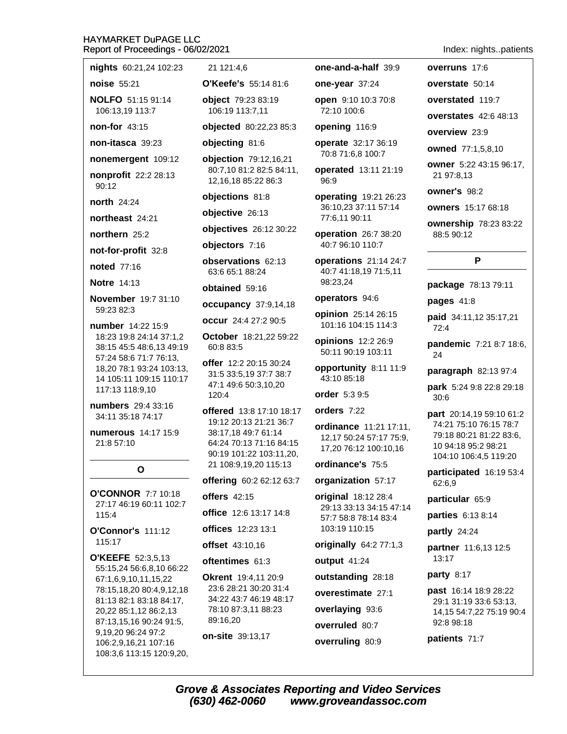**nights** 60:21,24 102:23

**noise** 55:21

**NOLFO** 51:15 91:14 106:13,19 113:7

**non-for** 43:15

**non-itasca** 39:23

**nonemergent** 109:12

**nonprofit** 22:2 28:13 90:12

**north** 24:24

**northeast** 24:21

**northern** 25:2

**not-for-profit** 32:8

**noted** 77:16

**Notre** 14:13

**November** 19:7 31:10 59:23 82:3

**number** 14:22 15:9 18:23 19:8 24:14 37:1,2 38:15 45:5 48:6,13 49:19 57:24 58:6 71:7 76:13, 18,20 78:1 93:24 103:13, 14 105:11 109:15 110:17 117:13 118:9,10

**numbers** 29:4 33:16 34:11 35:18 74:17

**numerous** 14:17 15:9 21:8 57:10

## O

**O'CONNOR** 7:7 10:18 27:17 46:19 60:11 102:7 115:4

**O'Connor's** 111:12 115:17

**O'KEEFE** 52:3,5,13 55:15,24 56:6,8,10 66:22 67:1,6,9,10,11,15,22 78:15,18,20 80:4,9,12,18 81:13 82:1 83:18 84:17, 20,22 85:1,12 86:2,13 87:13,15,16 90:24 91:5, 9,19,20 96:24 97:2 106:2,9,16,21 107:16 108:3,6 113:15 120:9,20, 21 121:4,6

**O'Keefe's** 55:14 81:6

**object** 79:23 83:19 106:19 113:7,11

**objected** 80:22,23 85:3

**objecting** 81:6

**objection** 79:12,16,21 80:7,10 81:2 82:5 84:11, 12,16,18 85:22 86:3

**objections** 81:8

**objective** 26:13

**objectives** 26:12 30:22

**objectors** 7:16

**observations** 62:13 63:6 65:1 88:24

**obtained** 59:16

**occupancy** 37:9,14,18

**occur** 24:4 27:2 90:5

**October** 18:21,22 59:22 60:8 83:5

**offer** 12:2 20:15 30:24 31:5 33:5,19 37:7 38:7 47:1 49:6 50:3,10,20 120:4

**offered** 13:8 17:10 18:17 19:12 20:13 21:21 36:7 38:17,18 49:7 61:14 64:24 70:13 71:16 84:15 90:19 101:22 103:11,20, 21 108:9,19,20 115:13

**offering** 60:2 62:12 63:7

**offers** 42:15

**office** 12:6 13:17 14:8

**offices** 12:23 13:1

**offset** 43:10,16

**oftentimes** 61:3

**Okrent** 19:4,11 20:9 23:6 28:21 30:20 31:4 34:22 43:7 46:19 48:17 78:10 87:3,11 88:23 89:16,20

**on-site** 39:13,17

**one-and-a-half** 39:9

**one-year** 37:24

**open** 9:10 10:3 70:8 72:10 100:6

**opening** 116:9

**operate** 32:17 36:19 70:8 71:6,8 100:7

**operated** 13:11 21:19 96:9

**operating** 19:21 26:23 36:10,23 37:11 57:14 77:6,11 90:11

**operation** 26:7 38:20 40:7 96:10 110:7

**operations** 21:14 24:7 40:7 41:18,19 71:5,11 98:23,24

**operators** 94:6

**opinion** 25:14 26:15 101:16 104:15 114:3

**opinions** 12:2 26:9 50:11 90:19 103:11

**opportunity** 8:11 11:9 43:10 85:18

**order** 5:3 9:5

**orders** 7:22

**ordinance** 11:21 17:11, 12,17 50:24 57:17 75:9, 17,20 76:12 100:10,16

**ordinance's** 75:5

**organization** 57:17

**original** 18:12 28:4 29:13 33:13 34:15 47:14 57:7 58:8 78:14 83:4 103:19 110:15

**originally** 64:2 77:1,3

**output** 41:24

**outstanding** 28:18

**overestimate** 27:1

**overlaying** 93:6

**overruled** 80:7

**overruling** 80:9

**overruns** 17:6

**overstate** 50:14

**overstated** 119:7

**overstates** 42:6 48:13

**overview** 23:9

**owned** 77:1,5,8,10

**owner** 5:22 43:15 96:17, 21 97:8,13

**owner's** 98:2

**owners** 15:17 68:18

**ownership** 78:23 83:22 88:5 90:12

## P

**package** 78:13 79:11

**pages** 41:8

**paid** 34:11,12 35:17,21 72:4

**pandemic** 7:21 8:7 18:6, 24

**paragraph** 82:13 97:4

**park** 5:24 9:8 22:8 29:18 30:6

**part** 20:14,19 59:10 61:2 74:21 75:10 76:15 78:7 79:18 80:21 81:22 83:6, 10 94:18 95:2 98:21 104:10 106:4,5 119:20

**participated** 16:19 53:4 62:6,9

**particular** 65:9

**parties** 6:13 8:14

**partly** 24:24

**partner** 11:6,13 12:5 13:17

**party** 8:17

**past** 16:14 18:9 28:22 29:1 31:19 33:6 53:13, 14,15 54:7,22 75:19 90:4 92:8 98:18

**patients** 71:7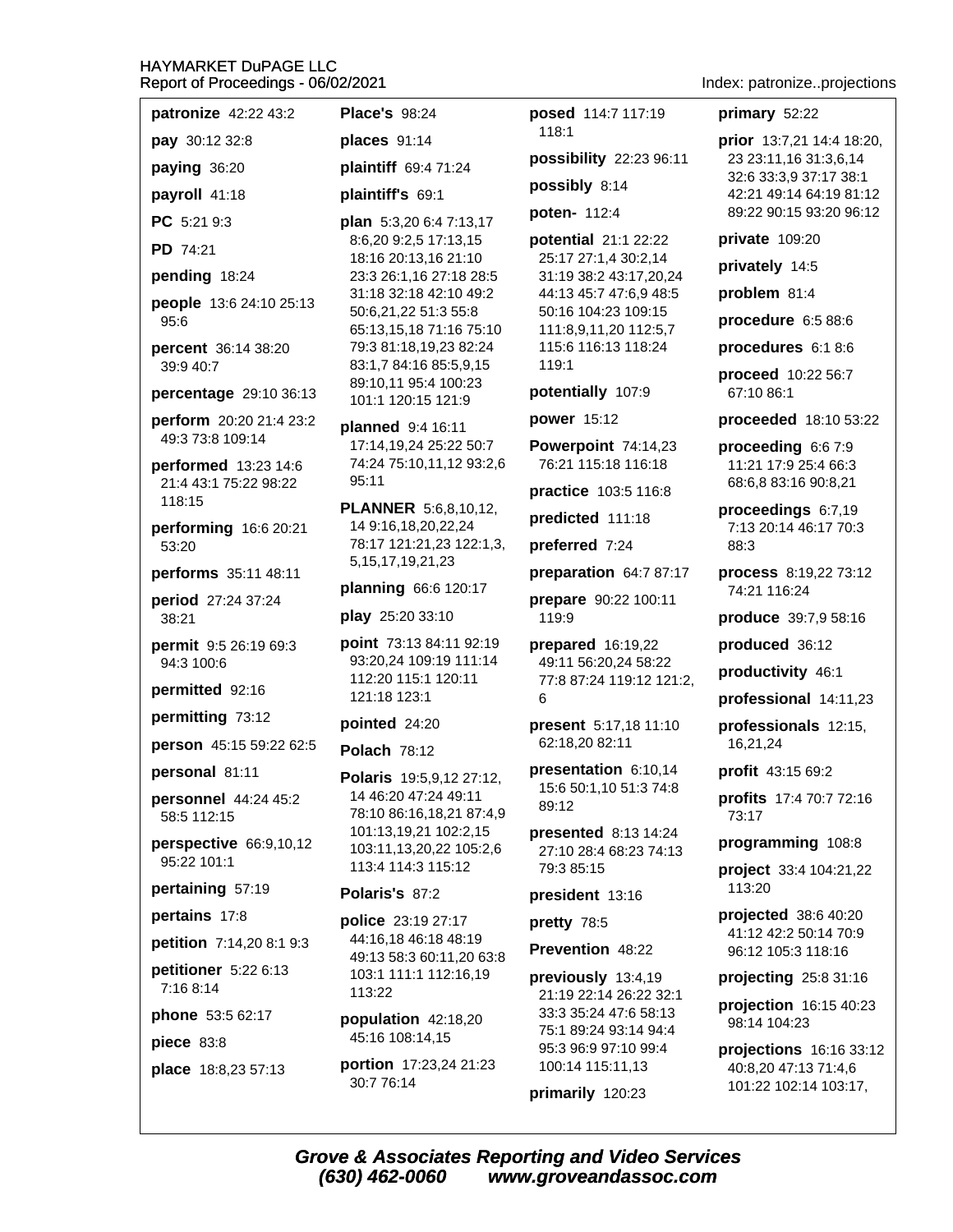**patronize** 42:22 43:2

**pay** 30:12 32:8

**paying** 36:20

**payroll** 41:18

**PC** 5:21 9:3

**PD** 74:21

**pending** 18:24

**people** 13:6 24:10 25:13 95:6

**percent** 36:14 38:20 39:9 40:7

**percentage** 29:10 36:13

**perform** 20:20 21:4 23:2 49:3 73:8 109:14

**performed** 13:23 14:6 21:4 43:1 75:22 98:22 118:15

**performing** 16:6 20:21 53:20

**performs** 35:11 48:11

**period** 27:24 37:24 38:21

**permit** 9:5 26:19 69:3 94:3 100:6

**permitted** 92:16

**permitting** 73:12

**person** 45:15 59:22 62:5

**personal** 81:11

**personnel** 44:24 45:2 58:5 112:15

**perspective** 66:9,10,12 95:22 101:1

**pertaining** 57:19

**pertains** 17:8

**petition** 7:14,20 8:1 9:3

**petitioner** 5:22 6:13 7:16 8:14

**phone** 53:5 62:17

**piece** 83:8

**place** 18:8,23 57:13

**Place's** 98:24

**places** 91:14

**plaintiff** 69:4 71:24

**plaintiff's** 69:1

**plan** 5:3,20 6:4 7:13,17 8:6,20 9:2,5 17:13,15 18:16 20:13,16 21:10 23:3 26:1,16 27:18 28:5 31:18 32:18 42:10 49:2 50:6,21,22 51:3 55:8 65:13,15,18 71:16 75:10 79:3 81:18,19,23 82:24 83:1,7 84:16 85:5,9,15 89:10,11 95:4 100:23 101:1 120:15 121:9

**planned** 9:4 16:11 17:14,19,24 25:22 50:7 74:24 75:10,11,12 93:2,6 95:11

**PLANNER** 5:6,8,10,12, 14 9:16,18,20,22,24 78:17 121:21,23 122:1,3, 5,15,17,19,21,23

**planning** 66:6 120:17

**play** 25:20 33:10

**point** 73:13 84:11 92:19 93:20,24 109:19 111:14 112:20 115:1 120:11 121:18 123:1

**pointed** 24:20

**Polach** 78:12

**Polaris** 19:5,9,12 27:12, 14 46:20 47:24 49:11 78:10 86:16,18,21 87:4,9 101:13,19,21 102:2,15 103:11,13,20,22 105:2,6 113:4 114:3 115:12

**Polaris's** 87:2

**police** 23:19 27:17 44:16,18 46:18 48:19 49:13 58:3 60:11,20 63:8 103:1 111:1 112:16,19 113:22

**population** 42:18,20 45:16 108:14,15

**portion** 17:23,24 21:23 30:7 76:14

**posed** 114:7 117:19 118:1

**possibility** 22:23 96:11

**possibly** 8:14

**poten-** 112:4

**potential** 21:1 22:22 25:17 27:1,4 30:2,14 31:19 38:2 43:17,20,24 44:13 45:7 47:6,9 48:5 50:16 104:23 109:15 111:8,9,11,20 112:5,7 115:6 116:13 118:24 119:1

**potentially** 107:9

**power** 15:12

**Powerpoint** 74:14,23 76:21 115:18 116:18

**practice** 103:5 116:8

**predicted** 111:18

**preferred** 7:24

**preparation** 64:7 87:17

**prepare** 90:22 100:11 119:9

**prepared** 16:19,22 49:11 56:20,24 58:22 77:8 87:24 119:12 121:2, 6

**present** 5:17,18 11:10 62:18,20 82:11

**presentation** 6:10,14 15:6 50:1,10 51:3 74:8 89:12

**presented** 8:13 14:24 27:10 28:4 68:23 74:13 79:3 85:15

**president** 13:16

**pretty** 78:5

**Prevention** 48:22

**previously** 13:4,19 21:19 22:14 26:22 32:1 33:3 35:24 47:6 58:13 75:1 89:24 93:14 94:4 95:3 96:9 97:10 99:4 100:14 115:11,13

**primarily** 120:23

**primary** 52:22

**prior** 13:7,21 14:4 18:20, 23 23:11,16 31:3,6,14 32:6 33:3,9 37:17 38:1 42:21 49:14 64:19 81:12 89:22 90:15 93:20 96:12

**private** 109:20

**privately** 14:5

**problem** 81:4

**procedure** 6:5 88:6

**procedures** 6:1 8:6

**proceed** 10:22 56:7 67:10 86:1

**proceeded** 18:10 53:22

**proceeding** 6:6 7:9 11:21 17:9 25:4 66:3 68:6,8 83:16 90:8,21

**proceedings** 6:7,19 7:13 20:14 46:17 70:3 88:3

**process** 8:19,22 73:12 74:21 116:24

**produce** 39:7,9 58:16

**produced** 36:12

**productivity** 46:1

**professional** 14:11,23

**professionals** 12:15, 16,21,24

**profit** 43:15 69:2

**profits** 17:4 70:7 72:16 73:17

**programming** 108:8

**project** 33:4 104:21,22 113:20

**projected** 38:6 40:20 41:12 42:2 50:14 70:9 96:12 105:3 118:16

**projecting** 25:8 31:16

**projection** 16:15 40:23 98:14 104:23

**projections** 16:16 33:12 40:8,20 47:13 71:4,6 101:22 102:14 103:17,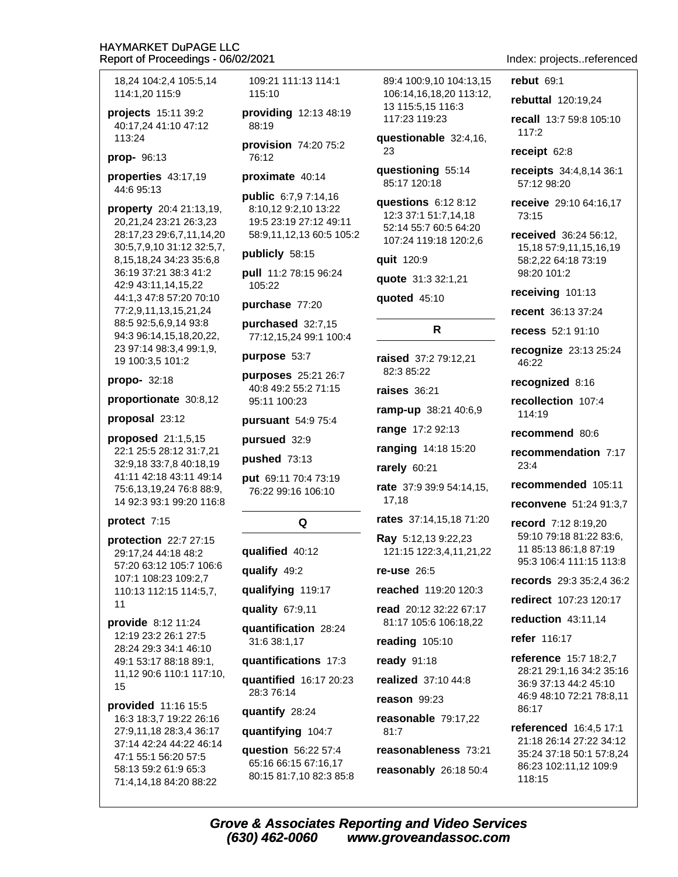18,24 104:2,4 105:5,14 114:1,20 115:9

**projects** 15:11 39:2 40:17,24 41:10 47:12 113:24

**prop-** 96:13

**properties** 43:17,19 44:6 95:13

**property** 20:4 21:13,19, 20,21,24 23:21 26:3,23 28:17,23 29:6,7,11,14,20 30:5,7,9,10 31:12 32:5,7, 8,15,18,24 34:23 35:6,8 36:19 37:21 38:3 41:2 42:9 43:11,14,15,22 44:1,3 47:8 57:20 70:10 77:2,9,11,13,15,21,24 88:5 92:5,6,9,14 93:8 94:3 96:14,15,18,20,22, 23 97:14 98:3,4 99:1,9, 19 100:3,5 101:2

**propo-** 32:18

**proportionate** 30:8,12

**proposal** 23:12

**proposed** 21:1,5,15 22:1 25:5 28:12 31:7,21 32:9,18 33:7,8 40:18,19 41:11 42:18 43:11 49:14 75:6,13,19,24 76:8 88:9, 14 92:3 93:1 99:20 116:8

**protect** 7:15

**protection** 22:7 27:15 29:17,24 44:18 48:2 57:20 63:12 105:7 106:6 107:1 108:23 109:2,7 110:13 112:15 114:5,7, 11

**provide** 8:12 11:24 12:19 23:2 26:1 27:5 28:24 29:3 34:1 46:10 49:1 53:17 88:18 89:1, 11,12 90:6 110:1 117:10, 15

**provided** 11:16 15:5 16:3 18:3,7 19:22 26:16 27:9,11,18 28:3,4 36:17 37:14 42:24 44:22 46:14 47:1 55:1 56:20 57:5 58:13 59:2 61:9 65:3 71:4,14,18 84:20 88:22 109:21 111:13 114:1 115:10

**providing** 12:13 48:19 88:19

**provision** 74:20 75:2 76:12

**proximate** 40:14

**public** 6:7,9 7:14,16 8:10,12 9:2,10 13:22 19:5 23:19 27:12 49:11 58:9,11,12,13 60:5 105:2

**publicly** 58:15

**pull** 11:2 78:15 96:24 105:22

**purchase** 77:20

**purchased** 32:7,15 77:12,15,24 99:1 100:4

**purpose** 53:7

**purposes** 25:21 26:7 40:8 49:2 55:2 71:15 95:11 100:23

**pursuant** 54:9 75:4

**pursued** 32:9

**pushed** 73:13

**put** 69:11 70:4 73:19 76:22 99:16 106:10

## Q

**qualified** 40:12

**qualify** 49:2

**qualifying** 119:17

**quality** 67:9,11

**quantification** 28:24 31:6 38:1,17

**quantifications** 17:3

**quantified** 16:17 20:23 28:3 76:14

**quantify** 28:24

**quantifying** 104:7

**question** 56:22 57:4 65:16 66:15 67:16,17 80:15 81:7,10 82:3 85:8 89:4 100:9,10 104:13,15 106:14,16,18,20 113:12, 13 115:5,15 116:3 117:23 119:23

**questionable** 32:4,16, 23

**questioning** 55:14 85:17 120:18

**questions** 6:12 8:12 12:3 37:1 51:7,14,18 52:14 55:7 60:5 64:20 107:24 119:18 120:2,6

**quit** 120:9

**quote** 31:3 32:1,21

**quoted** 45:10

## R

**raised** 37:2 79:12,21 82:3 85:22

**raises** 36:21

**ramp-up** 38:21 40:6,9

**range** 17:2 92:13

**ranging** 14:18 15:20

**rarely** 60:21

**rate** 37:9 39:9 54:14,15, 17,18

**rates** 37:14,15,18 71:20

**Ray** 5:12,13 9:22,23 121:15 122:3,4,11,21,22

**re-use** 26:5

**reached** 119:20 120:3

**read** 20:12 32:22 67:17 81:17 105:6 106:18,22

**reading** 105:10

**ready** 91:18

**realized** 37:10 44:8

**reason** 99:23

**reasonable** 79:17,22 81:7

**reasonableness** 73:21

**reasonably** 26:18 50:4

**rebut** 69:1

**rebuttal** 120:19,24

**recall** 13:7 59:8 105:10 117:2

**receipt** 62:8

**receipts** 34:4,8,14 36:1 57:12 98:20

**receive** 29:10 64:16,17 73:15

**received** 36:24 56:12, 15,18 57:9,11,15,16,19 58:2,22 64:18 73:19 98:20 101:2

**receiving** 101:13

**recent** 36:13 37:24

**recess** 52:1 91:10

**recognize** 23:13 25:24 46:22

**recognized** 8:16

**recollection** 107:4 114:19

**recommend** 80:6

**recommendation** 7:17 23:4

**recommended** 105:11

**reconvene** 51:24 91:3,7

**record** 7:12 8:19,20 59:10 79:18 81:22 83:6, 11 85:13 86:1,8 87:19 95:3 106:4 111:15 113:8

**records** 29:3 35:2,4 36:2

**redirect** 107:23 120:17

**reduction** 43:11,14

**refer** 116:17

**reference** 15:7 18:2,7 28:21 29:1,16 34:2 35:16 36:9 37:13 44:2 45:10 46:9 48:10 72:21 78:8,11 86:17

**referenced** 16:4,5 17:1 21:18 26:14 27:22 34:12 35:24 37:18 50:1 57:8,24 86:23 102:11,12 109:9 118:15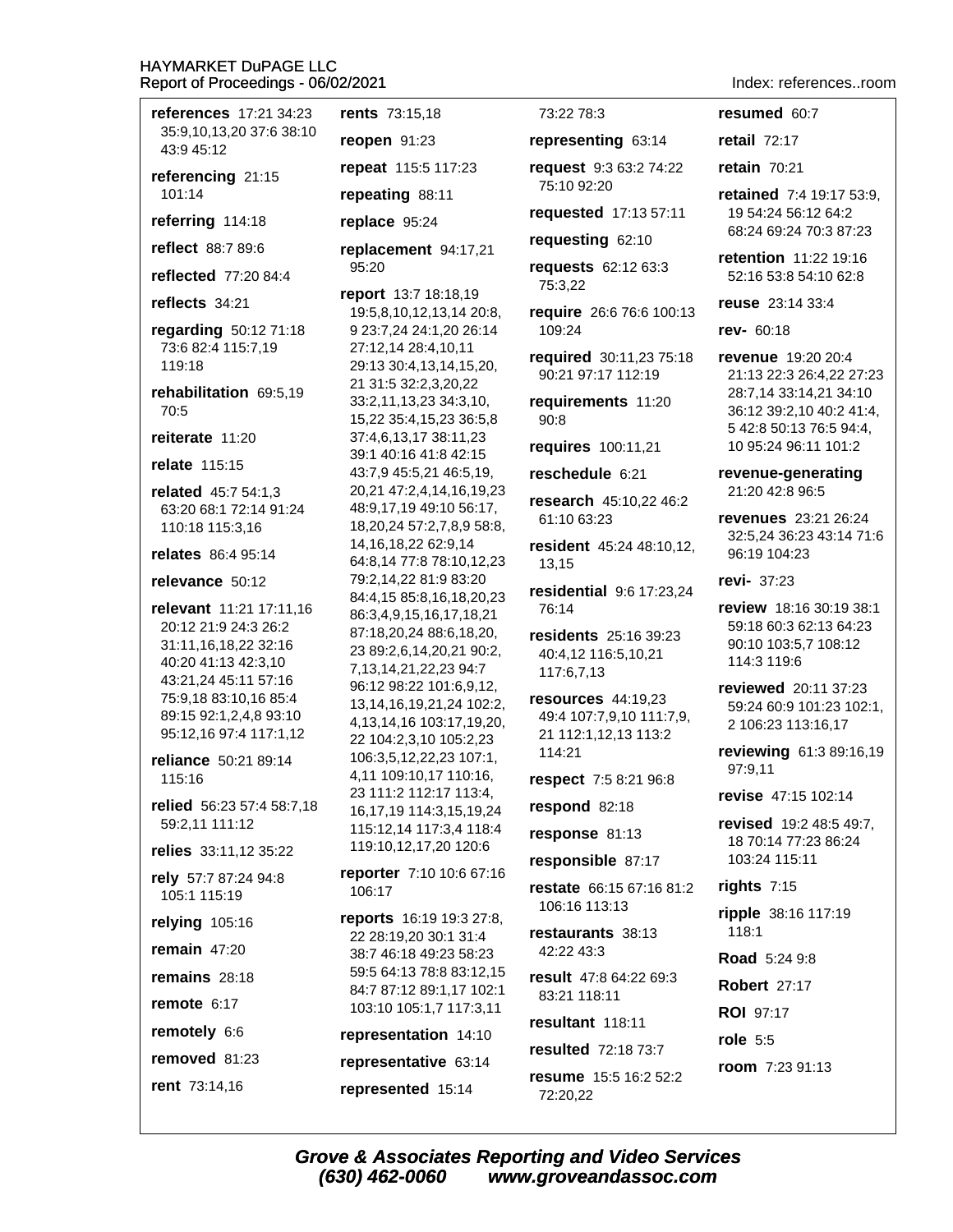**references** 17:21 34:23 35:9,10,13,20 37:6 38:10 43:9 45:12

**referencing** 21:15 101:14

**referring** 114:18

**reflect** 88:7 89:6

**reflected** 77:20 84:4

**reflects** 34:21

**regarding** 50:12 71:18 73:6 82:4 115:7,19 119:18

**rehabilitation** 69:5,19 70:5

**reiterate** 11:20

**relate** 115:15

**related** 45:7 54:1,3 63:20 68:1 72:14 91:24 110:18 115:3,16

**relates** 86:4 95:14

**relevance** 50:12

**relevant** 11:21 17:11,16 20:12 21:9 24:3 26:2 31:11,16,18,22 32:16 40:20 41:13 42:3,10 43:21,24 45:11 57:16 75:9,18 83:10,16 85:4 89:15 92:1,2,4,8 93:10 95:12,16 97:4 117:1,12

**reliance** 50:21 89:14 115:16

**relied** 56:23 57:4 58:7,18 59:2,11 111:12

**relies** 33:11,12 35:22

**rely** 57:7 87:24 94:8 105:1 115:19

**relying** 105:16

**remain** 47:20

**remains** 28:18

**remote** 6:17

**remotely** 6:6

**removed** 81:23

**rent** 73:14,16

**rents** 73:15,18

**reopen** 91:23

**repeat** 115:5 117:23

**repeating** 88:11

**replace** 95:24

**replacement** 94:17,21 95:20

**report** 13:7 18:18,19 19:5,8,10,12,13,14 20:8, 9 23:7,24 24:1,20 26:14 27:12,14 28:4,10,11 29:13 30:4,13,14,15,20, 21 31:5 32:2,3,20,22 33:2,11,13,23 34:3,10, 15,22 35:4,15,23 36:5,8 37:4,6,13,17 38:11,23 39:1 40:16 41:8 42:15 43:7,9 45:5,21 46:5,19, 20,21 47:2,4,14,16,19,23 48:9,17,19 49:10 56:17, 18,20,24 57:2,7,8,9 58:8, 14,16,18,22 62:9,14 64:8,14 77:8 78:10,12,23 79:2,14,22 81:9 83:20 84:4,15 85:8,16,18,20,23 86:3,4,9,15,16,17,18,21 87:18,20,24 88:6,18,20, 23 89:2,6,14,20,21 90:2, 7,13,14,21,22,23 94:7 96:12 98:22 101:6,9,12, 13,14,16,19,21,24 102:2, 4,13,14,16 103:17,19,20, 22 104:2,3,10 105:2,23 106:3,5,12,22,23 107:1, 4,11 109:10,17 110:16, 23 111:2 112:17 113:4, 16,17,19 114:3,15,19,24 115:12,14 117:3,4 118:4 119:10,12,17,20 120:6

**reporter** 7:10 10:6 67:16 106:17

**reports** 16:19 19:3 27:8, 22 28:19,20 30:1 31:4 38:7 46:18 49:23 58:23 59:5 64:13 78:8 83:12,15 84:7 87:12 89:1,17 102:1 103:10 105:1,7 117:3,11

**representation** 14:10

**representative** 63:14

**represented** 15:14

73:22 78:3

**representing** 63:14

**request** 9:3 63:2 74:22 75:10 92:20

**requested** 17:13 57:11

**requesting** 62:10

**requests** 62:12 63:3 75:3,22

**require** 26:6 76:6 100:13 109:24

**required** 30:11,23 75:18 90:21 97:17 112:19

**requirements** 11:20 90:8

**requires** 100:11,21

**reschedule** 6:21

**research** 45:10,22 46:2 61:10 63:23

**resident** 45:24 48:10,12, 13,15

**residential** 9:6 17:23,24 76:14

**residents** 25:16 39:23 40:4,12 116:5,10,21 117:6,7,13

**resources** 44:19,23 49:4 107:7,9,10 111:7,9, 21 112:1,12,13 113:2 114:21

**respect** 7:5 8:21 96:8

**respond** 82:18

**response** 81:13

**responsible** 87:17

**restate** 66:15 67:16 81:2 106:16 113:13

**restaurants** 38:13 42:22 43:3

**result** 47:8 64:22 69:3 83:21 118:11

**resultant** 118:11

**resulted** 72:18 73:7

**resume** 15:5 16:2 52:2 72:20,22

**resumed** 60:7

**retail** 72:17

**retain** 70:21

**retained** 7:4 19:17 53:9, 19 54:24 56:12 64:2 68:24 69:24 70:3 87:23

**retention** 11:22 19:16 52:16 53:8 54:10 62:8

**reuse** 23:14 33:4

**rev-** 60:18

**revenue** 19:20 20:4 21:13 22:3 26:4,22 27:23 28:7,14 33:14,21 34:10 36:12 39:2,10 40:2 41:4, 5 42:8 50:13 76:5 94:4, 10 95:24 96:11 101:2

**revenue-generating** 21:20 42:8 96:5

**revenues** 23:21 26:24 32:5,24 36:23 43:14 71:6 96:19 104:23

**revi-** 37:23

**review** 18:16 30:19 38:1 59:18 60:3 62:13 64:23 90:10 103:5,7 108:12 114:3 119:6

**reviewed** 20:11 37:23 59:24 60:9 101:23 102:1, 2 106:23 113:16,17

**reviewing** 61:3 89:16,19 97:9,11

**revise** 47:15 102:14

**revised** 19:2 48:5 49:7, 18 70:14 77:23 86:24 103:24 115:11

**rights** 7:15

**ripple** 38:16 117:19 118:1

**Road** 5:24 9:8

**Robert** 27:17

**ROI** 97:17

**role** 5:5

**room** 7:23 91:13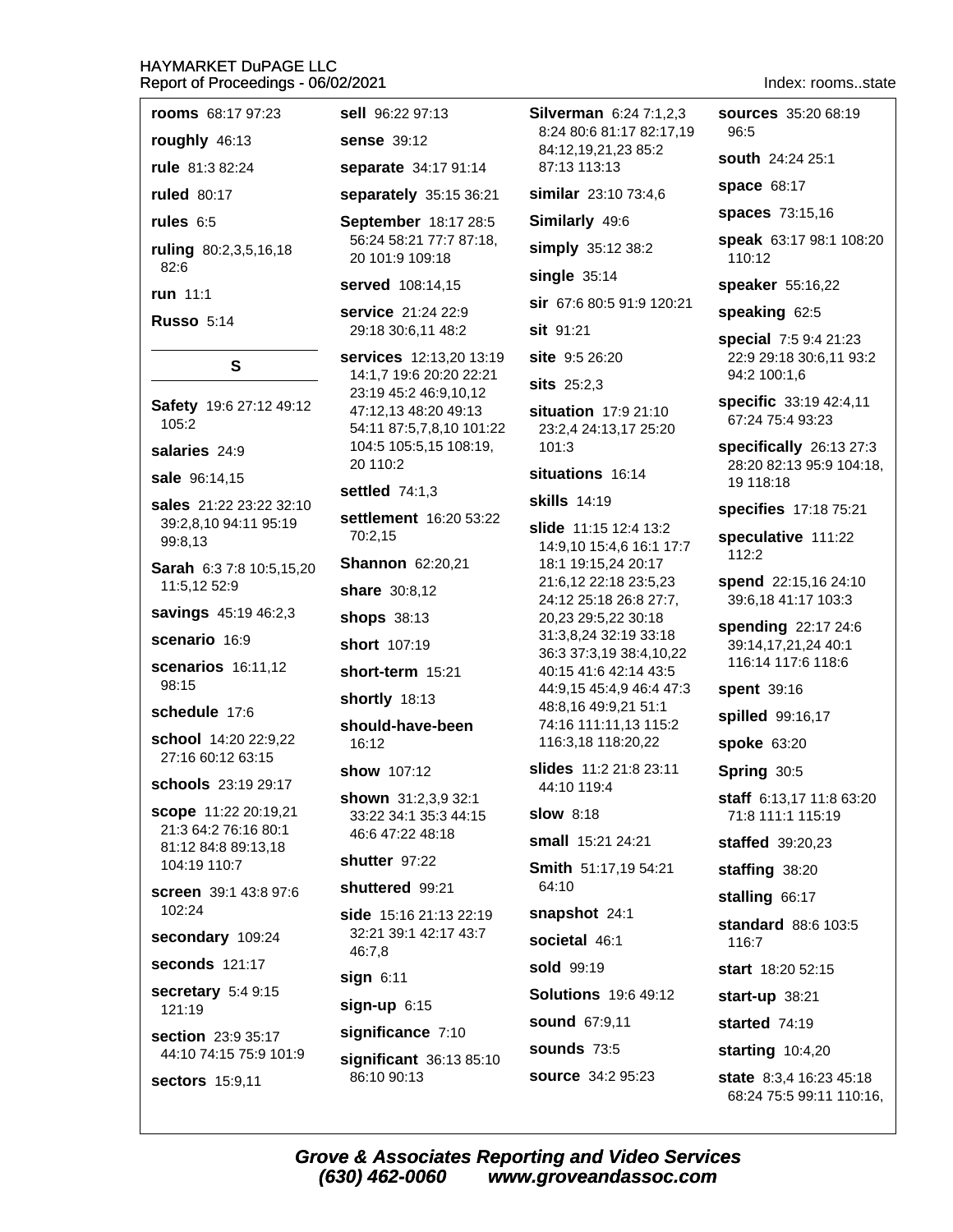**rooms** 68:17 97:23

**roughly** 46:13

**rule** 81:3 82:24

**ruled** 80:17

**rules** 6:5

**ruling** 80:2,3,5,16,18 82:6

**run** 11:1

**Russo** 5:14

## S

**Safety** 19:6 27:12 49:12 105:2

**salaries** 24:9

**sale** 96:14,15

**sales** 21:22 23:22 32:10 39:2,8,10 94:11 95:19 99:8,13

**Sarah** 6:3 7:8 10:5,15,20 11:5,12 52:9

**savings** 45:19 46:2,3

**scenario** 16:9

**scenarios** 16:11,12 98:15

**schedule** 17:6

**school** 14:20 22:9,22 27:16 60:12 63:15

**schools** 23:19 29:17

**scope** 11:22 20:19,21 21:3 64:2 76:16 80:1 81:12 84:8 89:13,18 104:19 110:7

**screen** 39:1 43:8 97:6 102:24

**secondary** 109:24

**seconds** 121:17

**secretary** 5:4 9:15 121:19

**section** 23:9 35:17 44:10 74:15 75:9 101:9

**sectors** 15:9,11

**sell** 96:22 97:13

**sense** 39:12

**separate** 34:17 91:14

**separately** 35:15 36:21

**September** 18:17 28:5 56:24 58:21 77:7 87:18, 20 101:9 109:18

**served** 108:14,15

**service** 21:24 22:9 29:18 30:6,11 48:2

**services** 12:13,20 13:19 14:1,7 19:6 20:20 22:21 23:19 45:2 46:9,10,12 47:12,13 48:20 49:13 54:11 87:5,7,8,10 101:22 104:5 105:5,15 108:19, 20 110:2

**settled** 74:1,3

**settlement** 16:20 53:22 70:2,15

**Shannon** 62:20,21

**share** 30:8,12

**shops** 38:13

**short** 107:19

**short-term** 15:21

**shortly** 18:13

**should-have-been** 16:12

**show** 107:12

**shown** 31:2,3,9 32:1 33:22 34:1 35:3 44:15 46:6 47:22 48:18

**shutter** 97:22

**shuttered** 99:21

**side** 15:16 21:13 22:19 32:21 39:1 42:17 43:7 46:7,8

**sign** 6:11

**sign-up** 6:15

**significance** 7:10

**significant** 36:13 85:10 86:10 90:13

**Silverman** 6:24 7:1,2,3 8:24 80:6 81:17 82:17,19 84:12,19,21,23 85:2 87:13 113:13

**similar** 23:10 73:4,6

**Similarly** 49:6

**simply** 35:12 38:2

**single** 35:14

**sir** 67:6 80:5 91:9 120:21

**sit** 91:21

**site** 9:5 26:20

**sits** 25:2,3

**situation** 17:9 21:10 23:2,4 24:13,17 25:20 101:3

**situations** 16:14

**skills** 14:19

**slide** 11:15 12:4 13:2 14:9,10 15:4,6 16:1 17:7 18:1 19:15,24 20:17 21:6,12 22:18 23:5,23 24:12 25:18 26:8 27:7, 20,23 29:5,22 30:18 31:3,8,24 32:19 33:18 36:3 37:3,19 38:4,10,22 40:15 41:6 42:14 43:5 44:9,15 45:4,9 46:4 47:3 48:8,16 49:9,21 51:1 74:16 111:11,13 115:2 116:3,18 118:20,22

**slides** 11:2 21:8 23:11 44:10 119:4

**slow** 8:18

**small** 15:21 24:21

**Smith** 51:17,19 54:21 64:10

**snapshot** 24:1

**societal** 46:1

**sold** 99:19

**Solutions** 19:6 49:12

**sound** 67:9,11

**sounds** 73:5

**source** 34:2 95:23

**sources** 35:20 68:19 96:5

**south** 24:24 25:1

**space** 68:17

**spaces** 73:15,16

**speak** 63:17 98:1 108:20 110:12

**speaker** 55:16,22

**speaking** 62:5

**special** 7:5 9:4 21:23 22:9 29:18 30:6,11 93:2 94:2 100:1,6

**specific** 33:19 42:4,11 67:24 75:4 93:23

**specifically** 26:13 27:3 28:20 82:13 95:9 104:18, 19 118:18

**specifies** 17:18 75:21

**speculative** 111:22 112:2

**spend** 22:15,16 24:10 39:6,18 41:17 103:3

**spending** 22:17 24:6 39:14,17,21,24 40:1 116:14 117:6 118:6

**spent** 39:16

**spilled** 99:16,17

**spoke** 63:20

**Spring** 30:5

**staff** 6:13,17 11:8 63:20 71:8 111:1 115:19

**staffed** 39:20,23

**staffing** 38:20

**stalling** 66:17

**standard** 88:6 103:5 116:7

**start** 18:20 52:15

**start-up** 38:21

**started** 74:19

**starting** 10:4,20

**state** 8:3,4 16:23 45:18 68:24 75:5 99:11 110:16,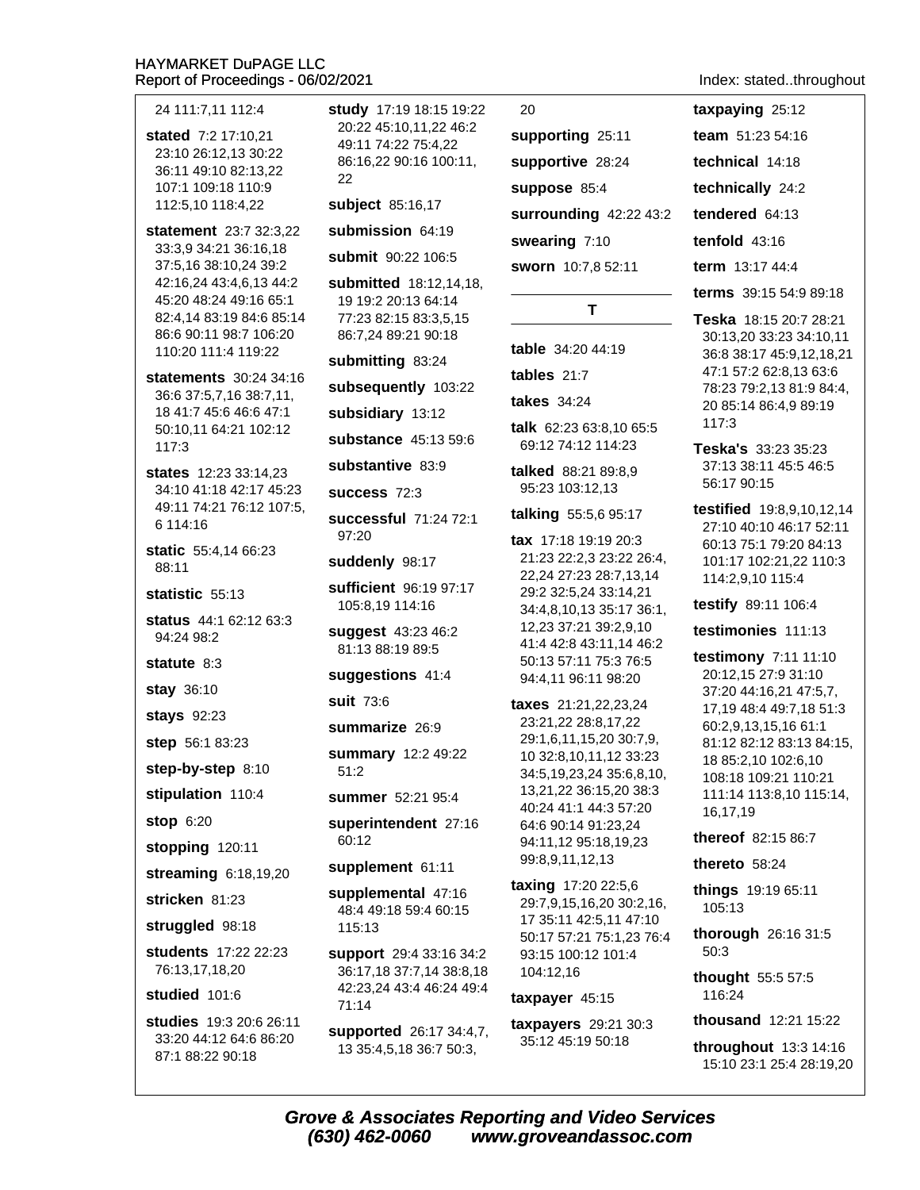24 111:7,11 112:4

**stated** 7:2 17:10,21 23:10 26:12,13 30:22 36:11 49:10 82:13,22 107:1 109:18 110:9 112:5,10 118:4,22

**statement** 23:7 32:3,22 33:3,9 34:21 36:16,18 37:5,16 38:10,24 39:2 42:16,24 43:4,6,13 44:2 45:20 48:24 49:16 65:1 82:4,14 83:19 84:6 85:14 86:6 90:11 98:7 106:20 110:20 111:4 119:22

**statements** 30:24 34:16 36:6 37:5,7,16 38:7,11, 18 41:7 45:6 46:6 47:1 50:10,11 64:21 102:12 117:3

**states** 12:23 33:14,23 34:10 41:18 42:17 45:23 49:11 74:21 76:12 107:5, 6 114:16

**static** 55:4,14 66:23 88:11

**statistic** 55:13

**status** 44:1 62:12 63:3 94:24 98:2

**statute** 8:3

**stay** 36:10

**stays** 92:23

**step** 56:1 83:23

**step-by-step** 8:10

**stipulation** 110:4

**stop** 6:20

**stopping** 120:11

**streaming** 6:18,19,20

**stricken** 81:23

**struggled** 98:18

**students** 17:22 22:23 76:13,17,18,20

**studied** 101:6

**studies** 19:3 20:6 26:11 33:20 44:12 64:6 86:20 87:1 88:22 90:18

**study** 17:19 18:15 19:22 20:22 45:10,11,22 46:2 49:11 74:22 75:4,22 86:16,22 90:16 100:11, 22

**subject** 85:16,17

**submission** 64:19

**submit** 90:22 106:5

**submitted** 18:12,14,18, 19 19:2 20:13 64:14 77:23 82:15 83:3,5,15 86:7,24 89:21 90:18

**submitting** 83:24

**subsequently** 103:22

**subsidiary** 13:12

**substance** 45:13 59:6

**substantive** 83:9

**success** 72:3

**successful** 71:24 72:1 97:20

**suddenly** 98:17

**sufficient** 96:19 97:17 105:8,19 114:16

**suggest** 43:23 46:2 81:13 88:19 89:5

**suggestions** 41:4

**suit** 73:6

**summarize** 26:9

**summary** 12:2 49:22 51:2

**summer** 52:21 95:4

**superintendent** 27:16 60:12

**supplement** 61:11

**supplemental** 47:16 48:4 49:18 59:4 60:15 115:13

**support** 29:4 33:16 34:2 36:17,18 37:7,14 38:8,18 42:23,24 43:4 46:24 49:4 71:14

**supported** 26:17 34:4,7, 13 35:4,5,18 36:7 50:3, 20

**supporting** 25:11

**supportive** 28:24

**suppose** 85:4

**surrounding** 42:22 43:2

**swearing** 7:10

**sworn** 10:7,8 52:11

## T

**table** 34:20 44:19

**tables** 21:7

**takes** 34:24

**talk** 62:23 63:8,10 65:5 69:12 74:12 114:23

**talked** 88:21 89:8,9 95:23 103:12,13

**talking** 55:5,6 95:17

**tax** 17:18 19:19 20:3 21:23 22:2,3 23:22 26:4, 22,24 27:23 28:7,13,14 29:2 32:5,24 33:14,21 34:4,8,10,13 35:17 36:1, 12,23 37:21 39:2,9,10 41:4 42:8 43:11,14 46:2 50:13 57:11 75:3 76:5 94:4,11 96:11 98:20

**taxes** 21:21,22,23,24 23:21,22 28:8,17,22 29:1,6,11,15,20 30:7,9, 10 32:8,10,11,12 33:23 34:5,19,23,24 35:6,8,10, 13,21,22 36:15,20 38:3 40:24 41:1 44:3 57:20 64:6 90:14 91:23,24 94:11,12 95:18,19,23 99:8,9,11,12,13

**taxing** 17:20 22:5,6 29:7,9,15,16,20 30:2,16, 17 35:11 42:5,11 47:10 50:17 57:21 75:1,23 76:4 93:15 100:12 101:4 104:12,16

**taxpayer** 45:15

**taxpayers** 29:21 30:3 35:12 45:19 50:18

**taxpaying** 25:12

**team** 51:23 54:16

**technical** 14:18

**technically** 24:2

**tendered** 64:13

**tenfold** 43:16

**term** 13:17 44:4

**terms** 39:15 54:9 89:18

**Teska** 18:15 20:7 28:21 30:13,20 33:23 34:10,11 36:8 38:17 45:9,12,18,21 47:1 57:2 62:8,13 63:6 78:23 79:2,13 81:9 84:4, 20 85:14 86:4,9 89:19 117:3

**Teska's** 33:23 35:23 37:13 38:11 45:5 46:5 56:17 90:15

**testified** 19:8,9,10,12,14 27:10 40:10 46:17 52:11 60:13 75:1 79:20 84:13 101:17 102:21,22 110:3 114:2,9,10 115:4

**testify** 89:11 106:4

**testimonies** 111:13

**testimony** 7:11 11:10 20:12,15 27:9 31:10 37:20 44:16,21 47:5,7, 17,19 48:4 49:7,18 51:3 60:2,9,13,15,16 61:1 81:12 82:12 83:13 84:15, 18 85:2,10 102:6,10 108:18 109:21 110:21 111:14 113:8,10 115:14, 16,17,19

**thereof** 82:15 86:7

**thereto** 58:24

**things** 19:19 65:11 105:13

**thorough** 26:16 31:5 50:3

**thought** 55:5 57:5 116:24

**thousand** 12:21 15:22

**throughout** 13:3 14:16 15:10 23:1 25:4 28:19,20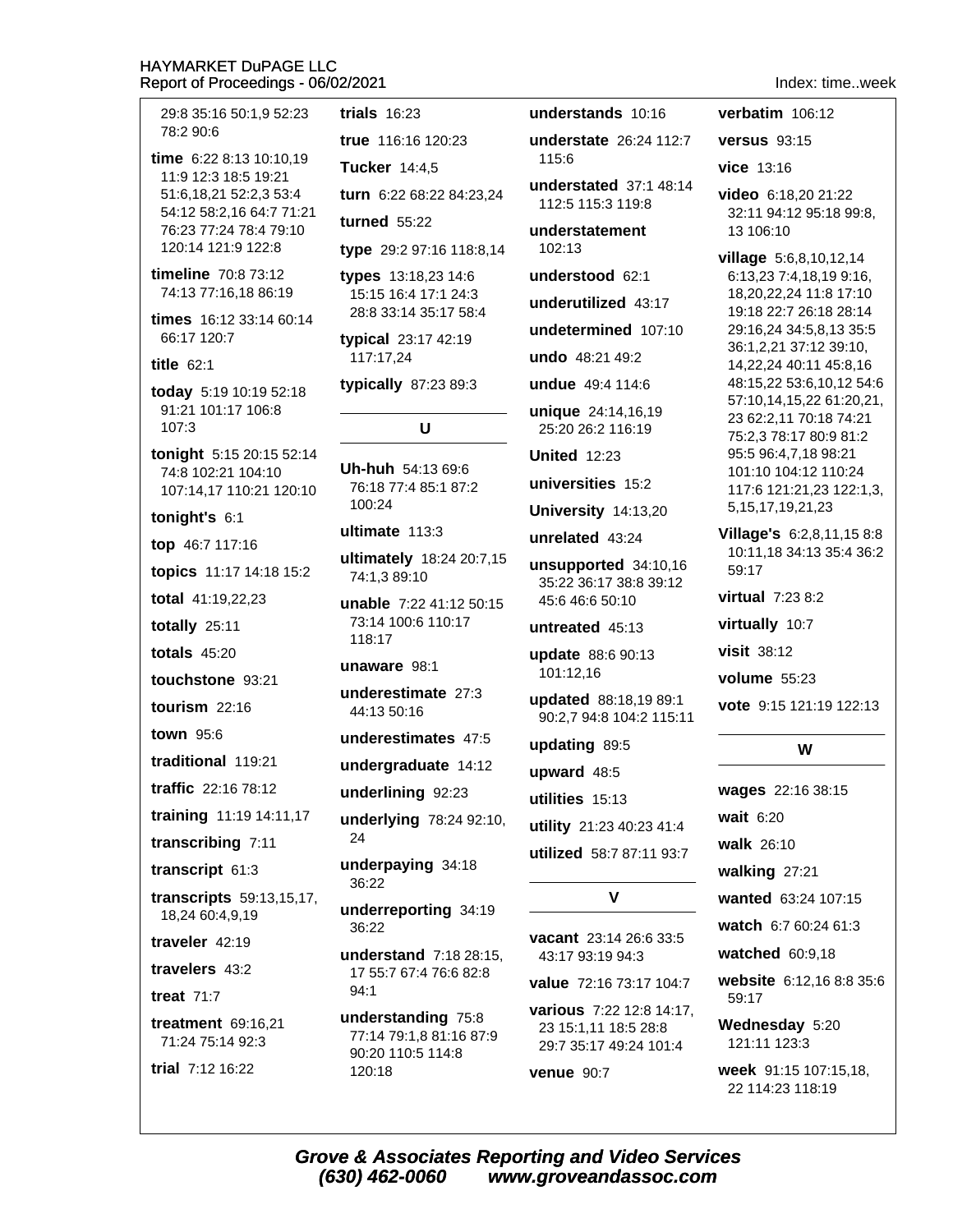29:8 35:16 50:1,9 52:23 78:2 90:6

**time** 6:22 8:13 10:10,19 11:9 12:3 18:5 19:21 51:6,18,21 52:2,3 53:4 54:12 58:2,16 64:7 71:21 76:23 77:24 78:4 79:10 120:14 121:9 122:8

**timeline** 70:8 73:12 74:13 77:16,18 86:19

**times** 16:12 33:14 60:14 66:17 120:7

**title** 62:1

**today** 5:19 10:19 52:18 91:21 101:17 106:8 107:3

**tonight** 5:15 20:15 52:14 74:8 102:21 104:10 107:14,17 110:21 120:10

**tonight's** 6:1

**top** 46:7 117:16

**topics** 11:17 14:18 15:2

**total** 41:19,22,23

**totally** 25:11

**totals** 45:20

**touchstone** 93:21

**tourism** 22:16

**town** 95:6

**traditional** 119:21

**traffic** 22:16 78:12

**training** 11:19 14:11,17

**transcribing** 7:11

**transcript** 61:3

**transcripts** 59:13,15,17, 18,24 60:4,9,19

**traveler** 42:19

**travelers** 43:2

**treat** 71:7

**treatment** 69:16,21 71:24 75:14 92:3

**trial** 7:12 16:22

**trials** 16:23

**true** 116:16 120:23

**Tucker** 14:4,5

**turn** 6:22 68:22 84:23,24

**turned** 55:22

**type** 29:2 97:16 118:8,14

**types** 13:18,23 14:6 15:15 16:4 17:1 24:3 28:8 33:14 35:17 58:4

**typical** 23:17 42:19 117:17,24

**typically** 87:23 89:3

## U

**Uh-huh** 54:13 69:6 76:18 77:4 85:1 87:2 100:24

**ultimate** 113:3

**ultimately** 18:24 20:7,15 74:1,3 89:10

**unable** 7:22 41:12 50:15 73:14 100:6 110:17 118:17

**unaware** 98:1

**underestimate** 27:3 44:13 50:16

**underestimates** 47:5

**undergraduate** 14:12

**underlining** 92:23

**underlying** 78:24 92:10, 24

**underpaying** 34:18 36:22

**underreporting** 34:19 36:22

**understand** 7:18 28:15, 17 55:7 67:4 76:6 82:8 94:1

**understanding** 75:8 77:14 79:1,8 81:16 87:9 90:20 110:5 114:8 120:18

**understands** 10:16

**understate** 26:24 112:7 115:6

**understated** 37:1 48:14 112:5 115:3 119:8

**understatement** 102:13

**understood** 62:1

**underutilized** 43:17

**undetermined** 107:10

**undo** 48:21 49:2

**undue** 49:4 114:6

**unique** 24:14,16,19 25:20 26:2 116:19

**United** 12:23

**universities** 15:2

**University** 14:13,20

**unrelated** 43:24

**unsupported** 34:10,16 35:22 36:17 38:8 39:12 45:6 46:6 50:10

**untreated** 45:13

**update** 88:6 90:13 101:12,16

**updated** 88:18,19 89:1 90:2,7 94:8 104:2 115:11

**updating** 89:5

**upward** 48:5

**utilities** 15:13

**utility** 21:23 40:23 41:4

**utilized** 58:7 87:11 93:7

## V

**vacant** 23:14 26:6 33:5 43:17 93:19 94:3

**value** 72:16 73:17 104:7

**various** 7:22 12:8 14:17, 23 15:1,11 18:5 28:8 29:7 35:17 49:24 101:4

**venue** 90:7

**verbatim** 106:12

**versus** 93:15

**vice** 13:16

**video** 6:18,20 21:22 32:11 94:12 95:18 99:8, 13 106:10

**village** 5:6,8,10,12,14 6:13,23 7:4,18,19 9:16, 18,20,22,24 11:8 17:10 19:18 22:7 26:18 28:14 29:16,24 34:5,8,13 35:5 36:1,2,21 37:12 39:10, 14,22,24 40:11 45:8,16 48:15,22 53:6,10,12 54:6 57:10,14,15,22 61:20,21, 23 62:2,11 70:18 74:21 75:2,3 78:17 80:9 81:2 95:5 96:4,7,18 98:21 101:10 104:12 110:24 117:6 121:21,23 122:1,3, 5,15,17,19,21,23

**Village's** 6:2,8,11,15 8:8 10:11,18 34:13 35:4 36:2 59:17

**virtual** 7:23 8:2

**virtually** 10:7

**visit** 38:12

**volume** 55:23

**vote** 9:15 121:19 122:13

## W

**wages** 22:16 38:15

**wait** 6:20

**walk** 26:10

**walking** 27:21

**wanted** 63:24 107:15

**watch** 6:7 60:24 61:3

**watched** 60:9,18

**website** 6:12,16 8:8 35:6 59:17

**Wednesday** 5:20 121:11 123:3

**week** 91:15 107:15,18, 22 114:23 118:19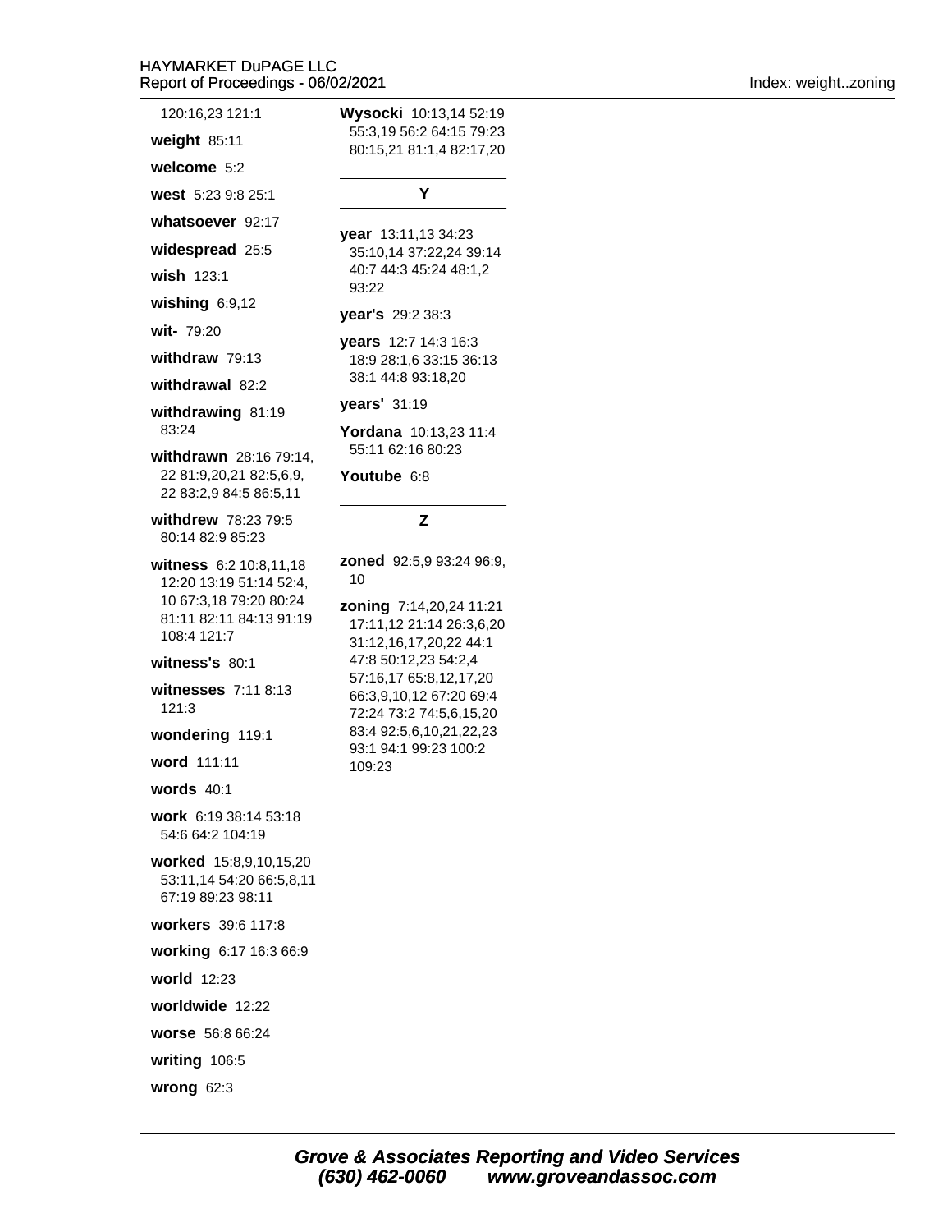120:16,23 121:1

**weight** 85:11

**welcome** 5:2

**west** 5:23 9:8 25:1

**whatsoever** 92:17

**widespread** 25:5

**wish** 123:1

**wishing** 6:9,12

**wit-** 79:20

**withdraw** 79:13

**withdrawal** 82:2

**withdrawing** 81:19 83:24

**withdrawn** 28:16 79:14, 22 81:9,20,21 82:5,6,9, 22 83:2,9 84:5 86:5,11

**withdrew** 78:23 79:5 80:14 82:9 85:23

**witness** 6:2 10:8,11,18 12:20 13:19 51:14 52:4, 10 67:3,18 79:20 80:24 81:11 82:11 84:13 91:19 108:4 121:7

**witness's** 80:1

**witnesses** 7:11 8:13 121:3

**wondering** 119:1

**word** 111:11

**words** 40:1

**work** 6:19 38:14 53:18 54:6 64:2 104:19

**worked** 15:8,9,10,15,20 53:11,14 54:20 66:5,8,11 67:19 89:23 98:11

**workers** 39:6 117:8

**working** 6:17 16:3 66:9

**world** 12:23

**worldwide** 12:22

**worse** 56:8 66:24

**writing** 106:5

**wrong** 62:3

**Wysocki** 10:13,14 52:19 55:3,19 56:2 64:15 79:23 80:15,21 81:1,4 82:17,20

## Y

**year** 13:11,13 34:23 35:10,14 37:22,24 39:14 40:7 44:3 45:24 48:1,2 93:22

**year's** 29:2 38:3

**years** 12:7 14:3 16:3 18:9 28:1,6 33:15 36:13 38:1 44:8 93:18,20

**years'** 31:19

**Yordana** 10:13,23 11:4 55:11 62:16 80:23

**Youtube** 6:8

## Z

**zoned** 92:5,9 93:24 96:9, 10

**zoning** 7:14,20,24 11:21 17:11,12 21:14 26:3,6,20 31:12,16,17,20,22 44:1 47:8 50:12,23 54:2,4 57:16,17 65:8,12,17,20 66:3,9,10,12 67:20 69:4 72:24 73:2 74:5,6,15,20 83:4 92:5,6,10,21,22,23 93:1 94:1 99:23 100:2 109:23